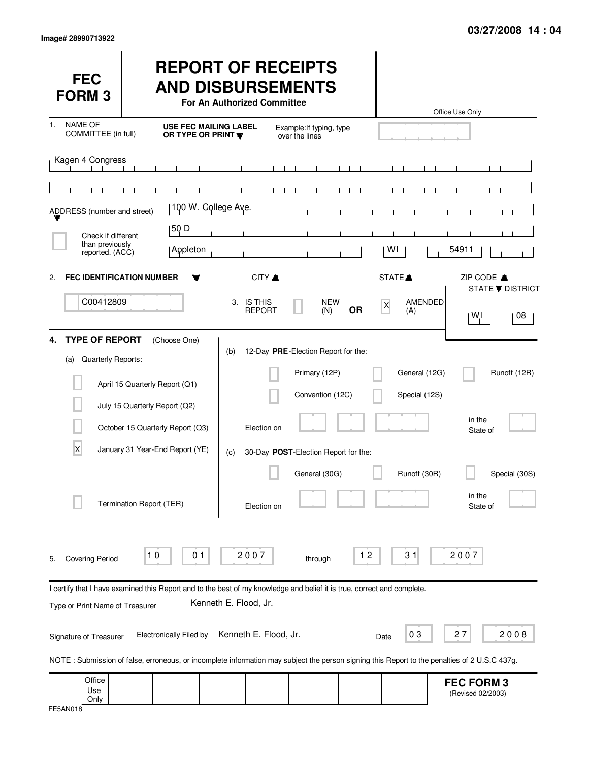Image# 28990713922

03/27/2008 14 : 04

# FEC FORM 3

# REPORT OF RECEIPTS AND DISBURSEMENTS

**For An Authorized Committee**

Office Use Only

1. NAME OF COMMITTEE (in full)

**USE FEC MAILING LABEL OR TYPE OR PRINT**

Example: If typing, type over the lines

Kagen 4 Congress

ADDRESS (number and street): 100 W. College Ave.

50 D

Check if different than previously reported. (ACC)

Appleton | WI | 54911

CITY | STATE | ZIP CODE

2. **FEC IDENTIFICATION NUMBER**

C00412809

3. IS THIS REPORT [ ] NEW (N) **OR** [X] AMENDED (A)

STATE | DISTRICT
WI | 08

4. **TYPE OF REPORT** (Choose One)

(a) Quarterly Reports:

- [ ] April 15 Quarterly Report (Q1)
- [ ] July 15 Quarterly Report (Q2)
- [ ] October 15 Quarterly Report (Q3)
- [X] January 31 Year-End Report (YE)
- [ ] Termination Report (TER)

(b) 12-Day **PRE**-Election Report for the:

- [ ] Primary (12P)
- [ ] General (12G)
- [ ] Runoff (12R)
- [ ] Convention (12C)
- [ ] Special (12S)

Election on ______ in the State of ______

(c) 30-Day **POST**-Election Report for the:

- [ ] General (30G)
- [ ] Runoff (30R)
- [ ] Special (30S)

Election on ______ in the State of ______

5. Covering Period 10 01 2007 through 12 31 2007

I certify that I have examined this Report and to the best of my knowledge and belief it is true, correct and complete.

Type or Print Name of Treasurer: Kenneth E. Flood, Jr.

Signature of Treasurer: Electronically Filed by Kenneth E. Flood, Jr. Date 03 27 2008

NOTE : Submission of false, erroneous, or incomplete information may subject the person signing this Report to the penalties of 2 U.S.C 437g.

Office Use Only

**FEC FORM 3** (Revised 02/2003)

FE5AN018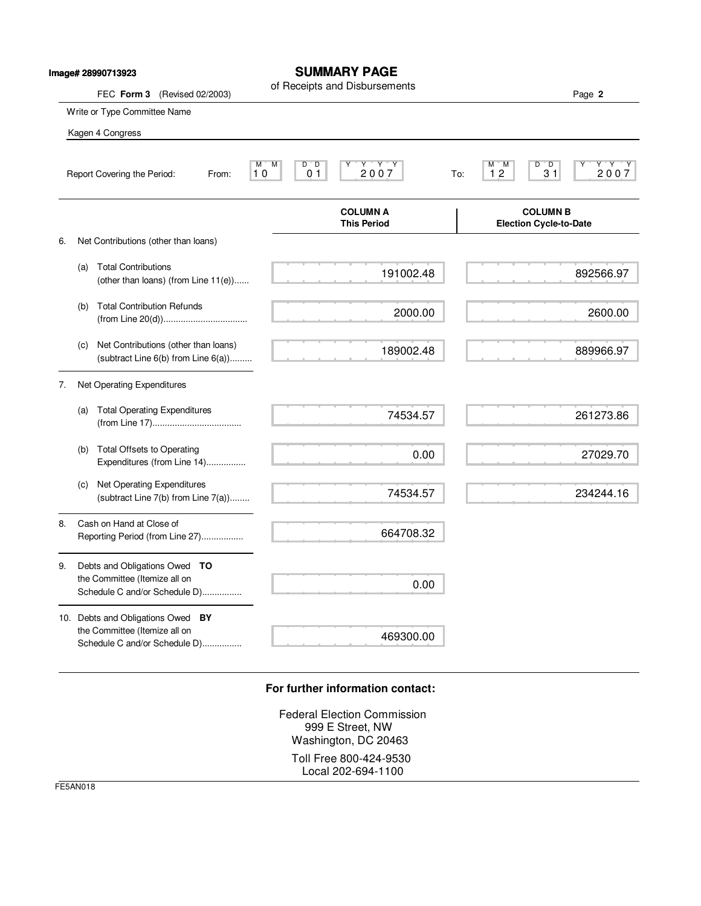Image# 28990713923

# SUMMARY PAGE

of Receipts and Disbursements

FEC **Form 3** (Revised 02/2003)

Page **2**

Write or Type Committee Name

Kagen 4 Congress

Report Covering the Period: From: 10 01 2007 To: 12 31 2007

| | | COLUMN A This Period | COLUMN B Election Cycle-to-Date |
|---|---|---|---|
| 6. | Net Contributions (other than loans) | | |
| | (a) Total Contributions (other than loans) (from Line 11(e)) | 191002.48 | 892566.97 |
| | (b) Total Contribution Refunds (from Line 20(d)) | 2000.00 | 2600.00 |
| | (c) Net Contributions (other than loans) (subtract Line 6(b) from Line 6(a)) | 189002.48 | 889966.97 |
| 7. | Net Operating Expenditures | | |
| | (a) Total Operating Expenditures (from Line 17) | 74534.57 | 261273.86 |
| | (b) Total Offsets to Operating Expenditures (from Line 14) | 0.00 | 27029.70 |
| | (c) Net Operating Expenditures (subtract Line 7(b) from Line 7(a)) | 74534.57 | 234244.16 |
| 8. | Cash on Hand at Close of Reporting Period (from Line 27) | 664708.32 | |
| 9. | Debts and Obligations Owed **TO** the Committee (Itemize all on Schedule C and/or Schedule D) | 0.00 | |
| 10. | Debts and Obligations Owed **BY** the Committee (Itemize all on Schedule C and/or Schedule D) | 469300.00 | |

**For further information contact:**

Federal Election Commission
999 E Street, NW
Washington, DC 20463

Toll Free 800-424-9530
Local 202-694-1100

FE5AN018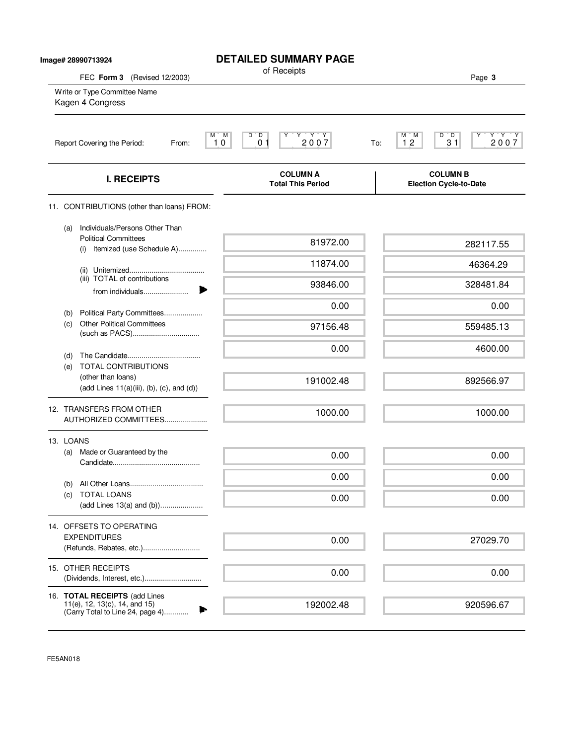Image# 28990713924

# DETAILED SUMMARY PAGE

of Receipts

FEC **Form 3** (Revised 12/2003)

Write or Type Committee Name
Kagen 4 Congress

Report Covering the Period: From: 10 01 2007 To: 12 31 2007

| I. RECEIPTS | COLUMN A Total This Period | COLUMN B Election Cycle-to-Date |
|---|---|---|
| 11. CONTRIBUTIONS (other than loans) FROM: | | |
| (a) Individuals/Persons Other Than Political Committees (i) Itemized (use Schedule A)............. | 81972.00 | 282117.55 |
| (ii) Unitemized.................................... | 11874.00 | 46364.29 |
| (iii) TOTAL of contributions from individuals..................... | 93846.00 | 328481.84 |
| (b) Political Party Committees.................. | 0.00 | 0.00 |
| (c) Other Political Committees (such as PACS)................................ | 97156.48 | 559485.13 |
| (d) The Candidate................................... | 0.00 | 4600.00 |
| (e) TOTAL CONTRIBUTIONS (other than loans) (add Lines 11(a)(iii), (b), (c), and (d)) | 191002.48 | 892566.97 |
| 12. TRANSFERS FROM OTHER AUTHORIZED COMMITTEES.................... | 1000.00 | 1000.00 |
| 13. LOANS | | |
| (a) Made or Guaranteed by the Candidate.......................................... | 0.00 | 0.00 |
| (b) All Other Loans................................... | 0.00 | 0.00 |
| (c) TOTAL LOANS (add Lines 13(a) and (b))..................... | 0.00 | 0.00 |
| 14. OFFSETS TO OPERATING EXPENDITURES (Refunds, Rebates, etc.)........................... | 0.00 | 27029.70 |
| 15. OTHER RECEIPTS (Dividends, Interest, etc.)........................... | 0.00 | 0.00 |
| 16. **TOTAL RECEIPTS** (add Lines 11(e), 12, 13(c), 14, and 15) (Carry Total to Line 24, page 4)............ | 192002.48 | 920596.67 |

FE5AN018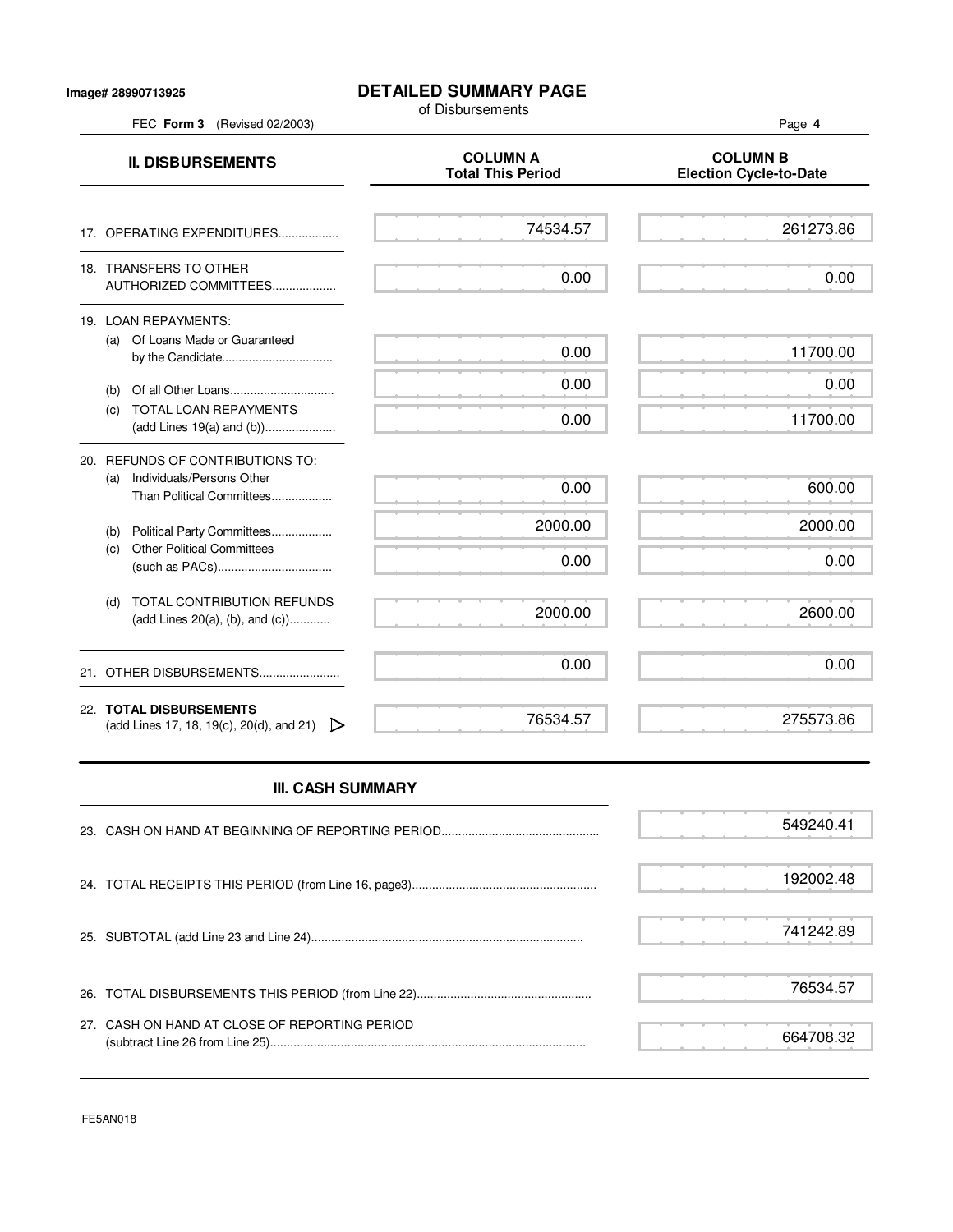Image# 28990713925

# DETAILED SUMMARY PAGE

of Disbursements

FEC **Form 3** (Revised 02/2003)

| **II. DISBURSEMENTS** | **COLUMN A Total This Period** | **COLUMN B Election Cycle-to-Date** |
|---|---|---|
| 17. OPERATING EXPENDITURES.................. | 74534.57 | 261273.86 |
| 18. TRANSFERS TO OTHER AUTHORIZED COMMITTEES................... | 0.00 | 0.00 |
| 19. LOAN REPAYMENTS: | | |
| (a) Of Loans Made or Guaranteed by the Candidate................................ | 0.00 | 11700.00 |
| (b) Of all Other Loans.............................. | 0.00 | 0.00 |
| (c) TOTAL LOAN REPAYMENTS (add Lines 19(a) and (b))..................... | 0.00 | 11700.00 |
| 20. REFUNDS OF CONTRIBUTIONS TO: | | |
| (a) Individuals/Persons Other Than Political Committees.................. | 0.00 | 600.00 |
| (b) Political Party Committees.................. | 2000.00 | 2000.00 |
| (c) Other Political Committees (such as PACs).................................. | 0.00 | 0.00 |
| (d) TOTAL CONTRIBUTION REFUNDS (add Lines 20(a), (b), and (c))........... | 2000.00 | 2600.00 |
| 21. OTHER DISBURSEMENTS........................ | 0.00 | 0.00 |
| 22. **TOTAL DISBURSEMENTS** (add Lines 17, 18, 19(c), 20(d), and 21) ▷ | 76534.57 | 275573.86 |

## III. CASH SUMMARY

| | |
|---|---|
| 23. CASH ON HAND AT BEGINNING OF REPORTING PERIOD............................................... | 549240.41 |
| 24. TOTAL RECEIPTS THIS PERIOD (from Line 16, page3)....................................................... | 192002.48 |
| 25. SUBTOTAL (add Line 23 and Line 24)................................................................................ | 741242.89 |
| 26. TOTAL DISBURSEMENTS THIS PERIOD (from Line 22)................................................... | 76534.57 |
| 27. CASH ON HAND AT CLOSE OF REPORTING PERIOD (subtract Line 26 from Line 25)............................................................................................. | 664708.32 |

FE5AN018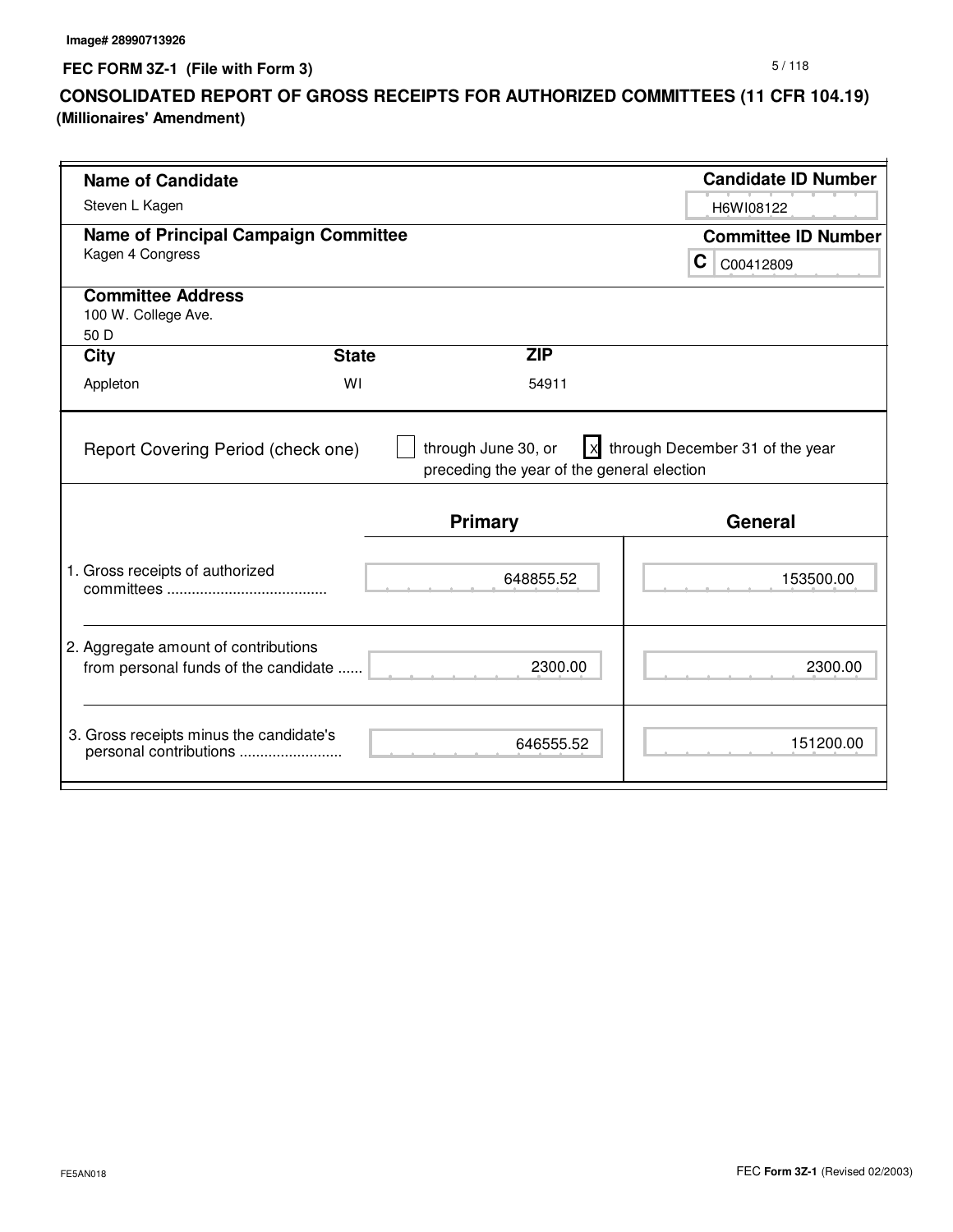Image# 28990713926

**FEC FORM 3Z-1 (File with Form 3)**

# CONSOLIDATED REPORT OF GROSS RECEIPTS FOR AUTHORIZED COMMITTEES (11 CFR 104.19)

**(Millionaires' Amendment)**

**Name of Candidate**
Steven L Kagen

**Candidate ID Number**
H6WI08122

**Name of Principal Campaign Committee**
Kagen 4 Congress

**Committee ID Number**
C C00412809

**Committee Address**
100 W. College Ave.
50 D

| City | State | ZIP |
|---|---|---|
| Appleton | WI | 54911 |

Report Covering Period (check one) [ ] through June 30, or [X] through December 31 of the year preceding the year of the general election

| | Primary | General |
|---|---|---|
| 1. Gross receipts of authorized committees ...................................... | 648855.52 | 153500.00 |
| 2. Aggregate amount of contributions from personal funds of the candidate ...... | 2300.00 | 2300.00 |
| 3. Gross receipts minus the candidate's personal contributions ......................... | 646555.52 | 151200.00 |

FE5AN018

FEC **Form 3Z-1** (Revised 02/2003)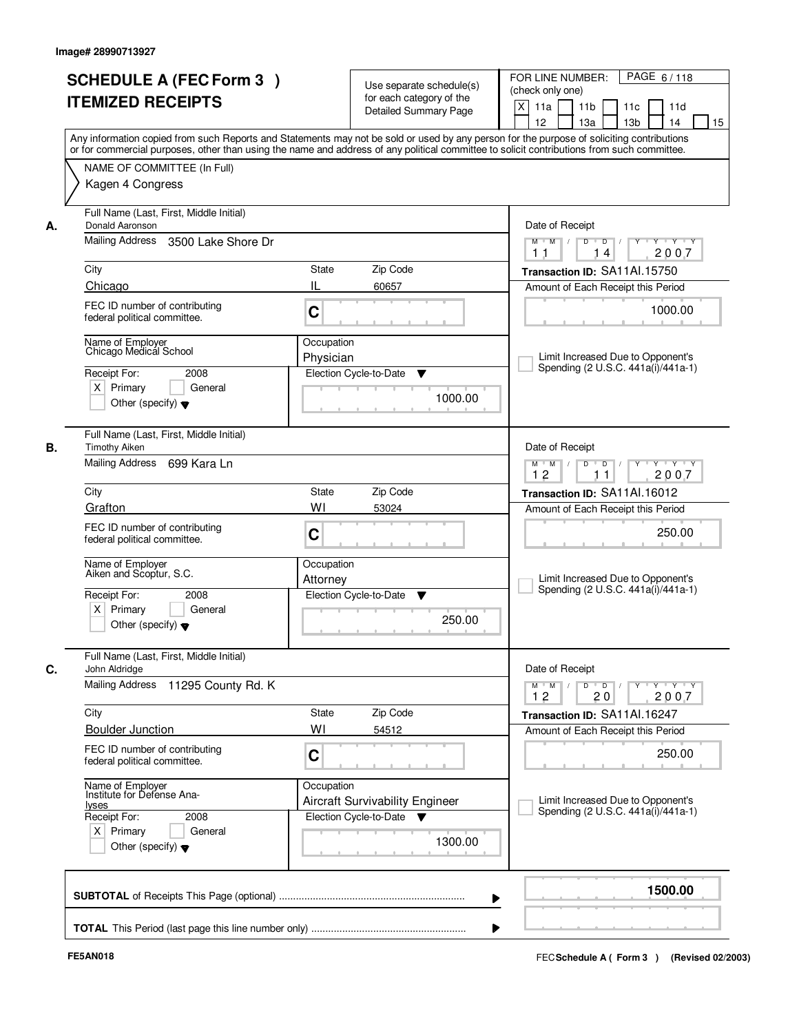Image# 28990713927

# SCHEDULE A (FEC Form 3 )
# ITEMIZED RECEIPTS

Use separate schedule(s) for each category of the Detailed Summary Page

FOR LINE NUMBER: (check only one)
[X] 11a [ ] 11b [ ] 11c [ ] 11d [ ] 12 [ ] 13a [ ] 13b [ ] 14 [ ] 15

PAGE 6 / 118

Any information copied from such Reports and Statements may not be sold or used by any person for the purpose of soliciting contributions or for commercial purposes, other than using the name and address of any political committee to solicit contributions from such committee.

NAME OF COMMITTEE (In Full)
Kagen 4 Congress

---

**A.**

Full Name (Last, First, Middle Initial): Donald Aaronson
Mailing Address: 3500 Lake Shore Dr
City: Chicago | State: IL | Zip Code: 60657
FEC ID number of contributing federal political committee: C
Name of Employer: Chicago Medical School
Occupation: Physician
Receipt For: 2008 [X] Primary [ ] General [ ] Other (specify)
Election Cycle-to-Date: 1000.00
Date of Receipt: 11 / 14 / 2007
Transaction ID: SA11AI.15750
Amount of Each Receipt this Period: 1000.00
[ ] Limit Increased Due to Opponent's Spending (2 U.S.C. 441a(i)/441a-1)

---

**B.**

Full Name (Last, First, Middle Initial): Timothy Aiken
Mailing Address: 699 Kara Ln
City: Grafton | State: WI | Zip Code: 53024
FEC ID number of contributing federal political committee: C
Name of Employer: Aiken and Scoptur, S.C.
Occupation: Attorney
Receipt For: 2008 [X] Primary [ ] General [ ] Other (specify)
Election Cycle-to-Date: 250.00
Date of Receipt: 12 / 11 / 2007
Transaction ID: SA11AI.16012
Amount of Each Receipt this Period: 250.00
[ ] Limit Increased Due to Opponent's Spending (2 U.S.C. 441a(i)/441a-1)

---

**C.**

Full Name (Last, First, Middle Initial): John Aldridge
Mailing Address: 11295 County Rd. K
City: Boulder Junction | State: WI | Zip Code: 54512
FEC ID number of contributing federal political committee: C
Name of Employer: Institute for Defense Analyses
Occupation: Aircraft Survivability Engineer
Receipt For: 2008 [X] Primary [ ] General [ ] Other (specify)
Election Cycle-to-Date: 1300.00
Date of Receipt: 12 / 20 / 2007
Transaction ID: SA11AI.16247
Amount of Each Receipt this Period: 250.00
[ ] Limit Increased Due to Opponent's Spending (2 U.S.C. 441a(i)/441a-1)

---

**SUBTOTAL** of Receipts This Page (optional): 1500.00

**TOTAL** This Period (last page this line number only):

FE5AN018

FEC Schedule A ( Form 3 ) (Revised 02/2003)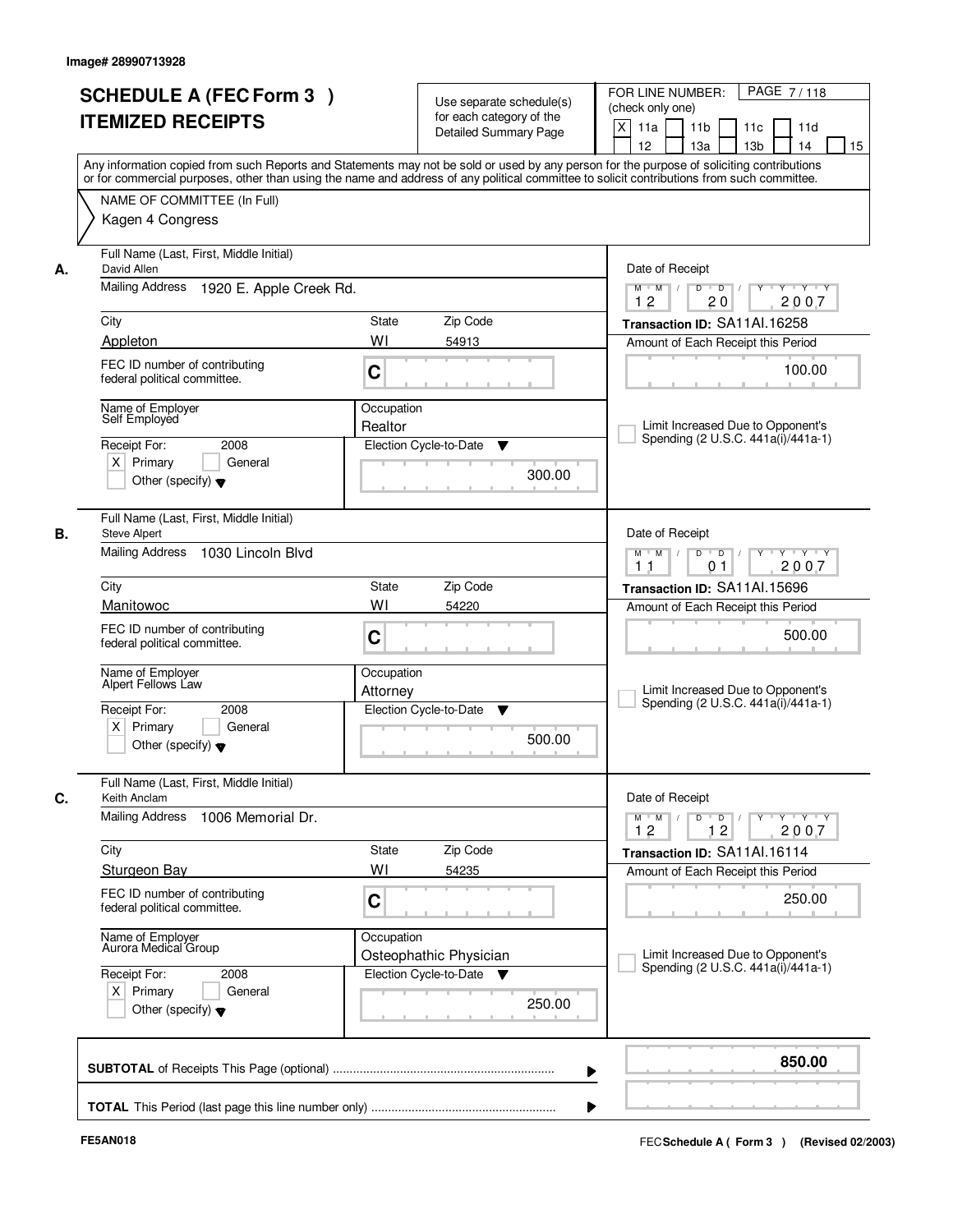Image# 28990713928

# SCHEDULE A (FEC Form 3 ) ITEMIZED RECEIPTS

Use separate schedule(s) for each category of the Detailed Summary Page

FOR LINE NUMBER: (check only one)
[X] 11a [ ] 11b [ ] 11c [ ] 11d [ ] 12 [ ] 13a [ ] 13b [ ] 14 [ ] 15

PAGE 7 / 118

Any information copied from such Reports and Statements may not be sold or used by any person for the purpose of soliciting contributions or for commercial purposes, other than using the name and address of any political committee to solicit contributions from such committee.

NAME OF COMMITTEE (In Full)
Kagen 4 Congress

---

**A.** Full Name (Last, First, Middle Initial): David Allen

Mailing Address: 1920 E. Apple Creek Rd.

City: Appleton | State: WI | Zip Code: 54913

FEC ID number of contributing federal political committee: C

Name of Employer: Self Employed

Occupation: Realtor

Receipt For: 2008 — [X] Primary [ ] General [ ] Other (specify)

Election Cycle-to-Date: 300.00

Date of Receipt: 12 / 20 / 2007

Transaction ID: SA11AI.16258

Amount of Each Receipt this Period: 100.00

[ ] Limit Increased Due to Opponent's Spending (2 U.S.C. 441a(i)/441a-1)

---

**B.** Full Name (Last, First, Middle Initial): Steve Alpert

Mailing Address: 1030 Lincoln Blvd

City: Manitowoc | State: WI | Zip Code: 54220

FEC ID number of contributing federal political committee: C

Name of Employer: Alpert Fellows Law

Occupation: Attorney

Receipt For: 2008 — [X] Primary [ ] General [ ] Other (specify)

Election Cycle-to-Date: 500.00

Date of Receipt: 11 / 01 / 2007

Transaction ID: SA11AI.15696

Amount of Each Receipt this Period: 500.00

[ ] Limit Increased Due to Opponent's Spending (2 U.S.C. 441a(i)/441a-1)

---

**C.** Full Name (Last, First, Middle Initial): Keith Anclam

Mailing Address: 1006 Memorial Dr.

City: Sturgeon Bay | State: WI | Zip Code: 54235

FEC ID number of contributing federal political committee: C

Name of Employer: Aurora Medical Group

Occupation: Osteophathic Physician

Receipt For: 2008 — [X] Primary [ ] General [ ] Other (specify)

Election Cycle-to-Date: 250.00

Date of Receipt: 12 / 12 / 2007

Transaction ID: SA11AI.16114

Amount of Each Receipt this Period: 250.00

[ ] Limit Increased Due to Opponent's Spending (2 U.S.C. 441a(i)/441a-1)

---

**SUBTOTAL** of Receipts This Page (optional) ▶ **850.00**

**TOTAL** This Period (last page this line number only) ▶

FE5AN018

FEC **Schedule A ( Form 3 )** (Revised 02/2003)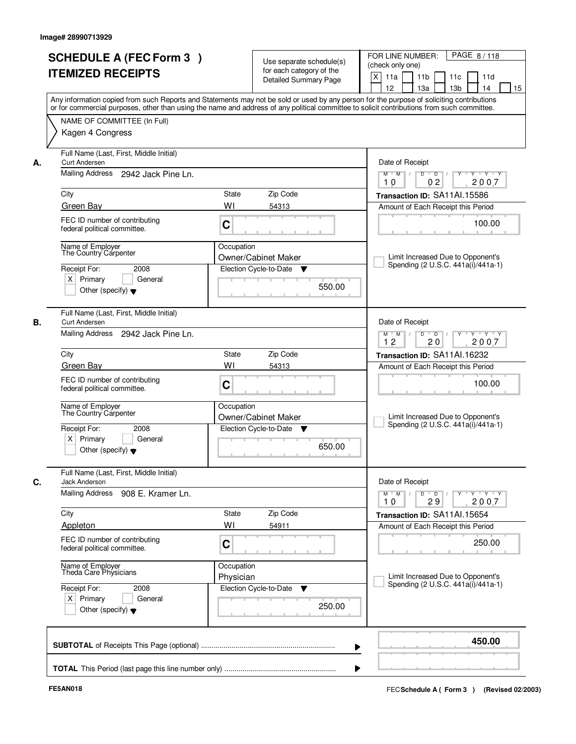Image# 28990713929

# SCHEDULE A (FEC Form 3 ) ITEMIZED RECEIPTS

Use separate schedule(s) for each category of the Detailed Summary Page

FOR LINE NUMBER: (check only one)

[X] 11a [ ] 11b [ ] 11c [ ] 11d [ ] 12 [ ] 13a [ ] 13b [ ] 14 [ ] 15

PAGE 8 / 118

Any information copied from such Reports and Statements may not be sold or used by any person for the purpose of soliciting contributions or for commercial purposes, other than using the name and address of any political committee to solicit contributions from such committee.

NAME OF COMMITTEE (In Full)

Kagen 4 Congress

---

**A.**

Full Name (Last, First, Middle Initial): Curt Andersen

Mailing Address: 2942 Jack Pine Ln.

City: Green Bay | State: WI | Zip Code: 54313

FEC ID number of contributing federal political committee: C

Name of Employer: The Country Carpenter

Occupation: Owner/Cabinet Maker

Receipt For: 2008 [X] Primary [ ] General [ ] Other (specify)

Election Cycle-to-Date: 550.00

Date of Receipt: 10 02 2007

Transaction ID: SA11AI.15586

Amount of Each Receipt this Period: 100.00

[ ] Limit Increased Due to Opponent's Spending (2 U.S.C. 441a(i)/441a-1)

---

**B.**

Full Name (Last, First, Middle Initial): Curt Andersen

Mailing Address: 2942 Jack Pine Ln.

City: Green Bay | State: WI | Zip Code: 54313

FEC ID number of contributing federal political committee: C

Name of Employer: The Country Carpenter

Occupation: Owner/Cabinet Maker

Receipt For: 2008 [X] Primary [ ] General [ ] Other (specify)

Election Cycle-to-Date: 650.00

Date of Receipt: 12 20 2007

Transaction ID: SA11AI.16232

Amount of Each Receipt this Period: 100.00

[ ] Limit Increased Due to Opponent's Spending (2 U.S.C. 441a(i)/441a-1)

---

**C.**

Full Name (Last, First, Middle Initial): Jack Anderson

Mailing Address: 908 E. Kramer Ln.

City: Appleton | State: WI | Zip Code: 54911

FEC ID number of contributing federal political committee: C

Name of Employer: Theda Care Physicians

Occupation: Physician

Receipt For: 2008 [X] Primary [ ] General [ ] Other (specify)

Election Cycle-to-Date: 250.00

Date of Receipt: 10 29 2007

Transaction ID: SA11AI.15654

Amount of Each Receipt this Period: 250.00

[ ] Limit Increased Due to Opponent's Spending (2 U.S.C. 441a(i)/441a-1)

---

**SUBTOTAL** of Receipts This Page (optional): **450.00**

**TOTAL** This Period (last page this line number only):

FE5AN018 | FEC Schedule A ( Form 3 ) (Revised 02/2003)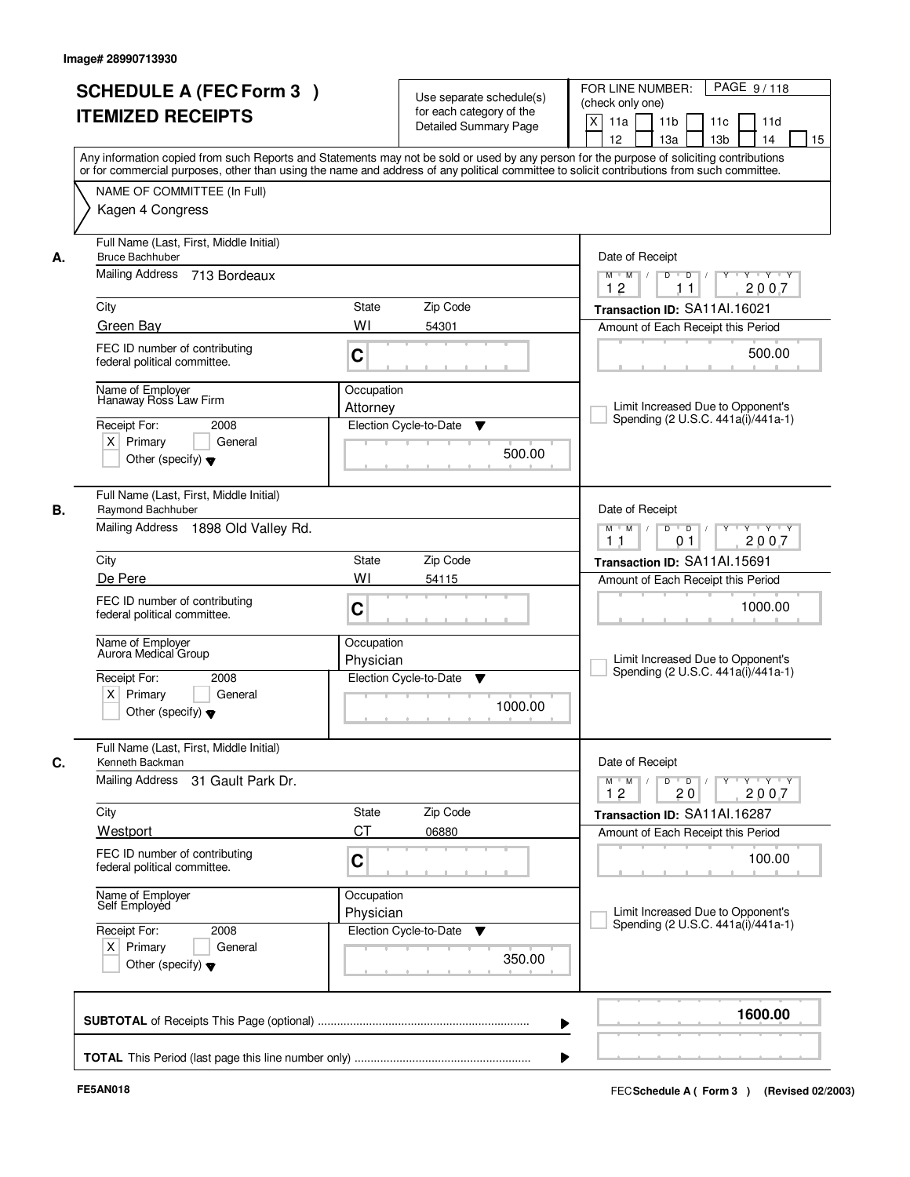Image# 28990713930

# SCHEDULE A (FEC Form 3 )
# ITEMIZED RECEIPTS

Use separate schedule(s) for each category of the Detailed Summary Page

FOR LINE NUMBER: (check only one)
[X] 11a [ ] 11b [ ] 11c [ ] 11d [ ] 12 [ ] 13a [ ] 13b [ ] 14 [ ] 15

Any information copied from such Reports and Statements may not be sold or used by any person for the purpose of soliciting contributions or for commercial purposes, other than using the name and address of any political committee to solicit contributions from such committee.

NAME OF COMMITTEE (In Full)
Kagen 4 Congress

---

**A.**
Full Name (Last, First, Middle Initial): Bruce Bachhuber
Mailing Address: 713 Bordeaux
City: Green Bay | State: WI | Zip Code: 54301
FEC ID number of contributing federal political committee: C
Name of Employer: Hanaway Ross Law Firm
Occupation: Attorney
Receipt For: 2008 [X] Primary [ ] General [ ] Other (specify)
Election Cycle-to-Date: 500.00
Date of Receipt: 12/11/2007
Transaction ID: SA11AI.16021
Amount of Each Receipt this Period: 500.00
[ ] Limit Increased Due to Opponent's Spending (2 U.S.C. 441a(i)/441a-1)

---

**B.**
Full Name (Last, First, Middle Initial): Raymond Bachhuber
Mailing Address: 1898 Old Valley Rd.
City: De Pere | State: WI | Zip Code: 54115
FEC ID number of contributing federal political committee: C
Name of Employer: Aurora Medical Group
Occupation: Physician
Receipt For: 2008 [X] Primary [ ] General [ ] Other (specify)
Election Cycle-to-Date: 1000.00
Date of Receipt: 11/01/2007
Transaction ID: SA11AI.15691
Amount of Each Receipt this Period: 1000.00
[ ] Limit Increased Due to Opponent's Spending (2 U.S.C. 441a(i)/441a-1)

---

**C.**
Full Name (Last, First, Middle Initial): Kenneth Backman
Mailing Address: 31 Gault Park Dr.
City: Westport | State: CT | Zip Code: 06880
FEC ID number of contributing federal political committee: C
Name of Employer: Self Employed
Occupation: Physician
Receipt For: 2008 [X] Primary [ ] General [ ] Other (specify)
Election Cycle-to-Date: 350.00
Date of Receipt: 12/20/2007
Transaction ID: SA11AI.16287
Amount of Each Receipt this Period: 100.00
[ ] Limit Increased Due to Opponent's Spending (2 U.S.C. 441a(i)/441a-1)

---

**SUBTOTAL** of Receipts This Page (optional): **1600.00**

**TOTAL** This Period (last page this line number only):

FE5AN018

FEC Schedule A ( Form 3 ) (Revised 02/2003)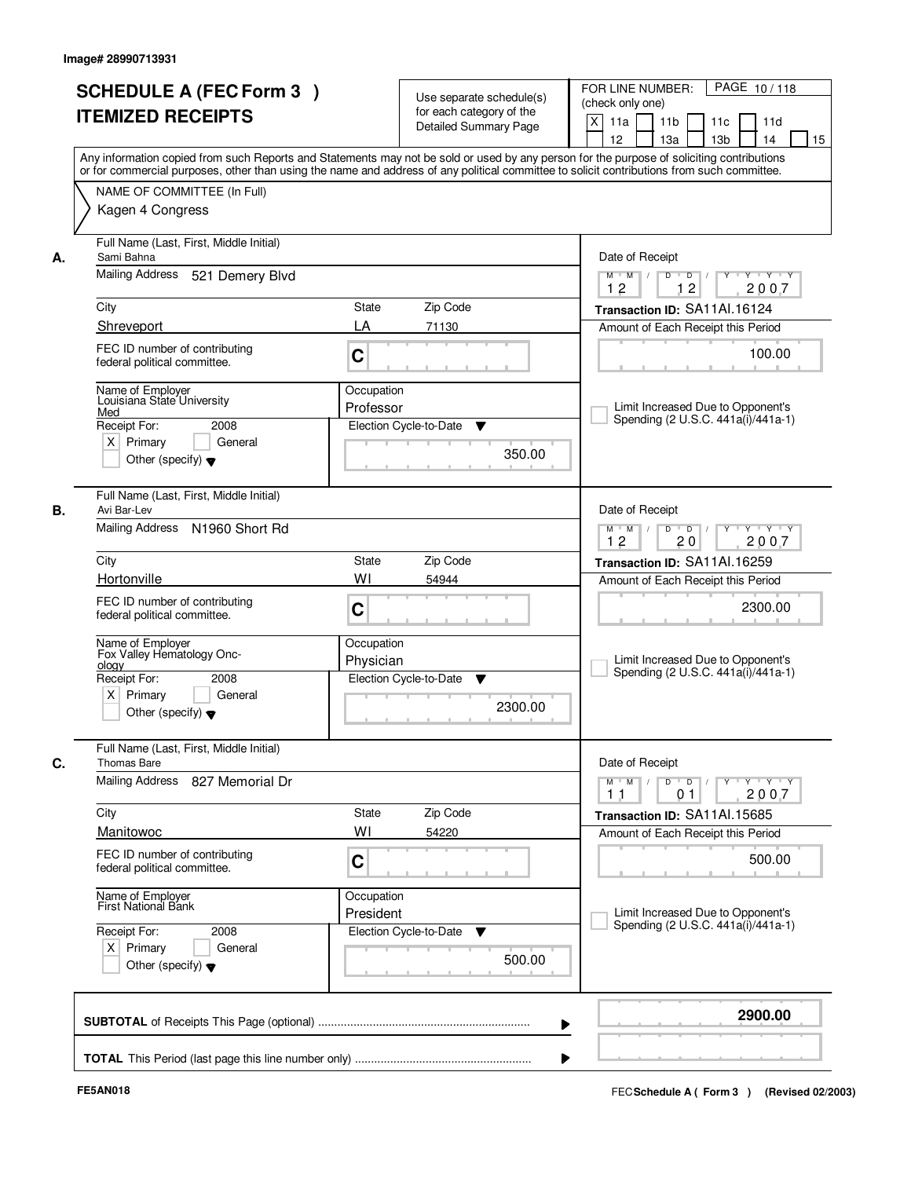Image# 28990713931

# SCHEDULE A (FEC Form 3 )
# ITEMIZED RECEIPTS

Use separate schedule(s) for each category of the Detailed Summary Page

FOR LINE NUMBER: (check only one)

[X] 11a [ ] 11b [ ] 11c [ ] 11d [ ] 12 [ ] 13a [ ] 13b [ ] 14 [ ] 15

PAGE 10 / 118

Any information copied from such Reports and Statements may not be sold or used by any person for the purpose of soliciting contributions or for commercial purposes, other than using the name and address of any political committee to solicit contributions from such committee.

NAME OF COMMITTEE (In Full)
Kagen 4 Congress

---

**A.** Full Name (Last, First, Middle Initial): Sami Bahna

Mailing Address: 521 Demery Blvd

City: Shreveport | State: LA | Zip Code: 71130

FEC ID number of contributing federal political committee: C

Name of Employer: Louisiana State University Med

Occupation: Professor

Receipt For: 2008 — [X] Primary [ ] General [ ] Other (specify)

Election Cycle-to-Date: 350.00

Date of Receipt: 12 / 12 / 2007

Transaction ID: SA11AI.16124

Amount of Each Receipt this Period: 100.00

[ ] Limit Increased Due to Opponent's Spending (2 U.S.C. 441a(i)/441a-1)

---

**B.** Full Name (Last, First, Middle Initial): Avi Bar-Lev

Mailing Address: N1960 Short Rd

City: Hortonville | State: WI | Zip Code: 54944

FEC ID number of contributing federal political committee: C

Name of Employer: Fox Valley Hematology Oncology

Occupation: Physician

Receipt For: 2008 — [X] Primary [ ] General [ ] Other (specify)

Election Cycle-to-Date: 2300.00

Date of Receipt: 12 / 20 / 2007

Transaction ID: SA11AI.16259

Amount of Each Receipt this Period: 2300.00

[ ] Limit Increased Due to Opponent's Spending (2 U.S.C. 441a(i)/441a-1)

---

**C.** Full Name (Last, First, Middle Initial): Thomas Bare

Mailing Address: 827 Memorial Dr

City: Manitowoc | State: WI | Zip Code: 54220

FEC ID number of contributing federal political committee: C

Name of Employer: First National Bank

Occupation: President

Receipt For: 2008 — [X] Primary [ ] General [ ] Other (specify)

Election Cycle-to-Date: 500.00

Date of Receipt: 11 / 01 / 2007

Transaction ID: SA11AI.15685

Amount of Each Receipt this Period: 500.00

[ ] Limit Increased Due to Opponent's Spending (2 U.S.C. 441a(i)/441a-1)

---

**SUBTOTAL** of Receipts This Page (optional) ........ **2900.00**

**TOTAL** This Period (last page this line number only) ........

FE5AN018

FEC Schedule A ( Form 3 ) (Revised 02/2003)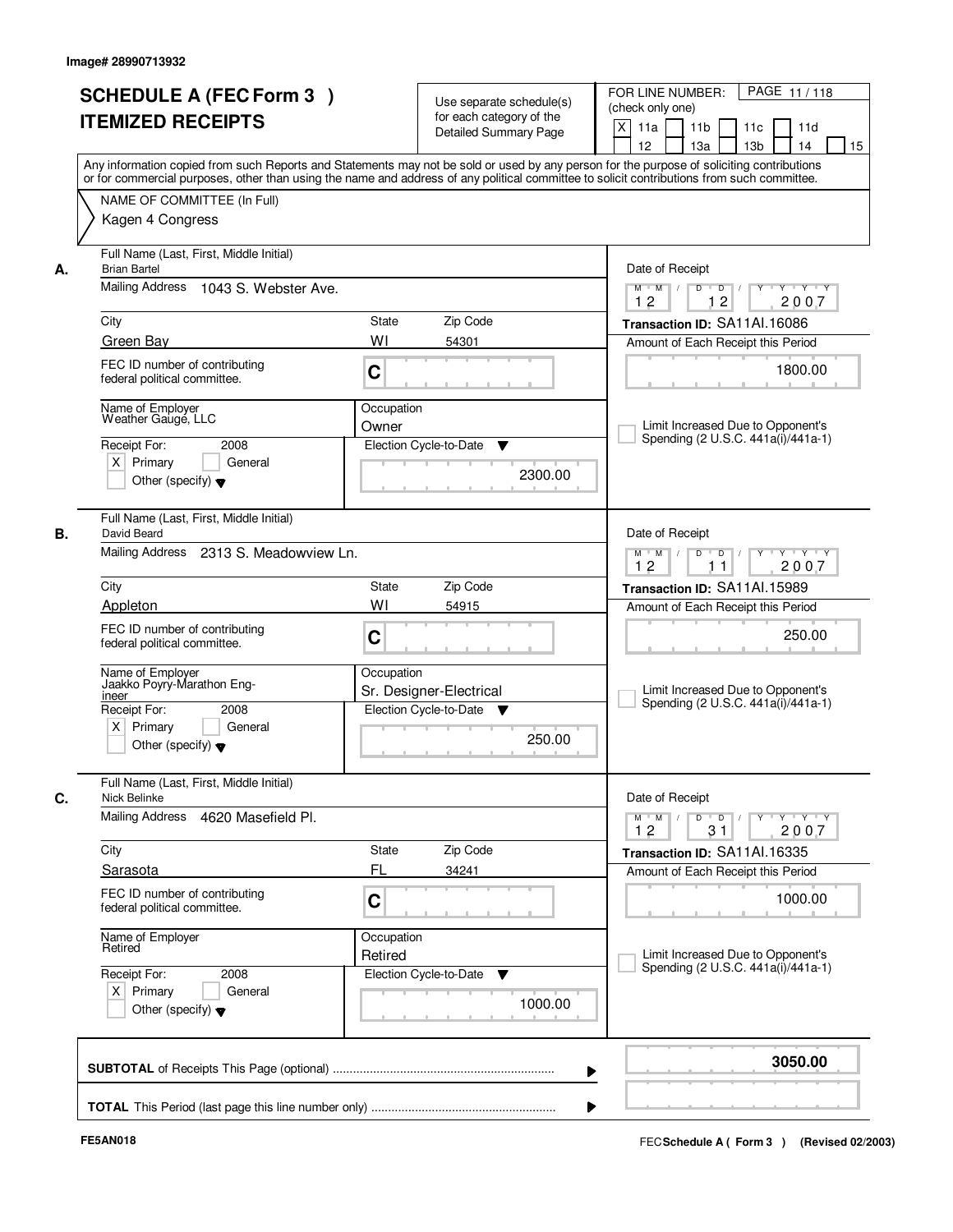Image# 28990713932

# SCHEDULE A (FEC Form 3 ) ITEMIZED RECEIPTS

Use separate schedule(s) for each category of the Detailed Summary Page

FOR LINE NUMBER: (check only one)

[X] 11a [ ] 11b [ ] 11c [ ] 11d [ ] 12 [ ] 13a [ ] 13b [ ] 14 [ ] 15

Any information copied from such Reports and Statements may not be sold or used by any person for the purpose of soliciting contributions or for commercial purposes, other than using the name and address of any political committee to solicit contributions from such committee.

NAME OF COMMITTEE (In Full)

Kagen 4 Congress

---

**A.**

Full Name (Last, First, Middle Initial): Brian Bartel

Mailing Address: 1043 S. Webster Ave.

City: Green Bay | State: WI | Zip Code: 54301

FEC ID number of contributing federal political committee: C

Name of Employer: Weather Gauge, LLC

Occupation: Owner

Receipt For: 2008 — [X] Primary [ ] General [ ] Other (specify)

Election Cycle-to-Date: 2300.00

Date of Receipt: 12/12/2007

Transaction ID: SA11AI.16086

Amount of Each Receipt this Period: 1800.00

[ ] Limit Increased Due to Opponent's Spending (2 U.S.C. 441a(i)/441a-1)

---

**B.**

Full Name (Last, First, Middle Initial): David Beard

Mailing Address: 2313 S. Meadowview Ln.

City: Appleton | State: WI | Zip Code: 54915

FEC ID number of contributing federal political committee: C

Name of Employer: Jaakko Poyry-Marathon Engineer

Occupation: Sr. Designer-Electrical

Receipt For: 2008 — [X] Primary [ ] General [ ] Other (specify)

Election Cycle-to-Date: 250.00

Date of Receipt: 12/11/2007

Transaction ID: SA11AI.15989

Amount of Each Receipt this Period: 250.00

[ ] Limit Increased Due to Opponent's Spending (2 U.S.C. 441a(i)/441a-1)

---

**C.**

Full Name (Last, First, Middle Initial): Nick Belinke

Mailing Address: 4620 Masefield Pl.

City: Sarasota | State: FL | Zip Code: 34241

FEC ID number of contributing federal political committee: C

Name of Employer: Retired

Occupation: Retired

Receipt For: 2008 — [X] Primary [ ] General [ ] Other (specify)

Election Cycle-to-Date: 1000.00

Date of Receipt: 12/31/2007

Transaction ID: SA11AI.16335

Amount of Each Receipt this Period: 1000.00

[ ] Limit Increased Due to Opponent's Spending (2 U.S.C. 441a(i)/441a-1)

---

**SUBTOTAL** of Receipts This Page (optional): **3050.00**

**TOTAL** This Period (last page this line number only):

FE5AN018

FEC Schedule A ( Form 3 ) (Revised 02/2003)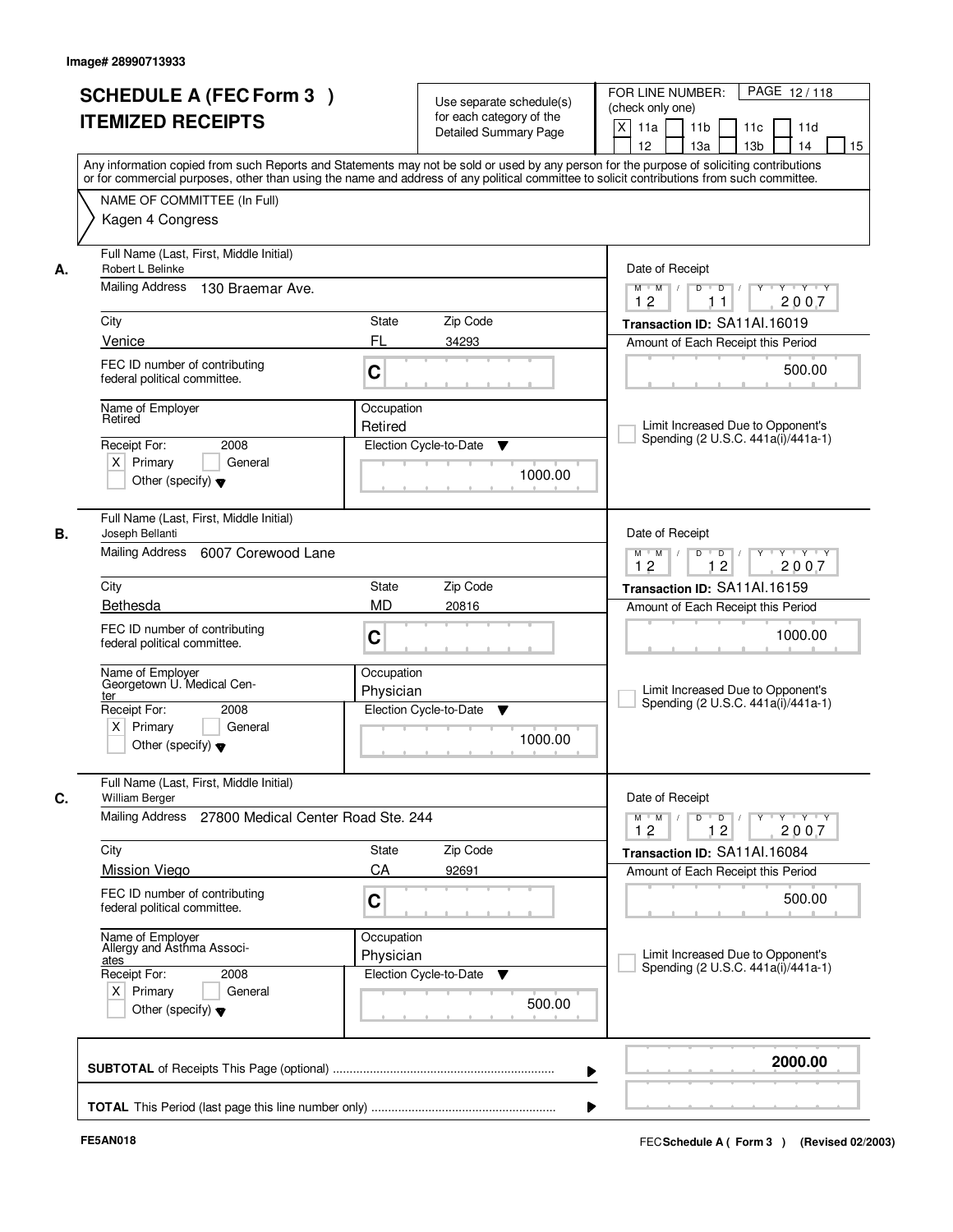Image# 28990713933

# SCHEDULE A (FEC Form 3 ) ITEMIZED RECEIPTS

Use separate schedule(s) for each category of the Detailed Summary Page

FOR LINE NUMBER: (check only one)

[X] 11a [ ] 11b [ ] 11c [ ] 11d [ ] 12 [ ] 13a [ ] 13b [ ] 14 [ ] 15

Any information copied from such Reports and Statements may not be sold or used by any person for the purpose of soliciting contributions or for commercial purposes, other than using the name and address of any political committee to solicit contributions from such committee.

NAME OF COMMITTEE (In Full)

Kagen 4 Congress

---

**A.** Full Name (Last, First, Middle Initial): Robert L Belinke

Mailing Address: 130 Braemar Ave.

City: Venice | State: FL | Zip Code: 34293

FEC ID number of contributing federal political committee: C

Name of Employer: Retired | Occupation: Retired

Receipt For: 2008 [X] Primary [ ] General [ ] Other (specify)

Election Cycle-to-Date: 1000.00

Date of Receipt: 12 11 2007

Transaction ID: SA11AI.16019

Amount of Each Receipt this Period: 500.00

[ ] Limit Increased Due to Opponent's Spending (2 U.S.C. 441a(i)/441a-1)

---

**B.** Full Name (Last, First, Middle Initial): Joseph Bellanti

Mailing Address: 6007 Corewood Lane

City: Bethesda | State: MD | Zip Code: 20816

FEC ID number of contributing federal political committee: C

Name of Employer: Georgetown U. Medical Center | Occupation: Physician

Receipt For: 2008 [X] Primary [ ] General [ ] Other (specify)

Election Cycle-to-Date: 1000.00

Date of Receipt: 12 12 2007

Transaction ID: SA11AI.16159

Amount of Each Receipt this Period: 1000.00

[ ] Limit Increased Due to Opponent's Spending (2 U.S.C. 441a(i)/441a-1)

---

**C.** Full Name (Last, First, Middle Initial): William Berger

Mailing Address: 27800 Medical Center Road Ste. 244

City: Mission Viego | State: CA | Zip Code: 92691

FEC ID number of contributing federal political committee: C

Name of Employer: Allergy and Asthma Associates | Occupation: Physician

Receipt For: 2008 [X] Primary [ ] General [ ] Other (specify)

Election Cycle-to-Date: 500.00

Date of Receipt: 12 12 2007

Transaction ID: SA11AI.16084

Amount of Each Receipt this Period: 500.00

[ ] Limit Increased Due to Opponent's Spending (2 U.S.C. 441a(i)/441a-1)

---

**SUBTOTAL** of Receipts This Page (optional): **2000.00**

**TOTAL** This Period (last page this line number only):

FE5AN018

FEC **Schedule A ( Form 3 )** (Revised 02/2003)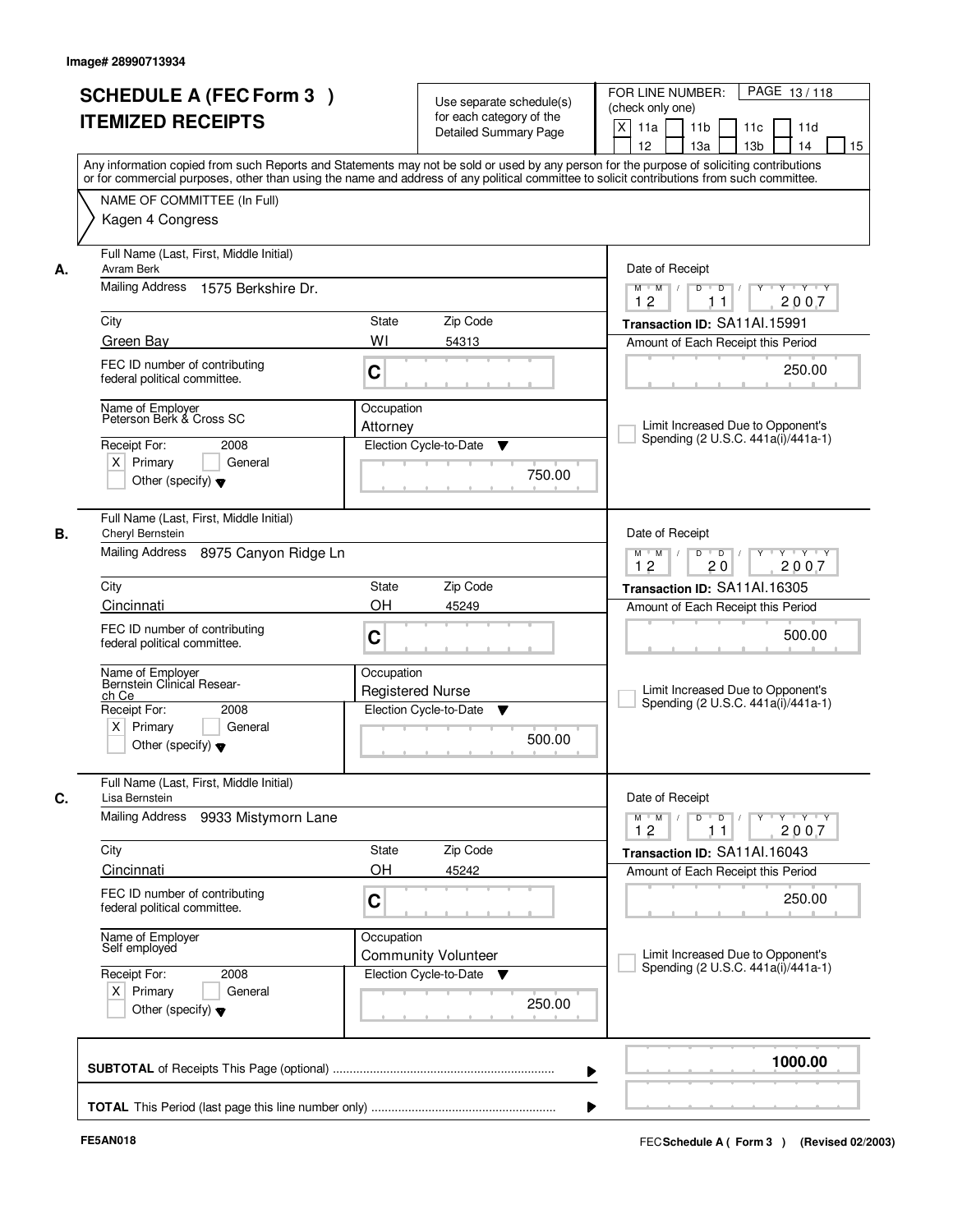Image# 28990713934

# SCHEDULE A (FEC Form 3 ) ITEMIZED RECEIPTS

Use separate schedule(s) for each category of the Detailed Summary Page

FOR LINE NUMBER: (check only one)

[X] 11a [ ] 11b [ ] 11c [ ] 11d [ ] 12 [ ] 13a [ ] 13b [ ] 14 [ ] 15

Any information copied from such Reports and Statements may not be sold or used by any person for the purpose of soliciting contributions or for commercial purposes, other than using the name and address of any political committee to solicit contributions from such committee.

NAME OF COMMITTEE (In Full)

Kagen 4 Congress

---

**A.**

Full Name (Last, First, Middle Initial): Avram Berk

Mailing Address: 1575 Berkshire Dr.

City: Green Bay | State: WI | Zip Code: 54313

FEC ID number of contributing federal political committee: C

Name of Employer: Peterson Berk & Cross SC

Occupation: Attorney

Receipt For: 2008 [X] Primary [ ] General [ ] Other (specify)

Election Cycle-to-Date: 750.00

Date of Receipt: 12 / 11 / 2007

Transaction ID: SA11AI.15991

Amount of Each Receipt this Period: 250.00

[ ] Limit Increased Due to Opponent's Spending (2 U.S.C. 441a(i)/441a-1)

---

**B.**

Full Name (Last, First, Middle Initial): Cheryl Bernstein

Mailing Address: 8975 Canyon Ridge Ln

City: Cincinnati | State: OH | Zip Code: 45249

FEC ID number of contributing federal political committee: C

Name of Employer: Bernstein Clinical Research Ce

Occupation: Registered Nurse

Receipt For: 2008 [X] Primary [ ] General [ ] Other (specify)

Election Cycle-to-Date: 500.00

Date of Receipt: 12 / 20 / 2007

Transaction ID: SA11AI.16305

Amount of Each Receipt this Period: 500.00

[ ] Limit Increased Due to Opponent's Spending (2 U.S.C. 441a(i)/441a-1)

---

**C.**

Full Name (Last, First, Middle Initial): Lisa Bernstein

Mailing Address: 9933 Mistymorn Lane

City: Cincinnati | State: OH | Zip Code: 45242

FEC ID number of contributing federal political committee: C

Name of Employer: Self employed

Occupation: Community Volunteer

Receipt For: 2008 [X] Primary [ ] General [ ] Other (specify)

Election Cycle-to-Date: 250.00

Date of Receipt: 12 / 11 / 2007

Transaction ID: SA11AI.16043

Amount of Each Receipt this Period: 250.00

[ ] Limit Increased Due to Opponent's Spending (2 U.S.C. 441a(i)/441a-1)

---

**SUBTOTAL** of Receipts This Page (optional): **1000.00**

**TOTAL** This Period (last page this line number only):

FE5AN018

FEC Schedule A ( Form 3 ) (Revised 02/2003)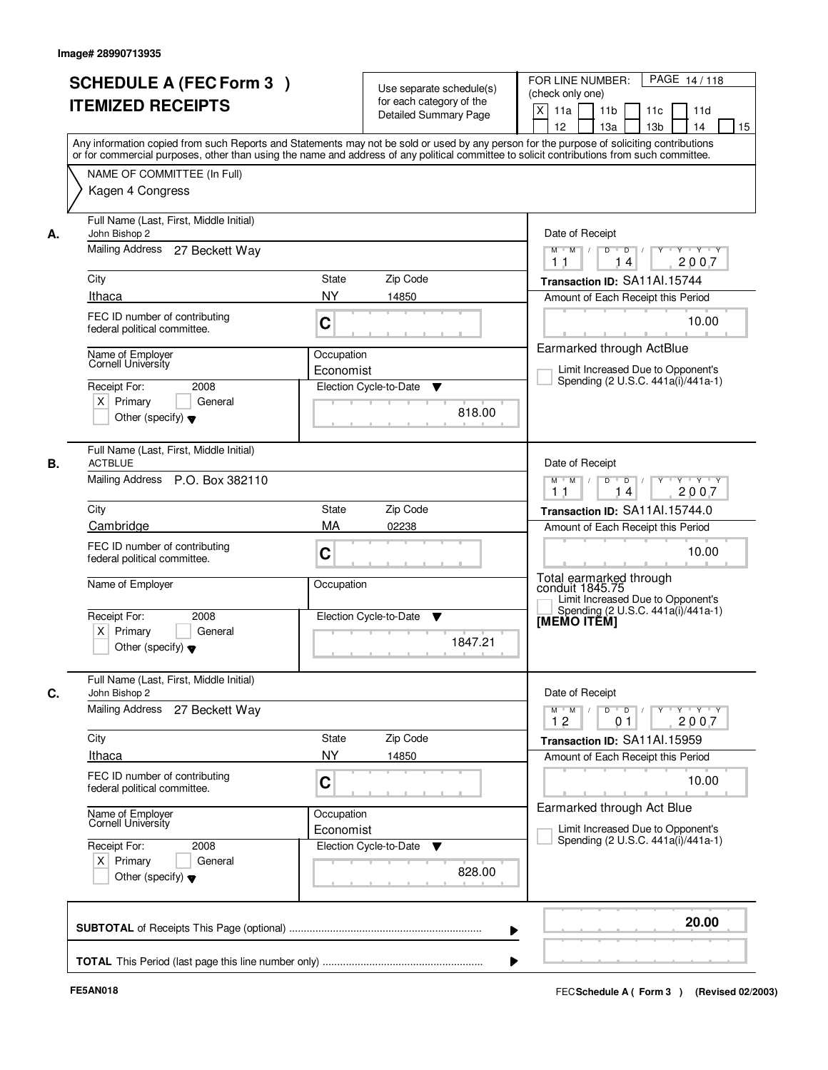Image# 28990713935

# SCHEDULE A (FEC Form 3 )
## ITEMIZED RECEIPTS

Use separate schedule(s) for each category of the Detailed Summary Page

FOR LINE NUMBER: (check only one)
[X] 11a [ ] 11b [ ] 11c [ ] 11d [ ] 12 [ ] 13a [ ] 13b [ ] 14 [ ] 15

Any information copied from such Reports and Statements may not be sold or used by any person for the purpose of soliciting contributions or for commercial purposes, other than using the name and address of any political committee to solicit contributions from such committee.

NAME OF COMMITTEE (In Full)
Kagen 4 Congress

---

**A.** Full Name (Last, First, Middle Initial): John Bishop 2
Mailing Address: 27 Beckett Way
City: Ithaca | State: NY | Zip Code: 14850
FEC ID number of contributing federal political committee: C
Name of Employer: Cornell University
Occupation: Economist
Receipt For: 2008 [X] Primary [ ] General [ ] Other (specify)
Election Cycle-to-Date: 818.00
Date of Receipt: 11/14/2007
Transaction ID: SA11AI.15744
Amount of Each Receipt this Period: 10.00
Earmarked through ActBlue
[ ] Limit Increased Due to Opponent's Spending (2 U.S.C. 441a(i)/441a-1)

---

**B.** Full Name (Last, First, Middle Initial): ACTBLUE
Mailing Address: P.O. Box 382110
City: Cambridge | State: MA | Zip Code: 02238
FEC ID number of contributing federal political committee: C
Name of Employer:
Occupation:
Receipt For: 2008 [X] Primary [ ] General [ ] Other (specify)
Election Cycle-to-Date: 1847.21
Date of Receipt: 11/14/2007
Transaction ID: SA11AI.15744.0
Amount of Each Receipt this Period: 10.00
Total earmarked through conduit 1845.75
[ ] Limit Increased Due to Opponent's Spending (2 U.S.C. 441a(i)/441a-1)
[MEMO ITEM]

---

**C.** Full Name (Last, First, Middle Initial): John Bishop 2
Mailing Address: 27 Beckett Way
City: Ithaca | State: NY | Zip Code: 14850
FEC ID number of contributing federal political committee: C
Name of Employer: Cornell University
Occupation: Economist
Receipt For: 2008 [X] Primary [ ] General [ ] Other (specify)
Election Cycle-to-Date: 828.00
Date of Receipt: 12/01/2007
Transaction ID: SA11AI.15959
Amount of Each Receipt this Period: 10.00
Earmarked through Act Blue
[ ] Limit Increased Due to Opponent's Spending (2 U.S.C. 441a(i)/441a-1)

---

**SUBTOTAL** of Receipts This Page (optional): **20.00**

**TOTAL** This Period (last page this line number only):

FE5AN018 — FEC Schedule A ( Form 3 ) (Revised 02/2003)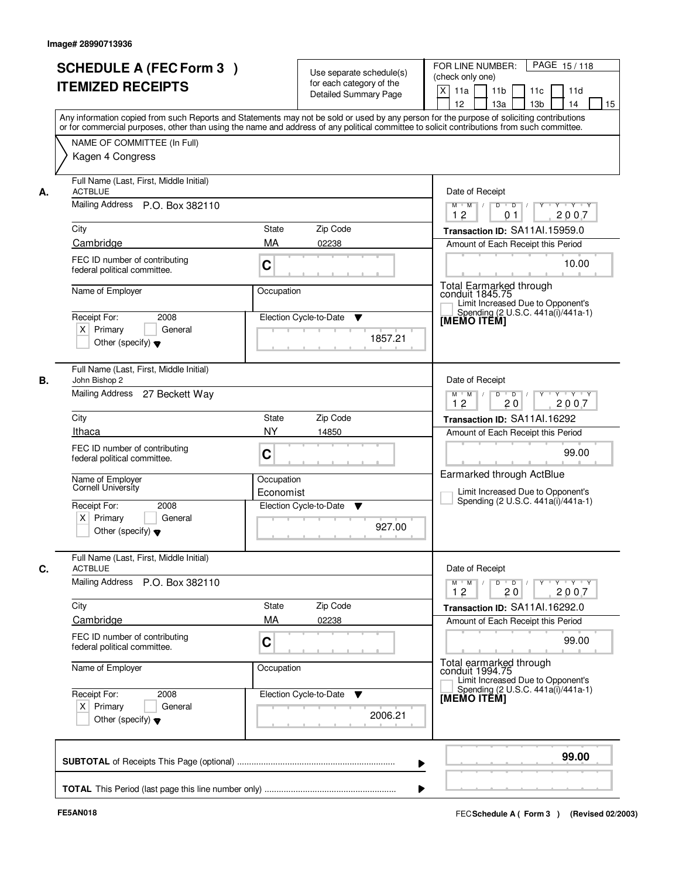Image# 28990713936

# SCHEDULE A (FEC Form 3 ) ITEMIZED RECEIPTS

Use separate schedule(s) for each category of the Detailed Summary Page

FOR LINE NUMBER: (check only one)

[X] 11a [ ] 11b [ ] 11c [ ] 11d [ ] 12 [ ] 13a [ ] 13b [ ] 14 [ ] 15

PAGE 15 / 118

Any information copied from such Reports and Statements may not be sold or used by any person for the purpose of soliciting contributions or for commercial purposes, other than using the name and address of any political committee to solicit contributions from such committee.

NAME OF COMMITTEE (In Full)

Kagen 4 Congress

---

**A.** Full Name (Last, First, Middle Initial): ACTBLUE

Mailing Address: P.O. Box 382110

City: Cambridge | State: MA | Zip Code: 02238

FEC ID number of contributing federal political committee: C

Name of Employer: | Occupation:

Receipt For: 2008 [X] Primary [ ] General [ ] Other (specify)

Election Cycle-to-Date: 1857.21

Date of Receipt: 12 / 01 / 2007

Transaction ID: SA11AI.15959.0

Amount of Each Receipt this Period: 10.00

Total Earmarked through conduit 1845.75

[ ] Limit Increased Due to Opponent's Spending (2 U.S.C. 441a(i)/441a-1)

[MEMO ITEM]

---

**B.** Full Name (Last, First, Middle Initial): John Bishop 2

Mailing Address: 27 Beckett Way

City: Ithaca | State: NY | Zip Code: 14850

FEC ID number of contributing federal political committee: C

Name of Employer: Cornell University | Occupation: Economist

Receipt For: 2008 [X] Primary [ ] General [ ] Other (specify)

Election Cycle-to-Date: 927.00

Date of Receipt: 12 / 20 / 2007

Transaction ID: SA11AI.16292

Amount of Each Receipt this Period: 99.00

Earmarked through ActBlue

[ ] Limit Increased Due to Opponent's Spending (2 U.S.C. 441a(i)/441a-1)

---

**C.** Full Name (Last, First, Middle Initial): ACTBLUE

Mailing Address: P.O. Box 382110

City: Cambridge | State: MA | Zip Code: 02238

FEC ID number of contributing federal political committee: C

Name of Employer: | Occupation:

Receipt For: 2008 [X] Primary [ ] General [ ] Other (specify)

Election Cycle-to-Date: 2006.21

Date of Receipt: 12 / 20 / 2007

Transaction ID: SA11AI.16292.0

Amount of Each Receipt this Period: 99.00

Total earmarked through conduit 1994.75

[ ] Limit Increased Due to Opponent's Spending (2 U.S.C. 441a(i)/441a-1)

[MEMO ITEM]

---

**SUBTOTAL** of Receipts This Page (optional): **99.00**

**TOTAL** This Period (last page this line number only):

FE5AN018

FEC Schedule A ( Form 3 ) (Revised 02/2003)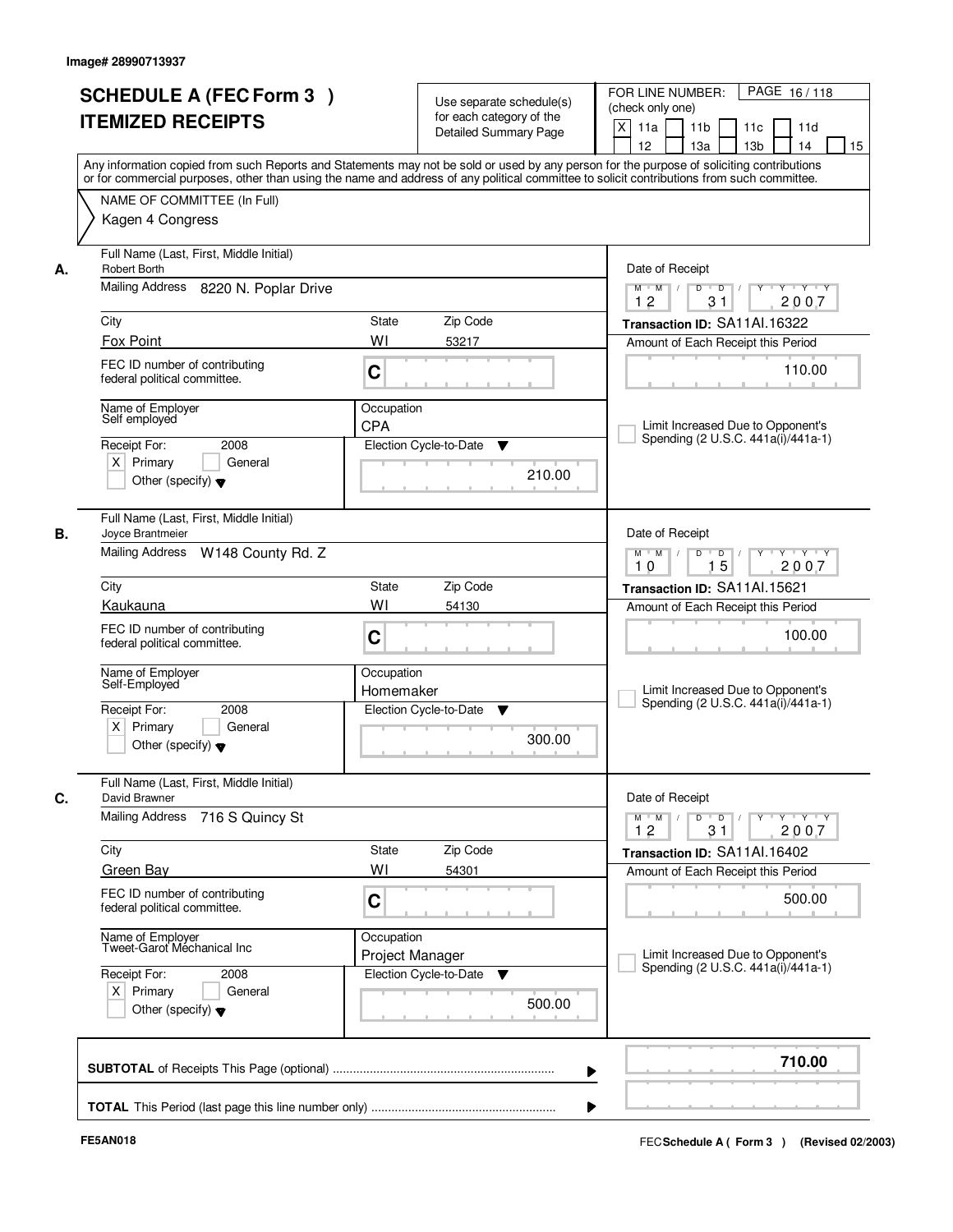Image# 28990713937

# SCHEDULE A (FEC Form 3 )
## ITEMIZED RECEIPTS

Use separate schedule(s) for each category of the Detailed Summary Page

FOR LINE NUMBER: (check only one)
[X] 11a [ ] 11b [ ] 11c [ ] 11d [ ] 12 [ ] 13a [ ] 13b [ ] 14 [ ] 15

PAGE 16 / 118

Any information copied from such Reports and Statements may not be sold or used by any person for the purpose of soliciting contributions or for commercial purposes, other than using the name and address of any political committee to solicit contributions from such committee.

NAME OF COMMITTEE (In Full)
Kagen 4 Congress

---

**A.**
Full Name (Last, First, Middle Initial): Robert Borth
Mailing Address: 8220 N. Poplar Drive
City: Fox Point | State: WI | Zip Code: 53217
FEC ID number of contributing federal political committee: C
Name of Employer: Self employed
Occupation: CPA
Receipt For: 2008 — [X] Primary [ ] General [ ] Other (specify)
Election Cycle-to-Date: 210.00
Date of Receipt: 12 / 31 / 2007
Transaction ID: SA11AI.16322
Amount of Each Receipt this Period: 110.00
[ ] Limit Increased Due to Opponent's Spending (2 U.S.C. 441a(i)/441a-1)

---

**B.**
Full Name (Last, First, Middle Initial): Joyce Brantmeier
Mailing Address: W148 County Rd. Z
City: Kaukauna | State: WI | Zip Code: 54130
FEC ID number of contributing federal political committee: C
Name of Employer: Self-Employed
Occupation: Homemaker
Receipt For: 2008 — [X] Primary [ ] General [ ] Other (specify)
Election Cycle-to-Date: 300.00
Date of Receipt: 10 / 15 / 2007
Transaction ID: SA11AI.15621
Amount of Each Receipt this Period: 100.00
[ ] Limit Increased Due to Opponent's Spending (2 U.S.C. 441a(i)/441a-1)

---

**C.**
Full Name (Last, First, Middle Initial): David Brawner
Mailing Address: 716 S Quincy St
City: Green Bay | State: WI | Zip Code: 54301
FEC ID number of contributing federal political committee: C
Name of Employer: Tweet-Garot Mechanical Inc
Occupation: Project Manager
Receipt For: 2008 — [X] Primary [ ] General [ ] Other (specify)
Election Cycle-to-Date: 500.00
Date of Receipt: 12 / 31 / 2007
Transaction ID: SA11AI.16402
Amount of Each Receipt this Period: 500.00
[ ] Limit Increased Due to Opponent's Spending (2 U.S.C. 441a(i)/441a-1)

---

**SUBTOTAL** of Receipts This Page (optional): **710.00**

**TOTAL** This Period (last page this line number only):

FE5AN018

FEC **Schedule A ( Form 3 )** (Revised 02/2003)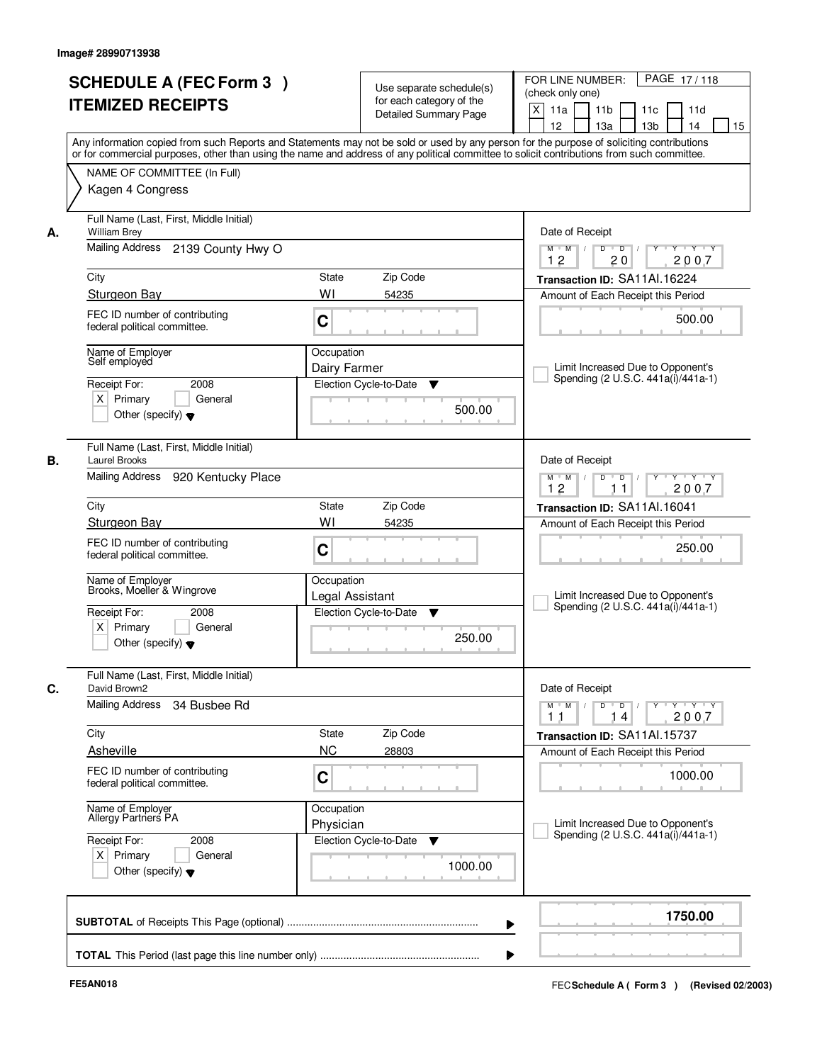Image# 28990713938

# SCHEDULE A (FEC Form 3 )
## ITEMIZED RECEIPTS

Use separate schedule(s) for each category of the Detailed Summary Page

FOR LINE NUMBER: (check only one)
[X] 11a [ ] 11b [ ] 11c [ ] 11d [ ] 12 [ ] 13a [ ] 13b [ ] 14 [ ] 15

PAGE 17 / 118

Any information copied from such Reports and Statements may not be sold or used by any person for the purpose of soliciting contributions or for commercial purposes, other than using the name and address of any political committee to solicit contributions from such committee.

NAME OF COMMITTEE (In Full)
Kagen 4 Congress

---

**A.** Full Name (Last, First, Middle Initial): William Brey
Mailing Address: 2139 County Hwy O
City: Sturgeon Bay | State: WI | Zip Code: 54235
FEC ID number of contributing federal political committee: C
Name of Employer: Self employed
Occupation: Dairy Farmer
Receipt For: 2008 [X] Primary [ ] General [ ] Other (specify)
Election Cycle-to-Date: 500.00
Date of Receipt: 12 / 20 / 2007
Transaction ID: SA11AI.16224
Amount of Each Receipt this Period: 500.00
[ ] Limit Increased Due to Opponent's Spending (2 U.S.C. 441a(i)/441a-1)

---

**B.** Full Name (Last, First, Middle Initial): Laurel Brooks
Mailing Address: 920 Kentucky Place
City: Sturgeon Bay | State: WI | Zip Code: 54235
FEC ID number of contributing federal political committee: C
Name of Employer: Brooks, Moeller & Wingrove
Occupation: Legal Assistant
Receipt For: 2008 [X] Primary [ ] General [ ] Other (specify)
Election Cycle-to-Date: 250.00
Date of Receipt: 12 / 11 / 2007
Transaction ID: SA11AI.16041
Amount of Each Receipt this Period: 250.00
[ ] Limit Increased Due to Opponent's Spending (2 U.S.C. 441a(i)/441a-1)

---

**C.** Full Name (Last, First, Middle Initial): David Brown2
Mailing Address: 34 Busbee Rd
City: Asheville | State: NC | Zip Code: 28803
FEC ID number of contributing federal political committee: C
Name of Employer: Allergy Partners PA
Occupation: Physician
Receipt For: 2008 [X] Primary [ ] General [ ] Other (specify)
Election Cycle-to-Date: 1000.00
Date of Receipt: 11 / 14 / 2007
Transaction ID: SA11AI.15737
Amount of Each Receipt this Period: 1000.00
[ ] Limit Increased Due to Opponent's Spending (2 U.S.C. 441a(i)/441a-1)

---

**SUBTOTAL** of Receipts This Page (optional): **1750.00**

**TOTAL** This Period (last page this line number only):

FE5AN018 | FEC Schedule A ( Form 3 ) (Revised 02/2003)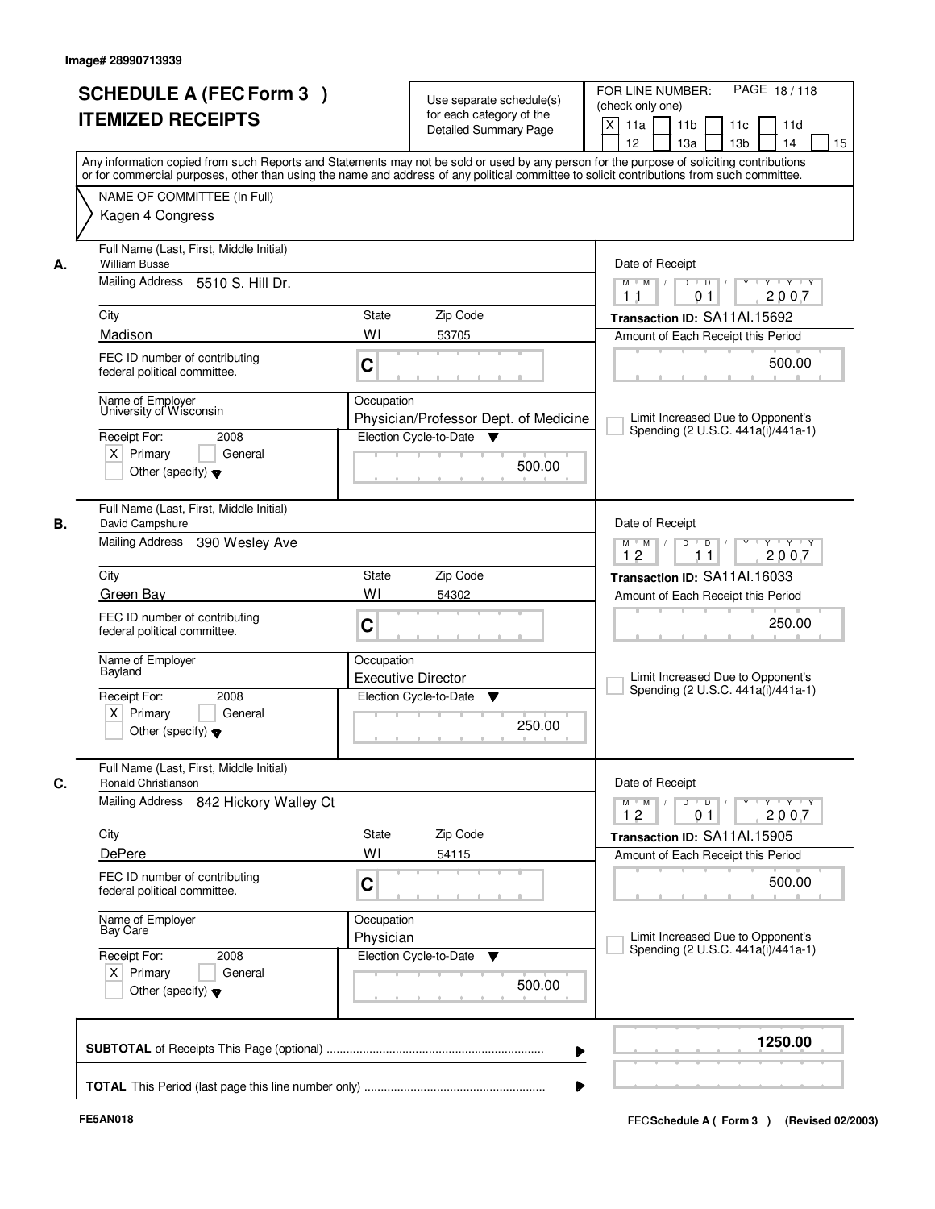Image# 28990713939

# SCHEDULE A (FEC Form 3 )
# ITEMIZED RECEIPTS

Use separate schedule(s) for each category of the Detailed Summary Page

FOR LINE NUMBER: (check only one)

PAGE 18 / 118

X 11a | 11b | 11c | 11d | 12 | 13a | 13b | 14 | 15

Any information copied from such Reports and Statements may not be sold or used by any person for the purpose of soliciting contributions or for commercial purposes, other than using the name and address of any political committee to solicit contributions from such committee.

NAME OF COMMITTEE (In Full)

Kagen 4 Congress

**A.**

Full Name (Last, First, Middle Initial): William Busse

Mailing Address: 5510 S. Hill Dr.

City: Madison | State: WI | Zip Code: 53705

FEC ID number of contributing federal political committee. C

Name of Employer: University of Wisconsin

Occupation: Physician/Professor Dept. of Medicine

Receipt For: 2008 — X Primary | General | Other (specify)

Election Cycle-to-Date: 500.00

Date of Receipt: 11 / 01 / 2007

Transaction ID: SA11AI.15692

Amount of Each Receipt this Period: 500.00

Limit Increased Due to Opponent's Spending (2 U.S.C. 441a(i)/441a-1)

**B.**

Full Name (Last, First, Middle Initial): David Campshure

Mailing Address: 390 Wesley Ave

City: Green Bay | State: WI | Zip Code: 54302

FEC ID number of contributing federal political committee. C

Name of Employer: Bayland

Occupation: Executive Director

Receipt For: 2008 — X Primary | General | Other (specify)

Election Cycle-to-Date: 250.00

Date of Receipt: 12 / 11 / 2007

Transaction ID: SA11AI.16033

Amount of Each Receipt this Period: 250.00

Limit Increased Due to Opponent's Spending (2 U.S.C. 441a(i)/441a-1)

**C.**

Full Name (Last, First, Middle Initial): Ronald Christianson

Mailing Address: 842 Hickory Walley Ct

City: DePere | State: WI | Zip Code: 54115

FEC ID number of contributing federal political committee. C

Name of Employer: Bay Care

Occupation: Physician

Receipt For: 2008 — X Primary | General | Other (specify)

Election Cycle-to-Date: 500.00

Date of Receipt: 12 / 01 / 2007

Transaction ID: SA11AI.15905

Amount of Each Receipt this Period: 500.00

Limit Increased Due to Opponent's Spending (2 U.S.C. 441a(i)/441a-1)

**SUBTOTAL** of Receipts This Page (optional) ..................... 1250.00

**TOTAL** This Period (last page this line number only) .....................

FE5AN018

FEC **Schedule A ( Form 3 )** (Revised 02/2003)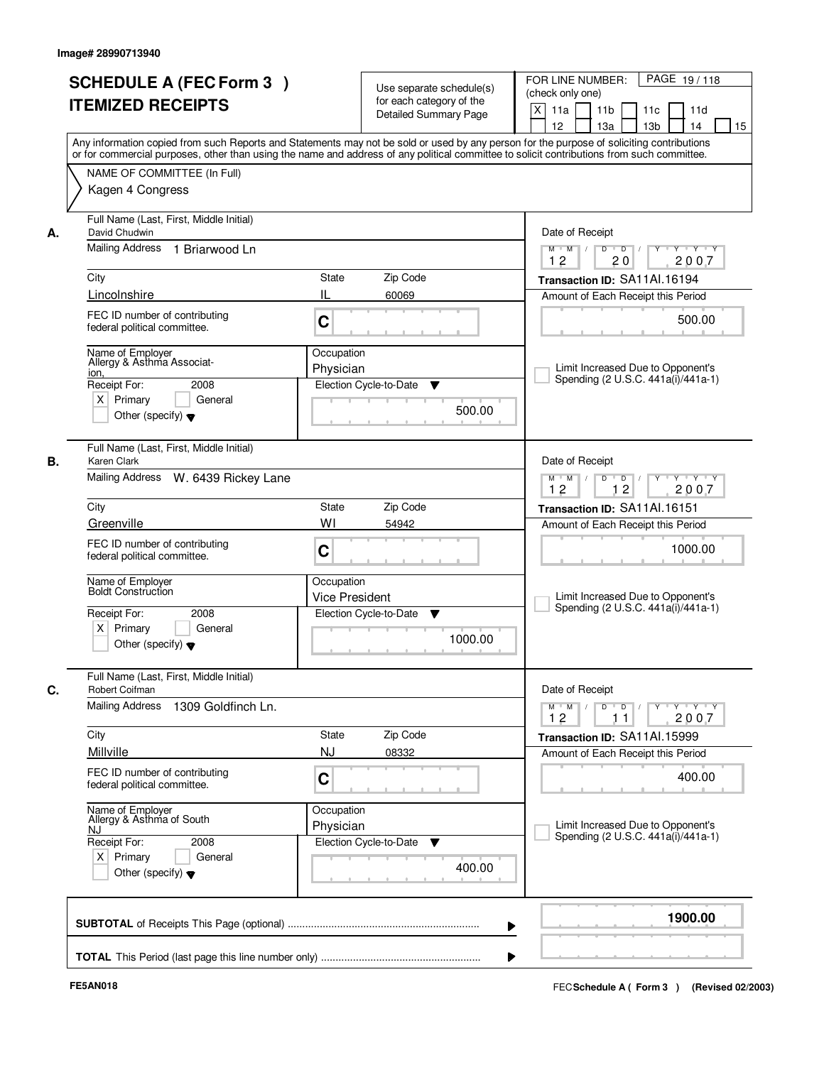Image# 28990713940

# SCHEDULE A (FEC Form 3 ) ITEMIZED RECEIPTS

Use separate schedule(s) for each category of the Detailed Summary Page

FOR LINE NUMBER: (check only one)

[X] 11a [ ] 11b [ ] 11c [ ] 11d [ ] 12 [ ] 13a [ ] 13b [ ] 14 [ ] 15

Any information copied from such Reports and Statements may not be sold or used by any person for the purpose of soliciting contributions or for commercial purposes, other than using the name and address of any political committee to solicit contributions from such committee.

NAME OF COMMITTEE (In Full)
Kagen 4 Congress

---

**A.**

Full Name (Last, First, Middle Initial): David Chudwin

Mailing Address: 1 Briarwood Ln

City: Lincolnshire | State: IL | Zip Code: 60069

FEC ID number of contributing federal political committee: C

Name of Employer: Allergy & Asthma Association,

Occupation: Physician

Receipt For: 2008 — [X] Primary [ ] General [ ] Other (specify)

Election Cycle-to-Date: 500.00

Date of Receipt: 12 / 20 / 2007

Transaction ID: SA11AI.16194

Amount of Each Receipt this Period: 500.00

[ ] Limit Increased Due to Opponent's Spending (2 U.S.C. 441a(i)/441a-1)

---

**B.**

Full Name (Last, First, Middle Initial): Karen Clark

Mailing Address: W. 6439 Rickey Lane

City: Greenville | State: WI | Zip Code: 54942

FEC ID number of contributing federal political committee: C

Name of Employer: Boldt Construction

Occupation: Vice President

Receipt For: 2008 — [X] Primary [ ] General [ ] Other (specify)

Election Cycle-to-Date: 1000.00

Date of Receipt: 12 / 12 / 2007

Transaction ID: SA11AI.16151

Amount of Each Receipt this Period: 1000.00

[ ] Limit Increased Due to Opponent's Spending (2 U.S.C. 441a(i)/441a-1)

---

**C.**

Full Name (Last, First, Middle Initial): Robert Coifman

Mailing Address: 1309 Goldfinch Ln.

City: Millville | State: NJ | Zip Code: 08332

FEC ID number of contributing federal political committee: C

Name of Employer: Allergy & Asthma of South NJ

Occupation: Physician

Receipt For: 2008 — [X] Primary [ ] General [ ] Other (specify)

Election Cycle-to-Date: 400.00

Date of Receipt: 12 / 11 / 2007

Transaction ID: SA11AI.15999

Amount of Each Receipt this Period: 400.00

[ ] Limit Increased Due to Opponent's Spending (2 U.S.C. 441a(i)/441a-1)

---

**SUBTOTAL** of Receipts This Page (optional): **1900.00**

**TOTAL** This Period (last page this line number only):

FE5AN018

FEC Schedule A ( Form 3 ) (Revised 02/2003)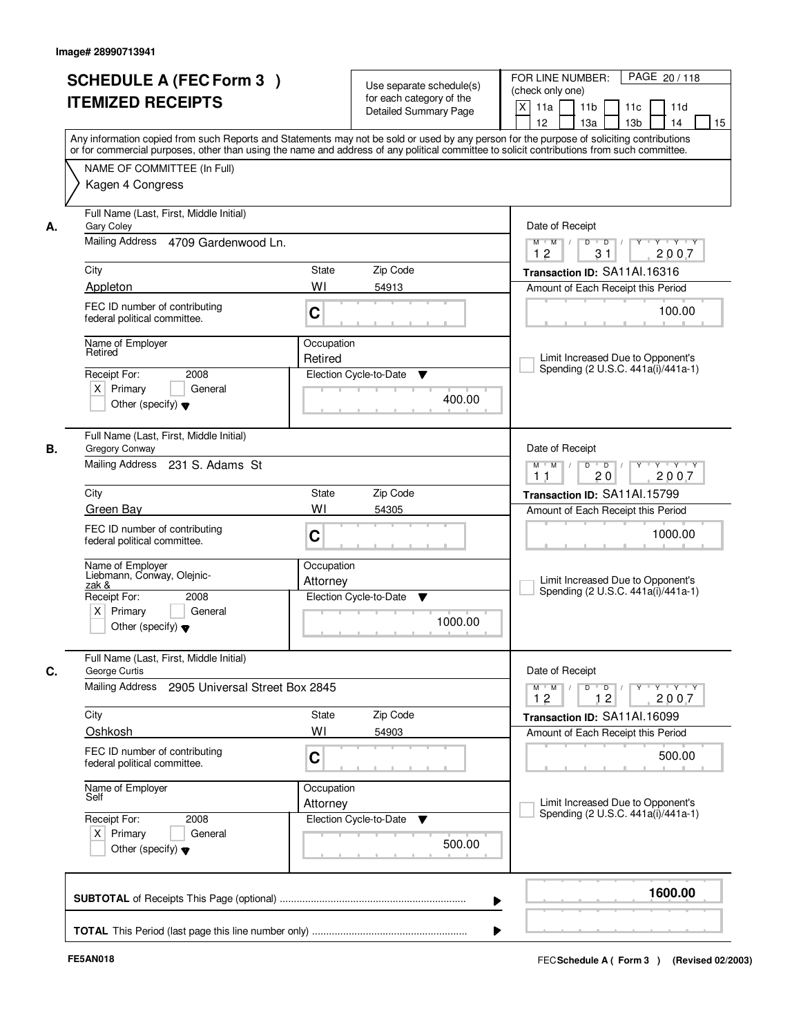Image# 28990713941

# SCHEDULE A (FEC Form 3 )
## ITEMIZED RECEIPTS

Use separate schedule(s) for each category of the Detailed Summary Page

FOR LINE NUMBER: (check only one)
[X] 11a [ ] 11b [ ] 11c [ ] 11d [ ] 12 [ ] 13a [ ] 13b [ ] 14 [ ] 15

Any information copied from such Reports and Statements may not be sold or used by any person for the purpose of soliciting contributions or for commercial purposes, other than using the name and address of any political committee to solicit contributions from such committee.

NAME OF COMMITTEE (In Full)
Kagen 4 Congress

---

**A.**

Full Name (Last, First, Middle Initial): Gary Coley
Mailing Address: 4709 Gardenwood Ln.
City: Appleton | State: WI | Zip Code: 54913
FEC ID number of contributing federal political committee: C
Name of Employer: Retired
Occupation: Retired
Receipt For: 2008 [X] Primary [ ] General [ ] Other (specify)
Election Cycle-to-Date: 400.00
Date of Receipt: 12/31/2007
Transaction ID: SA11AI.16316
Amount of Each Receipt this Period: 100.00
[ ] Limit Increased Due to Opponent's Spending (2 U.S.C. 441a(i)/441a-1)

---

**B.**

Full Name (Last, First, Middle Initial): Gregory Conway
Mailing Address: 231 S. Adams St
City: Green Bay | State: WI | Zip Code: 54305
FEC ID number of contributing federal political committee: C
Name of Employer: Liebmann, Conway, Olejniczak &
Occupation: Attorney
Receipt For: 2008 [X] Primary [ ] General [ ] Other (specify)
Election Cycle-to-Date: 1000.00
Date of Receipt: 11/20/2007
Transaction ID: SA11AI.15799
Amount of Each Receipt this Period: 1000.00
[ ] Limit Increased Due to Opponent's Spending (2 U.S.C. 441a(i)/441a-1)

---

**C.**

Full Name (Last, First, Middle Initial): George Curtis
Mailing Address: 2905 Universal Street Box 2845
City: Oshkosh | State: WI | Zip Code: 54903
FEC ID number of contributing federal political committee: C
Name of Employer: Self
Occupation: Attorney
Receipt For: 2008 [X] Primary [ ] General [ ] Other (specify)
Election Cycle-to-Date: 500.00
Date of Receipt: 12/12/2007
Transaction ID: SA11AI.16099
Amount of Each Receipt this Period: 500.00
[ ] Limit Increased Due to Opponent's Spending (2 U.S.C. 441a(i)/441a-1)

---

**SUBTOTAL** of Receipts This Page (optional): **1600.00**

**TOTAL** This Period (last page this line number only):

FE5AN018

FEC **Schedule A ( Form 3 )** (Revised 02/2003)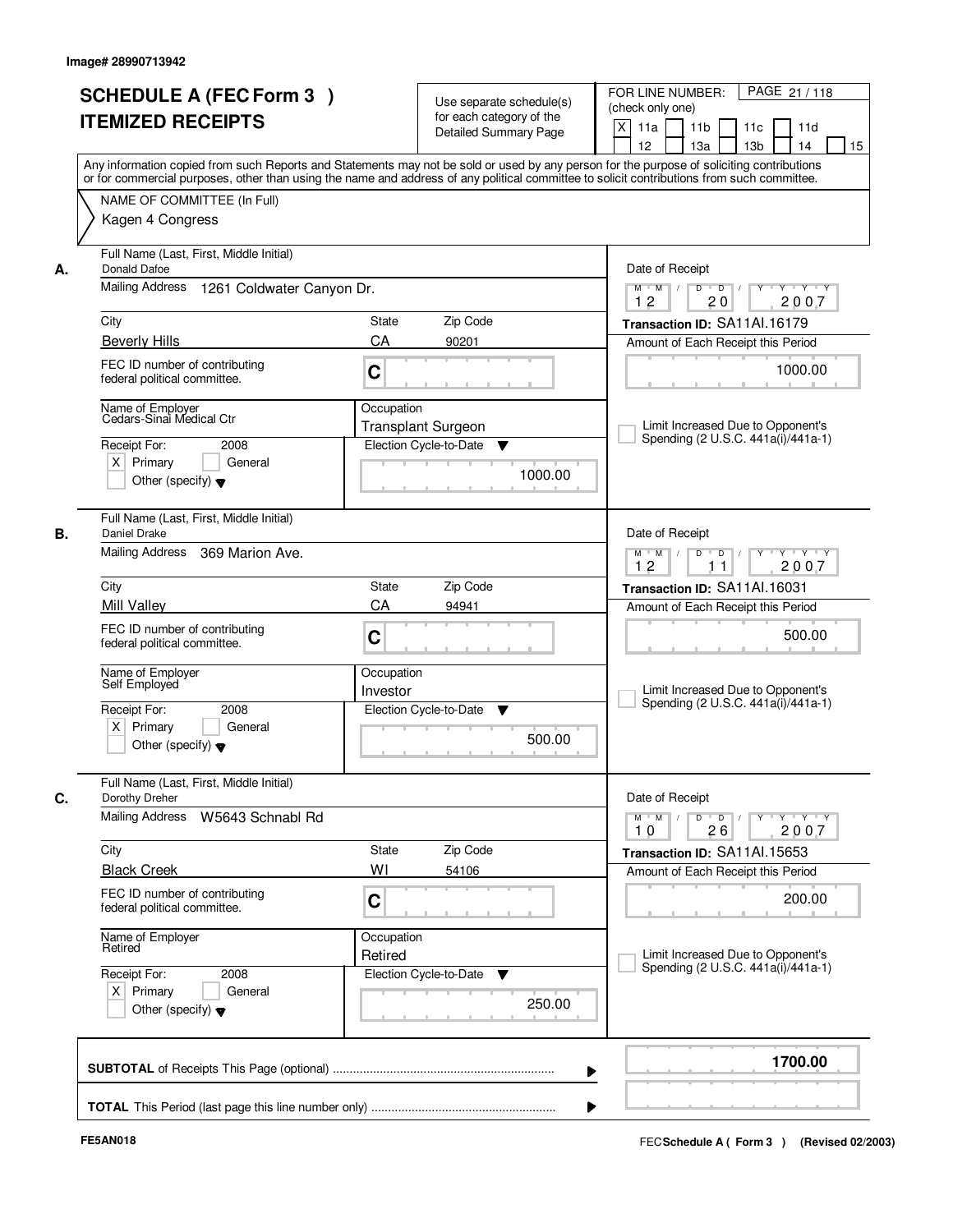Image# 28990713942

# SCHEDULE A (FEC Form 3 )
# ITEMIZED RECEIPTS

Use separate schedule(s) for each category of the Detailed Summary Page

FOR LINE NUMBER: (check only one)

[X] 11a [ ] 11b [ ] 11c [ ] 11d [ ] 12 [ ] 13a [ ] 13b [ ] 14 [ ] 15

Any information copied from such Reports and Statements may not be sold or used by any person for the purpose of soliciting contributions or for commercial purposes, other than using the name and address of any political committee to solicit contributions from such committee.

NAME OF COMMITTEE (In Full)

Kagen 4 Congress

---

**A.** Full Name (Last, First, Middle Initial): Donald Dafoe

Mailing Address: 1261 Coldwater Canyon Dr.

City: Beverly Hills | State: CA | Zip Code: 90201

FEC ID number of contributing federal political committee: C

Name of Employer: Cedars-Sinai Medical Ctr

Occupation: Transplant Surgeon

Receipt For: 2008 — [X] Primary [ ] General [ ] Other (specify)

Election Cycle-to-Date: 1000.00

Date of Receipt: 12 / 20 / 2007

Transaction ID: SA11AI.16179

Amount of Each Receipt this Period: 1000.00

[ ] Limit Increased Due to Opponent's Spending (2 U.S.C. 441a(i)/441a-1)

---

**B.** Full Name (Last, First, Middle Initial): Daniel Drake

Mailing Address: 369 Marion Ave.

City: Mill Valley | State: CA | Zip Code: 94941

FEC ID number of contributing federal political committee: C

Name of Employer: Self Employed

Occupation: Investor

Receipt For: 2008 — [X] Primary [ ] General [ ] Other (specify)

Election Cycle-to-Date: 500.00

Date of Receipt: 12 / 11 / 2007

Transaction ID: SA11AI.16031

Amount of Each Receipt this Period: 500.00

[ ] Limit Increased Due to Opponent's Spending (2 U.S.C. 441a(i)/441a-1)

---

**C.** Full Name (Last, First, Middle Initial): Dorothy Dreher

Mailing Address: W5643 Schnabl Rd

City: Black Creek | State: WI | Zip Code: 54106

FEC ID number of contributing federal political committee: C

Name of Employer: Retired

Occupation: Retired

Receipt For: 2008 — [X] Primary [ ] General [ ] Other (specify)

Election Cycle-to-Date: 250.00

Date of Receipt: 10 / 26 / 2007

Transaction ID: SA11AI.15653

Amount of Each Receipt this Period: 200.00

[ ] Limit Increased Due to Opponent's Spending (2 U.S.C. 441a(i)/441a-1)

---

**SUBTOTAL** of Receipts This Page (optional): **1700.00**

**TOTAL** This Period (last page this line number only):

FE5AN018

FEC **Schedule A ( Form 3 )** (Revised 02/2003)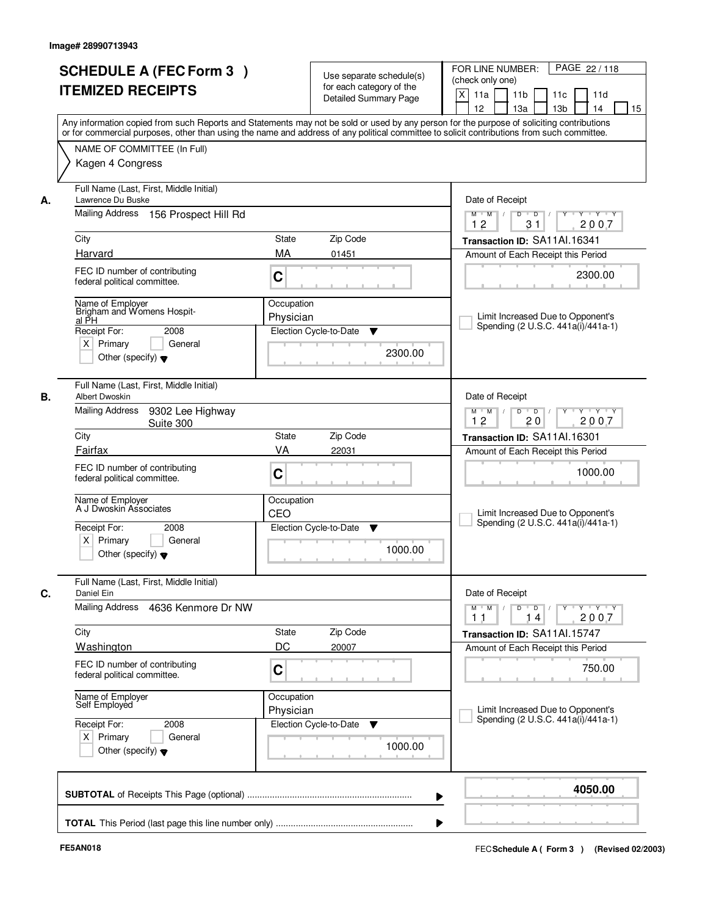Image# 28990713943

# SCHEDULE A (FEC Form 3 ) ITEMIZED RECEIPTS

Use separate schedule(s) for each category of the Detailed Summary Page

FOR LINE NUMBER: (check only one)

[X] 11a [ ] 11b [ ] 11c [ ] 11d [ ] 12 [ ] 13a [ ] 13b [ ] 14 [ ] 15

PAGE 22 / 118

Any information copied from such Reports and Statements may not be sold or used by any person for the purpose of soliciting contributions or for commercial purposes, other than using the name and address of any political committee to solicit contributions from such committee.

NAME OF COMMITTEE (In Full)

Kagen 4 Congress

---

**A.**

Full Name (Last, First, Middle Initial): Lawrence Du Buske

Mailing Address: 156 Prospect Hill Rd

City: Harvard | State: MA | Zip Code: 01451

FEC ID number of contributing federal political committee: C

Name of Employer: Brigham and Womens Hospital PH

Occupation: Physician

Receipt For: 2008 — [X] Primary [ ] General [ ] Other (specify)

Election Cycle-to-Date: 2300.00

Date of Receipt: 12 / 31 / 2007

Transaction ID: SA11AI.16341

Amount of Each Receipt this Period: 2300.00

[ ] Limit Increased Due to Opponent's Spending (2 U.S.C. 441a(i)/441a-1)

---

**B.**

Full Name (Last, First, Middle Initial): Albert Dwoskin

Mailing Address: 9302 Lee Highway Suite 300

City: Fairfax | State: VA | Zip Code: 22031

FEC ID number of contributing federal political committee: C

Name of Employer: A J Dwoskin Associates

Occupation: CEO

Receipt For: 2008 — [X] Primary [ ] General [ ] Other (specify)

Election Cycle-to-Date: 1000.00

Date of Receipt: 12 / 20 / 2007

Transaction ID: SA11AI.16301

Amount of Each Receipt this Period: 1000.00

[ ] Limit Increased Due to Opponent's Spending (2 U.S.C. 441a(i)/441a-1)

---

**C.**

Full Name (Last, First, Middle Initial): Daniel Ein

Mailing Address: 4636 Kenmore Dr NW

City: Washington | State: DC | Zip Code: 20007

FEC ID number of contributing federal political committee: C

Name of Employer: Self Employed

Occupation: Physician

Receipt For: 2008 — [X] Primary [ ] General [ ] Other (specify)

Election Cycle-to-Date: 1000.00

Date of Receipt: 11 / 14 / 2007

Transaction ID: SA11AI.15747

Amount of Each Receipt this Period: 750.00

[ ] Limit Increased Due to Opponent's Spending (2 U.S.C. 441a(i)/441a-1)

---

**SUBTOTAL** of Receipts This Page (optional): **4050.00**

**TOTAL** This Period (last page this line number only):

FE5AN018

FEC Schedule A ( Form 3 ) (Revised 02/2003)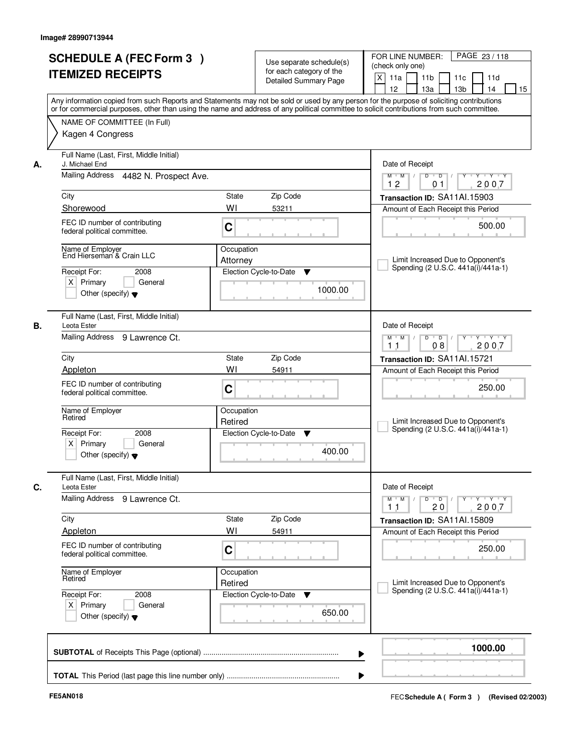Image# 28990713944

# SCHEDULE A (FEC Form 3 ) ITEMIZED RECEIPTS

Use separate schedule(s) for each category of the Detailed Summary Page

FOR LINE NUMBER: (check only one)

[X] 11a [ ] 11b [ ] 11c [ ] 11d [ ] 12 [ ] 13a [ ] 13b [ ] 14 [ ] 15

PAGE 23 / 118

Any information copied from such Reports and Statements may not be sold or used by any person for the purpose of soliciting contributions or for commercial purposes, other than using the name and address of any political committee to solicit contributions from such committee.

NAME OF COMMITTEE (In Full)
Kagen 4 Congress

---

**A.**

Full Name (Last, First, Middle Initial): J. Michael End

Mailing Address: 4482 N. Prospect Ave.

City: Shorewood | State: WI | Zip Code: 53211

FEC ID number of contributing federal political committee: C

Name of Employer: End Hierseman & Crain LLC

Occupation: Attorney

Receipt For: 2008 [X] Primary [ ] General [ ] Other (specify)

Election Cycle-to-Date: 1000.00

Date of Receipt: 12 01 2007

Transaction ID: SA11AI.15903

Amount of Each Receipt this Period: 500.00

[ ] Limit Increased Due to Opponent's Spending (2 U.S.C. 441a(i)/441a-1)

---

**B.**

Full Name (Last, First, Middle Initial): Leota Ester

Mailing Address: 9 Lawrence Ct.

City: Appleton | State: WI | Zip Code: 54911

FEC ID number of contributing federal political committee: C

Name of Employer: Retired

Occupation: Retired

Receipt For: 2008 [X] Primary [ ] General [ ] Other (specify)

Election Cycle-to-Date: 400.00

Date of Receipt: 11 08 2007

Transaction ID: SA11AI.15721

Amount of Each Receipt this Period: 250.00

[ ] Limit Increased Due to Opponent's Spending (2 U.S.C. 441a(i)/441a-1)

---

**C.**

Full Name (Last, First, Middle Initial): Leota Ester

Mailing Address: 9 Lawrence Ct.

City: Appleton | State: WI | Zip Code: 54911

FEC ID number of contributing federal political committee: C

Name of Employer: Retired

Occupation: Retired

Receipt For: 2008 [X] Primary [ ] General [ ] Other (specify)

Election Cycle-to-Date: 650.00

Date of Receipt: 11 20 2007

Transaction ID: SA11AI.15809

Amount of Each Receipt this Period: 250.00

[ ] Limit Increased Due to Opponent's Spending (2 U.S.C. 441a(i)/441a-1)

---

**SUBTOTAL** of Receipts This Page (optional): 1000.00

**TOTAL** This Period (last page this line number only):

FE5AN018

FEC **Schedule A ( Form 3 )** (Revised 02/2003)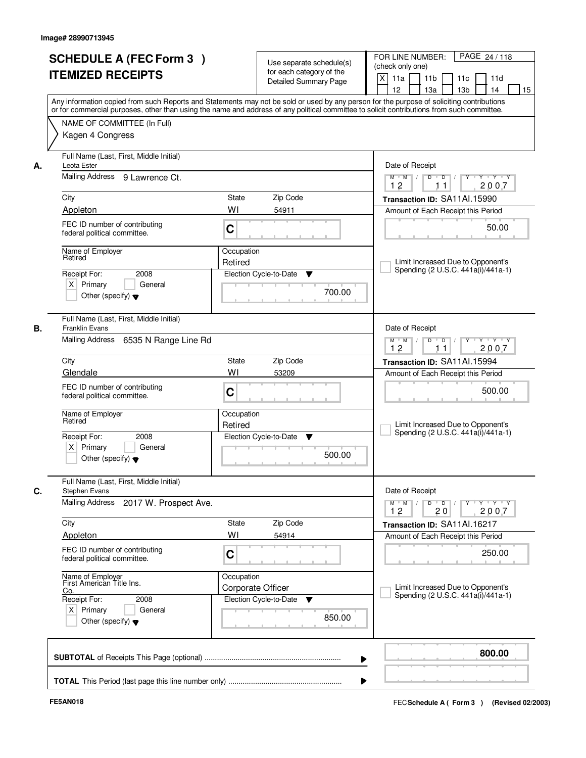Image# 28990713945

# SCHEDULE A (FEC Form 3 ) ITEMIZED RECEIPTS

Use separate schedule(s) for each category of the Detailed Summary Page

FOR LINE NUMBER: (check only one)

[X] 11a [ ] 11b [ ] 11c [ ] 11d [ ] 12 [ ] 13a [ ] 13b [ ] 14 [ ] 15

PAGE 24 / 118

Any information copied from such Reports and Statements may not be sold or used by any person for the purpose of soliciting contributions or for commercial purposes, other than using the name and address of any political committee to solicit contributions from such committee.

NAME OF COMMITTEE (In Full)

Kagen 4 Congress

---

**A.**

Full Name (Last, First, Middle Initial): Leota Ester

Mailing Address: 9 Lawrence Ct.

City: Appleton | State: WI | Zip Code: 54911

FEC ID number of contributing federal political committee: C

Name of Employer: Retired

Occupation: Retired

Receipt For: 2008 — [X] Primary [ ] General [ ] Other (specify)

Election Cycle-to-Date: 700.00

Date of Receipt: 12 / 11 / 2007

Transaction ID: SA11AI.15990

Amount of Each Receipt this Period: 50.00

[ ] Limit Increased Due to Opponent's Spending (2 U.S.C. 441a(i)/441a-1)

---

**B.**

Full Name (Last, First, Middle Initial): Franklin Evans

Mailing Address: 6535 N Range Line Rd

City: Glendale | State: WI | Zip Code: 53209

FEC ID number of contributing federal political committee: C

Name of Employer: Retired

Occupation: Retired

Receipt For: 2008 — [X] Primary [ ] General [ ] Other (specify)

Election Cycle-to-Date: 500.00

Date of Receipt: 12 / 11 / 2007

Transaction ID: SA11AI.15994

Amount of Each Receipt this Period: 500.00

[ ] Limit Increased Due to Opponent's Spending (2 U.S.C. 441a(i)/441a-1)

---

**C.**

Full Name (Last, First, Middle Initial): Stephen Evans

Mailing Address: 2017 W. Prospect Ave.

City: Appleton | State: WI | Zip Code: 54914

FEC ID number of contributing federal political committee: C

Name of Employer: First American Title Ins. Co.

Occupation: Corporate Officer

Receipt For: 2008 — [X] Primary [ ] General [ ] Other (specify)

Election Cycle-to-Date: 850.00

Date of Receipt: 12 / 20 / 2007

Transaction ID: SA11AI.16217

Amount of Each Receipt this Period: 250.00

[ ] Limit Increased Due to Opponent's Spending (2 U.S.C. 441a(i)/441a-1)

---

**SUBTOTAL** of Receipts This Page (optional): **800.00**

**TOTAL** This Period (last page this line number only):

FE5AN018

FEC Schedule A ( Form 3 ) (Revised 02/2003)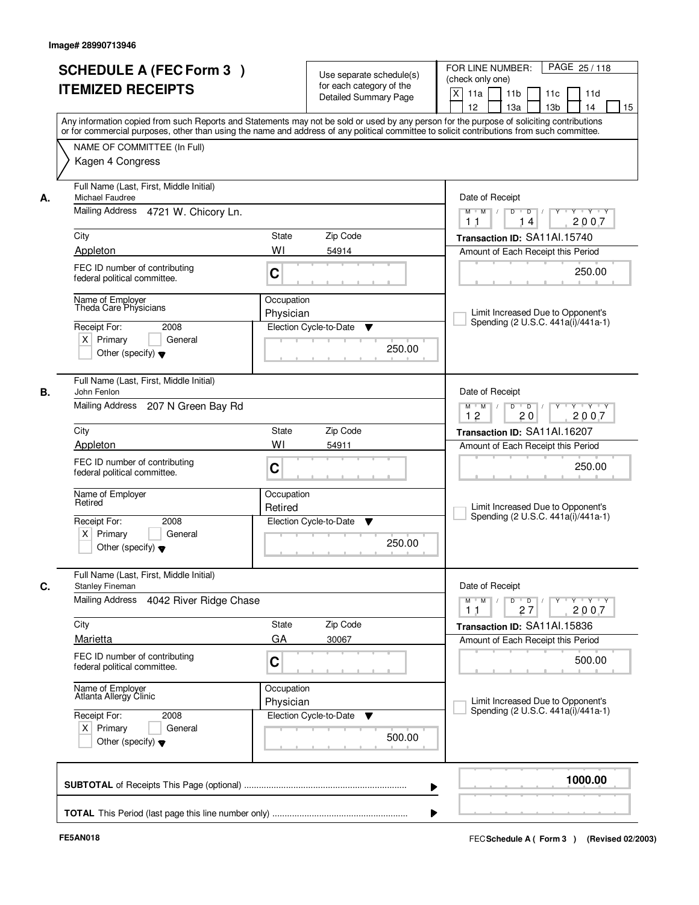Image# 28990713946

# SCHEDULE A (FEC Form 3 ) ITEMIZED RECEIPTS

Use separate schedule(s) for each category of the Detailed Summary Page

FOR LINE NUMBER: (check only one)
[X] 11a [ ] 11b [ ] 11c [ ] 11d [ ] 12 [ ] 13a [ ] 13b [ ] 14 [ ] 15

PAGE 25 / 118

Any information copied from such Reports and Statements may not be sold or used by any person for the purpose of soliciting contributions or for commercial purposes, other than using the name and address of any political committee to solicit contributions from such committee.

NAME OF COMMITTEE (In Full)
Kagen 4 Congress

---

**A.** Full Name (Last, First, Middle Initial): Michael Faudree

Mailing Address: 4721 W. Chicory Ln.

City: Appleton | State: WI | Zip Code: 54914

FEC ID number of contributing federal political committee: C

Name of Employer: Theda Care Physicians

Occupation: Physician

Receipt For: 2008 — [X] Primary [ ] General [ ] Other (specify)

Election Cycle-to-Date: 250.00

Date of Receipt: 11 / 14 / 2007

Transaction ID: SA11AI.15740

Amount of Each Receipt this Period: 250.00

[ ] Limit Increased Due to Opponent's Spending (2 U.S.C. 441a(i)/441a-1)

---

**B.** Full Name (Last, First, Middle Initial): John Fenlon

Mailing Address: 207 N Green Bay Rd

City: Appleton | State: WI | Zip Code: 54911

FEC ID number of contributing federal political committee: C

Name of Employer: Retired

Occupation: Retired

Receipt For: 2008 — [X] Primary [ ] General [ ] Other (specify)

Election Cycle-to-Date: 250.00

Date of Receipt: 12 / 20 / 2007

Transaction ID: SA11AI.16207

Amount of Each Receipt this Period: 250.00

[ ] Limit Increased Due to Opponent's Spending (2 U.S.C. 441a(i)/441a-1)

---

**C.** Full Name (Last, First, Middle Initial): Stanley Fineman

Mailing Address: 4042 River Ridge Chase

City: Marietta | State: GA | Zip Code: 30067

FEC ID number of contributing federal political committee: C

Name of Employer: Atlanta Allergy Clinic

Occupation: Physician

Receipt For: 2008 — [X] Primary [ ] General [ ] Other (specify)

Election Cycle-to-Date: 500.00

Date of Receipt: 11 / 27 / 2007

Transaction ID: SA11AI.15836

Amount of Each Receipt this Period: 500.00

[ ] Limit Increased Due to Opponent's Spending (2 U.S.C. 441a(i)/441a-1)

---

**SUBTOTAL** of Receipts This Page (optional): **1000.00**

**TOTAL** This Period (last page this line number only):

FE5AN018 — FEC Schedule A ( Form 3 ) (Revised 02/2003)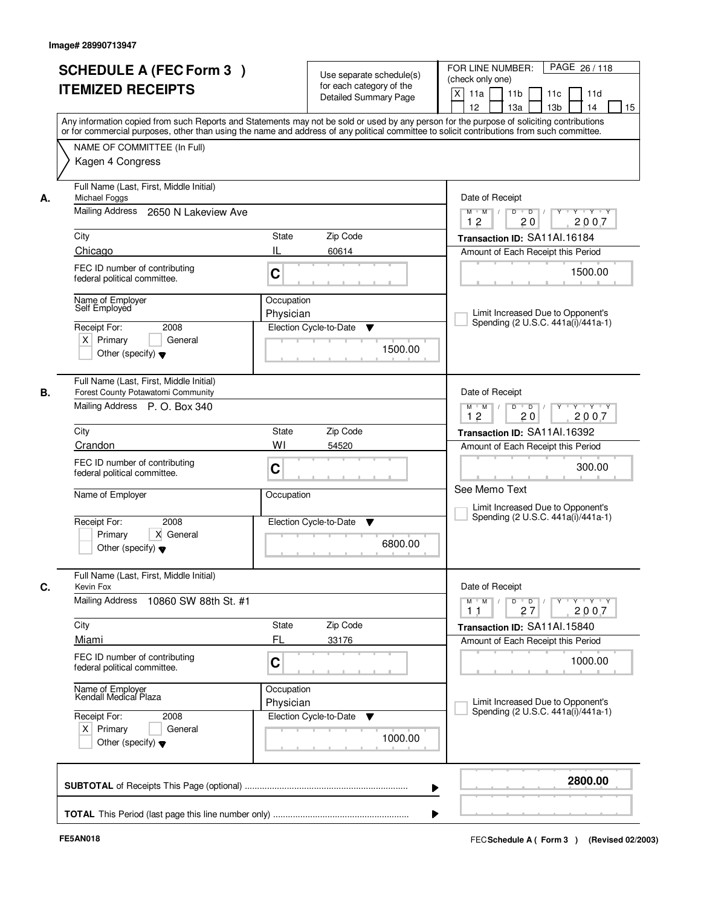Image# 28990713947

# SCHEDULE A (FEC Form 3 )
# ITEMIZED RECEIPTS

Use separate schedule(s) for each category of the Detailed Summary Page

FOR LINE NUMBER: (check only one)
X 11a   11b   11c   11d   12   13a   13b   14   15

Any information copied from such Reports and Statements may not be sold or used by any person for the purpose of soliciting contributions or for commercial purposes, other than using the name and address of any political committee to solicit contributions from such committee.

NAME OF COMMITTEE (In Full)
Kagen 4 Congress

**A.**
Full Name (Last, First, Middle Initial): Michael Foggs
Mailing Address: 2650 N Lakeview Ave
City: Chicago | State: IL | Zip Code: 60614
FEC ID number of contributing federal political committee: C
Name of Employer: Self Employed
Occupation: Physician
Receipt For: 2008 — X Primary; General; Other (specify)
Election Cycle-to-Date: 1500.00
Date of Receipt: 12 / 20 / 2007
Transaction ID: SA11AI.16184
Amount of Each Receipt this Period: 1500.00
Limit Increased Due to Opponent's Spending (2 U.S.C. 441a(i)/441a-1)

**B.**
Full Name (Last, First, Middle Initial): Forest County Potawatomi Community
Mailing Address: P. O. Box 340
City: Crandon | State: WI | Zip Code: 54520
FEC ID number of contributing federal political committee: C
Name of Employer:
Occupation:
Receipt For: 2008 — Primary; X General; Other (specify)
Election Cycle-to-Date: 6800.00
Date of Receipt: 12 / 20 / 2007
Transaction ID: SA11AI.16392
Amount of Each Receipt this Period: 300.00
See Memo Text
Limit Increased Due to Opponent's Spending (2 U.S.C. 441a(i)/441a-1)

**C.**
Full Name (Last, First, Middle Initial): Kevin Fox
Mailing Address: 10860 SW 88th St. #1
City: Miami | State: FL | Zip Code: 33176
FEC ID number of contributing federal political committee: C
Name of Employer: Kendall Medical Plaza
Occupation: Physician
Receipt For: 2008 — X Primary; General; Other (specify)
Election Cycle-to-Date: 1000.00
Date of Receipt: 11 / 27 / 2007
Transaction ID: SA11AI.15840
Amount of Each Receipt this Period: 1000.00
Limit Increased Due to Opponent's Spending (2 U.S.C. 441a(i)/441a-1)

**SUBTOTAL** of Receipts This Page (optional): **2800.00**

**TOTAL** This Period (last page this line number only):

FE5AN018

FEC **Schedule A ( Form 3 )** (Revised 02/2003)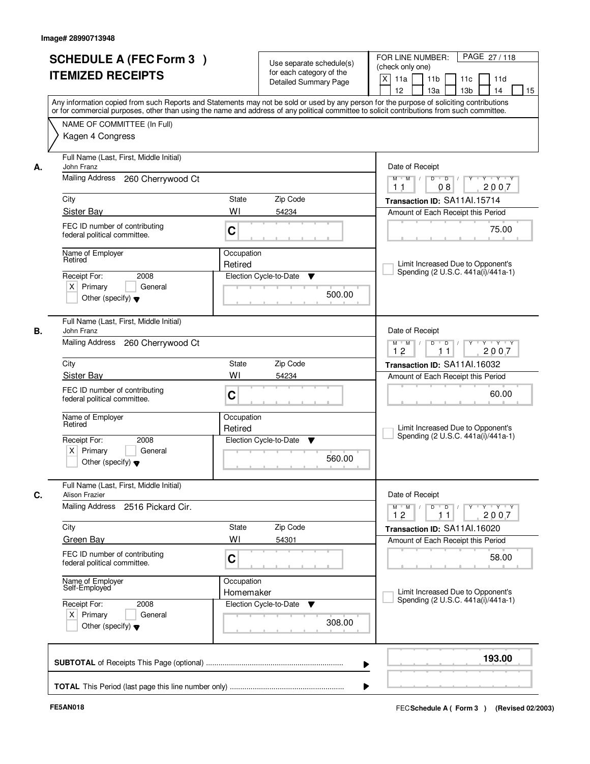Image# 28990713948

# SCHEDULE A (FEC Form 3 ) ITEMIZED RECEIPTS

Use separate schedule(s) for each category of the Detailed Summary Page

FOR LINE NUMBER: (check only one)

[X] 11a [ ] 11b [ ] 11c [ ] 11d [ ] 12 [ ] 13a [ ] 13b [ ] 14 [ ] 15

Any information copied from such Reports and Statements may not be sold or used by any person for the purpose of soliciting contributions or for commercial purposes, other than using the name and address of any political committee to solicit contributions from such committee.

NAME OF COMMITTEE (In Full)

Kagen 4 Congress

---

**A.** Full Name (Last, First, Middle Initial): John Franz

Mailing Address: 260 Cherrywood Ct

City: Sister Bay | State: WI | Zip Code: 54234

FEC ID number of contributing federal political committee: C

Name of Employer: Retired

Occupation: Retired

Receipt For: 2008 — [X] Primary [ ] General [ ] Other (specify)

Election Cycle-to-Date: 500.00

Date of Receipt: 11 08 2007

Transaction ID: SA11AI.15714

Amount of Each Receipt this Period: 75.00

[ ] Limit Increased Due to Opponent's Spending (2 U.S.C. 441a(i)/441a-1)

---

**B.** Full Name (Last, First, Middle Initial): John Franz

Mailing Address: 260 Cherrywood Ct

City: Sister Bay | State: WI | Zip Code: 54234

FEC ID number of contributing federal political committee: C

Name of Employer: Retired

Occupation: Retired

Receipt For: 2008 — [X] Primary [ ] General [ ] Other (specify)

Election Cycle-to-Date: 560.00

Date of Receipt: 12 11 2007

Transaction ID: SA11AI.16032

Amount of Each Receipt this Period: 60.00

[ ] Limit Increased Due to Opponent's Spending (2 U.S.C. 441a(i)/441a-1)

---

**C.** Full Name (Last, First, Middle Initial): Alison Frazier

Mailing Address: 2516 Pickard Cir.

City: Green Bay | State: WI | Zip Code: 54301

FEC ID number of contributing federal political committee: C

Name of Employer: Self-Employed

Occupation: Homemaker

Receipt For: 2008 — [X] Primary [ ] General [ ] Other (specify)

Election Cycle-to-Date: 308.00

Date of Receipt: 12 11 2007

Transaction ID: SA11AI.16020

Amount of Each Receipt this Period: 58.00

[ ] Limit Increased Due to Opponent's Spending (2 U.S.C. 441a(i)/441a-1)

---

**SUBTOTAL** of Receipts This Page (optional): **193.00**

**TOTAL** This Period (last page this line number only):

FE5AN018

FEC Schedule A ( Form 3 ) (Revised 02/2003)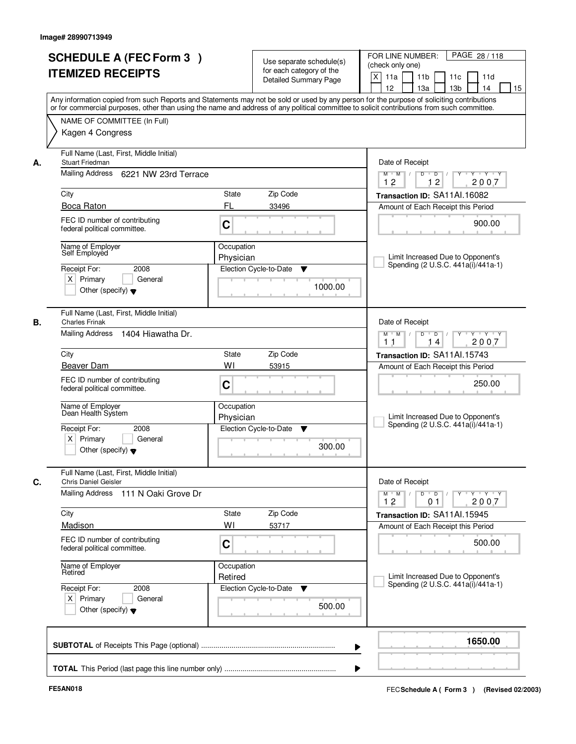Image# 28990713949

# SCHEDULE A (FEC Form 3 ) ITEMIZED RECEIPTS

Use separate schedule(s) for each category of the Detailed Summary Page

FOR LINE NUMBER: (check only one)

[X] 11a [ ] 11b [ ] 11c [ ] 11d [ ] 12 [ ] 13a [ ] 13b [ ] 14 [ ] 15

PAGE 28 / 118

Any information copied from such Reports and Statements may not be sold or used by any person for the purpose of soliciting contributions or for commercial purposes, other than using the name and address of any political committee to solicit contributions from such committee.

NAME OF COMMITTEE (In Full)

Kagen 4 Congress

---

**A.**

Full Name (Last, First, Middle Initial): Stuart Friedman

Mailing Address: 6221 NW 23rd Terrace

City: Boca Raton | State: FL | Zip Code: 33496

FEC ID number of contributing federal political committee: C

Name of Employer: Self Employed

Occupation: Physician

Receipt For: 2008 — [X] Primary [ ] General [ ] Other (specify)

Election Cycle-to-Date: 1000.00

Date of Receipt: 12 / 12 / 2007

Transaction ID: SA11AI.16082

Amount of Each Receipt this Period: 900.00

[ ] Limit Increased Due to Opponent's Spending (2 U.S.C. 441a(i)/441a-1)

---

**B.**

Full Name (Last, First, Middle Initial): Charles Frinak

Mailing Address: 1404 Hiawatha Dr.

City: Beaver Dam | State: WI | Zip Code: 53915

FEC ID number of contributing federal political committee: C

Name of Employer: Dean Health System

Occupation: Physician

Receipt For: 2008 — [X] Primary [ ] General [ ] Other (specify)

Election Cycle-to-Date: 300.00

Date of Receipt: 11 / 14 / 2007

Transaction ID: SA11AI.15743

Amount of Each Receipt this Period: 250.00

[ ] Limit Increased Due to Opponent's Spending (2 U.S.C. 441a(i)/441a-1)

---

**C.**

Full Name (Last, First, Middle Initial): Chris Daniel Geisler

Mailing Address: 111 N Oaki Grove Dr

City: Madison | State: WI | Zip Code: 53717

FEC ID number of contributing federal political committee: C

Name of Employer: Retired

Occupation: Retired

Receipt For: 2008 — [X] Primary [ ] General [ ] Other (specify)

Election Cycle-to-Date: 500.00

Date of Receipt: 12 / 01 / 2007

Transaction ID: SA11AI.15945

Amount of Each Receipt this Period: 500.00

[ ] Limit Increased Due to Opponent's Spending (2 U.S.C. 441a(i)/441a-1)

---

**SUBTOTAL** of Receipts This Page (optional): 1650.00

**TOTAL** This Period (last page this line number only):

FE5AN018

FEC Schedule A ( Form 3 ) (Revised 02/2003)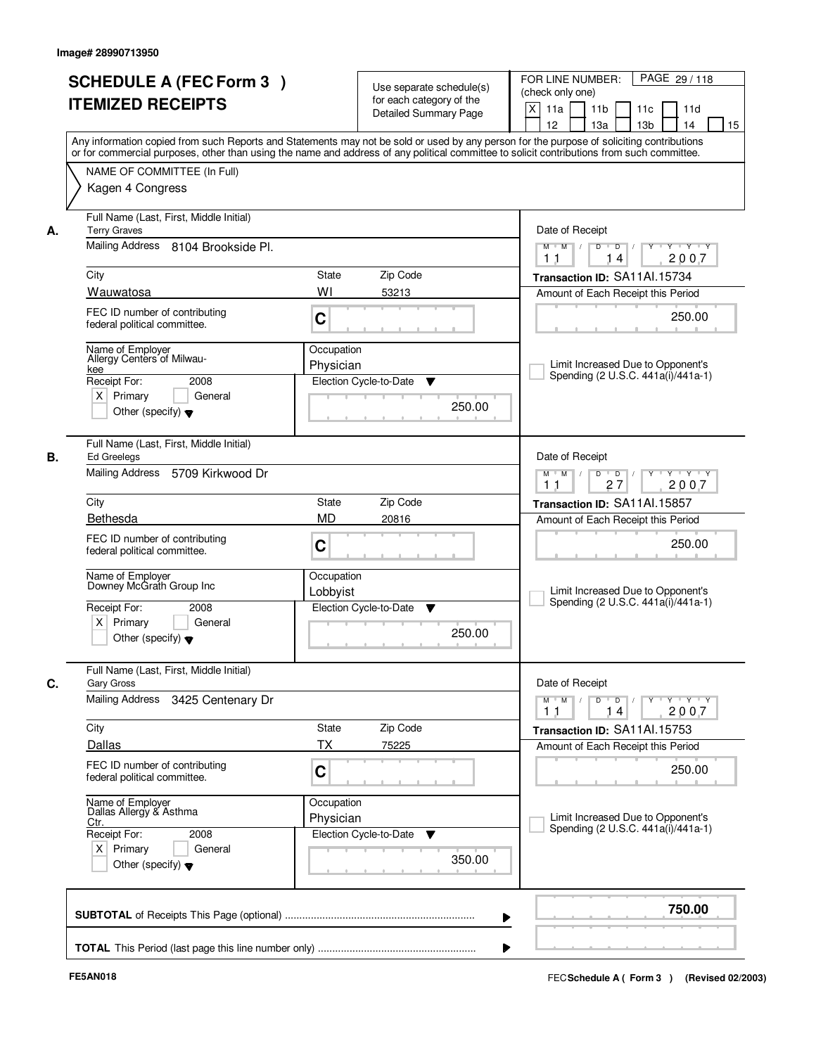Image# 28990713950

# SCHEDULE A (FEC Form 3 ) ITEMIZED RECEIPTS

Use separate schedule(s) for each category of the Detailed Summary Page

FOR LINE NUMBER: (check only one)

[X] 11a [ ] 11b [ ] 11c [ ] 11d [ ] 12 [ ] 13a [ ] 13b [ ] 14 [ ] 15

Any information copied from such Reports and Statements may not be sold or used by any person for the purpose of soliciting contributions or for commercial purposes, other than using the name and address of any political committee to solicit contributions from such committee.

NAME OF COMMITTEE (In Full)

Kagen 4 Congress

---

**A.**

Full Name (Last, First, Middle Initial): Terry Graves

Mailing Address: 8104 Brookside Pl.

City: Wauwatosa | State: WI | Zip Code: 53213

FEC ID number of contributing federal political committee: C

Name of Employer: Allergy Centers of Milwaukee

Occupation: Physician

Receipt For: 2008 [X] Primary [ ] General [ ] Other (specify)

Election Cycle-to-Date: 250.00

Date of Receipt: 11/14/2007

Transaction ID: SA11AI.15734

Amount of Each Receipt this Period: 250.00

[ ] Limit Increased Due to Opponent's Spending (2 U.S.C. 441a(i)/441a-1)

---

**B.**

Full Name (Last, First, Middle Initial): Ed Greelegs

Mailing Address: 5709 Kirkwood Dr

City: Bethesda | State: MD | Zip Code: 20816

FEC ID number of contributing federal political committee: C

Name of Employer: Downey McGrath Group Inc

Occupation: Lobbyist

Receipt For: 2008 [X] Primary [ ] General [ ] Other (specify)

Election Cycle-to-Date: 250.00

Date of Receipt: 11/27/2007

Transaction ID: SA11AI.15857

Amount of Each Receipt this Period: 250.00

[ ] Limit Increased Due to Opponent's Spending (2 U.S.C. 441a(i)/441a-1)

---

**C.**

Full Name (Last, First, Middle Initial): Gary Gross

Mailing Address: 3425 Centenary Dr

City: Dallas | State: TX | Zip Code: 75225

FEC ID number of contributing federal political committee: C

Name of Employer: Dallas Allergy & Asthma Ctr.

Occupation: Physician

Receipt For: 2008 [X] Primary [ ] General [ ] Other (specify)

Election Cycle-to-Date: 350.00

Date of Receipt: 11/14/2007

Transaction ID: SA11AI.15753

Amount of Each Receipt this Period: 250.00

[ ] Limit Increased Due to Opponent's Spending (2 U.S.C. 441a(i)/441a-1)

---

**SUBTOTAL** of Receipts This Page (optional): 750.00

**TOTAL** This Period (last page this line number only):

FE5AN018

FEC Schedule A ( Form 3 ) (Revised 02/2003)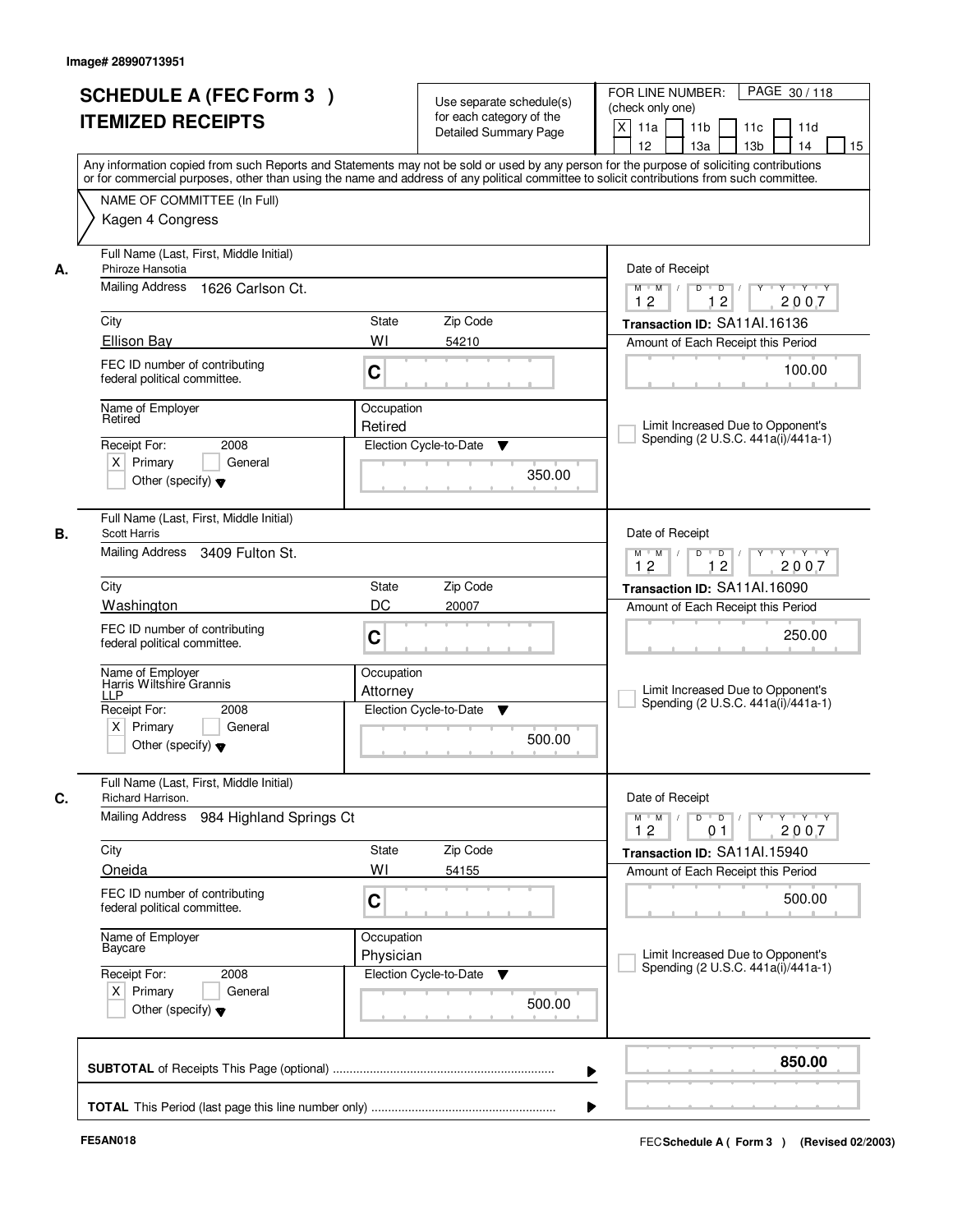Image# 28990713951

# SCHEDULE A (FEC Form 3 ) ITEMIZED RECEIPTS

Use separate schedule(s) for each category of the Detailed Summary Page

FOR LINE NUMBER: (check only one)
[X] 11a [ ] 11b [ ] 11c [ ] 11d [ ] 12 [ ] 13a [ ] 13b [ ] 14 [ ] 15

Any information copied from such Reports and Statements may not be sold or used by any person for the purpose of soliciting contributions or for commercial purposes, other than using the name and address of any political committee to solicit contributions from such committee.

NAME OF COMMITTEE (In Full)
Kagen 4 Congress

---

**A.**

Full Name (Last, First, Middle Initial): Phiroze Hansotia
Mailing Address: 1626 Carlson Ct.
City: Ellison Bay | State: WI | Zip Code: 54210
FEC ID number of contributing federal political committee: C
Name of Employer: Retired
Occupation: Retired
Receipt For: 2008 — [X] Primary [ ] General [ ] Other (specify)
Election Cycle-to-Date: 350.00

Date of Receipt: 12 / 12 / 2007
Transaction ID: SA11AI.16136
Amount of Each Receipt this Period: 100.00
[ ] Limit Increased Due to Opponent's Spending (2 U.S.C. 441a(i)/441a-1)

---

**B.**

Full Name (Last, First, Middle Initial): Scott Harris
Mailing Address: 3409 Fulton St.
City: Washington | State: DC | Zip Code: 20007
FEC ID number of contributing federal political committee: C
Name of Employer: Harris Wiltshire Grannis LLP
Occupation: Attorney
Receipt For: 2008 — [X] Primary [ ] General [ ] Other (specify)
Election Cycle-to-Date: 500.00

Date of Receipt: 12 / 12 / 2007
Transaction ID: SA11AI.16090
Amount of Each Receipt this Period: 250.00
[ ] Limit Increased Due to Opponent's Spending (2 U.S.C. 441a(i)/441a-1)

---

**C.**

Full Name (Last, First, Middle Initial): Richard Harrison.
Mailing Address: 984 Highland Springs Ct
City: Oneida | State: WI | Zip Code: 54155
FEC ID number of contributing federal political committee: C
Name of Employer: Baycare
Occupation: Physician
Receipt For: 2008 — [X] Primary [ ] General [ ] Other (specify)
Election Cycle-to-Date: 500.00

Date of Receipt: 12 / 01 / 2007
Transaction ID: SA11AI.15940
Amount of Each Receipt this Period: 500.00
[ ] Limit Increased Due to Opponent's Spending (2 U.S.C. 441a(i)/441a-1)

---

**SUBTOTAL** of Receipts This Page (optional): **850.00**

**TOTAL** This Period (last page this line number only):

FE5AN018 — FEC Schedule A ( Form 3 ) (Revised 02/2003)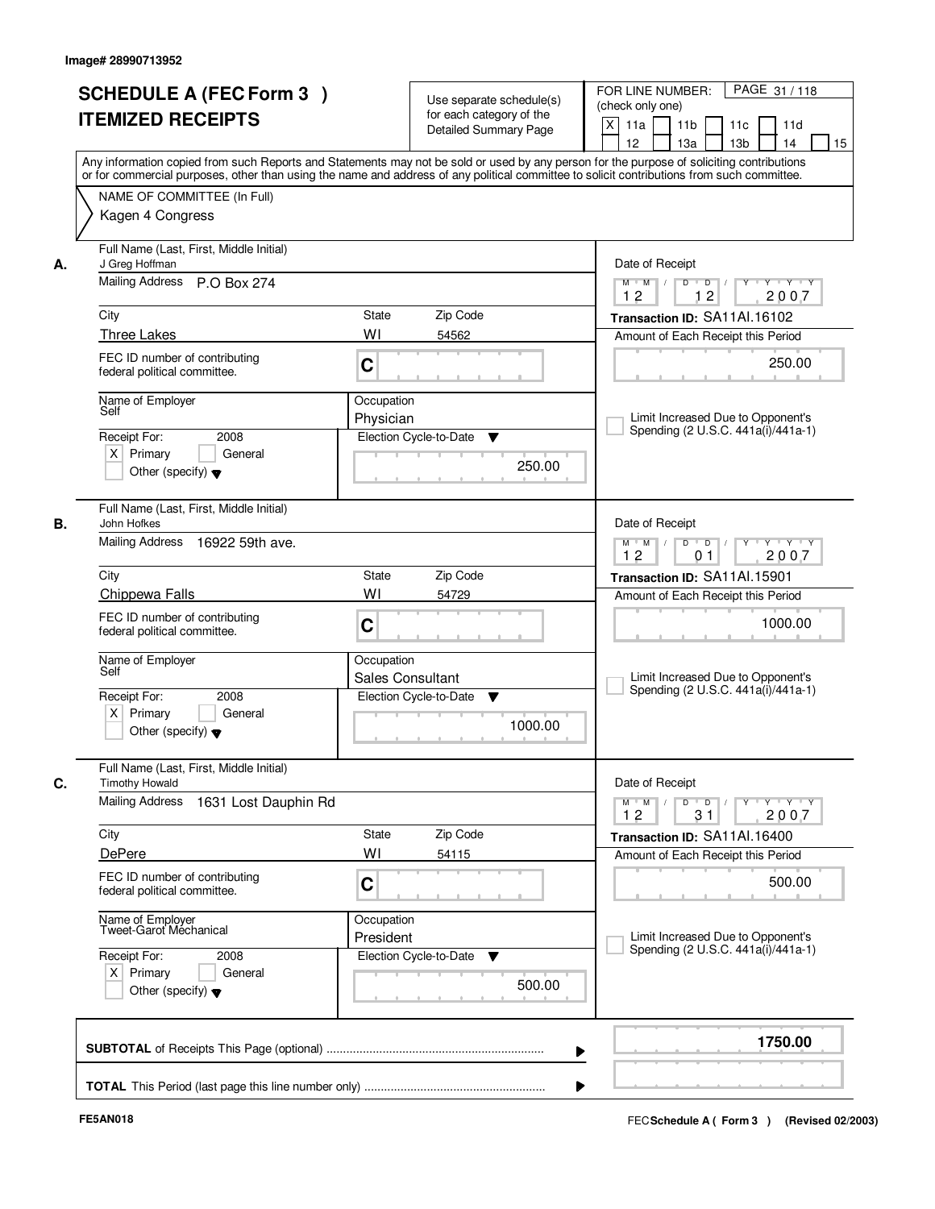Image# 28990713952

# SCHEDULE A (FEC Form 3 ) ITEMIZED RECEIPTS

Use separate schedule(s) for each category of the Detailed Summary Page

FOR LINE NUMBER: (check only one)

[X] 11a [ ] 11b [ ] 11c [ ] 11d [ ] 12 [ ] 13a [ ] 13b [ ] 14 [ ] 15

Any information copied from such Reports and Statements may not be sold or used by any person for the purpose of soliciting contributions or for commercial purposes, other than using the name and address of any political committee to solicit contributions from such committee.

NAME OF COMMITTEE (In Full)

Kagen 4 Congress

---

**A.**

Full Name (Last, First, Middle Initial): J Greg Hoffman

Mailing Address: P.O Box 274

City: Three Lakes | State: WI | Zip Code: 54562

FEC ID number of contributing federal political committee: C

Name of Employer: Self

Occupation: Physician

Receipt For: 2008 — [X] Primary [ ] General [ ] Other (specify)

Election Cycle-to-Date: 250.00

Date of Receipt: 12 12 2007

Transaction ID: SA11AI.16102

Amount of Each Receipt this Period: 250.00

[ ] Limit Increased Due to Opponent's Spending (2 U.S.C. 441a(i)/441a-1)

---

**B.**

Full Name (Last, First, Middle Initial): John Hofkes

Mailing Address: 16922 59th ave.

City: Chippewa Falls | State: WI | Zip Code: 54729

FEC ID number of contributing federal political committee: C

Name of Employer: Self

Occupation: Sales Consultant

Receipt For: 2008 — [X] Primary [ ] General [ ] Other (specify)

Election Cycle-to-Date: 1000.00

Date of Receipt: 12 01 2007

Transaction ID: SA11AI.15901

Amount of Each Receipt this Period: 1000.00

[ ] Limit Increased Due to Opponent's Spending (2 U.S.C. 441a(i)/441a-1)

---

**C.**

Full Name (Last, First, Middle Initial): Timothy Howald

Mailing Address: 1631 Lost Dauphin Rd

City: DePere | State: WI | Zip Code: 54115

FEC ID number of contributing federal political committee: C

Name of Employer: Tweet-Garot Mechanical

Occupation: President

Receipt For: 2008 — [X] Primary [ ] General [ ] Other (specify)

Election Cycle-to-Date: 500.00

Date of Receipt: 12 31 2007

Transaction ID: SA11AI.16400

Amount of Each Receipt this Period: 500.00

[ ] Limit Increased Due to Opponent's Spending (2 U.S.C. 441a(i)/441a-1)

---

**SUBTOTAL** of Receipts This Page (optional): **1750.00**

**TOTAL** This Period (last page this line number only):

FE5AN018 — FEC Schedule A ( Form 3 ) (Revised 02/2003)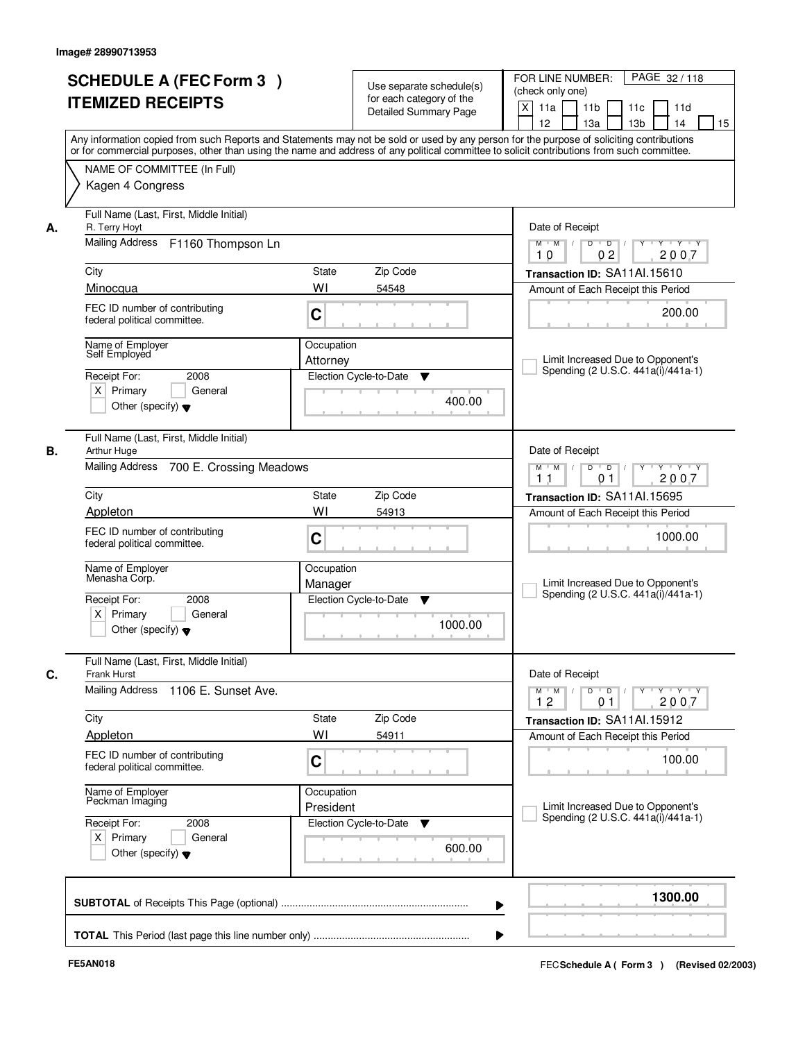Image# 28990713953

# SCHEDULE A (FEC Form 3 ) ITEMIZED RECEIPTS

Use separate schedule(s) for each category of the Detailed Summary Page

FOR LINE NUMBER: (check only one)

- [X] 11a
- [ ] 11b
- [ ] 11c
- [ ] 11d
- [ ] 12
- [ ] 13a
- [ ] 13b
- [ ] 14
- [ ] 15

Any information copied from such Reports and Statements may not be sold or used by any person for the purpose of soliciting contributions or for commercial purposes, other than using the name and address of any political committee to solicit contributions from such committee.

NAME OF COMMITTEE (In Full)
Kagen 4 Congress

---

**A.**
Full Name (Last, First, Middle Initial): R. Terry Hoyt
Mailing Address: F1160 Thompson Ln
City: Minocqua  State: WI  Zip Code: 54548
FEC ID number of contributing federal political committee: C
Name of Employer: Self Employed
Occupation: Attorney
Receipt For: 2008 [X] Primary [ ] General [ ] Other (specify)
Election Cycle-to-Date: 400.00
Date of Receipt: 10 02 2007
Transaction ID: SA11AI.15610
Amount of Each Receipt this Period: 200.00
[ ] Limit Increased Due to Opponent's Spending (2 U.S.C. 441a(i)/441a-1)

---

**B.**
Full Name (Last, First, Middle Initial): Arthur Huge
Mailing Address: 700 E. Crossing Meadows
City: Appleton  State: WI  Zip Code: 54913
FEC ID number of contributing federal political committee: C
Name of Employer: Menasha Corp.
Occupation: Manager
Receipt For: 2008 [X] Primary [ ] General [ ] Other (specify)
Election Cycle-to-Date: 1000.00
Date of Receipt: 11 01 2007
Transaction ID: SA11AI.15695
Amount of Each Receipt this Period: 1000.00
[ ] Limit Increased Due to Opponent's Spending (2 U.S.C. 441a(i)/441a-1)

---

**C.**
Full Name (Last, First, Middle Initial): Frank Hurst
Mailing Address: 1106 E. Sunset Ave.
City: Appleton  State: WI  Zip Code: 54911
FEC ID number of contributing federal political committee: C
Name of Employer: Peckman Imaging
Occupation: President
Receipt For: 2008 [X] Primary [ ] General [ ] Other (specify)
Election Cycle-to-Date: 600.00
Date of Receipt: 12 01 2007
Transaction ID: SA11AI.15912
Amount of Each Receipt this Period: 100.00
[ ] Limit Increased Due to Opponent's Spending (2 U.S.C. 441a(i)/441a-1)

---

**SUBTOTAL** of Receipts This Page (optional): **1300.00**

**TOTAL** This Period (last page this line number only):

FE5AN018

FEC Schedule A ( Form 3 ) (Revised 02/2003)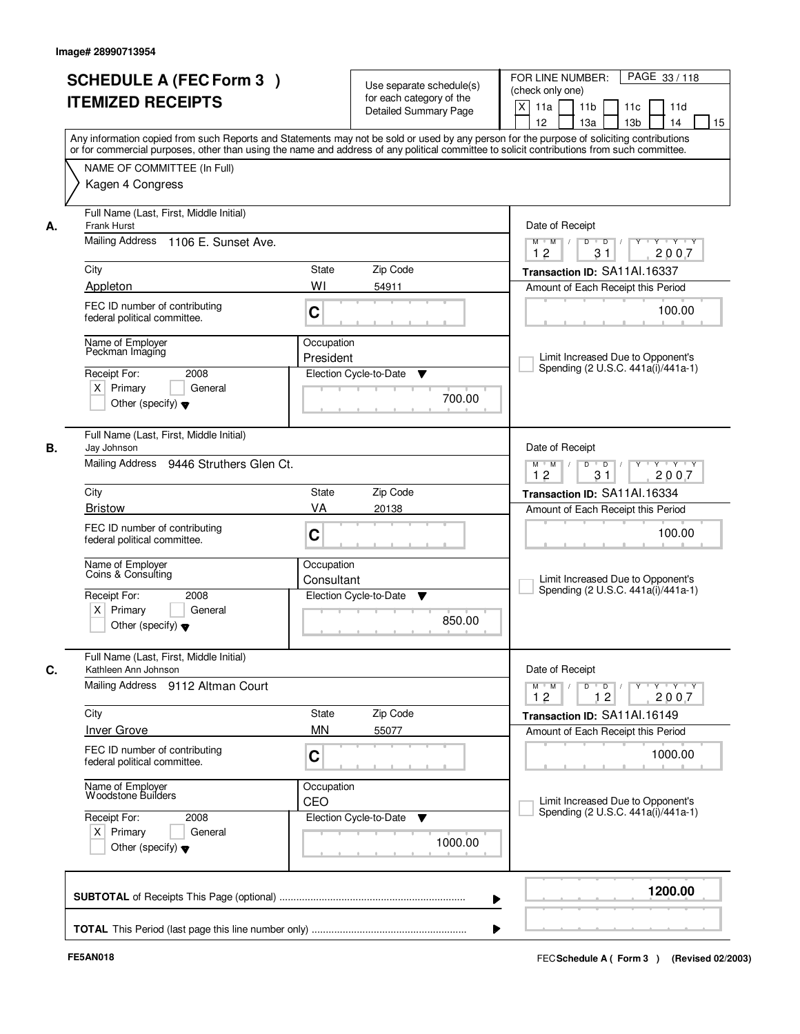Image# 28990713954

# SCHEDULE A (FEC Form 3 ) ITEMIZED RECEIPTS

Use separate schedule(s) for each category of the Detailed Summary Page

FOR LINE NUMBER: (check only one)

[X] 11a [ ] 11b [ ] 11c [ ] 11d [ ] 12 [ ] 13a [ ] 13b [ ] 14 [ ] 15

PAGE 33 / 118

Any information copied from such Reports and Statements may not be sold or used by any person for the purpose of soliciting contributions or for commercial purposes, other than using the name and address of any political committee to solicit contributions from such committee.

NAME OF COMMITTEE (In Full)

Kagen 4 Congress

---

**A.**

Full Name (Last, First, Middle Initial): Frank Hurst

Mailing Address: 1106 E. Sunset Ave.

City: Appleton | State: WI | Zip Code: 54911

FEC ID number of contributing federal political committee: C

Name of Employer: Peckman Imaging

Occupation: President

Receipt For: 2008 [X] Primary [ ] General [ ] Other (specify)

Election Cycle-to-Date: 700.00

Date of Receipt: 12 / 31 / 2007

Transaction ID: SA11AI.16337

Amount of Each Receipt this Period: 100.00

[ ] Limit Increased Due to Opponent's Spending (2 U.S.C. 441a(i)/441a-1)

---

**B.**

Full Name (Last, First, Middle Initial): Jay Johnson

Mailing Address: 9446 Struthers Glen Ct.

City: Bristow | State: VA | Zip Code: 20138

FEC ID number of contributing federal political committee: C

Name of Employer: Coins & Consulting

Occupation: Consultant

Receipt For: 2008 [X] Primary [ ] General [ ] Other (specify)

Election Cycle-to-Date: 850.00

Date of Receipt: 12 / 31 / 2007

Transaction ID: SA11AI.16334

Amount of Each Receipt this Period: 100.00

[ ] Limit Increased Due to Opponent's Spending (2 U.S.C. 441a(i)/441a-1)

---

**C.**

Full Name (Last, First, Middle Initial): Kathleen Ann Johnson

Mailing Address: 9112 Altman Court

City: Inver Grove | State: MN | Zip Code: 55077

FEC ID number of contributing federal political committee: C

Name of Employer: Woodstone Builders

Occupation: CEO

Receipt For: 2008 [X] Primary [ ] General [ ] Other (specify)

Election Cycle-to-Date: 1000.00

Date of Receipt: 12 / 12 / 2007

Transaction ID: SA11AI.16149

Amount of Each Receipt this Period: 1000.00

[ ] Limit Increased Due to Opponent's Spending (2 U.S.C. 441a(i)/441a-1)

---

**SUBTOTAL** of Receipts This Page (optional): **1200.00**

**TOTAL** This Period (last page this line number only):

FE5AN018

FEC Schedule A ( Form 3 ) (Revised 02/2003)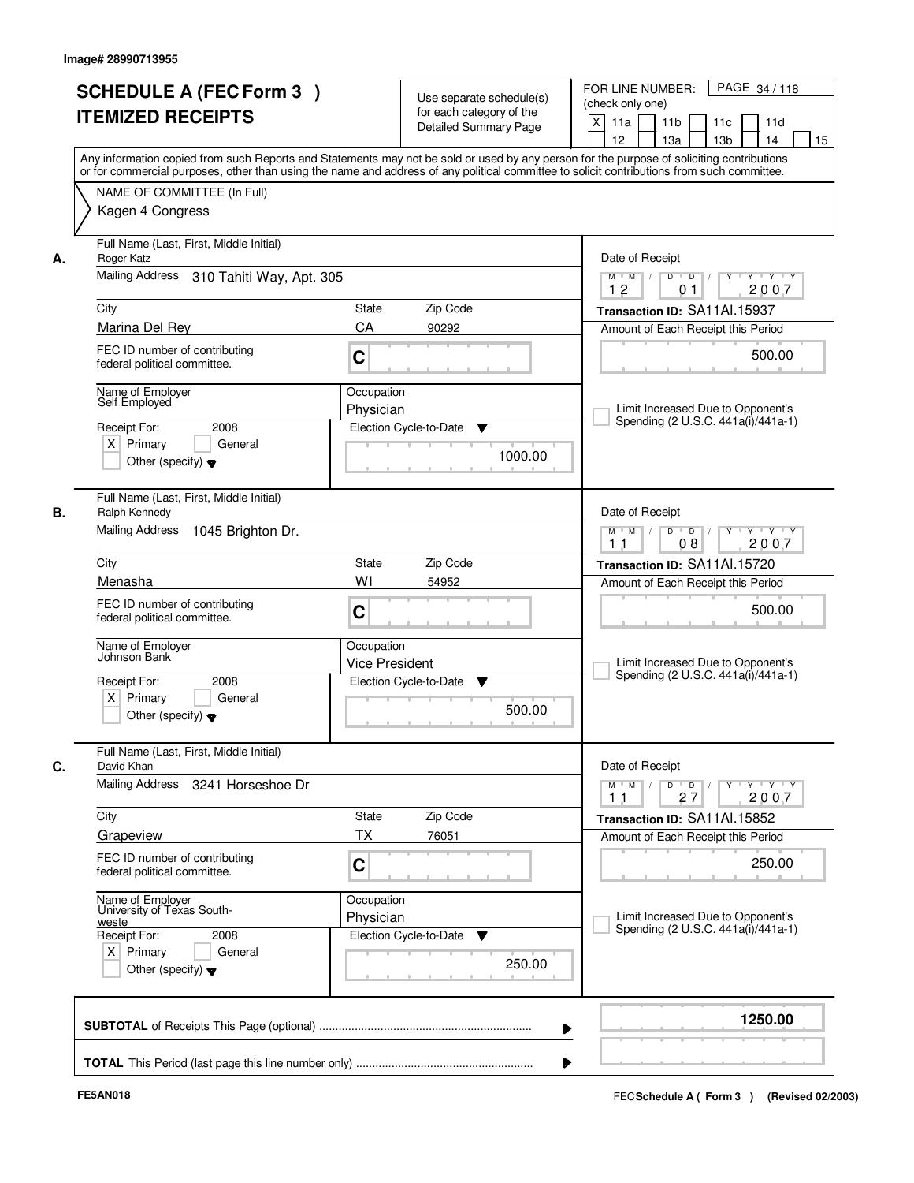Image# 28990713955

# SCHEDULE A (FEC Form 3 )
# ITEMIZED RECEIPTS

Use separate schedule(s) for each category of the Detailed Summary Page

FOR LINE NUMBER: (check only one)
[X] 11a [ ] 11b [ ] 11c [ ] 11d [ ] 12 [ ] 13a [ ] 13b [ ] 14 [ ] 15

PAGE 34 / 118

Any information copied from such Reports and Statements may not be sold or used by any person for the purpose of soliciting contributions or for commercial purposes, other than using the name and address of any political committee to solicit contributions from such committee.

NAME OF COMMITTEE (In Full)
Kagen 4 Congress

---

**A.** Full Name (Last, First, Middle Initial): Roger Katz
Mailing Address: 310 Tahiti Way, Apt. 305
City: Marina Del Rey | State: CA | Zip Code: 90292
FEC ID number of contributing federal political committee: C
Name of Employer: Self Employed
Occupation: Physician
Receipt For: 2008 — [X] Primary [ ] General [ ] Other (specify)
Election Cycle-to-Date: 1000.00
Date of Receipt: 12 / 01 / 2007
Transaction ID: SA11AI.15937
Amount of Each Receipt this Period: 500.00
[ ] Limit Increased Due to Opponent's Spending (2 U.S.C. 441a(i)/441a-1)

---

**B.** Full Name (Last, First, Middle Initial): Ralph Kennedy
Mailing Address: 1045 Brighton Dr.
City: Menasha | State: WI | Zip Code: 54952
FEC ID number of contributing federal political committee: C
Name of Employer: Johnson Bank
Occupation: Vice President
Receipt For: 2008 — [X] Primary [ ] General [ ] Other (specify)
Election Cycle-to-Date: 500.00
Date of Receipt: 11 / 08 / 2007
Transaction ID: SA11AI.15720
Amount of Each Receipt this Period: 500.00
[ ] Limit Increased Due to Opponent's Spending (2 U.S.C. 441a(i)/441a-1)

---

**C.** Full Name (Last, First, Middle Initial): David Khan
Mailing Address: 3241 Horseshoe Dr
City: Grapeview | State: TX | Zip Code: 76051
FEC ID number of contributing federal political committee: C
Name of Employer: University of Texas South-weste
Occupation: Physician
Receipt For: 2008 — [X] Primary [ ] General [ ] Other (specify)
Election Cycle-to-Date: 250.00
Date of Receipt: 11 / 27 / 2007
Transaction ID: SA11AI.15852
Amount of Each Receipt this Period: 250.00
[ ] Limit Increased Due to Opponent's Spending (2 U.S.C. 441a(i)/441a-1)

---

**SUBTOTAL** of Receipts This Page (optional): 1250.00

**TOTAL** This Period (last page this line number only):

FE5AN018

FEC Schedule A ( Form 3 ) (Revised 02/2003)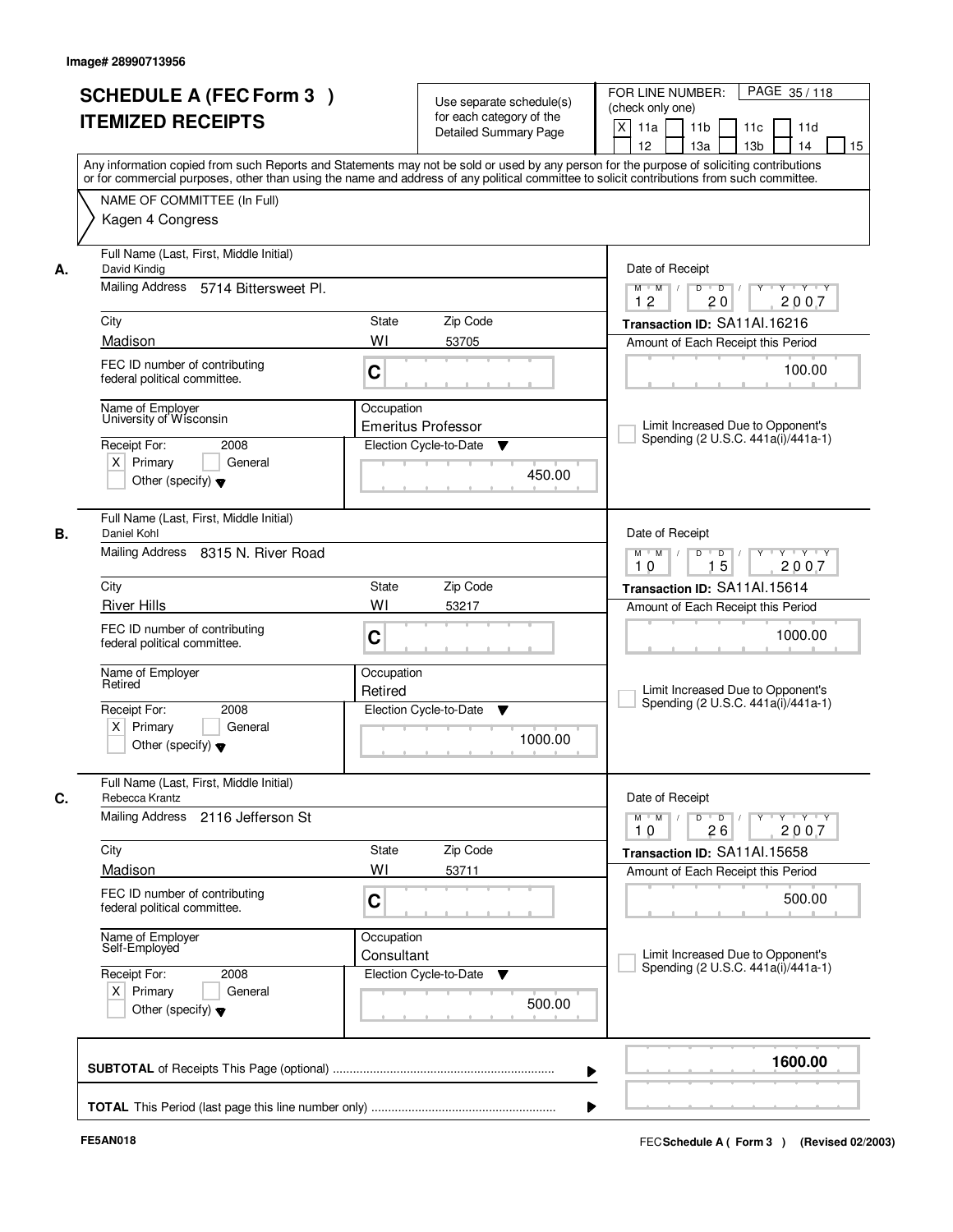Image# 28990713956

# SCHEDULE A (FEC Form 3 ) ITEMIZED RECEIPTS

Use separate schedule(s) for each category of the Detailed Summary Page

FOR LINE NUMBER: (check only one)
[X] 11a [ ] 11b [ ] 11c [ ] 11d [ ] 12 [ ] 13a [ ] 13b [ ] 14 [ ] 15

Any information copied from such Reports and Statements may not be sold or used by any person for the purpose of soliciting contributions or for commercial purposes, other than using the name and address of any political committee to solicit contributions from such committee.

NAME OF COMMITTEE (In Full)
Kagen 4 Congress

---

**A.**

Full Name (Last, First, Middle Initial): David Kindig
Mailing Address: 5714 Bittersweet Pl.
City: Madison | State: WI | Zip Code: 53705
FEC ID number of contributing federal political committee: C
Name of Employer: University of Wisconsin
Occupation: Emeritus Professor
Receipt For: 2008 — [X] Primary [ ] General [ ] Other (specify)
Election Cycle-to-Date: 450.00

Date of Receipt: 12 / 20 / 2007
Transaction ID: SA11AI.16216
Amount of Each Receipt this Period: 100.00
[ ] Limit Increased Due to Opponent's Spending (2 U.S.C. 441a(i)/441a-1)

---

**B.**

Full Name (Last, First, Middle Initial): Daniel Kohl
Mailing Address: 8315 N. River Road
City: River Hills | State: WI | Zip Code: 53217
FEC ID number of contributing federal political committee: C
Name of Employer: Retired
Occupation: Retired
Receipt For: 2008 — [X] Primary [ ] General [ ] Other (specify)
Election Cycle-to-Date: 1000.00

Date of Receipt: 10 / 15 / 2007
Transaction ID: SA11AI.15614
Amount of Each Receipt this Period: 1000.00
[ ] Limit Increased Due to Opponent's Spending (2 U.S.C. 441a(i)/441a-1)

---

**C.**

Full Name (Last, First, Middle Initial): Rebecca Krantz
Mailing Address: 2116 Jefferson St
City: Madison | State: WI | Zip Code: 53711
FEC ID number of contributing federal political committee: C
Name of Employer: Self-Employed
Occupation: Consultant
Receipt For: 2008 — [X] Primary [ ] General [ ] Other (specify)
Election Cycle-to-Date: 500.00

Date of Receipt: 10 / 26 / 2007
Transaction ID: SA11AI.15658
Amount of Each Receipt this Period: 500.00
[ ] Limit Increased Due to Opponent's Spending (2 U.S.C. 441a(i)/441a-1)

---

**SUBTOTAL** of Receipts This Page (optional): 1600.00

**TOTAL** This Period (last page this line number only):

FE5AN018

FEC **Schedule A ( Form 3 )** (Revised 02/2003)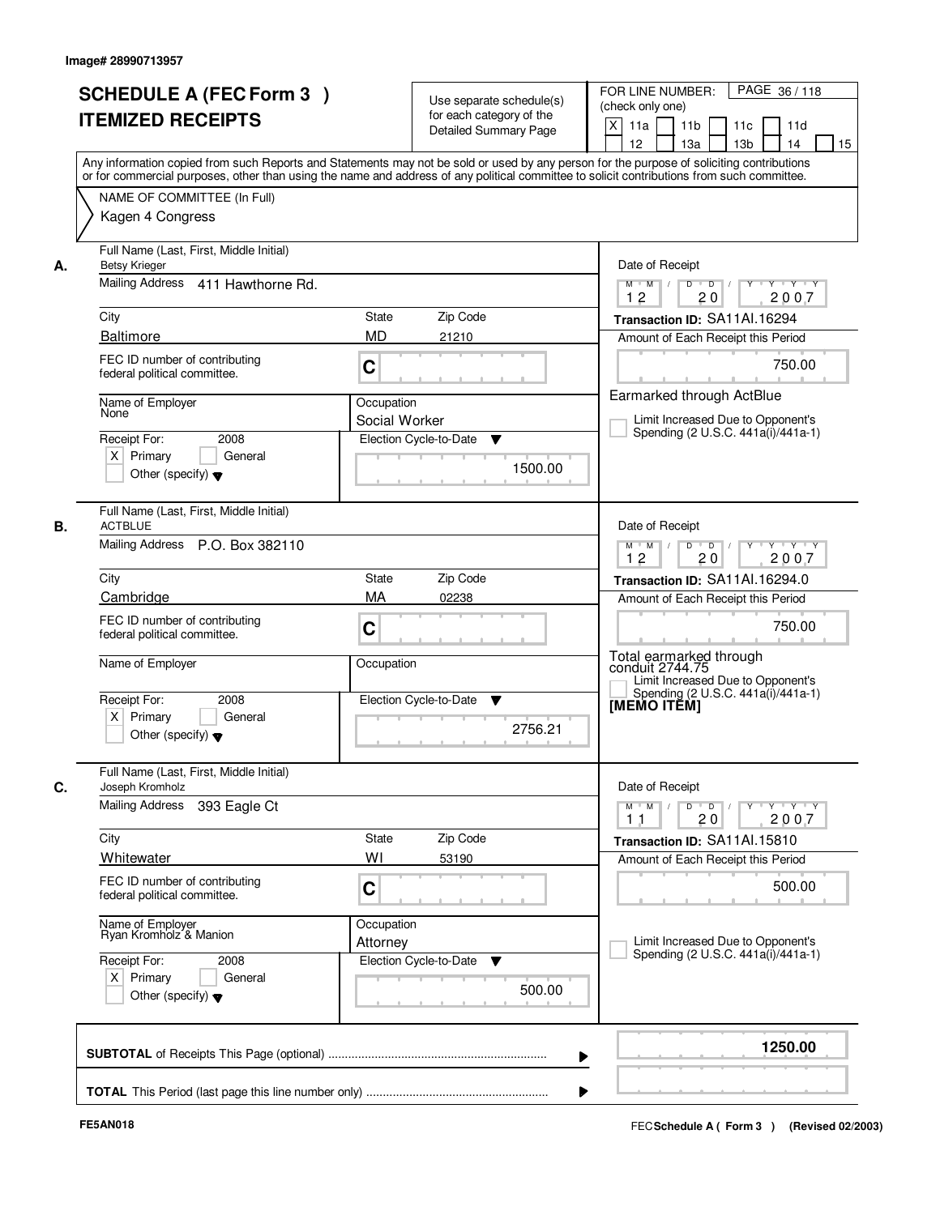Image# 28990713957

# SCHEDULE A (FEC Form 3 ) ITEMIZED RECEIPTS

Use separate schedule(s) for each category of the Detailed Summary Page

FOR LINE NUMBER: (check only one)
[X] 11a [ ] 11b [ ] 11c [ ] 11d [ ] 12 [ ] 13a [ ] 13b [ ] 14 [ ] 15

PAGE 36 / 118

Any information copied from such Reports and Statements may not be sold or used by any person for the purpose of soliciting contributions or for commercial purposes, other than using the name and address of any political committee to solicit contributions from such committee.

NAME OF COMMITTEE (In Full)
Kagen 4 Congress

---

**A.**

| Field | Value |
|---|---|
| Full Name (Last, First, Middle Initial) | Betsy Krieger |
| Mailing Address | 411 Hawthorne Rd. |
| City | Baltimore |
| State | MD |
| Zip Code | 21210 |
| FEC ID number of contributing federal political committee. | C |
| Name of Employer | None |
| Occupation | Social Worker |
| Receipt For | 2008 [X] Primary [ ] General [ ] Other (specify) |
| Election Cycle-to-Date | 1500.00 |
| Date of Receipt | 12 / 20 / 2007 |
| Transaction ID | SA11AI.16294 |
| Amount of Each Receipt this Period | 750.00 |

Earmarked through ActBlue

[ ] Limit Increased Due to Opponent's Spending (2 U.S.C. 441a(i)/441a-1)

---

**B.**

| Field | Value |
|---|---|
| Full Name (Last, First, Middle Initial) | ACTBLUE |
| Mailing Address | P.O. Box 382110 |
| City | Cambridge |
| State | MA |
| Zip Code | 02238 |
| FEC ID number of contributing federal political committee. | C |
| Name of Employer | |
| Occupation | |
| Receipt For | 2008 [X] Primary [ ] General [ ] Other (specify) |
| Election Cycle-to-Date | 2756.21 |
| Date of Receipt | 12 / 20 / 2007 |
| Transaction ID | SA11AI.16294.0 |
| Amount of Each Receipt this Period | 750.00 |

Total earmarked through conduit 2744.75

[ ] Limit Increased Due to Opponent's Spending (2 U.S.C. 441a(i)/441a-1)

**[MEMO ITEM]**

---

**C.**

| Field | Value |
|---|---|
| Full Name (Last, First, Middle Initial) | Joseph Kromholz |
| Mailing Address | 393 Eagle Ct |
| City | Whitewater |
| State | WI |
| Zip Code | 53190 |
| FEC ID number of contributing federal political committee. | C |
| Name of Employer | Ryan Kromholz & Manion |
| Occupation | Attorney |
| Receipt For | 2008 [X] Primary [ ] General [ ] Other (specify) |
| Election Cycle-to-Date | 500.00 |
| Date of Receipt | 11 / 20 / 2007 |
| Transaction ID | SA11AI.15810 |
| Amount of Each Receipt this Period | 500.00 |

[ ] Limit Increased Due to Opponent's Spending (2 U.S.C. 441a(i)/441a-1)

---

**SUBTOTAL** of Receipts This Page (optional) ........ **1250.00**

**TOTAL** This Period (last page this line number only) ........

FE5AN018

FEC **Schedule A ( Form 3 )** (Revised 02/2003)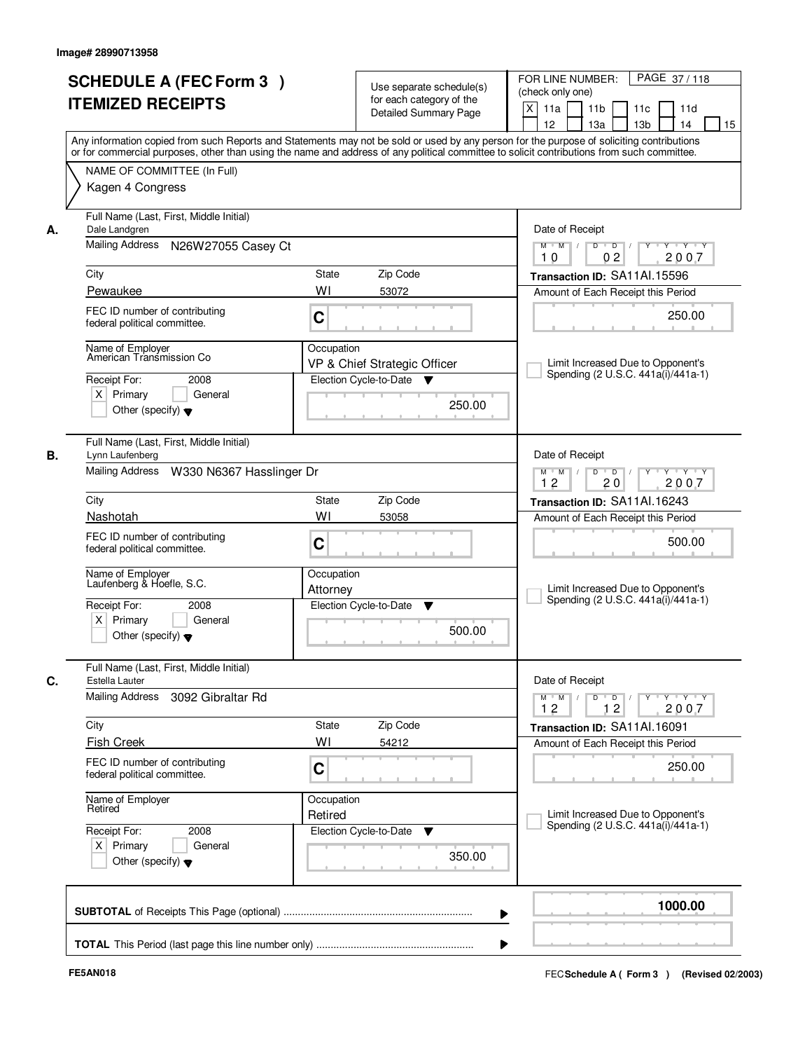Image# 28990713958

# SCHEDULE A (FEC Form 3 ) ITEMIZED RECEIPTS

Use separate schedule(s) for each category of the Detailed Summary Page

FOR LINE NUMBER: (check only one)

PAGE 37 / 118

[X] 11a [ ] 11b [ ] 11c [ ] 11d [ ] 12 [ ] 13a [ ] 13b [ ] 14 [ ] 15

Any information copied from such Reports and Statements may not be sold or used by any person for the purpose of soliciting contributions or for commercial purposes, other than using the name and address of any political committee to solicit contributions from such committee.

NAME OF COMMITTEE (In Full)
Kagen 4 Congress

---

**A.**

Full Name (Last, First, Middle Initial): Dale Landgren

Mailing Address: N26W27055 Casey Ct

City: Pewaukee | State: WI | Zip Code: 53072

FEC ID number of contributing federal political committee: C

Name of Employer: American Transmission Co

Occupation: VP & Chief Strategic Officer

Receipt For: 2008 — [X] Primary [ ] General [ ] Other (specify)

Election Cycle-to-Date: 250.00

Date of Receipt: 10 02 2007

Transaction ID: SA11AI.15596

Amount of Each Receipt this Period: 250.00

[ ] Limit Increased Due to Opponent's Spending (2 U.S.C. 441a(i)/441a-1)

---

**B.**

Full Name (Last, First, Middle Initial): Lynn Laufenberg

Mailing Address: W330 N6367 Hasslinger Dr

City: Nashotah | State: WI | Zip Code: 53058

FEC ID number of contributing federal political committee: C

Name of Employer: Laufenberg & Hoefle, S.C.

Occupation: Attorney

Receipt For: 2008 — [X] Primary [ ] General [ ] Other (specify)

Election Cycle-to-Date: 500.00

Date of Receipt: 12 20 2007

Transaction ID: SA11AI.16243

Amount of Each Receipt this Period: 500.00

[ ] Limit Increased Due to Opponent's Spending (2 U.S.C. 441a(i)/441a-1)

---

**C.**

Full Name (Last, First, Middle Initial): Estella Lauter

Mailing Address: 3092 Gibraltar Rd

City: Fish Creek | State: WI | Zip Code: 54212

FEC ID number of contributing federal political committee: C

Name of Employer: Retired

Occupation: Retired

Receipt For: 2008 — [X] Primary [ ] General [ ] Other (specify)

Election Cycle-to-Date: 350.00

Date of Receipt: 12 12 2007

Transaction ID: SA11AI.16091

Amount of Each Receipt this Period: 250.00

[ ] Limit Increased Due to Opponent's Spending (2 U.S.C. 441a(i)/441a-1)

---

**SUBTOTAL** of Receipts This Page (optional): 1000.00

**TOTAL** This Period (last page this line number only):

FE5AN018

FEC Schedule A ( Form 3 ) (Revised 02/2003)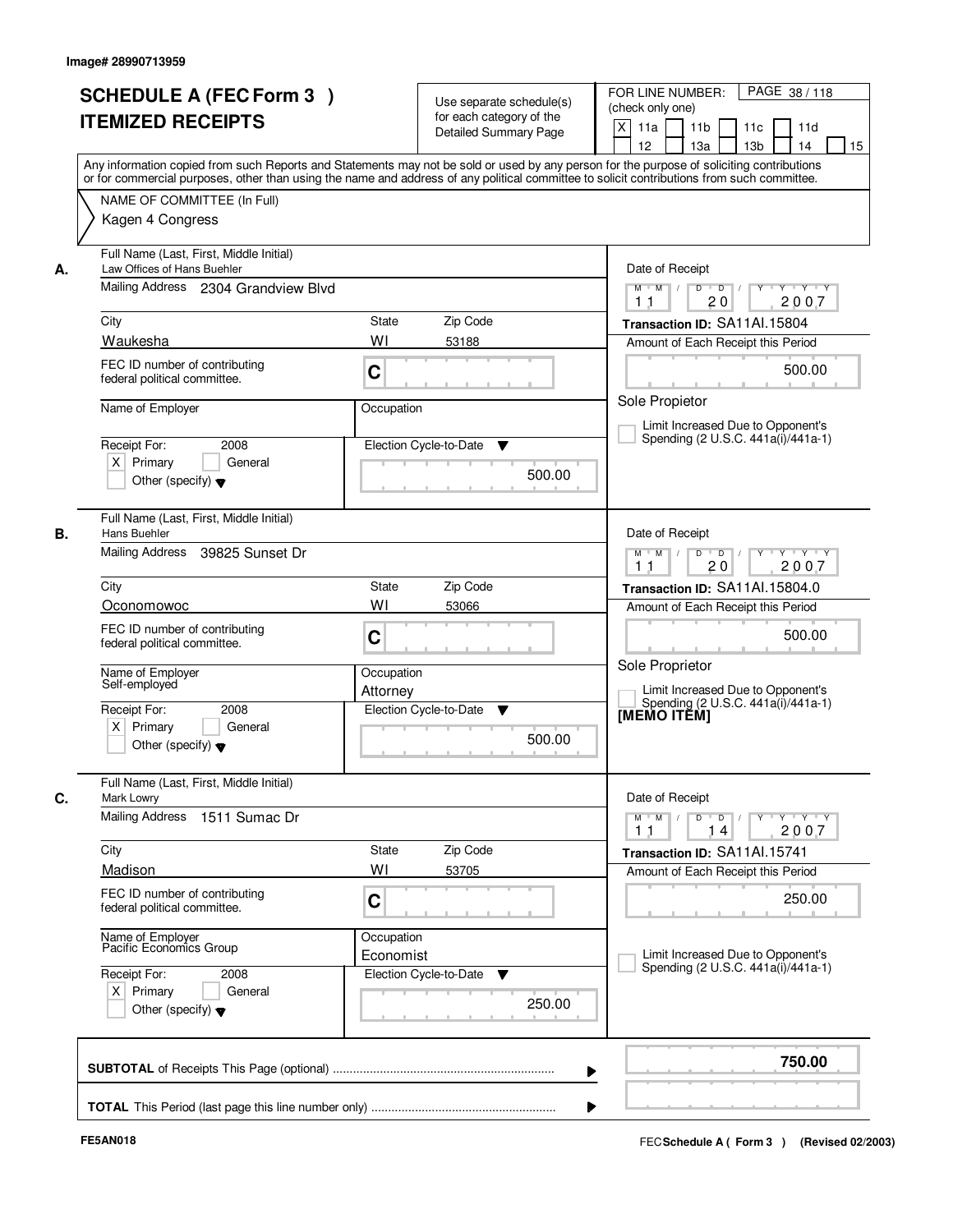Image# 28990713959

# SCHEDULE A (FEC Form 3 ) ITEMIZED RECEIPTS

Use separate schedule(s) for each category of the Detailed Summary Page

FOR LINE NUMBER: (check only one)

PAGE 38 / 118

[X] 11a [ ] 11b [ ] 11c [ ] 11d [ ] 12 [ ] 13a [ ] 13b [ ] 14 [ ] 15

Any information copied from such Reports and Statements may not be sold or used by any person for the purpose of soliciting contributions or for commercial purposes, other than using the name and address of any political committee to solicit contributions from such committee.

NAME OF COMMITTEE (In Full)

Kagen 4 Congress

---

**A.** Full Name (Last, First, Middle Initial): Law Offices of Hans Buehler

Mailing Address: 2304 Grandview Blvd

City: Waukesha | State: WI | Zip Code: 53188

FEC ID number of contributing federal political committee: C

Name of Employer:

Occupation:

Receipt For: 2008 [X] Primary [ ] General [ ] Other (specify)

Election Cycle-to-Date: 500.00

Date of Receipt: 11 / 20 / 2007

Transaction ID: SA11AI.15804

Amount of Each Receipt this Period: 500.00

Sole Propietor

[ ] Limit Increased Due to Opponent's Spending (2 U.S.C. 441a(i)/441a-1)

---

**B.** Full Name (Last, First, Middle Initial): Hans Buehler

Mailing Address: 39825 Sunset Dr

City: Oconomowoc | State: WI | Zip Code: 53066

FEC ID number of contributing federal political committee: C

Name of Employer: Self-employed

Occupation: Attorney

Receipt For: 2008 [X] Primary [ ] General [ ] Other (specify)

Election Cycle-to-Date: 500.00

Date of Receipt: 11 / 20 / 2007

Transaction ID: SA11AI.15804.0

Amount of Each Receipt this Period: 500.00

Sole Proprietor

[ ] Limit Increased Due to Opponent's Spending (2 U.S.C. 441a(i)/441a-1)

[MEMO ITEM]

---

**C.** Full Name (Last, First, Middle Initial): Mark Lowry

Mailing Address: 1511 Sumac Dr

City: Madison | State: WI | Zip Code: 53705

FEC ID number of contributing federal political committee: C

Name of Employer: Pacific Economics Group

Occupation: Economist

Receipt For: 2008 [X] Primary [ ] General [ ] Other (specify)

Election Cycle-to-Date: 250.00

Date of Receipt: 11 / 14 / 2007

Transaction ID: SA11AI.15741

Amount of Each Receipt this Period: 250.00

[ ] Limit Increased Due to Opponent's Spending (2 U.S.C. 441a(i)/441a-1)

---

**SUBTOTAL** of Receipts This Page (optional): **750.00**

**TOTAL** This Period (last page this line number only):

FE5AN018

FEC **Schedule A ( Form 3 )** (Revised 02/2003)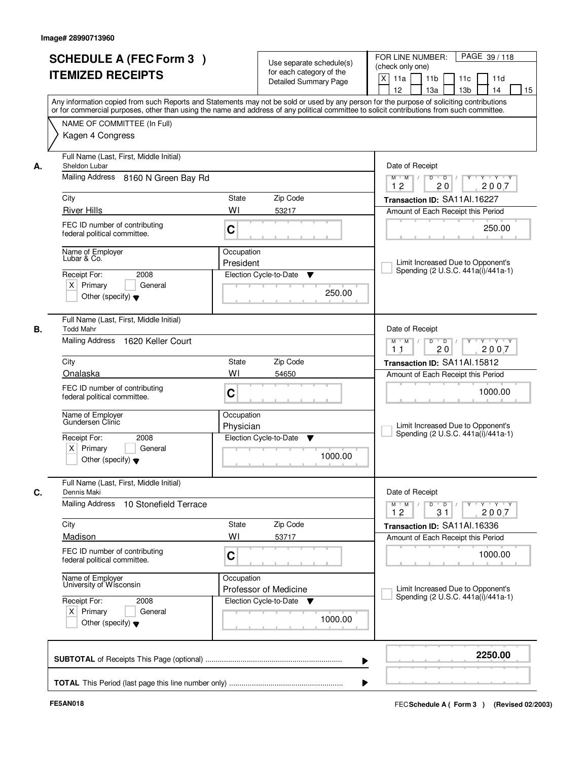Image# 28990713960

# SCHEDULE A (FEC Form 3 ) ITEMIZED RECEIPTS

Use separate schedule(s) for each category of the Detailed Summary Page

FOR LINE NUMBER: (check only one)

- [X] 11a
- [ ] 11b
- [ ] 11c
- [ ] 11d
- [ ] 12
- [ ] 13a
- [ ] 13b
- [ ] 14
- [ ] 15

PAGE 39 / 118

Any information copied from such Reports and Statements may not be sold or used by any person for the purpose of soliciting contributions or for commercial purposes, other than using the name and address of any political committee to solicit contributions from such committee.

NAME OF COMMITTEE (In Full)
Kagen 4 Congress

## A.

Full Name (Last, First, Middle Initial): Sheldon Lubar
Mailing Address: 8160 N Green Bay Rd
City: River Hills | State: WI | Zip Code: 53217
FEC ID number of contributing federal political committee: C
Name of Employer: Lubar & Co.
Occupation: President
Receipt For: 2008 — [X] Primary [ ] General [ ] Other (specify)
Election Cycle-to-Date: 250.00
Date of Receipt: 12 / 20 / 2007
Transaction ID: SA11AI.16227
Amount of Each Receipt this Period: 250.00
[ ] Limit Increased Due to Opponent's Spending (2 U.S.C. 441a(i)/441a-1)

## B.

Full Name (Last, First, Middle Initial): Todd Mahr
Mailing Address: 1620 Keller Court
City: Onalaska | State: WI | Zip Code: 54650
FEC ID number of contributing federal political committee: C
Name of Employer: Gundersen Clinic
Occupation: Physician
Receipt For: 2008 — [X] Primary [ ] General [ ] Other (specify)
Election Cycle-to-Date: 1000.00
Date of Receipt: 11 / 20 / 2007
Transaction ID: SA11AI.15812
Amount of Each Receipt this Period: 1000.00
[ ] Limit Increased Due to Opponent's Spending (2 U.S.C. 441a(i)/441a-1)

## C.

Full Name (Last, First, Middle Initial): Dennis Maki
Mailing Address: 10 Stonefield Terrace
City: Madison | State: WI | Zip Code: 53717
FEC ID number of contributing federal political committee: C
Name of Employer: University of Wisconsin
Occupation: Professor of Medicine
Receipt For: 2008 — [X] Primary [ ] General [ ] Other (specify)
Election Cycle-to-Date: 1000.00
Date of Receipt: 12 / 31 / 2007
Transaction ID: SA11AI.16336
Amount of Each Receipt this Period: 1000.00
[ ] Limit Increased Due to Opponent's Spending (2 U.S.C. 441a(i)/441a-1)

**SUBTOTAL** of Receipts This Page (optional): **2250.00**

**TOTAL** This Period (last page this line number only):

FE5AN018

FEC **Schedule A ( Form 3 )** (Revised 02/2003)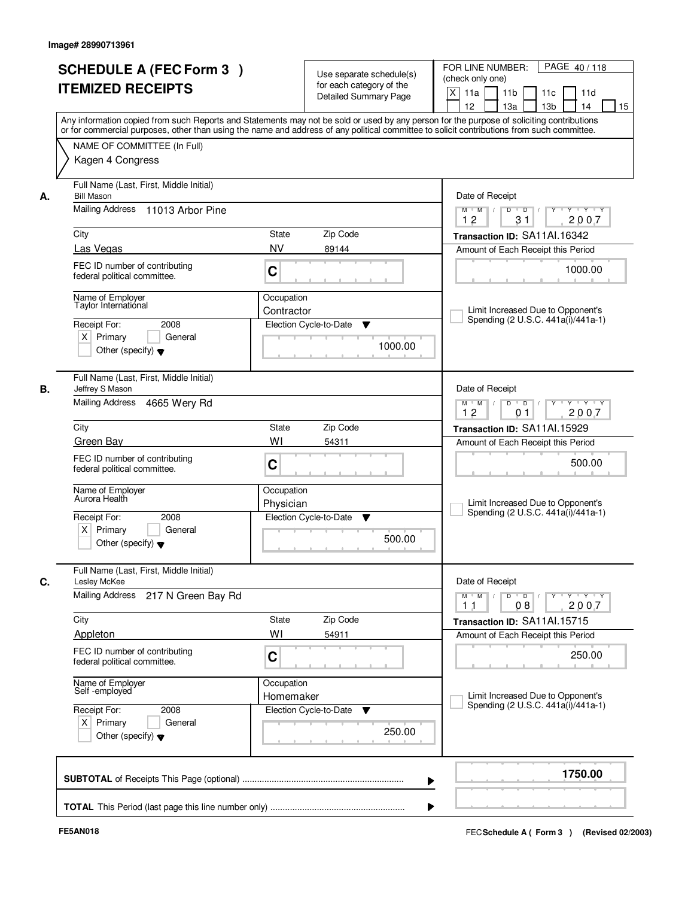Image# 28990713961

# SCHEDULE A (FEC Form 3 ) ITEMIZED RECEIPTS

Use separate schedule(s) for each category of the Detailed Summary Page

FOR LINE NUMBER: (check only one)

[X] 11a [ ] 11b [ ] 11c [ ] 11d [ ] 12 [ ] 13a [ ] 13b [ ] 14 [ ] 15

PAGE 40 / 118

Any information copied from such Reports and Statements may not be sold or used by any person for the purpose of soliciting contributions or for commercial purposes, other than using the name and address of any political committee to solicit contributions from such committee.

NAME OF COMMITTEE (In Full)

Kagen 4 Congress

---

**A.**

Full Name (Last, First, Middle Initial): Bill Mason

Mailing Address: 11013 Arbor Pine

City: Las Vegas | State: NV | Zip Code: 89144

FEC ID number of contributing federal political committee: C

Name of Employer: Taylor International

Occupation: Contractor

Receipt For: 2008 — [X] Primary [ ] General [ ] Other (specify)

Election Cycle-to-Date: 1000.00

Date of Receipt: 12 / 31 / 2007

Transaction ID: SA11AI.16342

Amount of Each Receipt this Period: 1000.00

[ ] Limit Increased Due to Opponent's Spending (2 U.S.C. 441a(i)/441a-1)

---

**B.**

Full Name (Last, First, Middle Initial): Jeffrey S Mason

Mailing Address: 4665 Wery Rd

City: Green Bay | State: WI | Zip Code: 54311

FEC ID number of contributing federal political committee: C

Name of Employer: Aurora Health

Occupation: Physician

Receipt For: 2008 — [X] Primary [ ] General [ ] Other (specify)

Election Cycle-to-Date: 500.00

Date of Receipt: 12 / 01 / 2007

Transaction ID: SA11AI.15929

Amount of Each Receipt this Period: 500.00

[ ] Limit Increased Due to Opponent's Spending (2 U.S.C. 441a(i)/441a-1)

---

**C.**

Full Name (Last, First, Middle Initial): Lesley McKee

Mailing Address: 217 N Green Bay Rd

City: Appleton | State: WI | Zip Code: 54911

FEC ID number of contributing federal political committee: C

Name of Employer: Self -employed

Occupation: Homemaker

Receipt For: 2008 — [X] Primary [ ] General [ ] Other (specify)

Election Cycle-to-Date: 250.00

Date of Receipt: 11 / 08 / 2007

Transaction ID: SA11AI.15715

Amount of Each Receipt this Period: 250.00

[ ] Limit Increased Due to Opponent's Spending (2 U.S.C. 441a(i)/441a-1)

---

**SUBTOTAL** of Receipts This Page (optional): **1750.00**

**TOTAL** This Period (last page this line number only):

FE5AN018

FEC Schedule A ( Form 3 ) (Revised 02/2003)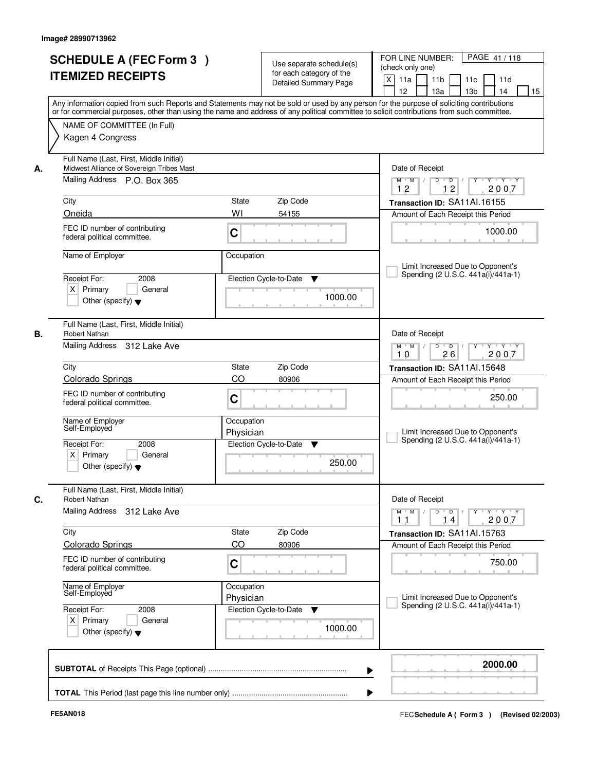Image# 28990713962

# SCHEDULE A (FEC Form 3 ) ITEMIZED RECEIPTS

Use separate schedule(s) for each category of the Detailed Summary Page

FOR LINE NUMBER: (check only one)
[X] 11a [ ] 11b [ ] 11c [ ] 11d [ ] 12 [ ] 13a [ ] 13b [ ] 14 [ ] 15

PAGE 41 / 118

Any information copied from such Reports and Statements may not be sold or used by any person for the purpose of soliciting contributions or for commercial purposes, other than using the name and address of any political committee to solicit contributions from such committee.

NAME OF COMMITTEE (In Full)
Kagen 4 Congress

---

**A.** Full Name (Last, First, Middle Initial): Midwest Alliance of Sovereign Tribes Mast
Mailing Address: P.O. Box 365
City: Oneida | State: WI | Zip Code: 54155
FEC ID number of contributing federal political committee: C
Name of Employer:
Occupation:
Receipt For: 2008 — [X] Primary [ ] General [ ] Other (specify)
Election Cycle-to-Date: 1000.00
Date of Receipt: 12 / 12 / 2007
Transaction ID: SA11AI.16155
Amount of Each Receipt this Period: 1000.00
[ ] Limit Increased Due to Opponent's Spending (2 U.S.C. 441a(i)/441a-1)

---

**B.** Full Name (Last, First, Middle Initial): Robert Nathan
Mailing Address: 312 Lake Ave
City: Colorado Springs | State: CO | Zip Code: 80906
FEC ID number of contributing federal political committee: C
Name of Employer: Self-Employed
Occupation: Physician
Receipt For: 2008 — [X] Primary [ ] General [ ] Other (specify)
Election Cycle-to-Date: 250.00
Date of Receipt: 10 / 26 / 2007
Transaction ID: SA11AI.15648
Amount of Each Receipt this Period: 250.00
[ ] Limit Increased Due to Opponent's Spending (2 U.S.C. 441a(i)/441a-1)

---

**C.** Full Name (Last, First, Middle Initial): Robert Nathan
Mailing Address: 312 Lake Ave
City: Colorado Springs | State: CO | Zip Code: 80906
FEC ID number of contributing federal political committee: C
Name of Employer: Self-Employed
Occupation: Physician
Receipt For: 2008 — [X] Primary [ ] General [ ] Other (specify)
Election Cycle-to-Date: 1000.00
Date of Receipt: 11 / 14 / 2007
Transaction ID: SA11AI.15763
Amount of Each Receipt this Period: 750.00
[ ] Limit Increased Due to Opponent's Spending (2 U.S.C. 441a(i)/441a-1)

---

**SUBTOTAL** of Receipts This Page (optional): **2000.00**

**TOTAL** This Period (last page this line number only):

FE5AN018 — FEC **Schedule A ( Form 3 )** (Revised 02/2003)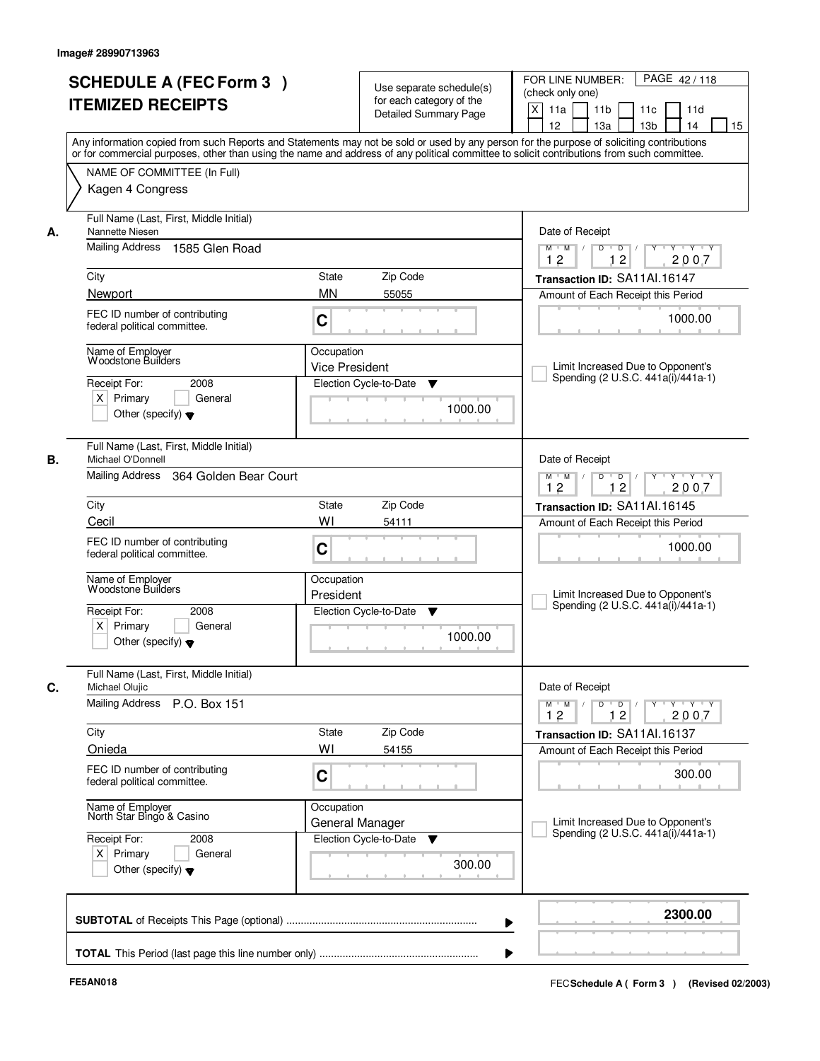Image# 28990713963

# SCHEDULE A (FEC Form 3 )
# ITEMIZED RECEIPTS

Use separate schedule(s) for each category of the Detailed Summary Page

FOR LINE NUMBER: (check only one)
[X] 11a [ ] 11b [ ] 11c [ ] 11d [ ] 12 [ ] 13a [ ] 13b [ ] 14 [ ] 15

PAGE 42 / 118

Any information copied from such Reports and Statements may not be sold or used by any person for the purpose of soliciting contributions or for commercial purposes, other than using the name and address of any political committee to solicit contributions from such committee.

NAME OF COMMITTEE (In Full)
Kagen 4 Congress

---

**A.** Full Name (Last, First, Middle Initial): Nannette Niesen
Mailing Address: 1585 Glen Road
City: Newport | State: MN | Zip Code: 55055
FEC ID number of contributing federal political committee: C
Name of Employer: Woodstone Builders
Occupation: Vice President
Receipt For: 2008 — [X] Primary [ ] General [ ] Other (specify)
Election Cycle-to-Date: 1000.00
Date of Receipt: 12 / 12 / 2007
Transaction ID: SA11AI.16147
Amount of Each Receipt this Period: 1000.00
[ ] Limit Increased Due to Opponent's Spending (2 U.S.C. 441a(i)/441a-1)

---

**B.** Full Name (Last, First, Middle Initial): Michael O'Donnell
Mailing Address: 364 Golden Bear Court
City: Cecil | State: WI | Zip Code: 54111
FEC ID number of contributing federal political committee: C
Name of Employer: Woodstone Builders
Occupation: President
Receipt For: 2008 — [X] Primary [ ] General [ ] Other (specify)
Election Cycle-to-Date: 1000.00
Date of Receipt: 12 / 12 / 2007
Transaction ID: SA11AI.16145
Amount of Each Receipt this Period: 1000.00
[ ] Limit Increased Due to Opponent's Spending (2 U.S.C. 441a(i)/441a-1)

---

**C.** Full Name (Last, First, Middle Initial): Michael Olujic
Mailing Address: P.O. Box 151
City: Onieda | State: WI | Zip Code: 54155
FEC ID number of contributing federal political committee: C
Name of Employer: North Star Bingo & Casino
Occupation: General Manager
Receipt For: 2008 — [X] Primary [ ] General [ ] Other (specify)
Election Cycle-to-Date: 300.00
Date of Receipt: 12 / 12 / 2007
Transaction ID: SA11AI.16137
Amount of Each Receipt this Period: 300.00
[ ] Limit Increased Due to Opponent's Spending (2 U.S.C. 441a(i)/441a-1)

---

**SUBTOTAL** of Receipts This Page (optional): **2300.00**

**TOTAL** This Period (last page this line number only):

FE5AN018 — FEC **Schedule A ( Form 3 )** (Revised 02/2003)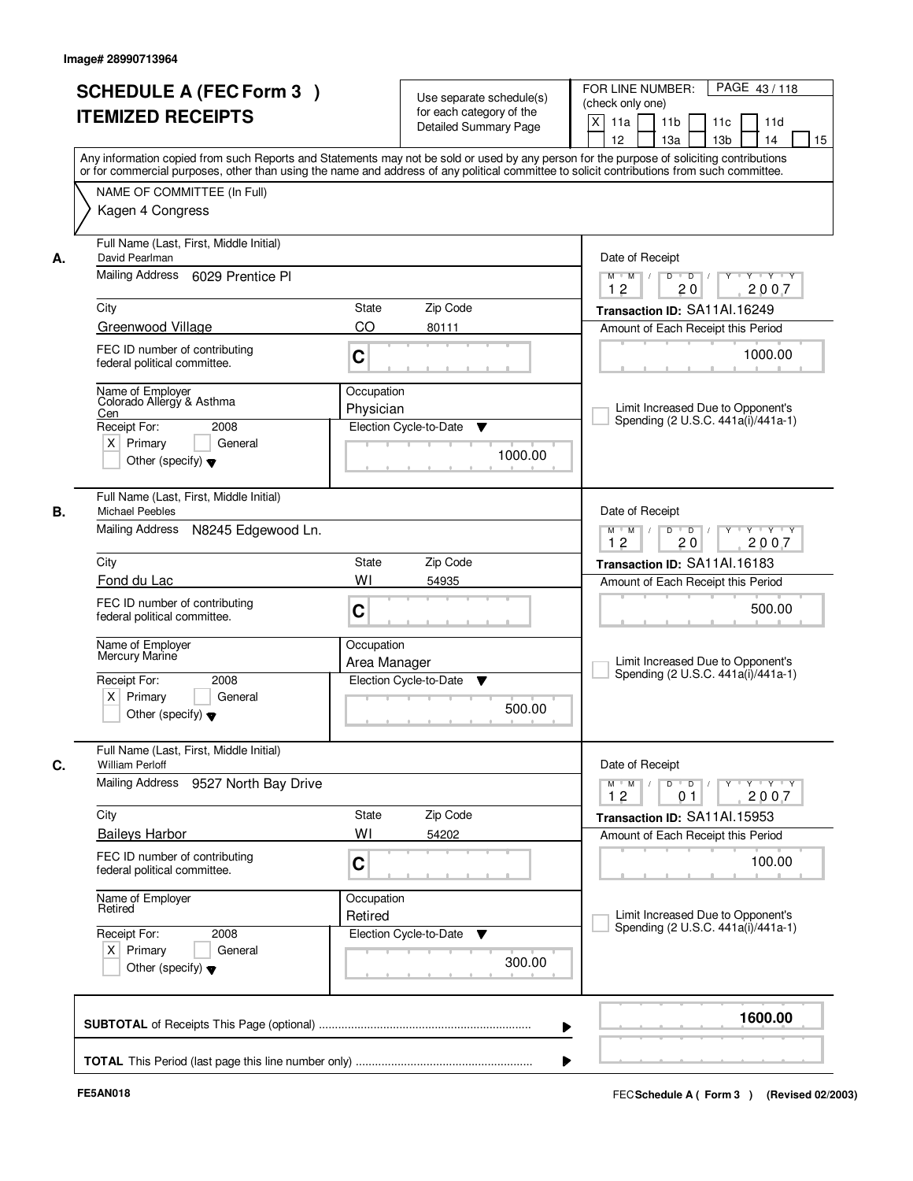Image# 28990713964

# SCHEDULE A (FEC Form 3 ) ITEMIZED RECEIPTS

Use separate schedule(s) for each category of the Detailed Summary Page

FOR LINE NUMBER: (check only one)

[X] 11a [ ] 11b [ ] 11c [ ] 11d [ ] 12 [ ] 13a [ ] 13b [ ] 14 [ ] 15

PAGE 43 / 118

Any information copied from such Reports and Statements may not be sold or used by any person for the purpose of soliciting contributions or for commercial purposes, other than using the name and address of any political committee to solicit contributions from such committee.

NAME OF COMMITTEE (In Full)

Kagen 4 Congress

## A.

| Field | Value |
|---|---|
| Full Name (Last, First, Middle Initial) | David Pearlman |
| Mailing Address | 6029 Prentice Pl |
| City | Greenwood Village |
| State | CO |
| Zip Code | 80111 |
| FEC ID number of contributing federal political committee. | C |
| Name of Employer | Colorado Allergy & Asthma Cen |
| Occupation | Physician |
| Receipt For: 2008 | [X] Primary [ ] General [ ] Other (specify) |
| Election Cycle-to-Date | 1000.00 |
| Date of Receipt | 12 / 20 / 2007 |
| Transaction ID | SA11AI.16249 |
| Amount of Each Receipt this Period | 1000.00 |
| Limit Increased Due to Opponent's Spending (2 U.S.C. 441a(i)/441a-1) | [ ] |

## B.

| Field | Value |
|---|---|
| Full Name (Last, First, Middle Initial) | Michael Peebles |
| Mailing Address | N8245 Edgewood Ln. |
| City | Fond du Lac |
| State | WI |
| Zip Code | 54935 |
| FEC ID number of contributing federal political committee. | C |
| Name of Employer | Mercury Marine |
| Occupation | Area Manager |
| Receipt For: 2008 | [X] Primary [ ] General [ ] Other (specify) |
| Election Cycle-to-Date | 500.00 |
| Date of Receipt | 12 / 20 / 2007 |
| Transaction ID | SA11AI.16183 |
| Amount of Each Receipt this Period | 500.00 |
| Limit Increased Due to Opponent's Spending (2 U.S.C. 441a(i)/441a-1) | [ ] |

## C.

| Field | Value |
|---|---|
| Full Name (Last, First, Middle Initial) | William Perloff |
| Mailing Address | 9527 North Bay Drive |
| City | Baileys Harbor |
| State | WI |
| Zip Code | 54202 |
| FEC ID number of contributing federal political committee. | C |
| Name of Employer | Retired |
| Occupation | Retired |
| Receipt For: 2008 | [X] Primary [ ] General [ ] Other (specify) |
| Election Cycle-to-Date | 300.00 |
| Date of Receipt | 12 / 01 / 2007 |
| Transaction ID | SA11AI.15953 |
| Amount of Each Receipt this Period | 100.00 |
| Limit Increased Due to Opponent's Spending (2 U.S.C. 441a(i)/441a-1) | [ ] |

**SUBTOTAL** of Receipts This Page (optional) ..................................................... **1600.00**

**TOTAL** This Period (last page this line number only) .....................................................

FE5AN018

FEC **Schedule A ( Form 3 )** (Revised 02/2003)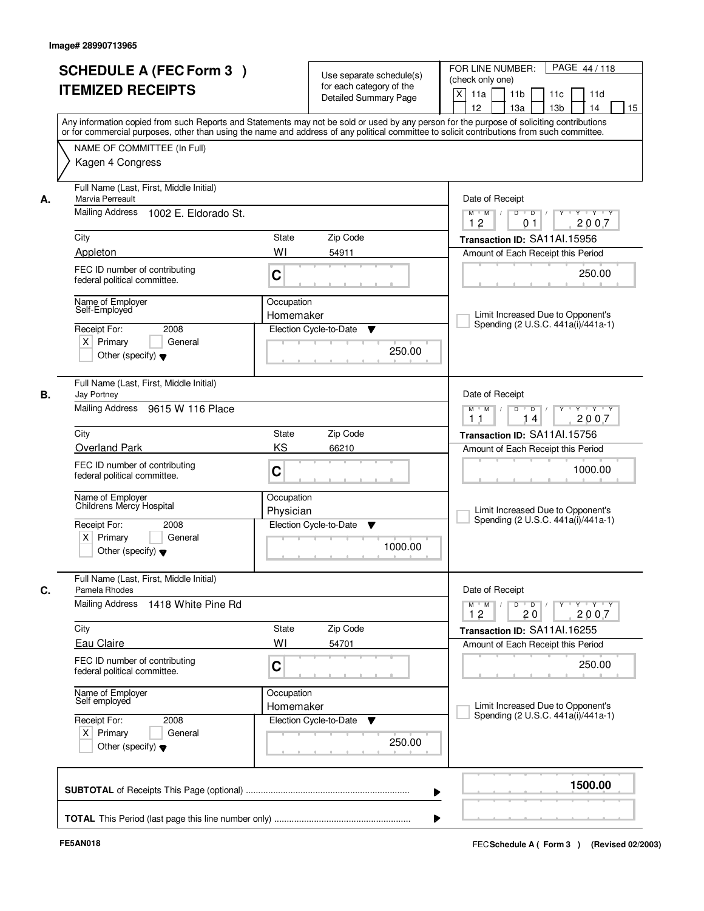Image# 28990713965

# SCHEDULE A (FEC Form 3 )
# ITEMIZED RECEIPTS

Use separate schedule(s) for each category of the Detailed Summary Page

FOR LINE NUMBER: (check only one)

[X] 11a [ ] 11b [ ] 11c [ ] 11d [ ] 12 [ ] 13a [ ] 13b [ ] 14 [ ] 15

PAGE 44 / 118

Any information copied from such Reports and Statements may not be sold or used by any person for the purpose of soliciting contributions or for commercial purposes, other than using the name and address of any political committee to solicit contributions from such committee.

NAME OF COMMITTEE (In Full)

Kagen 4 Congress

---

**A.** Full Name (Last, First, Middle Initial): Marvia Perreault

Mailing Address: 1002 E. Eldorado St.

City: Appleton | State: WI | Zip Code: 54911

FEC ID number of contributing federal political committee: C

Name of Employer: Self-Employed

Occupation: Homemaker

Receipt For: 2008 — [X] Primary [ ] General [ ] Other (specify)

Election Cycle-to-Date: 250.00

Date of Receipt: 12 / 01 / 2007

Transaction ID: SA11AI.15956

Amount of Each Receipt this Period: 250.00

[ ] Limit Increased Due to Opponent's Spending (2 U.S.C. 441a(i)/441a-1)

---

**B.** Full Name (Last, First, Middle Initial): Jay Portney

Mailing Address: 9615 W 116 Place

City: Overland Park | State: KS | Zip Code: 66210

FEC ID number of contributing federal political committee: C

Name of Employer: Childrens Mercy Hospital

Occupation: Physician

Receipt For: 2008 — [X] Primary [ ] General [ ] Other (specify)

Election Cycle-to-Date: 1000.00

Date of Receipt: 11 / 14 / 2007

Transaction ID: SA11AI.15756

Amount of Each Receipt this Period: 1000.00

[ ] Limit Increased Due to Opponent's Spending (2 U.S.C. 441a(i)/441a-1)

---

**C.** Full Name (Last, First, Middle Initial): Pamela Rhodes

Mailing Address: 1418 White Pine Rd

City: Eau Claire | State: WI | Zip Code: 54701

FEC ID number of contributing federal political committee: C

Name of Employer: Self employed

Occupation: Homemaker

Receipt For: 2008 — [X] Primary [ ] General [ ] Other (specify)

Election Cycle-to-Date: 250.00

Date of Receipt: 12 / 20 / 2007

Transaction ID: SA11AI.16255

Amount of Each Receipt this Period: 250.00

[ ] Limit Increased Due to Opponent's Spending (2 U.S.C. 441a(i)/441a-1)

---

**SUBTOTAL** of Receipts This Page (optional): **1500.00**

**TOTAL** This Period (last page this line number only):

FE5AN018

FEC Schedule A ( Form 3 ) (Revised 02/2003)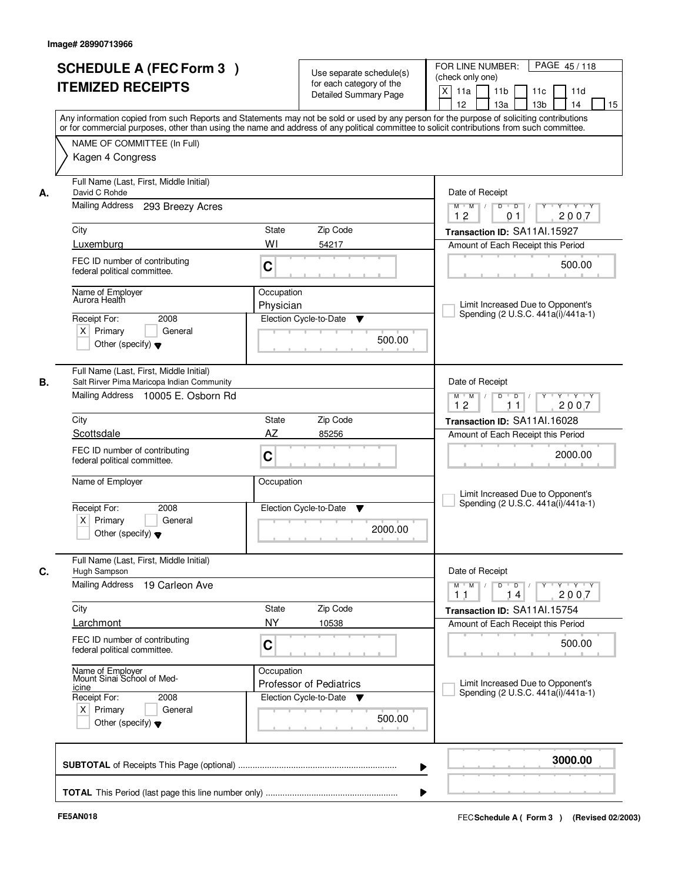Image# 28990713966

# SCHEDULE A (FEC Form 3 )
# ITEMIZED RECEIPTS

Use separate schedule(s) for each category of the Detailed Summary Page

FOR LINE NUMBER: (check only one)
[X] 11a [ ] 11b [ ] 11c [ ] 11d [ ] 12 [ ] 13a [ ] 13b [ ] 14 [ ] 15

PAGE 45 / 118

Any information copied from such Reports and Statements may not be sold or used by any person for the purpose of soliciting contributions or for commercial purposes, other than using the name and address of any political committee to solicit contributions from such committee.

NAME OF COMMITTEE (In Full)
Kagen 4 Congress

---

**A.** Full Name (Last, First, Middle Initial): David C Rohde

Mailing Address: 293 Breezy Acres

City: Luxemburg | State: WI | Zip Code: 54217

FEC ID number of contributing federal political committee: C

Name of Employer: Aurora Health | Occupation: Physician

Receipt For: 2008 — [X] Primary [ ] General [ ] Other (specify)

Election Cycle-to-Date: 500.00

Date of Receipt: 12 / 01 / 2007

Transaction ID: SA11AI.15927

Amount of Each Receipt this Period: 500.00

[ ] Limit Increased Due to Opponent's Spending (2 U.S.C. 441a(i)/441a-1)

---

**B.** Full Name (Last, First, Middle Initial): Salt Rirver Pima Maricopa Indian Community

Mailing Address: 10005 E. Osborn Rd

City: Scottsdale | State: AZ | Zip Code: 85256

FEC ID number of contributing federal political committee: C

Name of Employer: | Occupation:

Receipt For: 2008 — [X] Primary [ ] General [ ] Other (specify)

Election Cycle-to-Date: 2000.00

Date of Receipt: 12 / 11 / 2007

Transaction ID: SA11AI.16028

Amount of Each Receipt this Period: 2000.00

[ ] Limit Increased Due to Opponent's Spending (2 U.S.C. 441a(i)/441a-1)

---

**C.** Full Name (Last, First, Middle Initial): Hugh Sampson

Mailing Address: 19 Carleon Ave

City: Larchmont | State: NY | Zip Code: 10538

FEC ID number of contributing federal political committee: C

Name of Employer: Mount Sinai School of Medicine | Occupation: Professor of Pediatrics

Receipt For: 2008 — [X] Primary [ ] General [ ] Other (specify)

Election Cycle-to-Date: 500.00

Date of Receipt: 11 / 14 / 2007

Transaction ID: SA11AI.15754

Amount of Each Receipt this Period: 500.00

[ ] Limit Increased Due to Opponent's Spending (2 U.S.C. 441a(i)/441a-1)

---

**SUBTOTAL** of Receipts This Page (optional): **3000.00**

**TOTAL** This Period (last page this line number only):

FE5AN018

FEC Schedule A ( Form 3 ) (Revised 02/2003)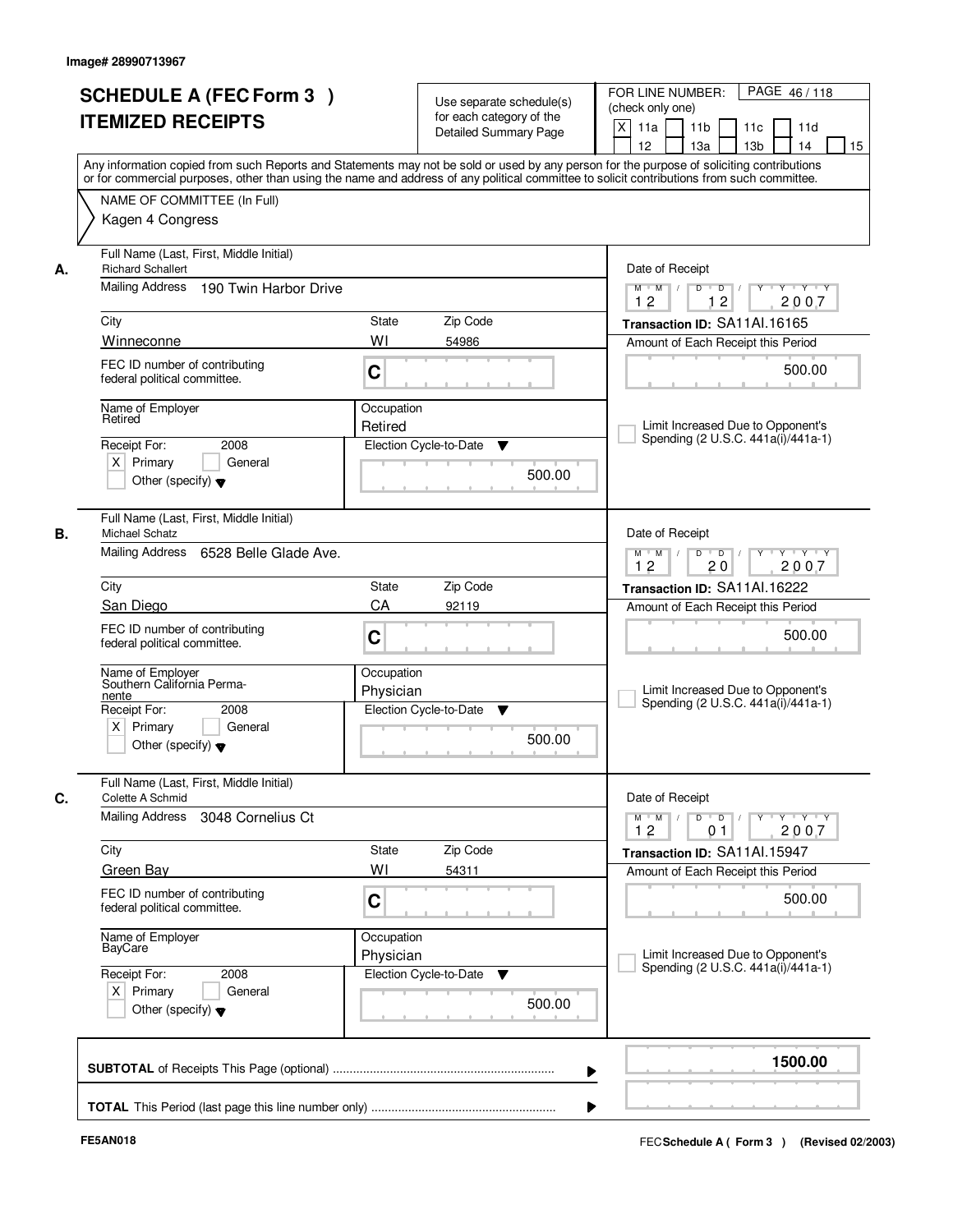Image# 28990713967

# SCHEDULE A (FEC Form 3 ) ITEMIZED RECEIPTS

Use separate schedule(s) for each category of the Detailed Summary Page

FOR LINE NUMBER: (check only one)

PAGE 46 / 118

[X] 11a [ ] 11b [ ] 11c [ ] 11d [ ] 12 [ ] 13a [ ] 13b [ ] 14 [ ] 15

Any information copied from such Reports and Statements may not be sold or used by any person for the purpose of soliciting contributions or for commercial purposes, other than using the name and address of any political committee to solicit contributions from such committee.

NAME OF COMMITTEE (In Full)

Kagen 4 Congress

---

**A.**

Full Name (Last, First, Middle Initial): Richard Schallert

Mailing Address: 190 Twin Harbor Drive

City: Winneconne | State: WI | Zip Code: 54986

FEC ID number of contributing federal political committee: C

Name of Employer: Retired

Occupation: Retired

Receipt For: 2008 — [X] Primary [ ] General [ ] Other (specify)

Election Cycle-to-Date: 500.00

Date of Receipt: 12 / 12 / 2007

Transaction ID: SA11AI.16165

Amount of Each Receipt this Period: 500.00

[ ] Limit Increased Due to Opponent's Spending (2 U.S.C. 441a(i)/441a-1)

---

**B.**

Full Name (Last, First, Middle Initial): Michael Schatz

Mailing Address: 6528 Belle Glade Ave.

City: San Diego | State: CA | Zip Code: 92119

FEC ID number of contributing federal political committee: C

Name of Employer: Southern California Permanente

Occupation: Physician

Receipt For: 2008 — [X] Primary [ ] General [ ] Other (specify)

Election Cycle-to-Date: 500.00

Date of Receipt: 12 / 20 / 2007

Transaction ID: SA11AI.16222

Amount of Each Receipt this Period: 500.00

[ ] Limit Increased Due to Opponent's Spending (2 U.S.C. 441a(i)/441a-1)

---

**C.**

Full Name (Last, First, Middle Initial): Colette A Schmid

Mailing Address: 3048 Cornelius Ct

City: Green Bay | State: WI | Zip Code: 54311

FEC ID number of contributing federal political committee: C

Name of Employer: BayCare

Occupation: Physician

Receipt For: 2008 — [X] Primary [ ] General [ ] Other (specify)

Election Cycle-to-Date: 500.00

Date of Receipt: 12 / 01 / 2007

Transaction ID: SA11AI.15947

Amount of Each Receipt this Period: 500.00

[ ] Limit Increased Due to Opponent's Spending (2 U.S.C. 441a(i)/441a-1)

---

**SUBTOTAL** of Receipts This Page (optional): 1500.00

**TOTAL** This Period (last page this line number only):

FE5AN018

FEC Schedule A ( Form 3 ) (Revised 02/2003)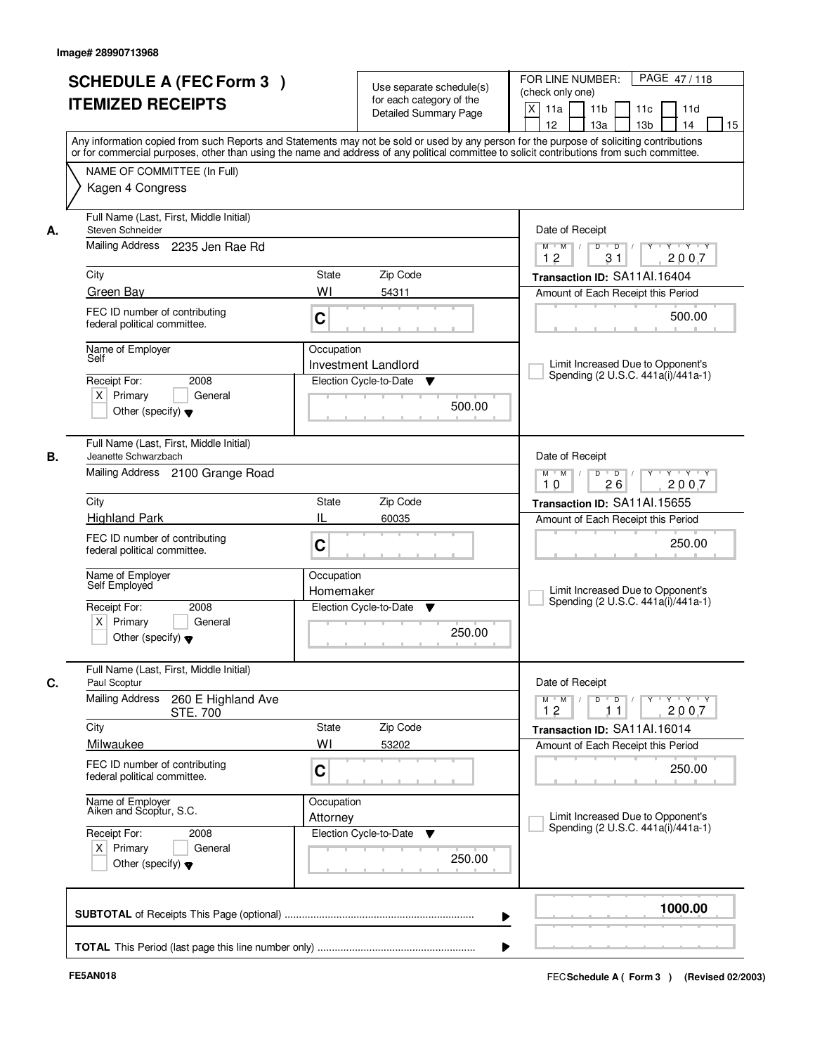Image# 28990713968

# SCHEDULE A (FEC Form 3 ) ITEMIZED RECEIPTS

Use separate schedule(s) for each category of the Detailed Summary Page

FOR LINE NUMBER: (check only one)
[X] 11a [ ] 11b [ ] 11c [ ] 11d [ ] 12 [ ] 13a [ ] 13b [ ] 14 [ ] 15

PAGE 47 / 118

Any information copied from such Reports and Statements may not be sold or used by any person for the purpose of soliciting contributions or for commercial purposes, other than using the name and address of any political committee to solicit contributions from such committee.

NAME OF COMMITTEE (In Full)
Kagen 4 Congress

---

**A.** Full Name (Last, First, Middle Initial): Steven Schneider

Mailing Address: 2235 Jen Rae Rd

City: Green Bay | State: WI | Zip Code: 54311

FEC ID number of contributing federal political committee: C

Name of Employer: Self

Occupation: Investment Landlord

Receipt For: 2008 [X] Primary [ ] General [ ] Other (specify)

Date of Receipt: 12 / 31 / 2007

Transaction ID: SA11AI.16404

Amount of Each Receipt this Period: 500.00

Election Cycle-to-Date: 500.00

[ ] Limit Increased Due to Opponent's Spending (2 U.S.C. 441a(i)/441a-1)

---

**B.** Full Name (Last, First, Middle Initial): Jeanette Schwarzbach

Mailing Address: 2100 Grange Road

City: Highland Park | State: IL | Zip Code: 60035

FEC ID number of contributing federal political committee: C

Name of Employer: Self Employed

Occupation: Homemaker

Receipt For: 2008 [X] Primary [ ] General [ ] Other (specify)

Date of Receipt: 10 / 26 / 2007

Transaction ID: SA11AI.15655

Amount of Each Receipt this Period: 250.00

Election Cycle-to-Date: 250.00

[ ] Limit Increased Due to Opponent's Spending (2 U.S.C. 441a(i)/441a-1)

---

**C.** Full Name (Last, First, Middle Initial): Paul Scoptur

Mailing Address: 260 E Highland Ave STE. 700

City: Milwaukee | State: WI | Zip Code: 53202

FEC ID number of contributing federal political committee: C

Name of Employer: Aiken and Scoptur, S.C.

Occupation: Attorney

Receipt For: 2008 [X] Primary [ ] General [ ] Other (specify)

Date of Receipt: 12 / 11 / 2007

Transaction ID: SA11AI.16014

Amount of Each Receipt this Period: 250.00

Election Cycle-to-Date: 250.00

[ ] Limit Increased Due to Opponent's Spending (2 U.S.C. 441a(i)/441a-1)

---

**SUBTOTAL** of Receipts This Page (optional): **1000.00**

**TOTAL** This Period (last page this line number only):

FE5AN018

FEC Schedule A ( Form 3 ) (Revised 02/2003)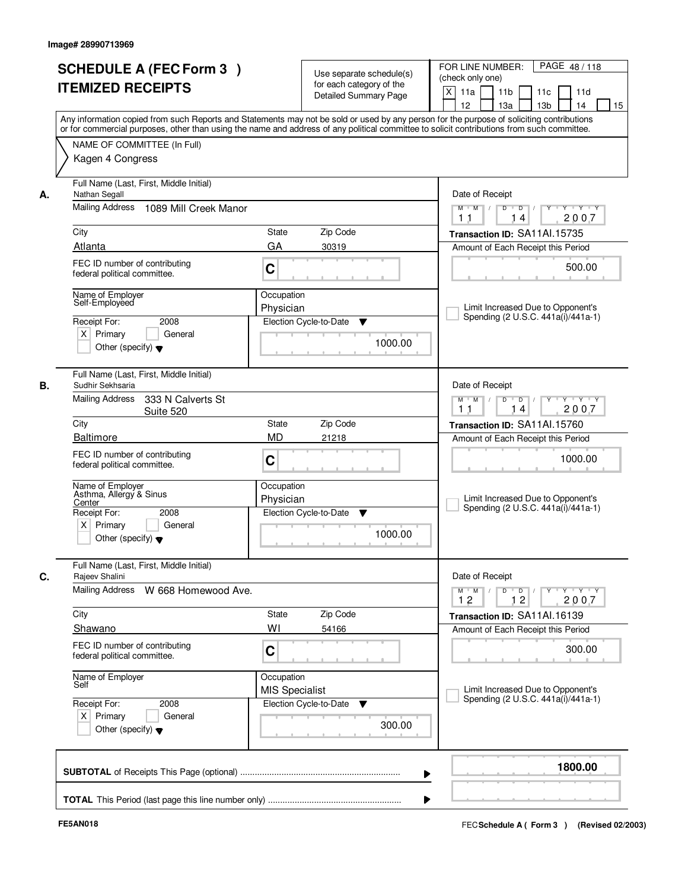Image# 28990713969

# SCHEDULE A (FEC Form 3 ) ITEMIZED RECEIPTS

Use separate schedule(s) for each category of the Detailed Summary Page

FOR LINE NUMBER: (check only one)

[X] 11a [ ] 11b [ ] 11c [ ] 11d [ ] 12 [ ] 13a [ ] 13b [ ] 14 [ ] 15

PAGE 48 / 118

Any information copied from such Reports and Statements may not be sold or used by any person for the purpose of soliciting contributions or for commercial purposes, other than using the name and address of any political committee to solicit contributions from such committee.

NAME OF COMMITTEE (In Full)

Kagen 4 Congress

## A.

Full Name (Last, First, Middle Initial): Nathan Segall

Mailing Address: 1089 Mill Creek Manor

City: Atlanta | State: GA | Zip Code: 30319

FEC ID number of contributing federal political committee: C

Name of Employer: Self-Employed

Occupation: Physician

Receipt For: 2008 — [X] Primary [ ] General [ ] Other (specify)

Election Cycle-to-Date: 1000.00

Date of Receipt: 11 / 14 / 2007

Transaction ID: SA11AI.15735

Amount of Each Receipt this Period: 500.00

[ ] Limit Increased Due to Opponent's Spending (2 U.S.C. 441a(i)/441a-1)

## B.

Full Name (Last, First, Middle Initial): Sudhir Sekhsaria

Mailing Address: 333 N Calverts St Suite 520

City: Baltimore | State: MD | Zip Code: 21218

FEC ID number of contributing federal political committee: C

Name of Employer: Asthma, Allergy & Sinus Center

Occupation: Physician

Receipt For: 2008 — [X] Primary [ ] General [ ] Other (specify)

Election Cycle-to-Date: 1000.00

Date of Receipt: 11 / 14 / 2007

Transaction ID: SA11AI.15760

Amount of Each Receipt this Period: 1000.00

[ ] Limit Increased Due to Opponent's Spending (2 U.S.C. 441a(i)/441a-1)

## C.

Full Name (Last, First, Middle Initial): Rajeev Shalini

Mailing Address: W 668 Homewood Ave.

City: Shawano | State: WI | Zip Code: 54166

FEC ID number of contributing federal political committee: C

Name of Employer: Self

Occupation: MIS Specialist

Receipt For: 2008 — [X] Primary [ ] General [ ] Other (specify)

Election Cycle-to-Date: 300.00

Date of Receipt: 12 / 12 / 2007

Transaction ID: SA11AI.16139

Amount of Each Receipt this Period: 300.00

[ ] Limit Increased Due to Opponent's Spending (2 U.S.C. 441a(i)/441a-1)

**SUBTOTAL** of Receipts This Page (optional): **1800.00**

**TOTAL** This Period (last page this line number only):

FE5AN018

FEC **Schedule A ( Form 3 )** (Revised 02/2003)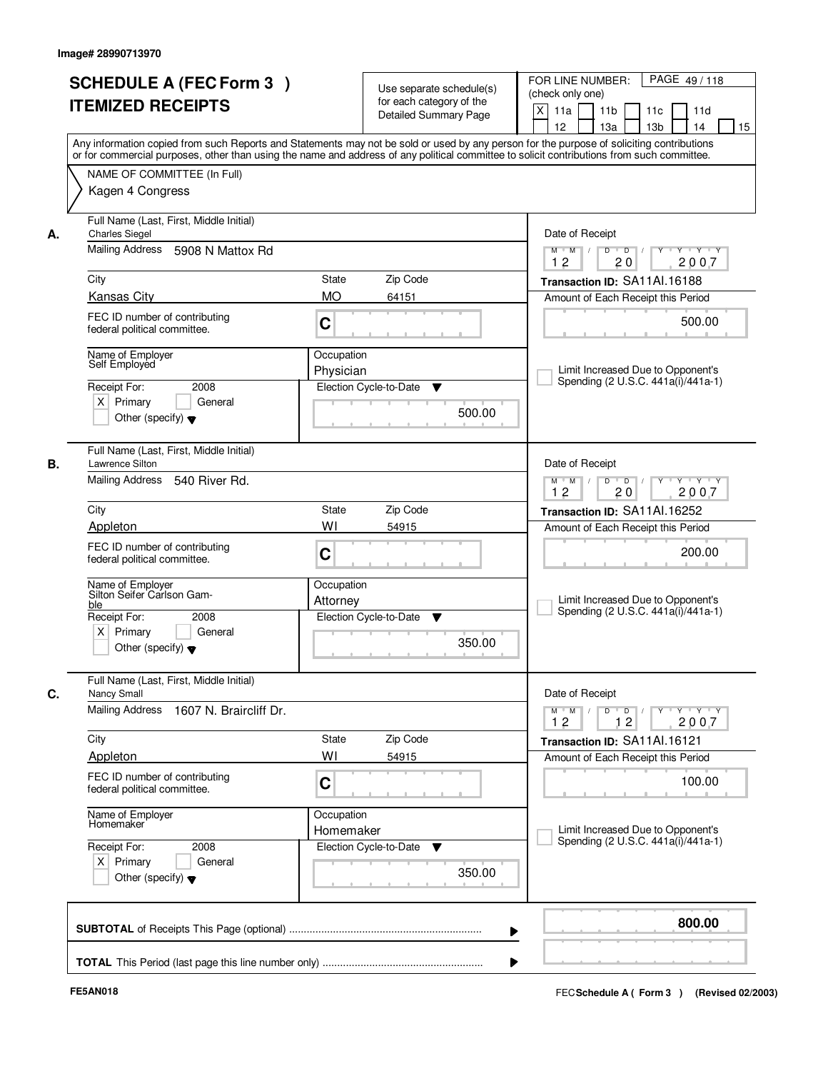Image# 28990713970

# SCHEDULE A (FEC Form 3 ) ITEMIZED RECEIPTS

Use separate schedule(s) for each category of the Detailed Summary Page

FOR LINE NUMBER: (check only one)

[X] 11a [ ] 11b [ ] 11c [ ] 11d [ ] 12 [ ] 13a [ ] 13b [ ] 14 [ ] 15

Any information copied from such Reports and Statements may not be sold or used by any person for the purpose of soliciting contributions or for commercial purposes, other than using the name and address of any political committee to solicit contributions from such committee.

NAME OF COMMITTEE (In Full)

Kagen 4 Congress

---

**A.** Full Name (Last, First, Middle Initial): Charles Siegel

Mailing Address: 5908 N Mattox Rd

City: Kansas City | State: MO | Zip Code: 64151

FEC ID number of contributing federal political committee: C

Name of Employer: Self Employed

Occupation: Physician

Receipt For: 2008 [X] Primary [ ] General [ ] Other (specify)

Election Cycle-to-Date: 500.00

Date of Receipt: 12 / 20 / 2007

Transaction ID: SA11AI.16188

Amount of Each Receipt this Period: 500.00

[ ] Limit Increased Due to Opponent's Spending (2 U.S.C. 441a(i)/441a-1)

---

**B.** Full Name (Last, First, Middle Initial): Lawrence Silton

Mailing Address: 540 River Rd.

City: Appleton | State: WI | Zip Code: 54915

FEC ID number of contributing federal political committee: C

Name of Employer: Silton Seifer Carlson Gamble

Occupation: Attorney

Receipt For: 2008 [X] Primary [ ] General [ ] Other (specify)

Election Cycle-to-Date: 350.00

Date of Receipt: 12 / 20 / 2007

Transaction ID: SA11AI.16252

Amount of Each Receipt this Period: 200.00

[ ] Limit Increased Due to Opponent's Spending (2 U.S.C. 441a(i)/441a-1)

---

**C.** Full Name (Last, First, Middle Initial): Nancy Small

Mailing Address: 1607 N. Braircliff Dr.

City: Appleton | State: WI | Zip Code: 54915

FEC ID number of contributing federal political committee: C

Name of Employer: Homemaker

Occupation: Homemaker

Receipt For: 2008 [X] Primary [ ] General [ ] Other (specify)

Election Cycle-to-Date: 350.00

Date of Receipt: 12 / 12 / 2007

Transaction ID: SA11AI.16121

Amount of Each Receipt this Period: 100.00

[ ] Limit Increased Due to Opponent's Spending (2 U.S.C. 441a(i)/441a-1)

---

**SUBTOTAL** of Receipts This Page (optional): **800.00**

**TOTAL** This Period (last page this line number only):

FE5AN018

FEC Schedule A ( Form 3 ) (Revised 02/2003)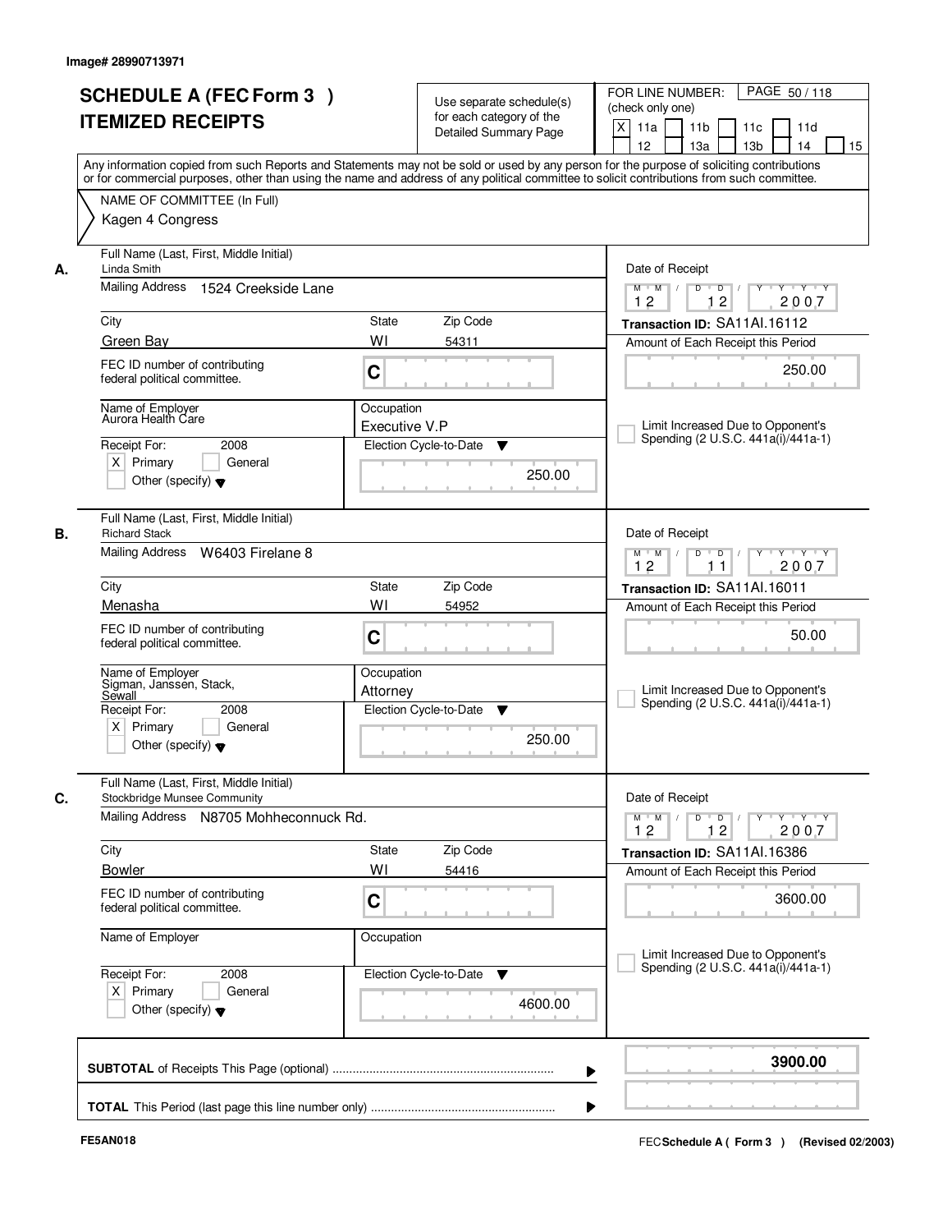Image# 28990713971

# SCHEDULE A (FEC Form 3 ) ITEMIZED RECEIPTS

Use separate schedule(s) for each category of the Detailed Summary Page

FOR LINE NUMBER: (check only one)

- [X] 11a
- [ ] 11b
- [ ] 11c
- [ ] 11d
- [ ] 12
- [ ] 13a
- [ ] 13b
- [ ] 14
- [ ] 15

PAGE 50 / 118

Any information copied from such Reports and Statements may not be sold or used by any person for the purpose of soliciting contributions or for commercial purposes, other than using the name and address of any political committee to solicit contributions from such committee.

NAME OF COMMITTEE (In Full)
Kagen 4 Congress

---

**A.**

Full Name (Last, First, Middle Initial): Linda Smith

Mailing Address: 1524 Creekside Lane

City: Green Bay | State: WI | Zip Code: 54311

FEC ID number of contributing federal political committee: C

Name of Employer: Aurora Health Care

Occupation: Executive V.P

Receipt For: 2008 — [X] Primary [ ] General [ ] Other (specify)

Election Cycle-to-Date: 250.00

Date of Receipt: 12 / 12 / 2007

Transaction ID: SA11AI.16112

Amount of Each Receipt this Period: 250.00

[ ] Limit Increased Due to Opponent's Spending (2 U.S.C. 441a(i)/441a-1)

---

**B.**

Full Name (Last, First, Middle Initial): Richard Stack

Mailing Address: W6403 Firelane 8

City: Menasha | State: WI | Zip Code: 54952

FEC ID number of contributing federal political committee: C

Name of Employer: Sigman, Janssen, Stack, Sewall

Occupation: Attorney

Receipt For: 2008 — [X] Primary [ ] General [ ] Other (specify)

Election Cycle-to-Date: 250.00

Date of Receipt: 12 / 11 / 2007

Transaction ID: SA11AI.16011

Amount of Each Receipt this Period: 50.00

[ ] Limit Increased Due to Opponent's Spending (2 U.S.C. 441a(i)/441a-1)

---

**C.**

Full Name (Last, First, Middle Initial): Stockbridge Munsee Community

Mailing Address: N8705 Mohheconnuck Rd.

City: Bowler | State: WI | Zip Code: 54416

FEC ID number of contributing federal political committee: C

Name of Employer:

Occupation:

Receipt For: 2008 — [X] Primary [ ] General [ ] Other (specify)

Election Cycle-to-Date: 4600.00

Date of Receipt: 12 / 12 / 2007

Transaction ID: SA11AI.16386

Amount of Each Receipt this Period: 3600.00

[ ] Limit Increased Due to Opponent's Spending (2 U.S.C. 441a(i)/441a-1)

---

**SUBTOTAL** of Receipts This Page (optional): **3900.00**

**TOTAL** This Period (last page this line number only):

FE5AN018

FEC Schedule A ( Form 3 ) (Revised 02/2003)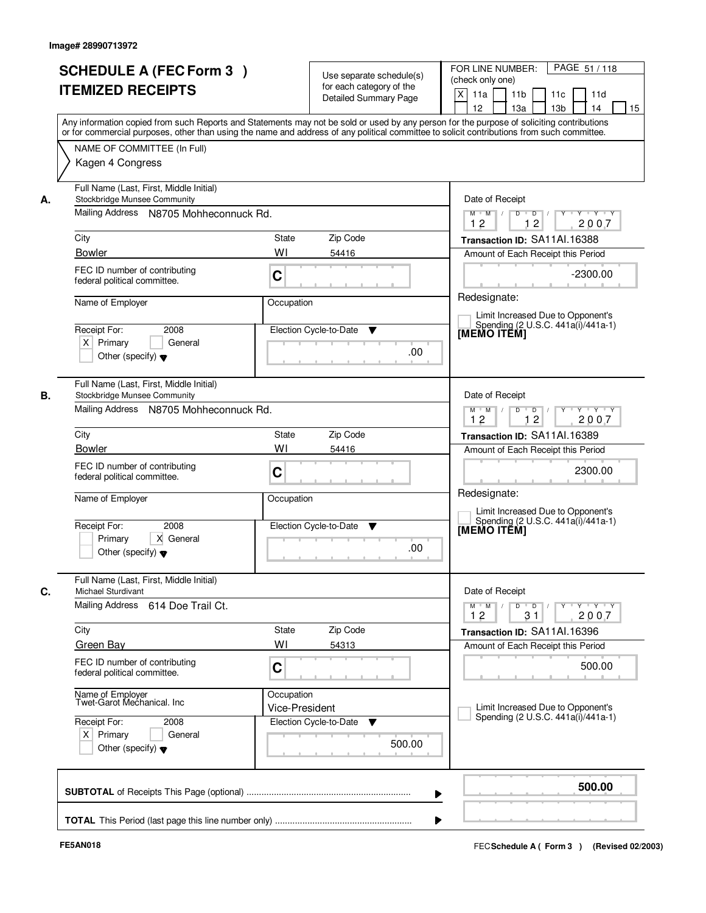Image# 28990713972

# SCHEDULE A (FEC Form 3 ) ITEMIZED RECEIPTS

Use separate schedule(s) for each category of the Detailed Summary Page

FOR LINE NUMBER: (check only one)
[X] 11a [ ] 11b [ ] 11c [ ] 11d [ ] 12 [ ] 13a [ ] 13b [ ] 14 [ ] 15

PAGE 51 / 118

Any information copied from such Reports and Statements may not be sold or used by any person for the purpose of soliciting contributions or for commercial purposes, other than using the name and address of any political committee to solicit contributions from such committee.

NAME OF COMMITTEE (In Full)
Kagen 4 Congress

---

**A.** Full Name (Last, First, Middle Initial): Stockbridge Munsee Community
Mailing Address: N8705 Mohheconnuck Rd.
City: Bowler | State: WI | Zip Code: 54416
FEC ID number of contributing federal political committee: C
Name of Employer:
Occupation:
Receipt For: 2008 [X] Primary [ ] General [ ] Other (specify)
Election Cycle-to-Date: .00
Date of Receipt: 12 / 12 / 2007
Transaction ID: SA11AI.16388
Amount of Each Receipt this Period: -2300.00
Redesignate:
[ ] Limit Increased Due to Opponent's Spending (2 U.S.C. 441a(i)/441a-1)
[MEMO ITEM]

---

**B.** Full Name (Last, First, Middle Initial): Stockbridge Munsee Community
Mailing Address: N8705 Mohheconnuck Rd.
City: Bowler | State: WI | Zip Code: 54416
FEC ID number of contributing federal political committee: C
Name of Employer:
Occupation:
Receipt For: 2008 [ ] Primary [X] General [ ] Other (specify)
Election Cycle-to-Date: .00
Date of Receipt: 12 / 12 / 2007
Transaction ID: SA11AI.16389
Amount of Each Receipt this Period: 2300.00
Redesignate:
[ ] Limit Increased Due to Opponent's Spending (2 U.S.C. 441a(i)/441a-1)
[MEMO ITEM]

---

**C.** Full Name (Last, First, Middle Initial): Michael Sturdivant
Mailing Address: 614 Doe Trail Ct.
City: Green Bay | State: WI | Zip Code: 54313
FEC ID number of contributing federal political committee: C
Name of Employer: Twet-Garot Mechanical. Inc
Occupation: Vice-President
Receipt For: 2008 [X] Primary [ ] General [ ] Other (specify)
Election Cycle-to-Date: 500.00
Date of Receipt: 12 / 31 / 2007
Transaction ID: SA11AI.16396
Amount of Each Receipt this Period: 500.00
[ ] Limit Increased Due to Opponent's Spending (2 U.S.C. 441a(i)/441a-1)

---

**SUBTOTAL** of Receipts This Page (optional): 500.00

**TOTAL** This Period (last page this line number only):

FE5AN018 — FEC Schedule A ( Form 3 ) (Revised 02/2003)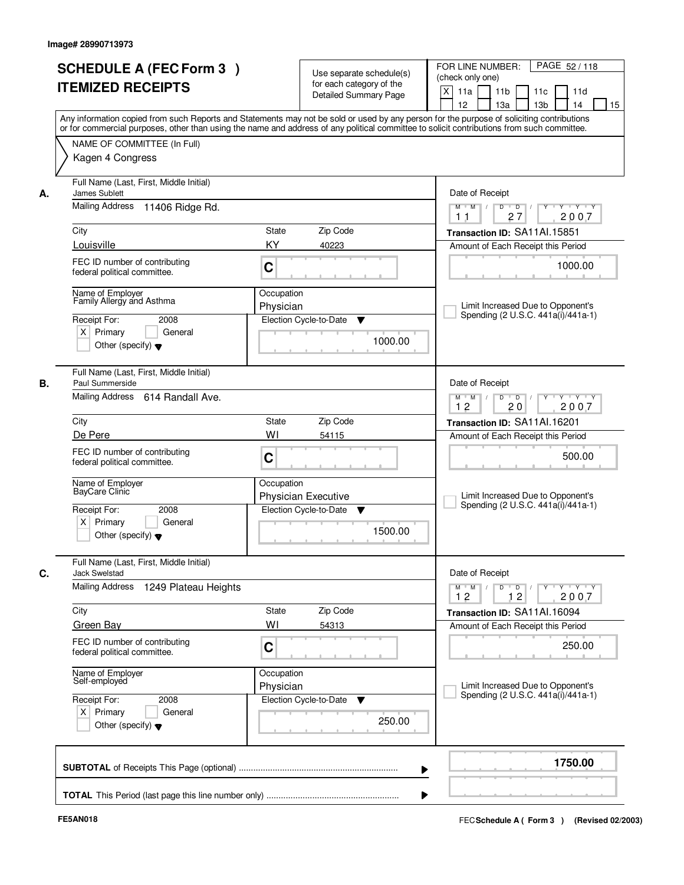Image# 28990713973

# SCHEDULE A (FEC Form 3 ) ITEMIZED RECEIPTS

Use separate schedule(s) for each category of the Detailed Summary Page

FOR LINE NUMBER: (check only one)

[X] 11a [ ] 11b [ ] 11c [ ] 11d [ ] 12 [ ] 13a [ ] 13b [ ] 14 [ ] 15

PAGE 52 / 118

Any information copied from such Reports and Statements may not be sold or used by any person for the purpose of soliciting contributions or for commercial purposes, other than using the name and address of any political committee to solicit contributions from such committee.

NAME OF COMMITTEE (In Full)

Kagen 4 Congress

---

**A.** Full Name (Last, First, Middle Initial): James Sublett

Mailing Address: 11406 Ridge Rd.

City: Louisville | State: KY | Zip Code: 40223

FEC ID number of contributing federal political committee: C

Name of Employer: Family Allergy and Asthma

Occupation: Physician

Receipt For: 2008 [X] Primary [ ] General [ ] Other (specify)

Election Cycle-to-Date: 1000.00

Date of Receipt: 11 / 27 / 2007

Transaction ID: SA11AI.15851

Amount of Each Receipt this Period: 1000.00

[ ] Limit Increased Due to Opponent's Spending (2 U.S.C. 441a(i)/441a-1)

---

**B.** Full Name (Last, First, Middle Initial): Paul Summerside

Mailing Address: 614 Randall Ave.

City: De Pere | State: WI | Zip Code: 54115

FEC ID number of contributing federal political committee: C

Name of Employer: BayCare Clinic

Occupation: Physician Executive

Receipt For: 2008 [X] Primary [ ] General [ ] Other (specify)

Election Cycle-to-Date: 1500.00

Date of Receipt: 12 / 20 / 2007

Transaction ID: SA11AI.16201

Amount of Each Receipt this Period: 500.00

[ ] Limit Increased Due to Opponent's Spending (2 U.S.C. 441a(i)/441a-1)

---

**C.** Full Name (Last, First, Middle Initial): Jack Swelstad

Mailing Address: 1249 Plateau Heights

City: Green Bay | State: WI | Zip Code: 54313

FEC ID number of contributing federal political committee: C

Name of Employer: Self-employed

Occupation: Physician

Receipt For: 2008 [X] Primary [ ] General [ ] Other (specify)

Election Cycle-to-Date: 250.00

Date of Receipt: 12 / 12 / 2007

Transaction ID: SA11AI.16094

Amount of Each Receipt this Period: 250.00

[ ] Limit Increased Due to Opponent's Spending (2 U.S.C. 441a(i)/441a-1)

---

**SUBTOTAL** of Receipts This Page (optional): **1750.00**

**TOTAL** This Period (last page this line number only):

FE5AN018

FEC Schedule A ( Form 3 ) (Revised 02/2003)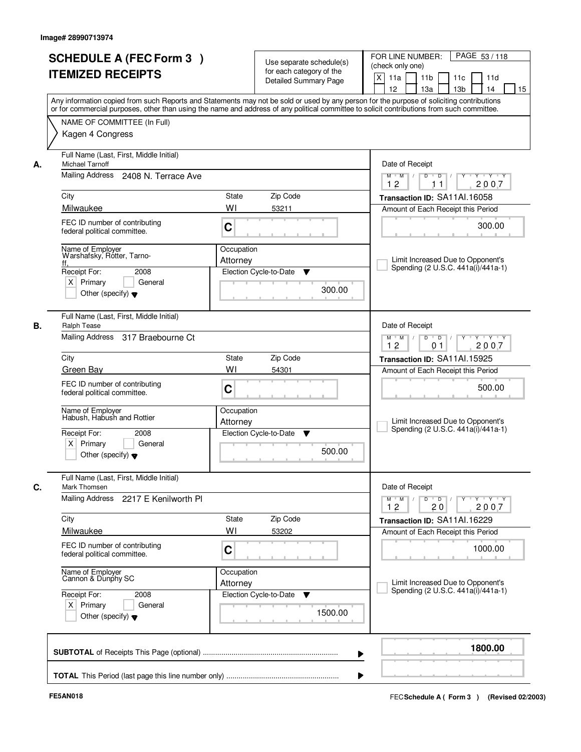Image# 28990713974

# SCHEDULE A (FEC Form 3 )
# ITEMIZED RECEIPTS

Use separate schedule(s) for each category of the Detailed Summary Page

FOR LINE NUMBER: (check only one)
[X] 11a [ ] 11b [ ] 11c [ ] 11d [ ] 12 [ ] 13a [ ] 13b [ ] 14 [ ] 15

PAGE 53 / 118

Any information copied from such Reports and Statements may not be sold or used by any person for the purpose of soliciting contributions or for commercial purposes, other than using the name and address of any political committee to solicit contributions from such committee.

NAME OF COMMITTEE (In Full)
Kagen 4 Congress

---

**A.** Full Name (Last, First, Middle Initial): Michael Tarnoff

Mailing Address: 2408 N. Terrace Ave

City: Milwaukee | State: WI | Zip Code: 53211

FEC ID number of contributing federal political committee: C

Name of Employer: Warshafsky, Rotter, Tarnoff,

Occupation: Attorney

Receipt For: 2008 [X] Primary [ ] General [ ] Other (specify)

Election Cycle-to-Date: 300.00

Date of Receipt: 12 11 2007

Transaction ID: SA11AI.16058

Amount of Each Receipt this Period: 300.00

[ ] Limit Increased Due to Opponent's Spending (2 U.S.C. 441a(i)/441a-1)

---

**B.** Full Name (Last, First, Middle Initial): Ralph Tease

Mailing Address: 317 Braebourne Ct

City: Green Bay | State: WI | Zip Code: 54301

FEC ID number of contributing federal political committee: C

Name of Employer: Habush, Habush and Rottier

Occupation: Attorney

Receipt For: 2008 [X] Primary [ ] General [ ] Other (specify)

Election Cycle-to-Date: 500.00

Date of Receipt: 12 01 2007

Transaction ID: SA11AI.15925

Amount of Each Receipt this Period: 500.00

[ ] Limit Increased Due to Opponent's Spending (2 U.S.C. 441a(i)/441a-1)

---

**C.** Full Name (Last, First, Middle Initial): Mark Thomsen

Mailing Address: 2217 E Kenilworth Pl

City: Milwaukee | State: WI | Zip Code: 53202

FEC ID number of contributing federal political committee: C

Name of Employer: Cannon & Dunphy SC

Occupation: Attorney

Receipt For: 2008 [X] Primary [ ] General [ ] Other (specify)

Election Cycle-to-Date: 1500.00

Date of Receipt: 12 20 2007

Transaction ID: SA11AI.16229

Amount of Each Receipt this Period: 1000.00

[ ] Limit Increased Due to Opponent's Spending (2 U.S.C. 441a(i)/441a-1)

---

**SUBTOTAL** of Receipts This Page (optional): 1800.00

**TOTAL** This Period (last page this line number only):

FE5AN018 — FEC **Schedule A ( Form 3 )** (Revised 02/2003)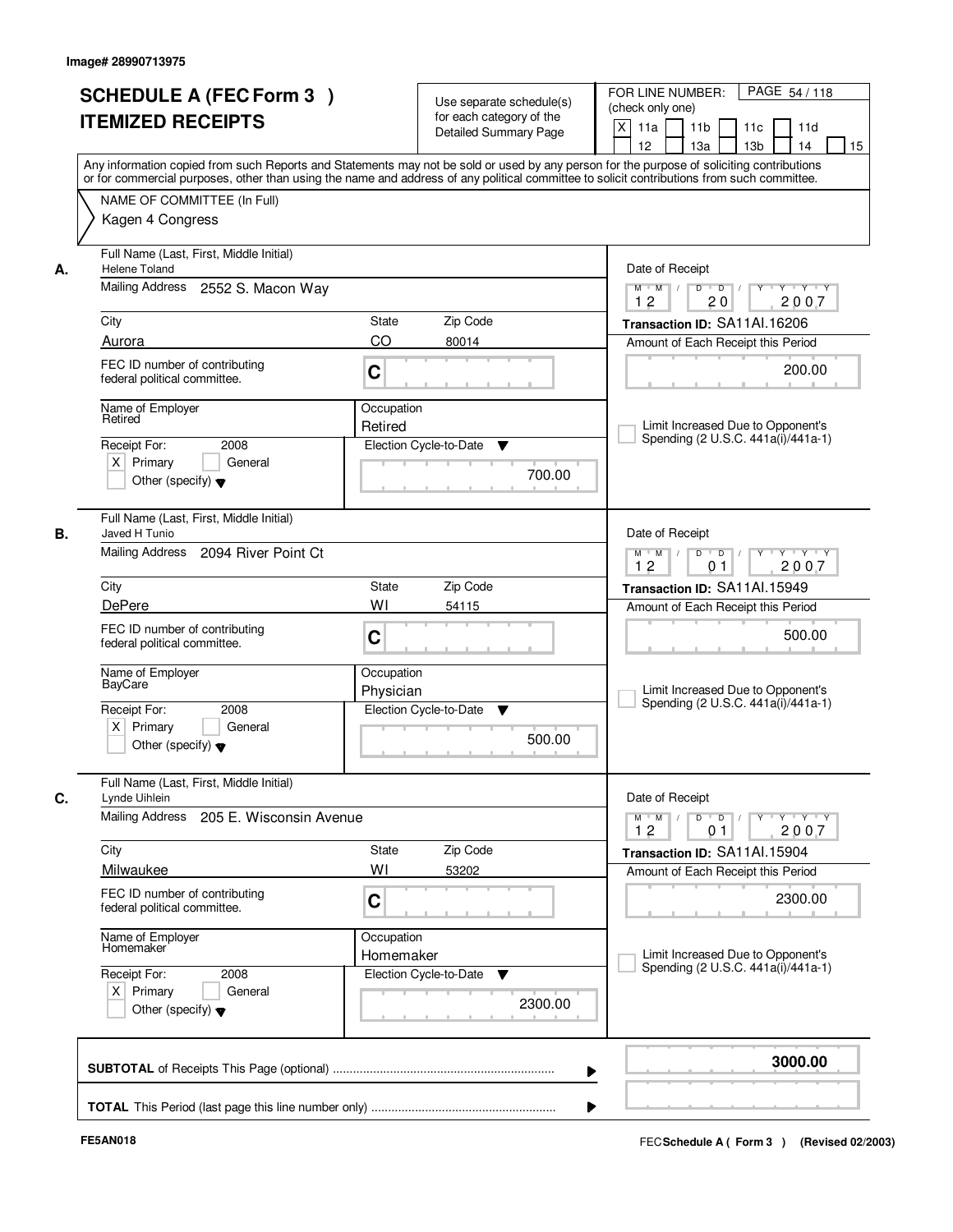Image# 28990713975

# SCHEDULE A (FEC Form 3 ) ITEMIZED RECEIPTS

Use separate schedule(s) for each category of the Detailed Summary Page

FOR LINE NUMBER: (check only one)

[X] 11a [ ] 11b [ ] 11c [ ] 11d [ ] 12 [ ] 13a [ ] 13b [ ] 14 [ ] 15

Any information copied from such Reports and Statements may not be sold or used by any person for the purpose of soliciting contributions or for commercial purposes, other than using the name and address of any political committee to solicit contributions from such committee.

NAME OF COMMITTEE (In Full)
Kagen 4 Congress

---

**A.**

Full Name (Last, First, Middle Initial): Helene Toland

Mailing Address: 2552 S. Macon Way

City: Aurora | State: CO | Zip Code: 80014

FEC ID number of contributing federal political committee: C

Name of Employer: Retired

Occupation: Retired

Receipt For: 2008 [X] Primary [ ] General [ ] Other (specify)

Election Cycle-to-Date: 700.00

Date of Receipt: 12 / 20 / 2007

Transaction ID: SA11AI.16206

Amount of Each Receipt this Period: 200.00

[ ] Limit Increased Due to Opponent's Spending (2 U.S.C. 441a(i)/441a-1)

---

**B.**

Full Name (Last, First, Middle Initial): Javed H Tunio

Mailing Address: 2094 River Point Ct

City: DePere | State: WI | Zip Code: 54115

FEC ID number of contributing federal political committee: C

Name of Employer: BayCare

Occupation: Physician

Receipt For: 2008 [X] Primary [ ] General [ ] Other (specify)

Election Cycle-to-Date: 500.00

Date of Receipt: 12 / 01 / 2007

Transaction ID: SA11AI.15949

Amount of Each Receipt this Period: 500.00

[ ] Limit Increased Due to Opponent's Spending (2 U.S.C. 441a(i)/441a-1)

---

**C.**

Full Name (Last, First, Middle Initial): Lynde Uihlein

Mailing Address: 205 E. Wisconsin Avenue

City: Milwaukee | State: WI | Zip Code: 53202

FEC ID number of contributing federal political committee: C

Name of Employer: Homemaker

Occupation: Homemaker

Receipt For: 2008 [X] Primary [ ] General [ ] Other (specify)

Election Cycle-to-Date: 2300.00

Date of Receipt: 12 / 01 / 2007

Transaction ID: SA11AI.15904

Amount of Each Receipt this Period: 2300.00

[ ] Limit Increased Due to Opponent's Spending (2 U.S.C. 441a(i)/441a-1)

---

**SUBTOTAL** of Receipts This Page (optional): **3000.00**

**TOTAL** This Period (last page this line number only):

FE5AN018

FEC Schedule A ( Form 3 ) (Revised 02/2003)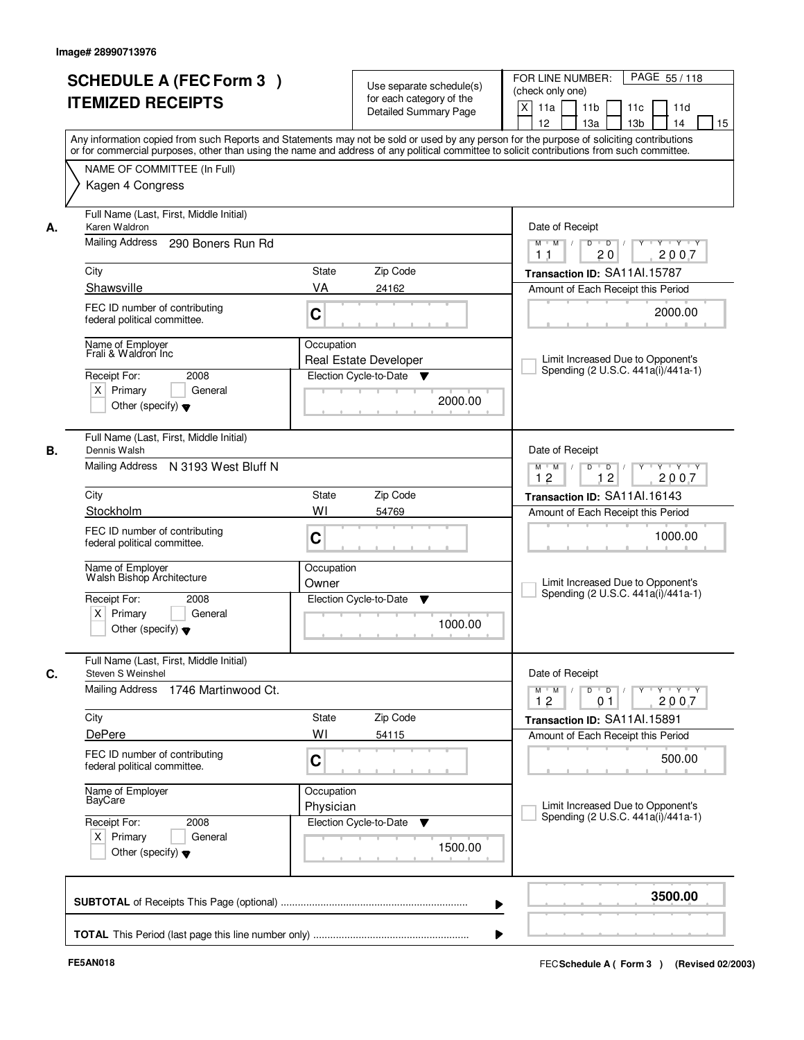Image# 28990713976

# SCHEDULE A (FEC Form 3 ) ITEMIZED RECEIPTS

Use separate schedule(s) for each category of the Detailed Summary Page

FOR LINE NUMBER: (check only one)

[X] 11a [ ] 11b [ ] 11c [ ] 11d [ ] 12 [ ] 13a [ ] 13b [ ] 14 [ ] 15

PAGE 55 / 118

Any information copied from such Reports and Statements may not be sold or used by any person for the purpose of soliciting contributions or for commercial purposes, other than using the name and address of any political committee to solicit contributions from such committee.

NAME OF COMMITTEE (In Full)

Kagen 4 Congress

---

**A.**

Full Name (Last, First, Middle Initial): Karen Waldron

Mailing Address: 290 Boners Run Rd

City: Shawsville | State: VA | Zip Code: 24162

FEC ID number of contributing federal political committee: C

Name of Employer: Frali & Waldron Inc

Occupation: Real Estate Developer

Receipt For: 2008 — [X] Primary [ ] General [ ] Other (specify)

Election Cycle-to-Date: 2000.00

Date of Receipt: 11 / 20 / 2007

Transaction ID: SA11AI.15787

Amount of Each Receipt this Period: 2000.00

[ ] Limit Increased Due to Opponent's Spending (2 U.S.C. 441a(i)/441a-1)

---

**B.**

Full Name (Last, First, Middle Initial): Dennis Walsh

Mailing Address: N 3193 West Bluff N

City: Stockholm | State: WI | Zip Code: 54769

FEC ID number of contributing federal political committee: C

Name of Employer: Walsh Bishop Architecture

Occupation: Owner

Receipt For: 2008 — [X] Primary [ ] General [ ] Other (specify)

Election Cycle-to-Date: 1000.00

Date of Receipt: 12 / 12 / 2007

Transaction ID: SA11AI.16143

Amount of Each Receipt this Period: 1000.00

[ ] Limit Increased Due to Opponent's Spending (2 U.S.C. 441a(i)/441a-1)

---

**C.**

Full Name (Last, First, Middle Initial): Steven S Weinshel

Mailing Address: 1746 Martinwood Ct.

City: DePere | State: WI | Zip Code: 54115

FEC ID number of contributing federal political committee: C

Name of Employer: BayCare

Occupation: Physician

Receipt For: 2008 — [X] Primary [ ] General [ ] Other (specify)

Election Cycle-to-Date: 1500.00

Date of Receipt: 12 / 01 / 2007

Transaction ID: SA11AI.15891

Amount of Each Receipt this Period: 500.00

[ ] Limit Increased Due to Opponent's Spending (2 U.S.C. 441a(i)/441a-1)

---

**SUBTOTAL** of Receipts This Page (optional) ........ **3500.00**

**TOTAL** This Period (last page this line number only) ........

FE5AN018

FEC Schedule A ( Form 3 ) (Revised 02/2003)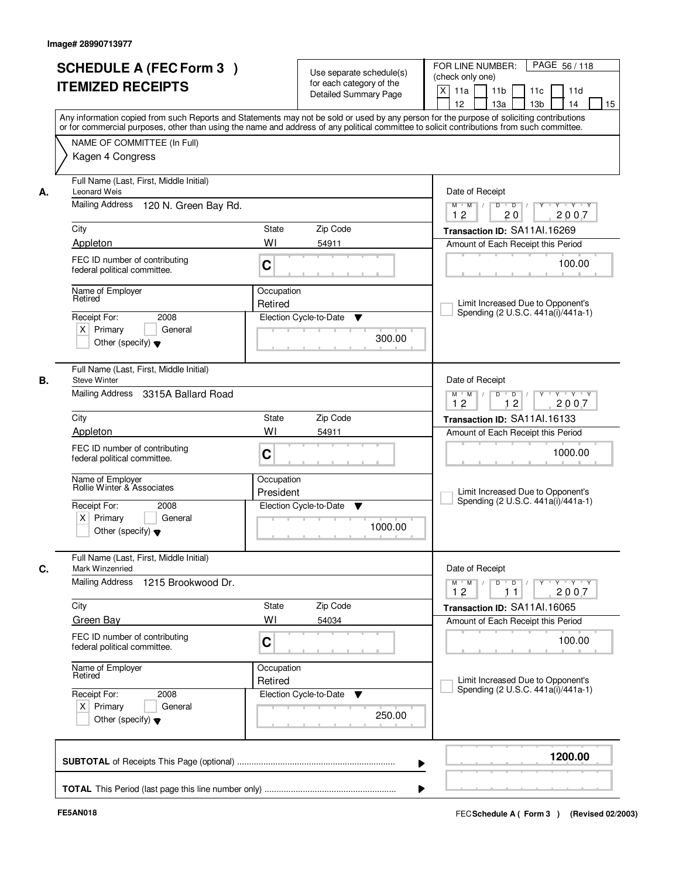Image# 28990713977

# SCHEDULE A (FEC Form 3 ) ITEMIZED RECEIPTS

Use separate schedule(s) for each category of the Detailed Summary Page

FOR LINE NUMBER: (check only one)
[X] 11a [ ] 11b [ ] 11c [ ] 11d [ ] 12 [ ] 13a [ ] 13b [ ] 14 [ ] 15

PAGE 56 / 118

Any information copied from such Reports and Statements may not be sold or used by any person for the purpose of soliciting contributions or for commercial purposes, other than using the name and address of any political committee to solicit contributions from such committee.

NAME OF COMMITTEE (In Full)
Kagen 4 Congress

## A.

| Field | Value |
|---|---|
| Full Name (Last, First, Middle Initial) | Leonard Weis |
| Mailing Address | 120 N. Green Bay Rd. |
| City | Appleton |
| State | WI |
| Zip Code | 54911 |
| FEC ID number of contributing federal political committee. | C |
| Name of Employer | Retired |
| Occupation | Retired |
| Receipt For: | 2008 [X] Primary [ ] General [ ] Other (specify) |
| Election Cycle-to-Date | 300.00 |
| Date of Receipt | 12 / 20 / 2007 |
| Transaction ID | SA11AI.16269 |
| Amount of Each Receipt this Period | 100.00 |
| Limit Increased Due to Opponent's Spending (2 U.S.C. 441a(i)/441a-1) | [ ] |

## B.

| Field | Value |
|---|---|
| Full Name (Last, First, Middle Initial) | Steve Winter |
| Mailing Address | 3315A Ballard Road |
| City | Appleton |
| State | WI |
| Zip Code | 54911 |
| FEC ID number of contributing federal political committee. | C |
| Name of Employer | Rollie Winter & Associates |
| Occupation | President |
| Receipt For: | 2008 [X] Primary [ ] General [ ] Other (specify) |
| Election Cycle-to-Date | 1000.00 |
| Date of Receipt | 12 / 12 / 2007 |
| Transaction ID | SA11AI.16133 |
| Amount of Each Receipt this Period | 1000.00 |
| Limit Increased Due to Opponent's Spending (2 U.S.C. 441a(i)/441a-1) | [ ] |

## C.

| Field | Value |
|---|---|
| Full Name (Last, First, Middle Initial) | Mark Winzenried |
| Mailing Address | 1215 Brookwood Dr. |
| City | Green Bay |
| State | WI |
| Zip Code | 54034 |
| FEC ID number of contributing federal political committee. | C |
| Name of Employer | Retired |
| Occupation | Retired |
| Receipt For: | 2008 [X] Primary [ ] General [ ] Other (specify) |
| Election Cycle-to-Date | 250.00 |
| Date of Receipt | 12 / 11 / 2007 |
| Transaction ID | SA11AI.16065 |
| Amount of Each Receipt this Period | 100.00 |
| Limit Increased Due to Opponent's Spending (2 U.S.C. 441a(i)/441a-1) | [ ] |

**SUBTOTAL** of Receipts This Page (optional) ........ **1200.00**

**TOTAL** This Period (last page this line number only) ........

FE5AN018

FEC **Schedule A ( Form 3 )** (Revised 02/2003)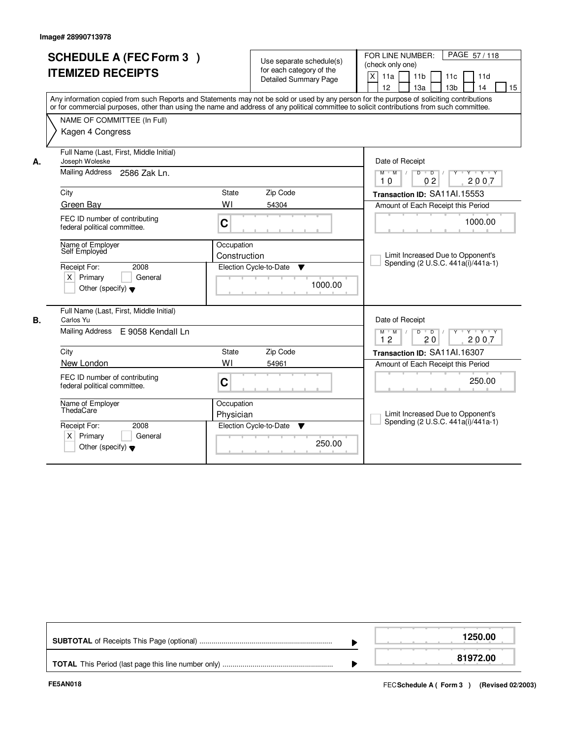Image# 28990713978

# SCHEDULE A (FEC Form 3 )
# ITEMIZED RECEIPTS

Use separate schedule(s) for each category of the Detailed Summary Page

FOR LINE NUMBER: (check only one)

- [X] 11a
- [ ] 11b
- [ ] 11c
- [ ] 11d
- [ ] 12
- [ ] 13a
- [ ] 13b
- [ ] 14
- [ ] 15

Any information copied from such Reports and Statements may not be sold or used by any person for the purpose of soliciting contributions or for commercial purposes, other than using the name and address of any political committee to solicit contributions from such committee.

NAME OF COMMITTEE (In Full)

Kagen 4 Congress

---

**A.**

Full Name (Last, First, Middle Initial): Joseph Woleske

Mailing Address: 2586 Zak Ln.

City: Green Bay | State: WI | Zip Code: 54304

FEC ID number of contributing federal political committee: C

Name of Employer: Self Employed

Occupation: Construction

Receipt For: 2008 — [X] Primary [ ] General [ ] Other (specify)

Election Cycle-to-Date: 1000.00

Date of Receipt: 10 02 2007

Transaction ID: SA11AI.15553

Amount of Each Receipt this Period: 1000.00

[ ] Limit Increased Due to Opponent's Spending (2 U.S.C. 441a(i)/441a-1)

---

**B.**

Full Name (Last, First, Middle Initial): Carlos Yu

Mailing Address: E 9058 Kendall Ln

City: New London | State: WI | Zip Code: 54961

FEC ID number of contributing federal political committee: C

Name of Employer: ThedaCare

Occupation: Physician

Receipt For: 2008 — [X] Primary [ ] General [ ] Other (specify)

Election Cycle-to-Date: 250.00

Date of Receipt: 12 20 2007

Transaction ID: SA11AI.16307

Amount of Each Receipt this Period: 250.00

[ ] Limit Increased Due to Opponent's Spending (2 U.S.C. 441a(i)/441a-1)

---

| | |
|---|---|
| **SUBTOTAL** of Receipts This Page (optional) | **1250.00** |
| **TOTAL** This Period (last page this line number only) | **81972.00** |

FE5AN018

FEC **Schedule A ( Form 3 )** (Revised 02/2003)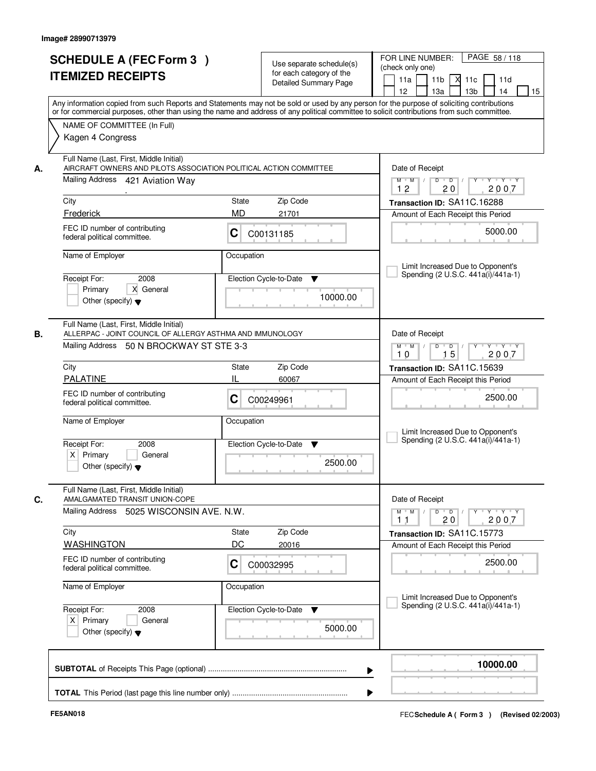Image# 28990713979

# SCHEDULE A (FEC Form 3 ) ITEMIZED RECEIPTS

Use separate schedule(s) for each category of the Detailed Summary Page

FOR LINE NUMBER: (check only one)
11a | 11b | X 11c | 11d | 12 | 13a | 13b | 14 | 15

Any information copied from such Reports and Statements may not be sold or used by any person for the purpose of soliciting contributions or for commercial purposes, other than using the name and address of any political committee to solicit contributions from such committee.

NAME OF COMMITTEE (In Full)
Kagen 4 Congress

---

**A.** Full Name (Last, First, Middle Initial)
AIRCRAFT OWNERS AND PILOTS ASSOCIATION POLITICAL ACTION COMMITTEE

Mailing Address: 421 Aviation Way

City: Frederick | State: MD | Zip Code: 21701

FEC ID number of contributing federal political committee: C C00131185

Name of Employer: | Occupation:

Receipt For: 2008 — Primary [ ] General [X] Other (specify)

Election Cycle-to-Date: 10000.00

Date of Receipt: 12/20/2007
Transaction ID: SA11C.16288
Amount of Each Receipt this Period: 5000.00

Limit Increased Due to Opponent's Spending (2 U.S.C. 441a(i)/441a-1)

---

**B.** Full Name (Last, First, Middle Initial)
ALLERPAC - JOINT COUNCIL OF ALLERGY ASTHMA AND IMMUNOLOGY

Mailing Address: 50 N BROCKWAY ST STE 3-3

City: PALATINE | State: IL | Zip Code: 60067

FEC ID number of contributing federal political committee: C C00249961

Name of Employer: | Occupation:

Receipt For: 2008 — Primary [X] General [ ] Other (specify)

Election Cycle-to-Date: 2500.00

Date of Receipt: 10/15/2007
Transaction ID: SA11C.15639
Amount of Each Receipt this Period: 2500.00

Limit Increased Due to Opponent's Spending (2 U.S.C. 441a(i)/441a-1)

---

**C.** Full Name (Last, First, Middle Initial)
AMALGAMATED TRANSIT UNION-COPE

Mailing Address: 5025 WISCONSIN AVE. N.W.

City: WASHINGTON | State: DC | Zip Code: 20016

FEC ID number of contributing federal political committee: C C00032995

Name of Employer: | Occupation:

Receipt For: 2008 — Primary [X] General [ ] Other (specify)

Election Cycle-to-Date: 5000.00

Date of Receipt: 11/20/2007
Transaction ID: SA11C.15773
Amount of Each Receipt this Period: 2500.00

Limit Increased Due to Opponent's Spending (2 U.S.C. 441a(i)/441a-1)

---

**SUBTOTAL** of Receipts This Page (optional): 10000.00

**TOTAL** This Period (last page this line number only):

FE5AN018 — FEC Schedule A ( Form 3 ) (Revised 02/2003)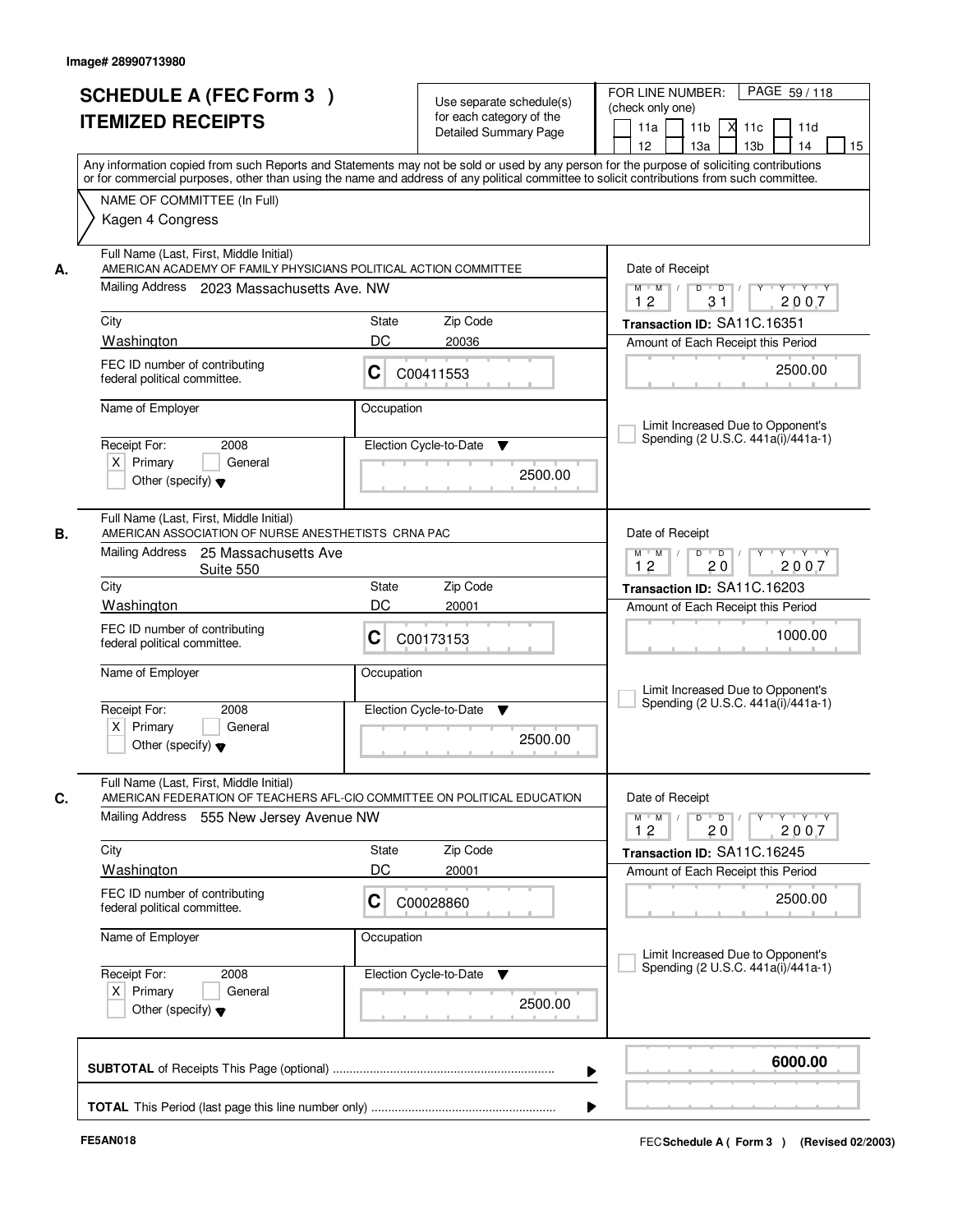Image# 28990713980

# SCHEDULE A (FEC Form 3 ) ITEMIZED RECEIPTS

Use separate schedule(s) for each category of the Detailed Summary Page

FOR LINE NUMBER: (check only one)
11a | 11b | X 11c | 11d | 12 | 13a | 13b | 14 | 15

Any information copied from such Reports and Statements may not be sold or used by any person for the purpose of soliciting contributions or for commercial purposes, other than using the name and address of any political committee to solicit contributions from such committee.

NAME OF COMMITTEE (In Full)
Kagen 4 Congress

---

**A.** Full Name (Last, First, Middle Initial)
AMERICAN ACADEMY OF FAMILY PHYSICIANS POLITICAL ACTION COMMITTEE

Mailing Address: 2023 Massachusetts Ave. NW

City: Washington | State: DC | Zip Code: 20036

FEC ID number of contributing federal political committee: C C00411553

Name of Employer: | Occupation:

Receipt For: 2008 — X Primary | General | Other (specify)

Election Cycle-to-Date: 2500.00

Date of Receipt: 12/31/2007

Transaction ID: SA11C.16351

Amount of Each Receipt this Period: 2500.00

Limit Increased Due to Opponent's Spending (2 U.S.C. 441a(i)/441a-1)

---

**B.** Full Name (Last, First, Middle Initial)
AMERICAN ASSOCIATION OF NURSE ANESTHETISTS CRNA PAC

Mailing Address: 25 Massachusetts Ave
Suite 550

City: Washington | State: DC | Zip Code: 20001

FEC ID number of contributing federal political committee: C C00173153

Name of Employer: | Occupation:

Receipt For: 2008 — X Primary | General | Other (specify)

Election Cycle-to-Date: 2500.00

Date of Receipt: 12/20/2007

Transaction ID: SA11C.16203

Amount of Each Receipt this Period: 1000.00

Limit Increased Due to Opponent's Spending (2 U.S.C. 441a(i)/441a-1)

---

**C.** Full Name (Last, First, Middle Initial)
AMERICAN FEDERATION OF TEACHERS AFL-CIO COMMITTEE ON POLITICAL EDUCATION

Mailing Address: 555 New Jersey Avenue NW

City: Washington | State: DC | Zip Code: 20001

FEC ID number of contributing federal political committee: C C00028860

Name of Employer: | Occupation:

Receipt For: 2008 — X Primary | General | Other (specify)

Election Cycle-to-Date: 2500.00

Date of Receipt: 12/20/2007

Transaction ID: SA11C.16245

Amount of Each Receipt this Period: 2500.00

Limit Increased Due to Opponent's Spending (2 U.S.C. 441a(i)/441a-1)

---

**SUBTOTAL** of Receipts This Page (optional) ..... **6000.00**

**TOTAL** This Period (last page this line number only) .....

FE5AN018 — FEC Schedule A ( Form 3 ) (Revised 02/2003)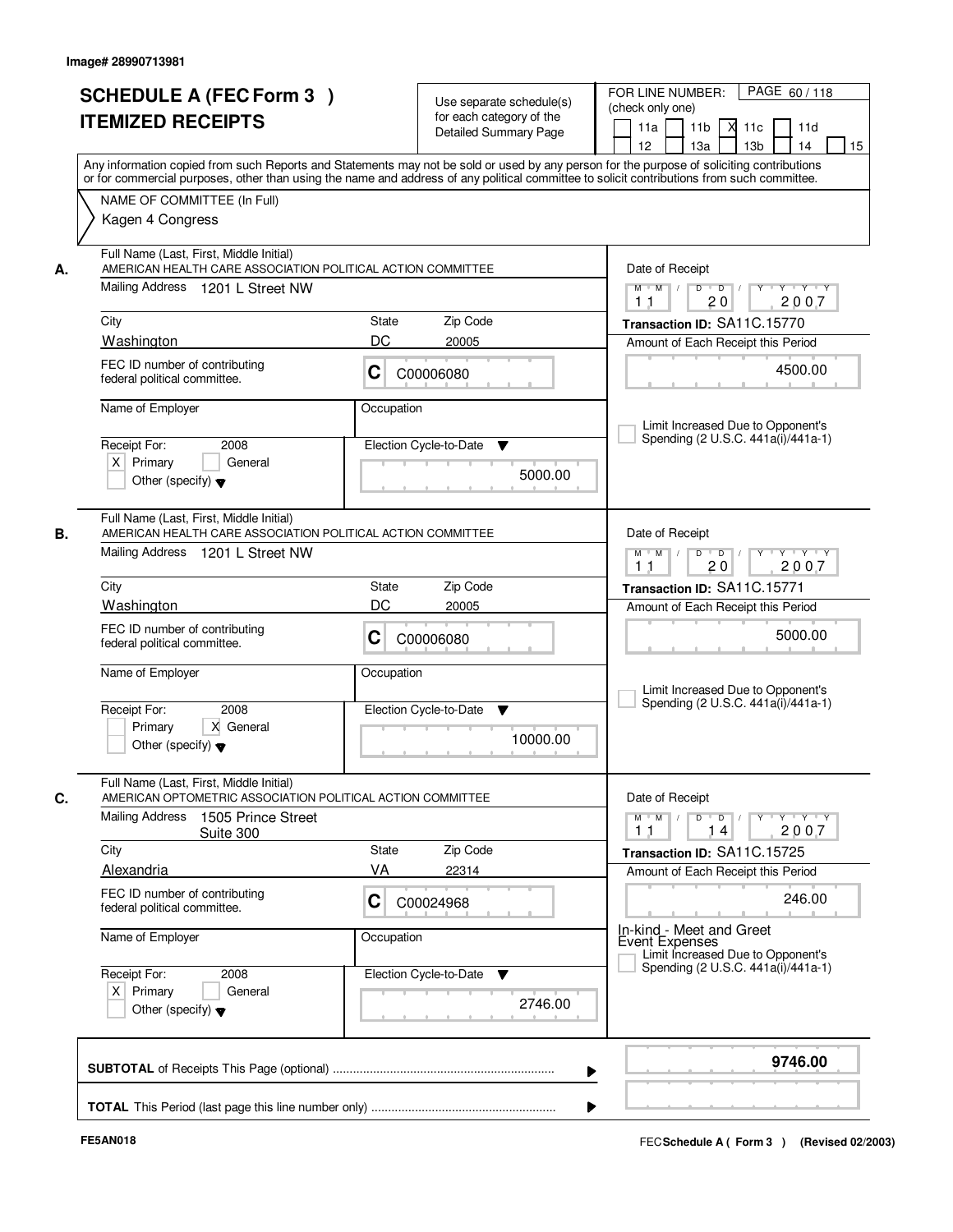Image# 28990713981

# SCHEDULE A (FEC Form 3 )
## ITEMIZED RECEIPTS

Use separate schedule(s) for each category of the Detailed Summary Page

FOR LINE NUMBER: (check only one)

11a | 11b | X 11c | 11d | 12 | 13a | 13b | 14 | 15

Any information copied from such Reports and Statements may not be sold or used by any person for the purpose of soliciting contributions or for commercial purposes, other than using the name and address of any political committee to solicit contributions from such committee.

NAME OF COMMITTEE (In Full)

Kagen 4 Congress

---

**A.** Full Name (Last, First, Middle Initial)
AMERICAN HEALTH CARE ASSOCIATION POLITICAL ACTION COMMITTEE

Mailing Address: 1201 L Street NW

City: Washington | State: DC | Zip Code: 20005

FEC ID number of contributing federal political committee: C C00006080

Name of Employer: | Occupation:

Receipt For: 2008 — X Primary | General | Other (specify)

Election Cycle-to-Date: 5000.00

Date of Receipt: 11 / 20 / 2007

Transaction ID: SA11C.15770

Amount of Each Receipt this Period: 4500.00

Limit Increased Due to Opponent's Spending (2 U.S.C. 441a(i)/441a-1)

---

**B.** Full Name (Last, First, Middle Initial)
AMERICAN HEALTH CARE ASSOCIATION POLITICAL ACTION COMMITTEE

Mailing Address: 1201 L Street NW

City: Washington | State: DC | Zip Code: 20005

FEC ID number of contributing federal political committee: C C00006080

Name of Employer: | Occupation:

Receipt For: 2008 — Primary | X General | Other (specify)

Election Cycle-to-Date: 10000.00

Date of Receipt: 11 / 20 / 2007

Transaction ID: SA11C.15771

Amount of Each Receipt this Period: 5000.00

Limit Increased Due to Opponent's Spending (2 U.S.C. 441a(i)/441a-1)

---

**C.** Full Name (Last, First, Middle Initial)
AMERICAN OPTOMETRIC ASSOCIATION POLITICAL ACTION COMMITTEE

Mailing Address: 1505 Prince Street Suite 300

City: Alexandria | State: VA | Zip Code: 22314

FEC ID number of contributing federal political committee: C C00024968

Name of Employer: | Occupation:

Receipt For: 2008 — X Primary | General | Other (specify)

Election Cycle-to-Date: 2746.00

Date of Receipt: 11 / 14 / 2007

Transaction ID: SA11C.15725

Amount of Each Receipt this Period: 246.00

In-kind - Meet and Greet Event Expenses

Limit Increased Due to Opponent's Spending (2 U.S.C. 441a(i)/441a-1)

---

**SUBTOTAL** of Receipts This Page (optional): **9746.00**

**TOTAL** This Period (last page this line number only):

FE5AN018 | FEC Schedule A ( Form 3 ) (Revised 02/2003)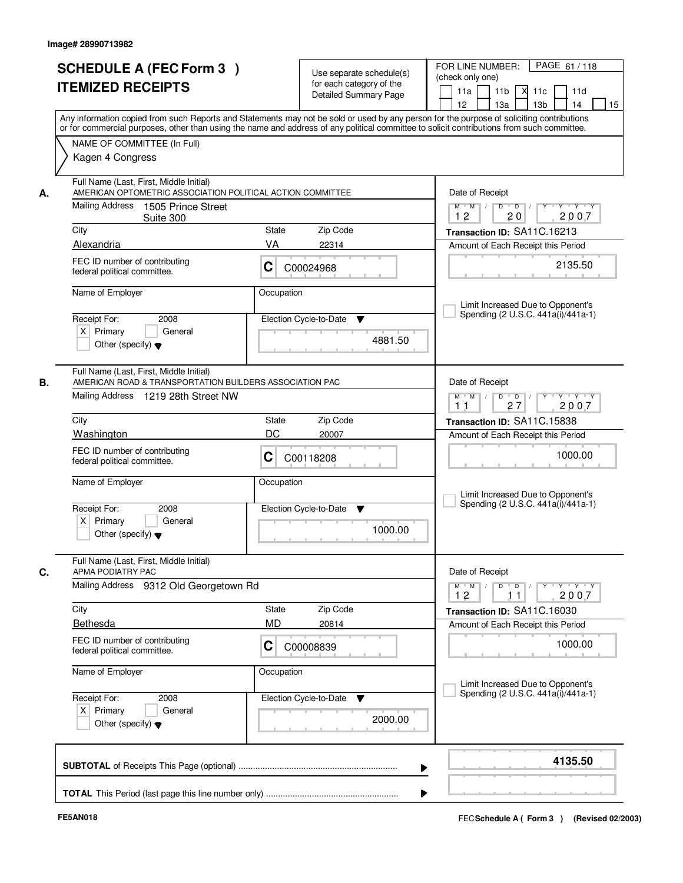Image# 28990713982

# SCHEDULE A (FEC Form 3 ) ITEMIZED RECEIPTS

Use separate schedule(s) for each category of the Detailed Summary Page

FOR LINE NUMBER: (check only one)

11a | 11b | [X] 11c | 11d | 12 | 13a | 13b | 14 | 15

Any information copied from such Reports and Statements may not be sold or used by any person for the purpose of soliciting contributions or for commercial purposes, other than using the name and address of any political committee to solicit contributions from such committee.

NAME OF COMMITTEE (In Full)

Kagen 4 Congress

---

**A.** Full Name (Last, First, Middle Initial)
AMERICAN OPTOMETRIC ASSOCIATION POLITICAL ACTION COMMITTEE

Mailing Address: 1505 Prince Street, Suite 300

City: Alexandria | State: VA | Zip Code: 22314

FEC ID number of contributing federal political committee: C C00024968

Name of Employer:

Occupation:

Receipt For: 2008 [X] Primary [ ] General [ ] Other (specify)

Election Cycle-to-Date: 4881.50

Date of Receipt: 12 / 20 / 2007

Transaction ID: SA11C.16213

Amount of Each Receipt this Period: 2135.50

[ ] Limit Increased Due to Opponent's Spending (2 U.S.C. 441a(i)/441a-1)

---

**B.** Full Name (Last, First, Middle Initial)
AMERICAN ROAD & TRANSPORTATION BUILDERS ASSOCIATION PAC

Mailing Address: 1219 28th Street NW

City: Washington | State: DC | Zip Code: 20007

FEC ID number of contributing federal political committee: C C00118208

Name of Employer:

Occupation:

Receipt For: 2008 [X] Primary [ ] General [ ] Other (specify)

Election Cycle-to-Date: 1000.00

Date of Receipt: 11 / 27 / 2007

Transaction ID: SA11C.15838

Amount of Each Receipt this Period: 1000.00

[ ] Limit Increased Due to Opponent's Spending (2 U.S.C. 441a(i)/441a-1)

---

**C.** Full Name (Last, First, Middle Initial)
APMA PODIATRY PAC

Mailing Address: 9312 Old Georgetown Rd

City: Bethesda | State: MD | Zip Code: 20814

FEC ID number of contributing federal political committee: C C00008839

Name of Employer:

Occupation:

Receipt For: 2008 [X] Primary [ ] General [ ] Other (specify)

Election Cycle-to-Date: 2000.00

Date of Receipt: 12 / 11 / 2007

Transaction ID: SA11C.16030

Amount of Each Receipt this Period: 1000.00

[ ] Limit Increased Due to Opponent's Spending (2 U.S.C. 441a(i)/441a-1)

---

**SUBTOTAL** of Receipts This Page (optional): **4135.50**

**TOTAL** This Period (last page this line number only):

FE5AN018

FEC **Schedule A ( Form 3 )** (Revised 02/2003)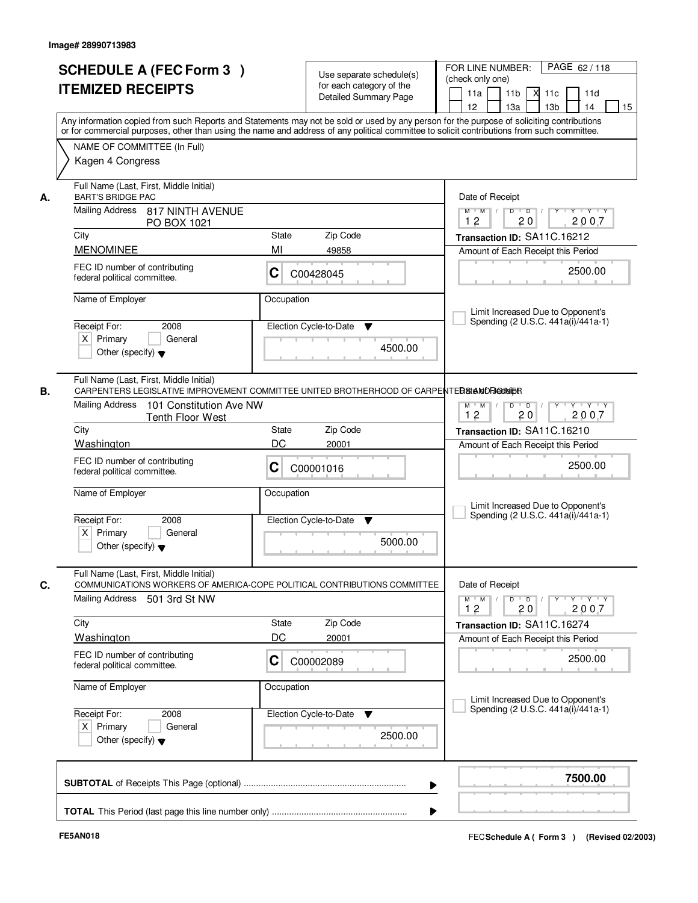Image# 28990713983

# SCHEDULE A (FEC Form 3 ) ITEMIZED RECEIPTS

Use separate schedule(s) for each category of the Detailed Summary Page

FOR LINE NUMBER: (check only one)

11a | 11b | X 11c | 11d | 12 | 13a | 13b | 14 | 15

PAGE 62 / 118

Any information copied from such Reports and Statements may not be sold or used by any person for the purpose of soliciting contributions or for commercial purposes, other than using the name and address of any political committee to solicit contributions from such committee.

NAME OF COMMITTEE (In Full)
Kagen 4 Congress

---

**A.** Full Name (Last, First, Middle Initial)
BART'S BRIDGE PAC

Mailing Address: 817 NINTH AVENUE
PO BOX 1021

City: MENOMINEE | State: MI | Zip Code: 49858

FEC ID number of contributing federal political committee: C C00428045

Name of Employer: | Occupation:

Receipt For: 2008 — X Primary | General | Other (specify)

Election Cycle-to-Date: 4500.00

Date of Receipt: 12 20 2007

Transaction ID: SA11C.16212

Amount of Each Receipt this Period: 2500.00

Limit Increased Due to Opponent's Spending (2 U.S.C. 441a(i)/441a-1)

---

**B.** Full Name (Last, First, Middle Initial)
CARPENTERS LEGISLATIVE IMPROVEMENT COMMITTEE UNITED BROTHERHOOD OF CARPENTERS AND JOINER

Mailing Address: 101 Constitution Ave NW
Tenth Floor West

City: Washington | State: DC | Zip Code: 20001

FEC ID number of contributing federal political committee: C C00001016

Name of Employer: | Occupation:

Receipt For: 2008 — X Primary | General | Other (specify)

Election Cycle-to-Date: 5000.00

Date of Receipt: 12 20 2007

Transaction ID: SA11C.16210

Amount of Each Receipt this Period: 2500.00

Limit Increased Due to Opponent's Spending (2 U.S.C. 441a(i)/441a-1)

---

**C.** Full Name (Last, First, Middle Initial)
COMMUNICATIONS WORKERS OF AMERICA-COPE POLITICAL CONTRIBUTIONS COMMITTEE

Mailing Address: 501 3rd St NW

City: Washington | State: DC | Zip Code: 20001

FEC ID number of contributing federal political committee: C C00002089

Name of Employer: | Occupation:

Receipt For: 2008 — X Primary | General | Other (specify)

Election Cycle-to-Date: 2500.00

Date of Receipt: 12 20 2007

Transaction ID: SA11C.16274

Amount of Each Receipt this Period: 2500.00

Limit Increased Due to Opponent's Spending (2 U.S.C. 441a(i)/441a-1)

---

**SUBTOTAL** of Receipts This Page (optional): 7500.00

**TOTAL** This Period (last page this line number only):

FE5AN018 — FEC Schedule A ( Form 3 ) (Revised 02/2003)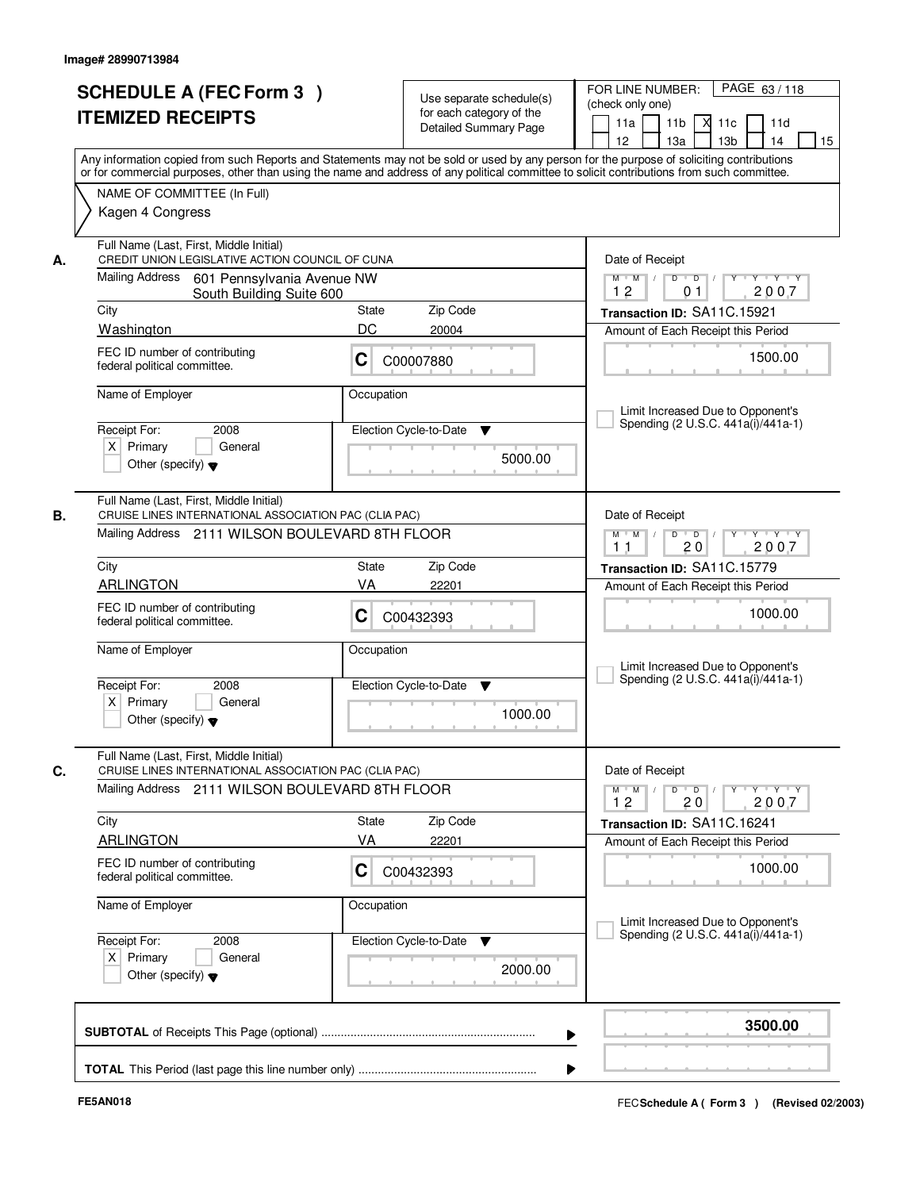Image# 28990713984

# SCHEDULE A (FEC Form 3 )
# ITEMIZED RECEIPTS

Use separate schedule(s) for each category of the Detailed Summary Page

FOR LINE NUMBER: (check only one)
11a | 11b | X 11c | 11d | 12 | 13a | 13b | 14 | 15

Any information copied from such Reports and Statements may not be sold or used by any person for the purpose of soliciting contributions or for commercial purposes, other than using the name and address of any political committee to solicit contributions from such committee.

NAME OF COMMITTEE (In Full)
Kagen 4 Congress

**A.**
Full Name (Last, First, Middle Initial): CREDIT UNION LEGISLATIVE ACTION COUNCIL OF CUNA
Mailing Address: 601 Pennsylvania Avenue NW, South Building Suite 600
City: Washington | State: DC | Zip Code: 20004
FEC ID number of contributing federal political committee: C C00007880
Name of Employer: | Occupation:
Receipt For: 2008 — X Primary | General | Other (specify)
Election Cycle-to-Date: 5000.00
Date of Receipt: 12 / 01 / 2007
Transaction ID: SA11C.15921
Amount of Each Receipt this Period: 1500.00
Limit Increased Due to Opponent's Spending (2 U.S.C. 441a(i)/441a-1)

**B.**
Full Name (Last, First, Middle Initial): CRUISE LINES INTERNATIONAL ASSOCIATION PAC (CLIA PAC)
Mailing Address: 2111 WILSON BOULEVARD 8TH FLOOR
City: ARLINGTON | State: VA | Zip Code: 22201
FEC ID number of contributing federal political committee: C C00432393
Name of Employer: | Occupation:
Receipt For: 2008 — X Primary | General | Other (specify)
Election Cycle-to-Date: 1000.00
Date of Receipt: 11 / 20 / 2007
Transaction ID: SA11C.15779
Amount of Each Receipt this Period: 1000.00
Limit Increased Due to Opponent's Spending (2 U.S.C. 441a(i)/441a-1)

**C.**
Full Name (Last, First, Middle Initial): CRUISE LINES INTERNATIONAL ASSOCIATION PAC (CLIA PAC)
Mailing Address: 2111 WILSON BOULEVARD 8TH FLOOR
City: ARLINGTON | State: VA | Zip Code: 22201
FEC ID number of contributing federal political committee: C C00432393
Name of Employer: | Occupation:
Receipt For: 2008 — X Primary | General | Other (specify)
Election Cycle-to-Date: 2000.00
Date of Receipt: 12 / 20 / 2007
Transaction ID: SA11C.16241
Amount of Each Receipt this Period: 1000.00
Limit Increased Due to Opponent's Spending (2 U.S.C. 441a(i)/441a-1)

**SUBTOTAL** of Receipts This Page (optional) ........ **3500.00**

**TOTAL** This Period (last page this line number only) ........

FE5AN018 | FEC **Schedule A ( Form 3 )** (Revised 02/2003)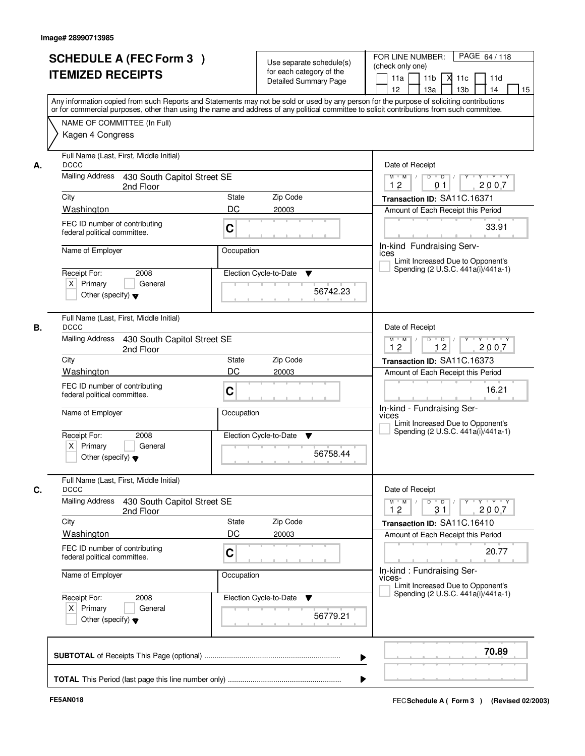Image# 28990713985

# SCHEDULE A (FEC Form 3 ) ITEMIZED RECEIPTS

Use separate schedule(s) for each category of the Detailed Summary Page

FOR LINE NUMBER: (check only one)

11a [ ] 11b [ ] 11c [X] 11d [ ] 12 [ ] 13a [ ] 13b [ ] 14 [ ] 15 [ ]

Any information copied from such Reports and Statements may not be sold or used by any person for the purpose of soliciting contributions or for commercial purposes, other than using the name and address of any political committee to solicit contributions from such committee.

NAME OF COMMITTEE (In Full)

Kagen 4 Congress

---

**A.** Full Name (Last, First, Middle Initial): DCCC

Mailing Address: 430 South Capitol Street SE, 2nd Floor

City: Washington | State: DC | Zip Code: 20003

FEC ID number of contributing federal political committee: C

Name of Employer: | Occupation:

Receipt For: 2008 [X] Primary [ ] General [ ] Other (specify)

Election Cycle-to-Date: 56742.23

Date of Receipt: 12/01/2007

Transaction ID: SA11C.16371

Amount of Each Receipt this Period: 33.91

In-kind Fundraising Services

[ ] Limit Increased Due to Opponent's Spending (2 U.S.C. 441a(i)/441a-1)

---

**B.** Full Name (Last, First, Middle Initial): DCCC

Mailing Address: 430 South Capitol Street SE, 2nd Floor

City: Washington | State: DC | Zip Code: 20003

FEC ID number of contributing federal political committee: C

Name of Employer: | Occupation:

Receipt For: 2008 [X] Primary [ ] General [ ] Other (specify)

Election Cycle-to-Date: 56758.44

Date of Receipt: 12/12/2007

Transaction ID: SA11C.16373

Amount of Each Receipt this Period: 16.21

In-kind - Fundraising Services

[ ] Limit Increased Due to Opponent's Spending (2 U.S.C. 441a(i)/441a-1)

---

**C.** Full Name (Last, First, Middle Initial): DCCC

Mailing Address: 430 South Capitol Street SE, 2nd Floor

City: Washington | State: DC | Zip Code: 20003

FEC ID number of contributing federal political committee: C

Name of Employer: | Occupation:

Receipt For: 2008 [X] Primary [ ] General [ ] Other (specify)

Election Cycle-to-Date: 56779.21

Date of Receipt: 12/31/2007

Transaction ID: SA11C.16410

Amount of Each Receipt this Period: 20.77

In-kind : Fundraising Services-

[ ] Limit Increased Due to Opponent's Spending (2 U.S.C. 441a(i)/441a-1)

---

**SUBTOTAL** of Receipts This Page (optional): **70.89**

**TOTAL** This Period (last page this line number only):

FE5AN018

FEC **Schedule A ( Form 3 )** (Revised 02/2003)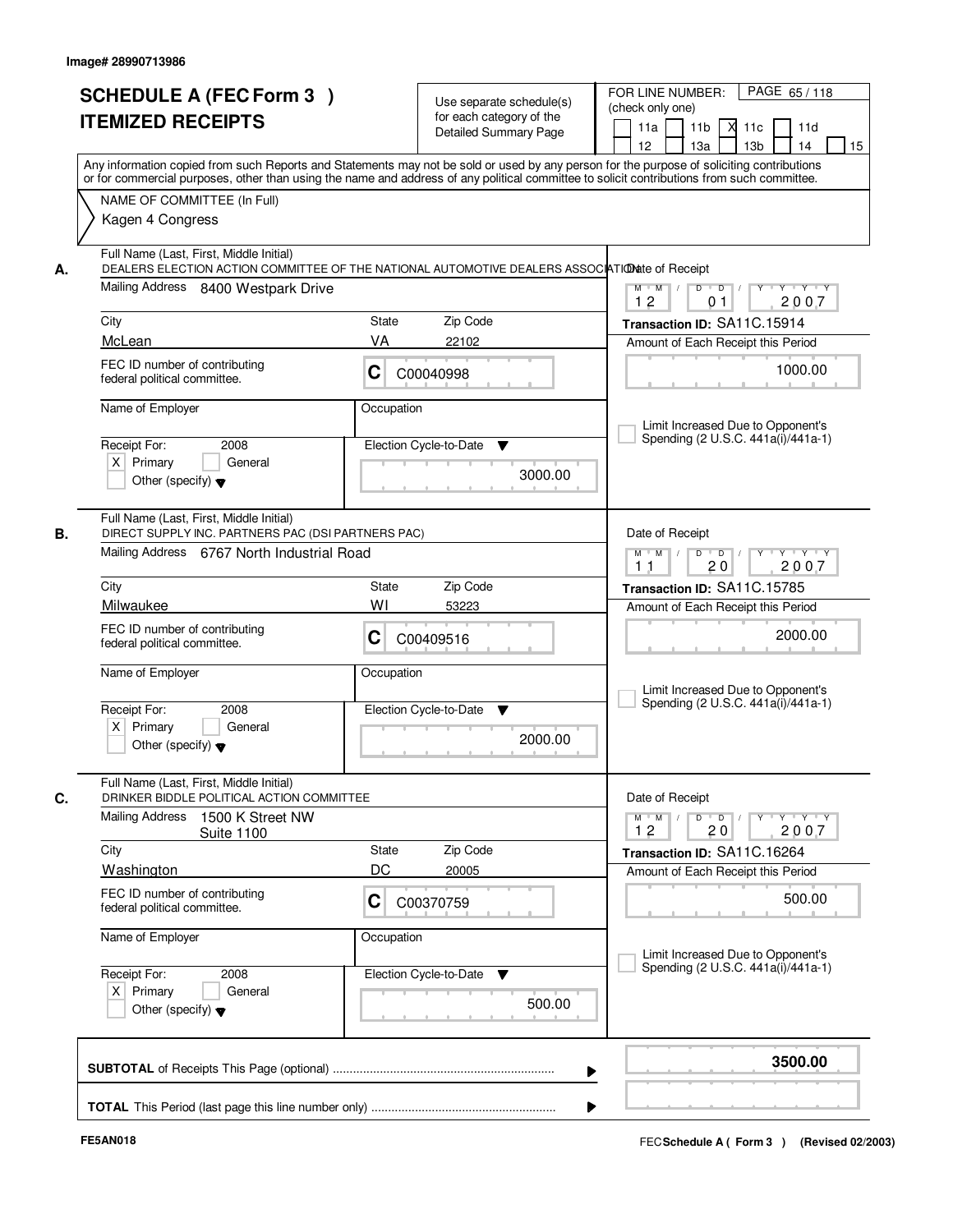Image# 28990713986

# SCHEDULE A (FEC Form 3 ) ITEMIZED RECEIPTS

Use separate schedule(s) for each category of the Detailed Summary Page

FOR LINE NUMBER: (check only one)

11a | 11b | X 11c | 11d | 12 | 13a | 13b | 14 | 15

Any information copied from such Reports and Statements may not be sold or used by any person for the purpose of soliciting contributions or for commercial purposes, other than using the name and address of any political committee to solicit contributions from such committee.

NAME OF COMMITTEE (In Full)
Kagen 4 Congress

**A.**
Full Name (Last, First, Middle Initial): DEALERS ELECTION ACTION COMMITTEE OF THE NATIONAL AUTOMOTIVE DEALERS ASSOCIATION
Mailing Address: 8400 Westpark Drive
City: McLean | State: VA | Zip Code: 22102
FEC ID number of contributing federal political committee: C C00040998
Name of Employer:
Occupation:
Receipt For: 2008 — X Primary
Election Cycle-to-Date: 3000.00
Date of Receipt: 12 01 2007
Transaction ID: SA11C.15914
Amount of Each Receipt this Period: 1000.00
Limit Increased Due to Opponent's Spending (2 U.S.C. 441a(i)/441a-1)

**B.**
Full Name (Last, First, Middle Initial): DIRECT SUPPLY INC. PARTNERS PAC (DSI PARTNERS PAC)
Mailing Address: 6767 North Industrial Road
City: Milwaukee | State: WI | Zip Code: 53223
FEC ID number of contributing federal political committee: C C00409516
Name of Employer:
Occupation:
Receipt For: 2008 — X Primary
Election Cycle-to-Date: 2000.00
Date of Receipt: 11 20 2007
Transaction ID: SA11C.15785
Amount of Each Receipt this Period: 2000.00
Limit Increased Due to Opponent's Spending (2 U.S.C. 441a(i)/441a-1)

**C.**
Full Name (Last, First, Middle Initial): DRINKER BIDDLE POLITICAL ACTION COMMITTEE
Mailing Address: 1500 K Street NW Suite 1100
City: Washington | State: DC | Zip Code: 20005
FEC ID number of contributing federal political committee: C C00370759
Name of Employer:
Occupation:
Receipt For: 2008 — X Primary
Election Cycle-to-Date: 500.00
Date of Receipt: 12 20 2007
Transaction ID: SA11C.16264
Amount of Each Receipt this Period: 500.00
Limit Increased Due to Opponent's Spending (2 U.S.C. 441a(i)/441a-1)

**SUBTOTAL** of Receipts This Page (optional): 3500.00

**TOTAL** This Period (last page this line number only):

FE5AN018 — FEC Schedule A ( Form 3 ) (Revised 02/2003)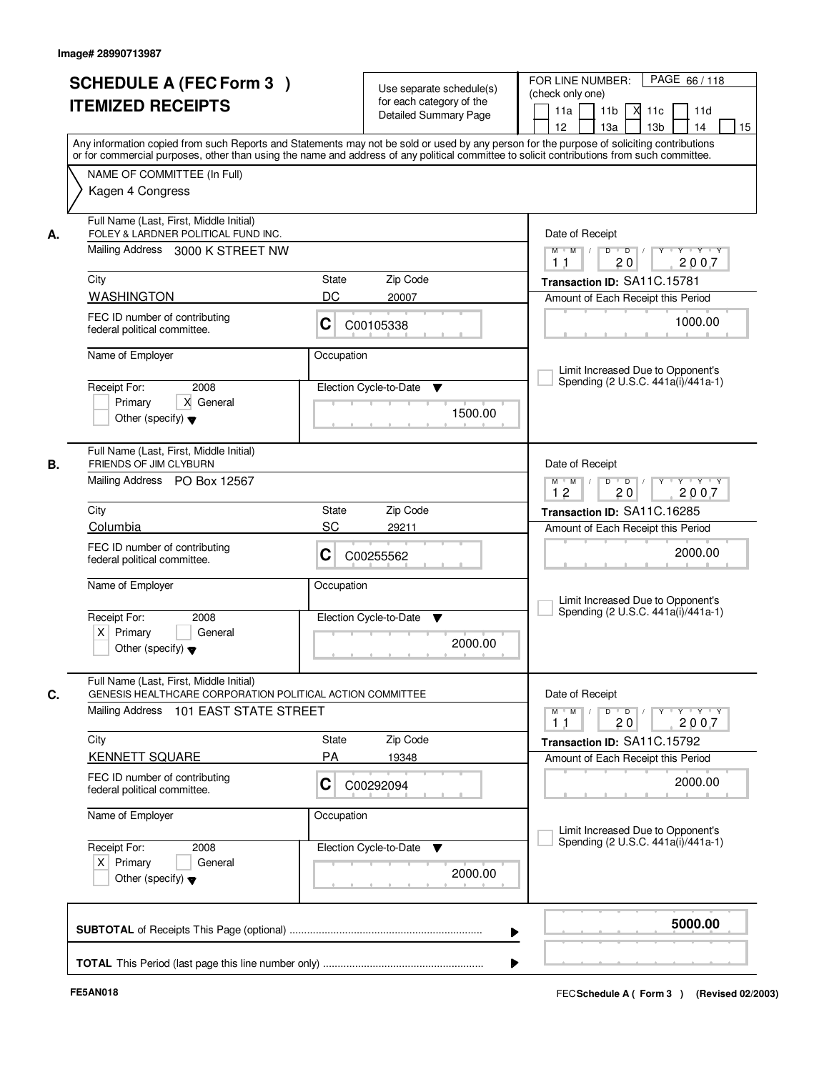Image# 28990713987

# SCHEDULE A (FEC Form 3 )
# ITEMIZED RECEIPTS

Use separate schedule(s) for each category of the Detailed Summary Page

FOR LINE NUMBER: (check only one)

11a | 11b | X 11c | 11d | 12 | 13a | 13b | 14 | 15

PAGE 66 / 118

Any information copied from such Reports and Statements may not be sold or used by any person for the purpose of soliciting contributions or for commercial purposes, other than using the name and address of any political committee to solicit contributions from such committee.

NAME OF COMMITTEE (In Full)

Kagen 4 Congress

---

**A.** Full Name (Last, First, Middle Initial)
FOLEY & LARDNER POLITICAL FUND INC.

Mailing Address 3000 K STREET NW

City: WASHINGTON | State: DC | Zip Code: 20007

FEC ID number of contributing federal political committee: C C00105338

Name of Employer:

Occupation:

Receipt For: 2008
Primary | X General
Other (specify)

Election Cycle-to-Date: 1500.00

Date of Receipt: 11 20 2007

Transaction ID: SA11C.15781

Amount of Each Receipt this Period: 1000.00

Limit Increased Due to Opponent's Spending (2 U.S.C. 441a(i)/441a-1)

---

**B.** Full Name (Last, First, Middle Initial)
FRIENDS OF JIM CLYBURN

Mailing Address PO Box 12567

City: Columbia | State: SC | Zip Code: 29211

FEC ID number of contributing federal political committee: C C00255562

Name of Employer:

Occupation:

Receipt For: 2008
X Primary | General
Other (specify)

Election Cycle-to-Date: 2000.00

Date of Receipt: 12 20 2007

Transaction ID: SA11C.16285

Amount of Each Receipt this Period: 2000.00

Limit Increased Due to Opponent's Spending (2 U.S.C. 441a(i)/441a-1)

---

**C.** Full Name (Last, First, Middle Initial)
GENESIS HEALTHCARE CORPORATION POLITICAL ACTION COMMITTEE

Mailing Address 101 EAST STATE STREET

City: KENNETT SQUARE | State: PA | Zip Code: 19348

FEC ID number of contributing federal political committee: C C00292094

Name of Employer:

Occupation:

Receipt For: 2008
X Primary | General
Other (specify)

Election Cycle-to-Date: 2000.00

Date of Receipt: 11 20 2007

Transaction ID: SA11C.15792

Amount of Each Receipt this Period: 2000.00

Limit Increased Due to Opponent's Spending (2 U.S.C. 441a(i)/441a-1)

---

**SUBTOTAL** of Receipts This Page (optional) ............ **5000.00**

**TOTAL** This Period (last page this line number only) ............

FE5AN018

FEC Schedule A ( Form 3 ) (Revised 02/2003)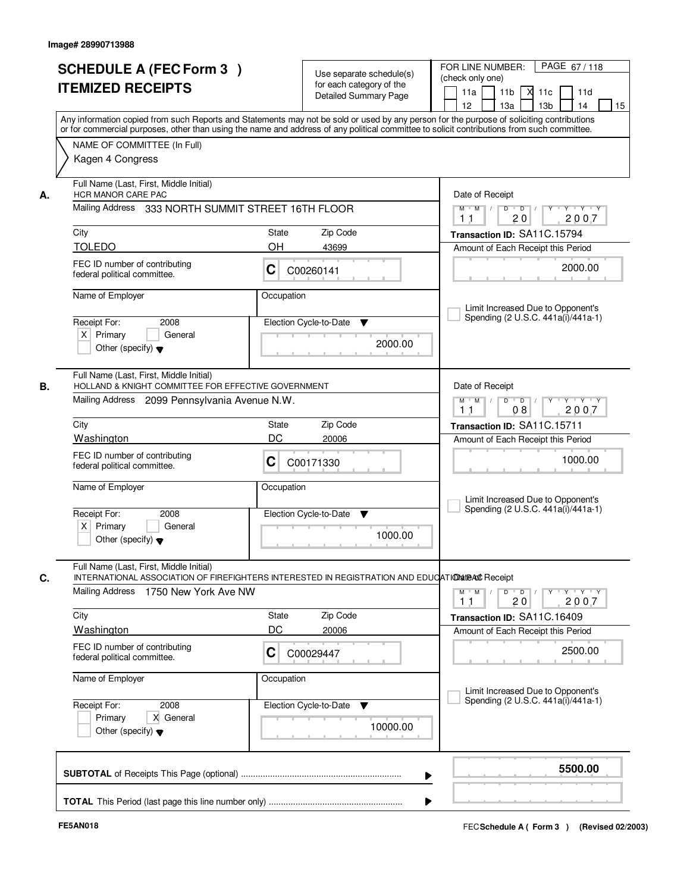Image# 28990713988

# SCHEDULE A (FEC Form 3 ) ITEMIZED RECEIPTS

Use separate schedule(s) for each category of the Detailed Summary Page

FOR LINE NUMBER: (check only one)

11a [ ] 11b [ ] 11c [X] 11d [ ] 12 [ ] 13a [ ] 13b [ ] 14 [ ] 15 [ ]

PAGE 67 / 118

Any information copied from such Reports and Statements may not be sold or used by any person for the purpose of soliciting contributions or for commercial purposes, other than using the name and address of any political committee to solicit contributions from such committee.

NAME OF COMMITTEE (In Full)
Kagen 4 Congress

---

**A.**

Full Name (Last, First, Middle Initial): HCR MANOR CARE PAC

Mailing Address: 333 NORTH SUMMIT STREET 16TH FLOOR

City: TOLEDO | State: OH | Zip Code: 43699

FEC ID number of contributing federal political committee: C C00260141

Name of Employer: | Occupation:

Receipt For: 2008 — [X] Primary [ ] General [ ] Other (specify)

Election Cycle-to-Date: 2000.00

Date of Receipt: 11 / 20 / 2007

Transaction ID: SA11C.15794

Amount of Each Receipt this Period: 2000.00

[ ] Limit Increased Due to Opponent's Spending (2 U.S.C. 441a(i)/441a-1)

---

**B.**

Full Name (Last, First, Middle Initial): HOLLAND & KNIGHT COMMITTEE FOR EFFECTIVE GOVERNMENT

Mailing Address: 2099 Pennsylvania Avenue N.W.

City: Washington | State: DC | Zip Code: 20006

FEC ID number of contributing federal political committee: C C00171330

Name of Employer: | Occupation:

Receipt For: 2008 — [X] Primary [ ] General [ ] Other (specify)

Election Cycle-to-Date: 1000.00

Date of Receipt: 11 / 08 / 2007

Transaction ID: SA11C.15711

Amount of Each Receipt this Period: 1000.00

[ ] Limit Increased Due to Opponent's Spending (2 U.S.C. 441a(i)/441a-1)

---

**C.**

Full Name (Last, First, Middle Initial): INTERNATIONAL ASSOCIATION OF FIREFIGHTERS INTERESTED IN REGISTRATION AND EDUCATION PAC

Mailing Address: 1750 New York Ave NW

City: Washington | State: DC | Zip Code: 20006

FEC ID number of contributing federal political committee: C C00029447

Name of Employer: | Occupation:

Receipt For: 2008 — [ ] Primary [X] General [ ] Other (specify)

Election Cycle-to-Date: 10000.00

Date of Receipt: 11 / 20 / 2007

Transaction ID: SA11C.16409

Amount of Each Receipt this Period: 2500.00

[ ] Limit Increased Due to Opponent's Spending (2 U.S.C. 441a(i)/441a-1)

---

**SUBTOTAL** of Receipts This Page (optional): **5500.00**

**TOTAL** This Period (last page this line number only):

FE5AN018

FEC **Schedule A ( Form 3 )** (Revised 02/2003)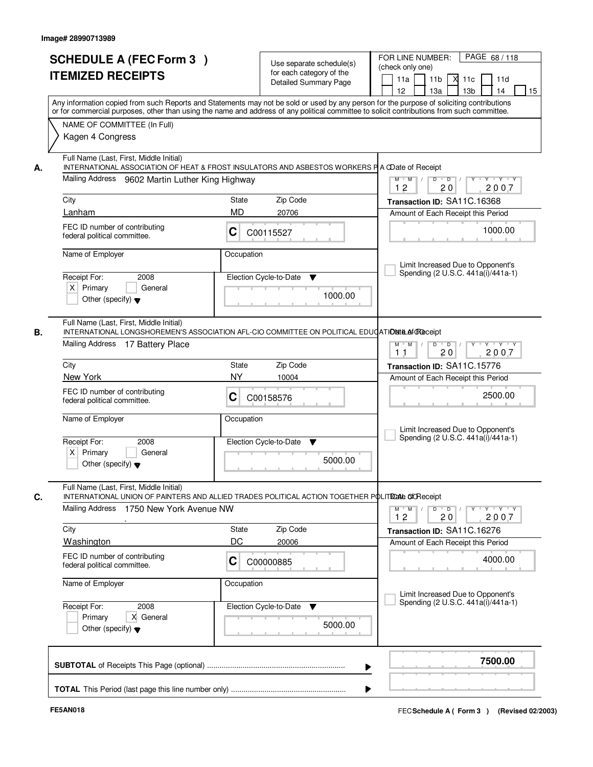Image# 28990713989

# SCHEDULE A (FEC Form 3 )
## ITEMIZED RECEIPTS

Use separate schedule(s) for each category of the Detailed Summary Page

FOR LINE NUMBER: (check only one)

11a | 11b | X 11c | 11d | 12 | 13a | 13b | 14 | 15

Any information copied from such Reports and Statements may not be sold or used by any person for the purpose of soliciting contributions or for commercial purposes, other than using the name and address of any political committee to solicit contributions from such committee.

NAME OF COMMITTEE (In Full)

Kagen 4 Congress

---

**A.** Full Name (Last, First, Middle Initial)
INTERNATIONAL ASSOCIATION OF HEAT & FROST INSULATORS AND ASBESTOS WORKERS P A C

Mailing Address: 9602 Martin Luther King Highway

City: Lanham | State: MD | Zip Code: 20706

FEC ID number of contributing federal political committee: C C00115527

Name of Employer:

Occupation:

Receipt For: 2008 — X Primary

Election Cycle-to-Date: 1000.00

Date of Receipt: 12 20 2007

Transaction ID: SA11C.16368

Amount of Each Receipt this Period: 1000.00

Limit Increased Due to Opponent's Spending (2 U.S.C. 441a(i)/441a-1)

---

**B.** Full Name (Last, First, Middle Initial)
INTERNATIONAL LONGSHOREMEN'S ASSOCIATION AFL-CIO COMMITTEE ON POLITICAL EDUCATION

Mailing Address: 17 Battery Place

City: New York | State: NY | Zip Code: 10004

FEC ID number of contributing federal political committee: C C00158576

Name of Employer:

Occupation:

Receipt For: 2008 — X Primary

Election Cycle-to-Date: 5000.00

Date of Receipt: 11 20 2007

Transaction ID: SA11C.15776

Amount of Each Receipt this Period: 2500.00

Limit Increased Due to Opponent's Spending (2 U.S.C. 441a(i)/441a-1)

---

**C.** Full Name (Last, First, Middle Initial)
INTERNATIONAL UNION OF PAINTERS AND ALLIED TRADES POLITICAL ACTION TOGETHER POLITICAL C

Mailing Address: 1750 New York Avenue NW

City: Washington | State: DC | Zip Code: 20006

FEC ID number of contributing federal political committee: C C00000885

Name of Employer:

Occupation:

Receipt For: 2008 — X General

Election Cycle-to-Date: 5000.00

Date of Receipt: 12 20 2007

Transaction ID: SA11C.16276

Amount of Each Receipt this Period: 4000.00

Limit Increased Due to Opponent's Spending (2 U.S.C. 441a(i)/441a-1)

---

**SUBTOTAL** of Receipts This Page (optional): **7500.00**

**TOTAL** This Period (last page this line number only):

FE5AN018

FEC **Schedule A ( Form 3 )** (Revised 02/2003)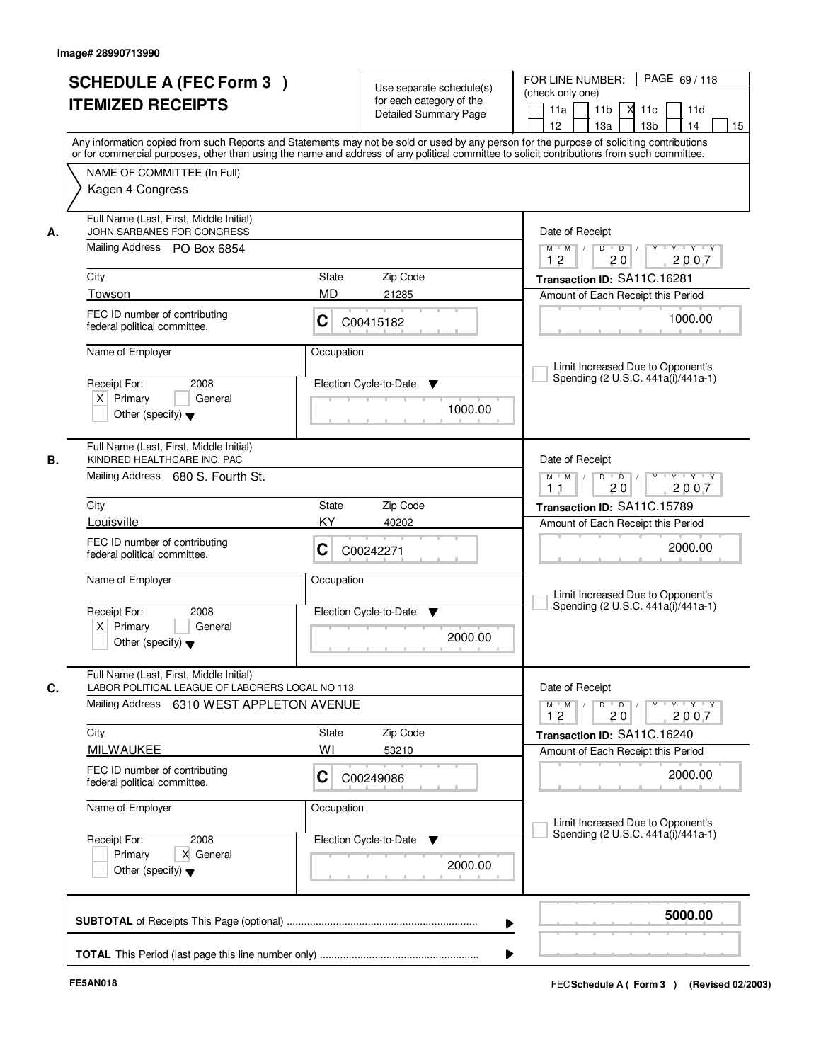Image# 28990713990

# SCHEDULE A (FEC Form 3 )
# ITEMIZED RECEIPTS

Use separate schedule(s) for each category of the Detailed Summary Page

FOR LINE NUMBER: (check only one)
11a [ ] 11b [ ] 11c [X] 11d [ ] 12 [ ] 13a [ ] 13b [ ] 14 [ ] 15 [ ]

Any information copied from such Reports and Statements may not be sold or used by any person for the purpose of soliciting contributions or for commercial purposes, other than using the name and address of any political committee to solicit contributions from such committee.

NAME OF COMMITTEE (In Full)
Kagen 4 Congress

---

**A.** Full Name (Last, First, Middle Initial): JOHN SARBANES FOR CONGRESS
Mailing Address: PO Box 6854
City: Towson | State: MD | Zip Code: 21285
FEC ID number of contributing federal political committee: C C00415182
Name of Employer:
Occupation:
Receipt For: 2008 — [X] Primary [ ] General [ ] Other (specify)
Election Cycle-to-Date: 1000.00
Date of Receipt: 12 / 20 / 2007
Transaction ID: SA11C.16281
Amount of Each Receipt this Period: 1000.00
[ ] Limit Increased Due to Opponent's Spending (2 U.S.C. 441a(i)/441a-1)

---

**B.** Full Name (Last, First, Middle Initial): KINDRED HEALTHCARE INC. PAC
Mailing Address: 680 S. Fourth St.
City: Louisville | State: KY | Zip Code: 40202
FEC ID number of contributing federal political committee: C C00242271
Name of Employer:
Occupation:
Receipt For: 2008 — [X] Primary [ ] General [ ] Other (specify)
Election Cycle-to-Date: 2000.00
Date of Receipt: 11 / 20 / 2007
Transaction ID: SA11C.15789
Amount of Each Receipt this Period: 2000.00
[ ] Limit Increased Due to Opponent's Spending (2 U.S.C. 441a(i)/441a-1)

---

**C.** Full Name (Last, First, Middle Initial): LABOR POLITICAL LEAGUE OF LABORERS LOCAL NO 113
Mailing Address: 6310 WEST APPLETON AVENUE
City: MILWAUKEE | State: WI | Zip Code: 53210
FEC ID number of contributing federal political committee: C C00249086
Name of Employer:
Occupation:
Receipt For: 2008 — [ ] Primary [X] General [ ] Other (specify)
Election Cycle-to-Date: 2000.00
Date of Receipt: 12 / 20 / 2007
Transaction ID: SA11C.16240
Amount of Each Receipt this Period: 2000.00
[ ] Limit Increased Due to Opponent's Spending (2 U.S.C. 441a(i)/441a-1)

---

**SUBTOTAL** of Receipts This Page (optional) ........ **5000.00**

**TOTAL** This Period (last page this line number only) ........

FE5AN018 — FEC Schedule A ( Form 3 ) (Revised 02/2003)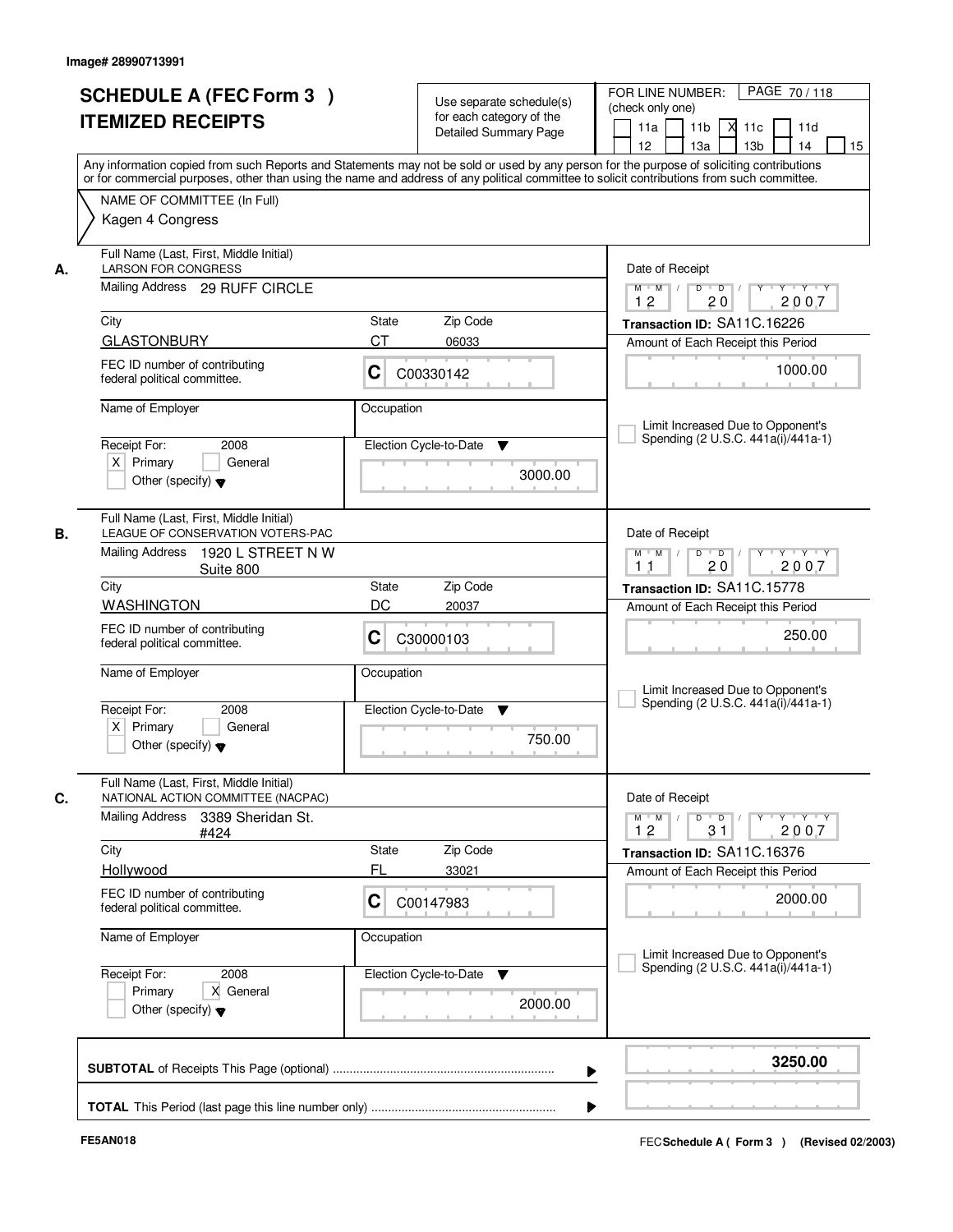Image# 28990713991

# SCHEDULE A (FEC Form 3 ) ITEMIZED RECEIPTS

Use separate schedule(s) for each category of the Detailed Summary Page

FOR LINE NUMBER: (check only one)

11a | 11b | X 11c | 11d | 12 | 13a | 13b | 14 | 15

Any information copied from such Reports and Statements may not be sold or used by any person for the purpose of soliciting contributions or for commercial purposes, other than using the name and address of any political committee to solicit contributions from such committee.

NAME OF COMMITTEE (In Full)

Kagen 4 Congress

---

**A.**

Full Name (Last, First, Middle Initial): LARSON FOR CONGRESS

Mailing Address: 29 RUFF CIRCLE

City: GLASTONBURY | State: CT | Zip Code: 06033

FEC ID number of contributing federal political committee: C C00330142

Name of Employer: | Occupation:

Receipt For: 2008 — X Primary | General | Other (specify)

Election Cycle-to-Date: 3000.00

Date of Receipt: 12 / 20 / 2007

Transaction ID: SA11C.16226

Amount of Each Receipt this Period: 1000.00

Limit Increased Due to Opponent's Spending (2 U.S.C. 441a(i)/441a-1)

---

**B.**

Full Name (Last, First, Middle Initial): LEAGUE OF CONSERVATION VOTERS-PAC

Mailing Address: 1920 L STREET N W Suite 800

City: WASHINGTON | State: DC | Zip Code: 20037

FEC ID number of contributing federal political committee: C C30000103

Name of Employer: | Occupation:

Receipt For: 2008 — X Primary | General | Other (specify)

Election Cycle-to-Date: 750.00

Date of Receipt: 11 / 20 / 2007

Transaction ID: SA11C.15778

Amount of Each Receipt this Period: 250.00

Limit Increased Due to Opponent's Spending (2 U.S.C. 441a(i)/441a-1)

---

**C.**

Full Name (Last, First, Middle Initial): NATIONAL ACTION COMMITTEE (NACPAC)

Mailing Address: 3389 Sheridan St. #424

City: Hollywood | State: FL | Zip Code: 33021

FEC ID number of contributing federal political committee: C C00147983

Name of Employer: | Occupation:

Receipt For: 2008 — Primary | X General | Other (specify)

Election Cycle-to-Date: 2000.00

Date of Receipt: 12 / 31 / 2007

Transaction ID: SA11C.16376

Amount of Each Receipt this Period: 2000.00

Limit Increased Due to Opponent's Spending (2 U.S.C. 441a(i)/441a-1)

---

**SUBTOTAL** of Receipts This Page (optional): **3250.00**

**TOTAL** This Period (last page this line number only):

FE5AN018 | FEC **Schedule A ( Form 3 )** (Revised 02/2003)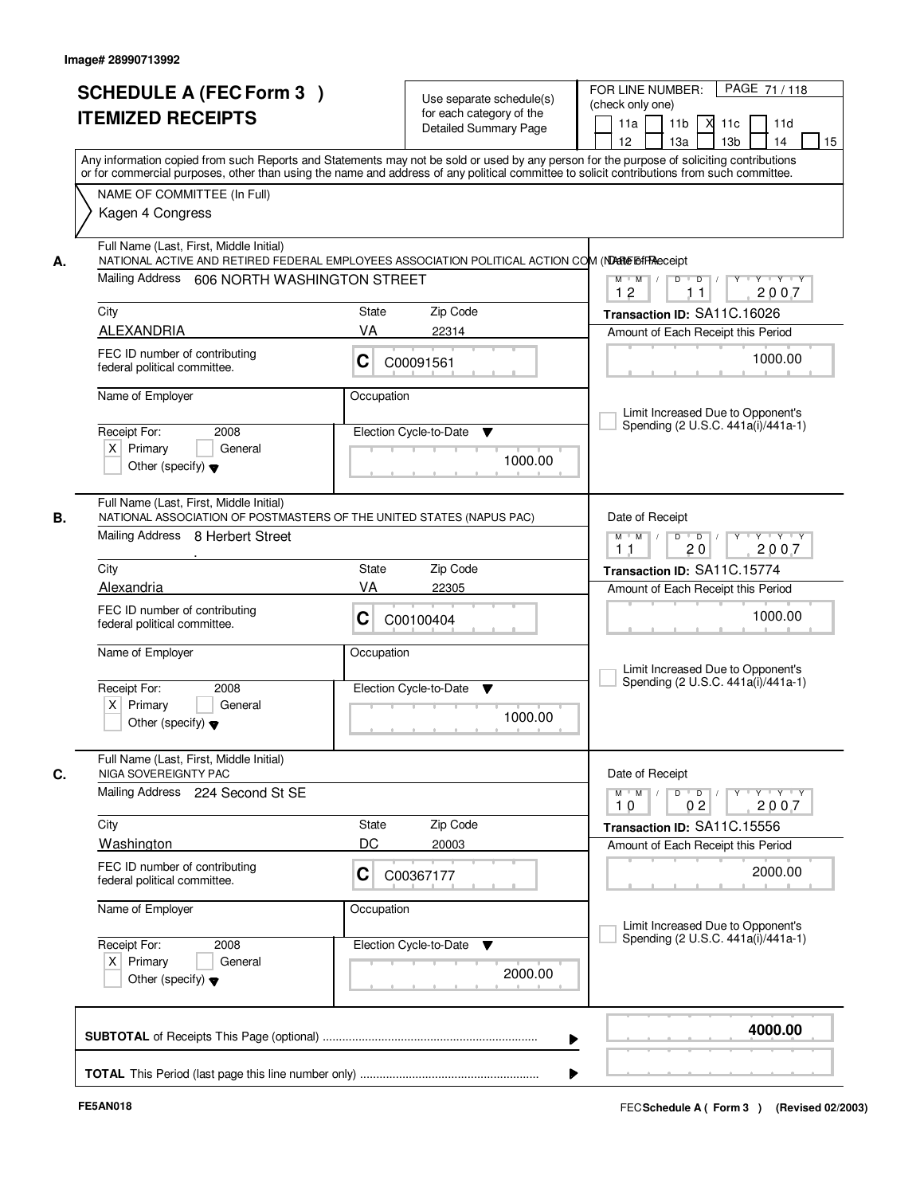Image# 28990713992

# SCHEDULE A (FEC Form 3 ) ITEMIZED RECEIPTS

Use separate schedule(s) for each category of the Detailed Summary Page

FOR LINE NUMBER: (check only one)

11a | 11b | X 11c | 11d | 12 | 13a | 13b | 14 | 15

PAGE 71 / 118

Any information copied from such Reports and Statements may not be sold or used by any person for the purpose of soliciting contributions or for commercial purposes, other than using the name and address of any political committee to solicit contributions from such committee.

NAME OF COMMITTEE (In Full)

Kagen 4 Congress

---

**A.** Full Name (Last, First, Middle Initial)
NATIONAL ACTIVE AND RETIRED FEDERAL EMPLOYEES ASSOCIATION POLITICAL ACTION COM (NARFE-PAC)

Mailing Address: 606 NORTH WASHINGTON STREET

City: ALEXANDRIA | State: VA | Zip Code: 22314

FEC ID number of contributing federal political committee: C C00091561

Name of Employer: | Occupation:

Receipt For: 2008 — [X] Primary [ ] General [ ] Other (specify)

Election Cycle-to-Date: 1000.00

Date of Receipt: 12 / 11 / 2007

Transaction ID: SA11C.16026

Amount of Each Receipt this Period: 1000.00

[ ] Limit Increased Due to Opponent's Spending (2 U.S.C. 441a(i)/441a-1)

---

**B.** Full Name (Last, First, Middle Initial)
NATIONAL ASSOCIATION OF POSTMASTERS OF THE UNITED STATES (NAPUS PAC)

Mailing Address: 8 Herbert Street

City: Alexandria | State: VA | Zip Code: 22305

FEC ID number of contributing federal political committee: C C00100404

Name of Employer: | Occupation:

Receipt For: 2008 — [X] Primary [ ] General [ ] Other (specify)

Election Cycle-to-Date: 1000.00

Date of Receipt: 11 / 20 / 2007

Transaction ID: SA11C.15774

Amount of Each Receipt this Period: 1000.00

[ ] Limit Increased Due to Opponent's Spending (2 U.S.C. 441a(i)/441a-1)

---

**C.** Full Name (Last, First, Middle Initial)
NIGA SOVEREIGNTY PAC

Mailing Address: 224 Second St SE

City: Washington | State: DC | Zip Code: 20003

FEC ID number of contributing federal political committee: C C00367177

Name of Employer: | Occupation:

Receipt For: 2008 — [X] Primary [ ] General [ ] Other (specify)

Election Cycle-to-Date: 2000.00

Date of Receipt: 10 / 02 / 2007

Transaction ID: SA11C.15556

Amount of Each Receipt this Period: 2000.00

[ ] Limit Increased Due to Opponent's Spending (2 U.S.C. 441a(i)/441a-1)

---

**SUBTOTAL** of Receipts This Page (optional) ........ 4000.00

**TOTAL** This Period (last page this line number only) ........

FE5AN018 — FEC Schedule A ( Form 3 ) (Revised 02/2003)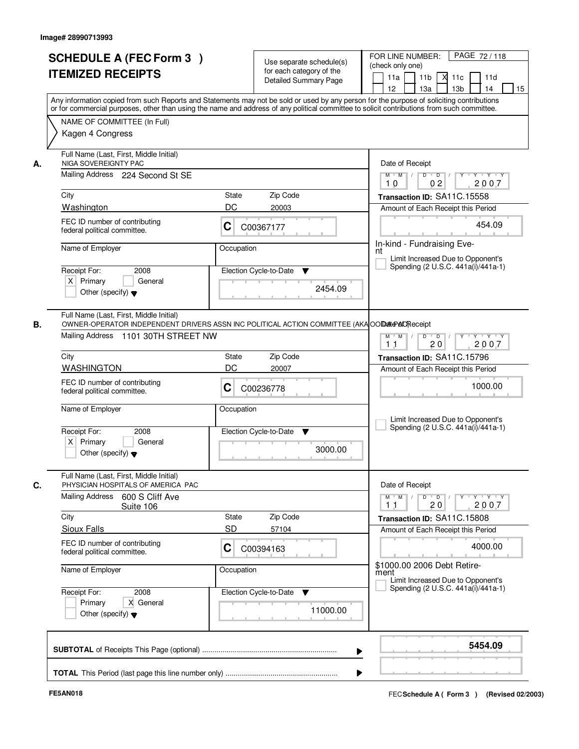Image# 28990713993

# SCHEDULE A (FEC Form 3 ) ITEMIZED RECEIPTS

Use separate schedule(s) for each category of the Detailed Summary Page

FOR LINE NUMBER: (check only one)

11a [ ] 11b [ ] 11c [X] 11d [ ] 12 [ ] 13a [ ] 13b [ ] 14 [ ] 15 [ ]

PAGE 72 / 118

Any information copied from such Reports and Statements may not be sold or used by any person for the purpose of soliciting contributions or for commercial purposes, other than using the name and address of any political committee to solicit contributions from such committee.

NAME OF COMMITTEE (In Full)

Kagen 4 Congress

---

**A.**

Full Name (Last, First, Middle Initial): NIGA SOVEREIGNTY PAC

Mailing Address: 224 Second St SE

City: Washington | State: DC | Zip Code: 20003

FEC ID number of contributing federal political committee: C C00367177

Name of Employer: | Occupation:

Receipt For: 2008 [X] Primary [ ] General [ ] Other (specify)

Election Cycle-to-Date: 2454.09

Date of Receipt: 10 / 02 / 2007

Transaction ID: SA11C.15558

Amount of Each Receipt this Period: 454.09

In-kind - Fundraising Event

[ ] Limit Increased Due to Opponent's Spending (2 U.S.C. 441a(i)/441a-1)

---

**B.**

Full Name (Last, First, Middle Initial): OWNER-OPERATOR INDEPENDENT DRIVERS ASSN INC POLITICAL ACTION COMMITTEE (AKA OOIDA PAC)

Mailing Address: 1101 30TH STREET NW

City: WASHINGTON | State: DC | Zip Code: 20007

FEC ID number of contributing federal political committee: C C00236778

Name of Employer: | Occupation:

Receipt For: 2008 [X] Primary [ ] General [ ] Other (specify)

Election Cycle-to-Date: 3000.00

Date of Receipt: 11 / 20 / 2007

Transaction ID: SA11C.15796

Amount of Each Receipt this Period: 1000.00

[ ] Limit Increased Due to Opponent's Spending (2 U.S.C. 441a(i)/441a-1)

---

**C.**

Full Name (Last, First, Middle Initial): PHYSICIAN HOSPITALS OF AMERICA PAC

Mailing Address: 600 S Cliff Ave Suite 106

City: Sioux Falls | State: SD | Zip Code: 57104

FEC ID number of contributing federal political committee: C C00394163

Name of Employer: | Occupation:

Receipt For: 2008 [ ] Primary [X] General [ ] Other (specify)

Election Cycle-to-Date: 11000.00

Date of Receipt: 11 / 20 / 2007

Transaction ID: SA11C.15808

Amount of Each Receipt this Period: 4000.00

$1000.00 2006 Debt Retirement

[ ] Limit Increased Due to Opponent's Spending (2 U.S.C. 441a(i)/441a-1)

---

**SUBTOTAL** of Receipts This Page (optional): 5454.09

**TOTAL** This Period (last page this line number only):

FE5AN018

FEC Schedule A ( Form 3 ) (Revised 02/2003)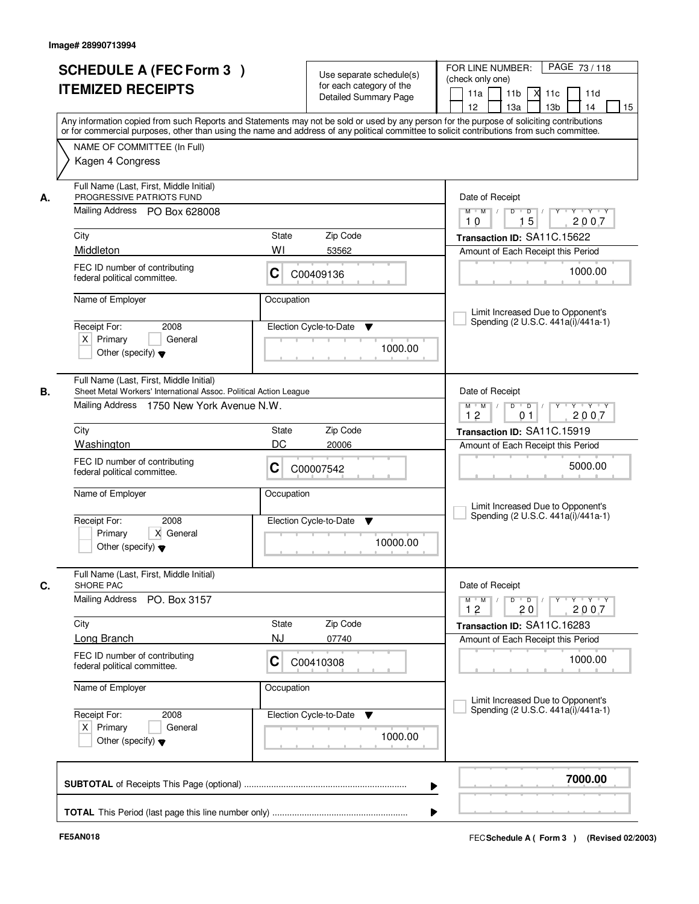Image# 28990713994

# SCHEDULE A (FEC Form 3 )
# ITEMIZED RECEIPTS

Use separate schedule(s) for each category of the Detailed Summary Page

FOR LINE NUMBER: (check only one)
11a [ ] 11b [ ] 11c [X] 11d [ ]
12 [ ] 13a [ ] 13b [ ] 14 [ ] 15 [ ]

PAGE 73 / 118

Any information copied from such Reports and Statements may not be sold or used by any person for the purpose of soliciting contributions or for commercial purposes, other than using the name and address of any political committee to solicit contributions from such committee.

NAME OF COMMITTEE (In Full)
Kagen 4 Congress

---

**A.** Full Name (Last, First, Middle Initial): PROGRESSIVE PATRIOTS FUND
Mailing Address: PO Box 628008
City: Middleton | State: WI | Zip Code: 53562
FEC ID number of contributing federal political committee: C C00409136
Name of Employer:
Occupation:
Receipt For: 2008 [X] Primary [ ] General [ ] Other (specify)
Election Cycle-to-Date: 1000.00
Date of Receipt: 10 / 15 / 2007
Transaction ID: SA11C.15622
Amount of Each Receipt this Period: 1000.00
[ ] Limit Increased Due to Opponent's Spending (2 U.S.C. 441a(i)/441a-1)

---

**B.** Full Name (Last, First, Middle Initial): Sheet Metal Workers' International Assoc. Political Action League
Mailing Address: 1750 New York Avenue N.W.
City: Washington | State: DC | Zip Code: 20006
FEC ID number of contributing federal political committee: C C00007542
Name of Employer:
Occupation:
Receipt For: 2008 [ ] Primary [X] General [ ] Other (specify)
Election Cycle-to-Date: 10000.00
Date of Receipt: 12 / 01 / 2007
Transaction ID: SA11C.15919
Amount of Each Receipt this Period: 5000.00
[ ] Limit Increased Due to Opponent's Spending (2 U.S.C. 441a(i)/441a-1)

---

**C.** Full Name (Last, First, Middle Initial): SHORE PAC
Mailing Address: PO. Box 3157
City: Long Branch | State: NJ | Zip Code: 07740
FEC ID number of contributing federal political committee: C C00410308
Name of Employer:
Occupation:
Receipt For: 2008 [X] Primary [ ] General [ ] Other (specify)
Election Cycle-to-Date: 1000.00
Date of Receipt: 12 / 20 / 2007
Transaction ID: SA11C.16283
Amount of Each Receipt this Period: 1000.00
[ ] Limit Increased Due to Opponent's Spending (2 U.S.C. 441a(i)/441a-1)

---

**SUBTOTAL** of Receipts This Page (optional): 7000.00

**TOTAL** This Period (last page this line number only):

FE5AN018 | FEC Schedule A ( Form 3 ) (Revised 02/2003)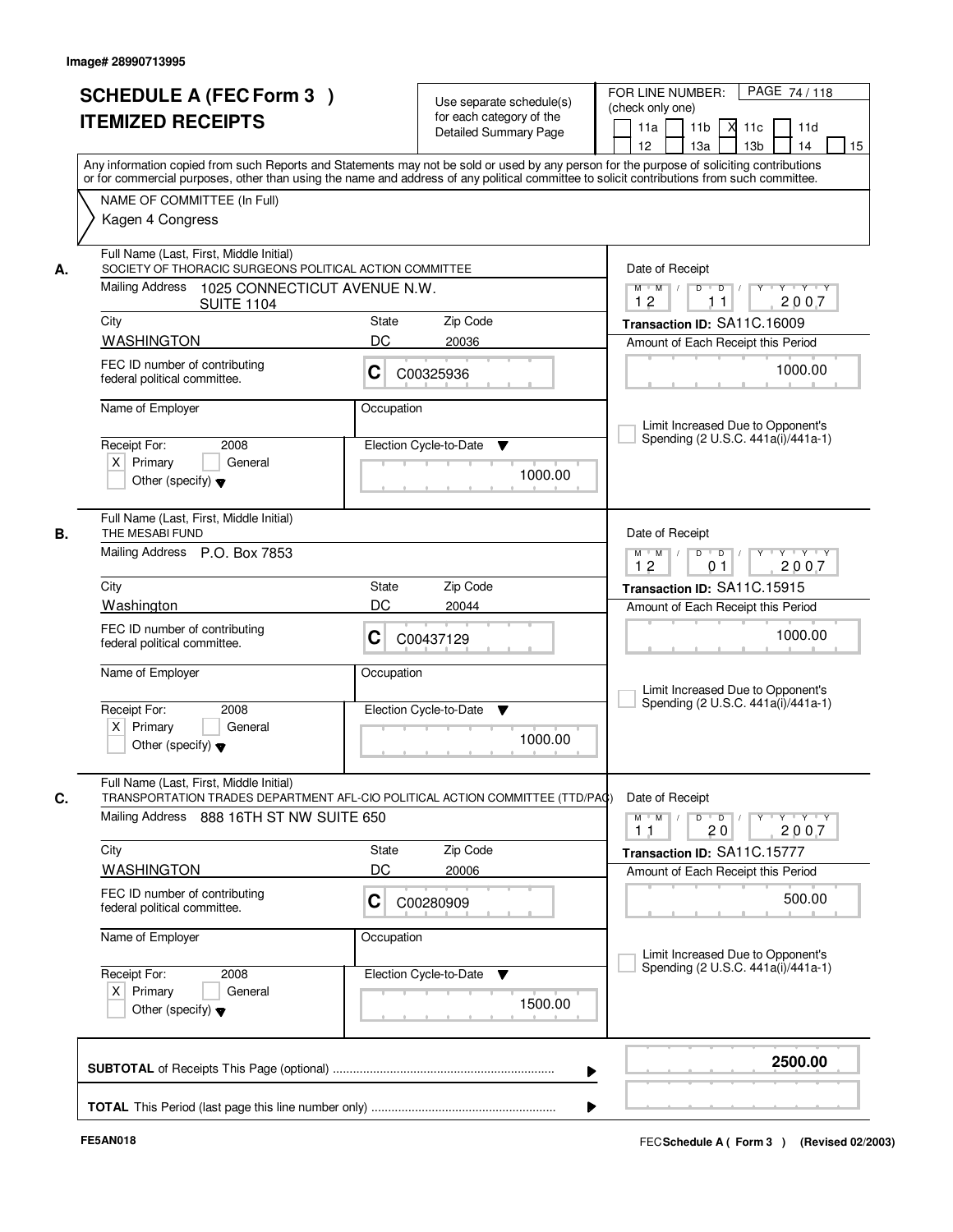Image# 28990713995

# SCHEDULE A (FEC Form 3 ) ITEMIZED RECEIPTS

Use separate schedule(s) for each category of the Detailed Summary Page

FOR LINE NUMBER: (check only one)

11a | 11b | X 11c | 11d | 12 | 13a | 13b | 14 | 15

PAGE 74 / 118

Any information copied from such Reports and Statements may not be sold or used by any person for the purpose of soliciting contributions or for commercial purposes, other than using the name and address of any political committee to solicit contributions from such committee.

NAME OF COMMITTEE (In Full)

Kagen 4 Congress

---

**A.** Full Name (Last, First, Middle Initial)
SOCIETY OF THORACIC SURGEONS POLITICAL ACTION COMMITTEE

Mailing Address: 1025 CONNECTICUT AVENUE N.W. SUITE 1104

City: WASHINGTON | State: DC | Zip Code: 20036

FEC ID number of contributing federal political committee: C C00325936

Name of Employer: | Occupation:

Receipt For: 2008 — X Primary | General | Other (specify)

Election Cycle-to-Date: 1000.00

Date of Receipt: 12 / 11 / 2007

Transaction ID: SA11C.16009

Amount of Each Receipt this Period: 1000.00

Limit Increased Due to Opponent's Spending (2 U.S.C. 441a(i)/441a-1)

---

**B.** Full Name (Last, First, Middle Initial)
THE MESABI FUND

Mailing Address: P.O. Box 7853

City: Washington | State: DC | Zip Code: 20044

FEC ID number of contributing federal political committee: C C00437129

Name of Employer: | Occupation:

Receipt For: 2008 — X Primary | General | Other (specify)

Election Cycle-to-Date: 1000.00

Date of Receipt: 12 / 01 / 2007

Transaction ID: SA11C.15915

Amount of Each Receipt this Period: 1000.00

Limit Increased Due to Opponent's Spending (2 U.S.C. 441a(i)/441a-1)

---

**C.** Full Name (Last, First, Middle Initial)
TRANSPORTATION TRADES DEPARTMENT AFL-CIO POLITICAL ACTION COMMITTEE (TTD/PAC)

Mailing Address: 888 16TH ST NW SUITE 650

City: WASHINGTON | State: DC | Zip Code: 20006

FEC ID number of contributing federal political committee: C C00280909

Name of Employer: | Occupation:

Receipt For: 2008 — X Primary | General | Other (specify)

Election Cycle-to-Date: 1500.00

Date of Receipt: 11 / 20 / 2007

Transaction ID: SA11C.15777

Amount of Each Receipt this Period: 500.00

Limit Increased Due to Opponent's Spending (2 U.S.C. 441a(i)/441a-1)

---

**SUBTOTAL** of Receipts This Page (optional): **2500.00**

**TOTAL** This Period (last page this line number only):

FE5AN018

FEC **Schedule A ( Form 3 )** (Revised 02/2003)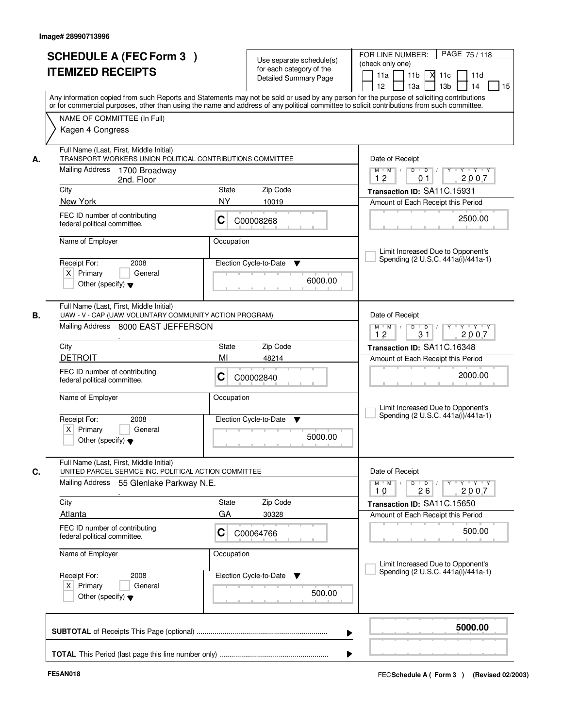Image# 28990713996

# SCHEDULE A (FEC Form 3 )
# ITEMIZED RECEIPTS

Use separate schedule(s) for each category of the Detailed Summary Page

FOR LINE NUMBER: (check only one)
[ ] 11a [ ] 11b [X] 11c [ ] 11d [ ] 12 [ ] 13a [ ] 13b [ ] 14 [ ] 15

Any information copied from such Reports and Statements may not be sold or used by any person for the purpose of soliciting contributions or for commercial purposes, other than using the name and address of any political committee to solicit contributions from such committee.

NAME OF COMMITTEE (In Full)
Kagen 4 Congress

---

**A.** Full Name (Last, First, Middle Initial)
TRANSPORT WORKERS UNION POLITICAL CONTRIBUTIONS COMMITTEE

Mailing Address: 1700 Broadway, 2nd. Floor

City: New York | State: NY | Zip Code: 10019

FEC ID number of contributing federal political committee: C C00008268

Name of Employer: | Occupation:

Receipt For: 2008 [X] Primary [ ] General [ ] Other (specify)

Election Cycle-to-Date: 6000.00

Date of Receipt: 12 01 2007

Transaction ID: SA11C.15931

Amount of Each Receipt this Period: 2500.00

[ ] Limit Increased Due to Opponent's Spending (2 U.S.C. 441a(i)/441a-1)

---

**B.** Full Name (Last, First, Middle Initial)
UAW - V - CAP (UAW VOLUNTARY COMMUNITY ACTION PROGRAM)

Mailing Address: 8000 EAST JEFFERSON .

City: DETROIT | State: MI | Zip Code: 48214

FEC ID number of contributing federal political committee: C C00002840

Name of Employer: | Occupation:

Receipt For: 2008 [X] Primary [ ] General [ ] Other (specify)

Election Cycle-to-Date: 5000.00

Date of Receipt: 12 31 2007

Transaction ID: SA11C.16348

Amount of Each Receipt this Period: 2000.00

[ ] Limit Increased Due to Opponent's Spending (2 U.S.C. 441a(i)/441a-1)

---

**C.** Full Name (Last, First, Middle Initial)
UNITED PARCEL SERVICE INC. POLITICAL ACTION COMMITTEE

Mailing Address: 55 Glenlake Parkway N.E. .

City: Atlanta | State: GA | Zip Code: 30328

FEC ID number of contributing federal political committee: C C00064766

Name of Employer: | Occupation:

Receipt For: 2008 [X] Primary [ ] General [ ] Other (specify)

Election Cycle-to-Date: 500.00

Date of Receipt: 10 26 2007

Transaction ID: SA11C.15650

Amount of Each Receipt this Period: 500.00

[ ] Limit Increased Due to Opponent's Spending (2 U.S.C. 441a(i)/441a-1)

---

**SUBTOTAL** of Receipts This Page (optional) ▶ **5000.00**

**TOTAL** This Period (last page this line number only) ▶

FE5AN018

FEC **Schedule A ( Form 3 )** (Revised 02/2003)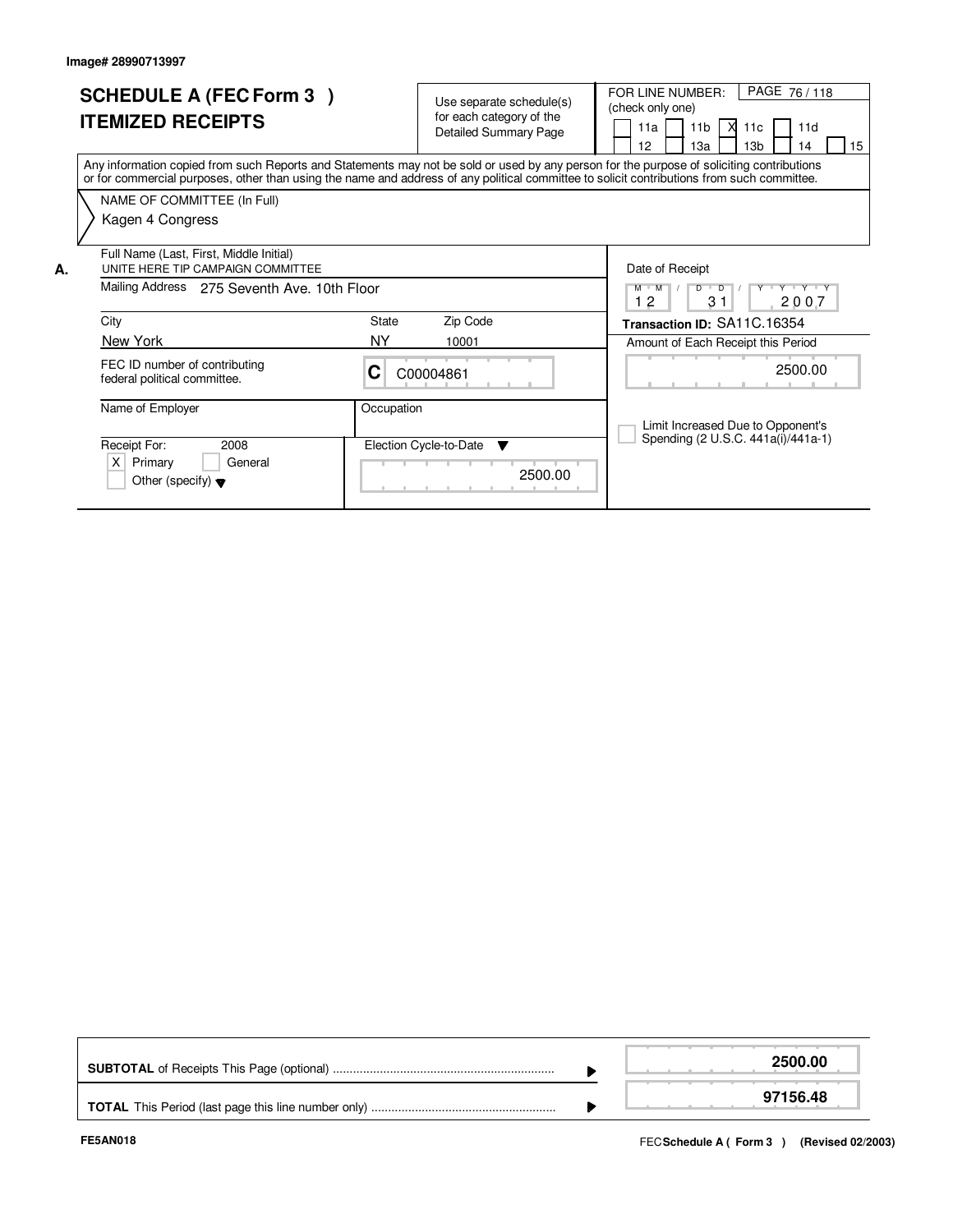Image# 28990713997

# SCHEDULE A (FEC Form 3 )
# ITEMIZED RECEIPTS

Use separate schedule(s) for each category of the Detailed Summary Page

FOR LINE NUMBER: (check only one)

- [ ] 11a
- [ ] 11b
- [X] 11c
- [ ] 11d
- [ ] 12
- [ ] 13a
- [ ] 13b
- [ ] 14
- [ ] 15

Any information copied from such Reports and Statements may not be sold or used by any person for the purpose of soliciting contributions or for commercial purposes, other than using the name and address of any political committee to solicit contributions from such committee.

**NAME OF COMMITTEE (In Full)**

Kagen 4 Congress

**A.**

| Field | Value |
|---|---|
| Full Name (Last, First, Middle Initial) | UNITE HERE TIP CAMPAIGN COMMITTEE |
| Mailing Address | 275 Seventh Ave. 10th Floor |
| City | New York |
| State | NY |
| Zip Code | 10001 |
| FEC ID number of contributing federal political committee. | C C00004861 |
| Name of Employer | |
| Occupation | |
| Receipt For: 2008 | [X] Primary [ ] General [ ] Other (specify) |
| Election Cycle-to-Date | 2500.00 |
| Date of Receipt | 12 / 31 / 2007 |
| Transaction ID | SA11C.16354 |
| Amount of Each Receipt this Period | 2500.00 |

- [ ] Limit Increased Due to Opponent's Spending (2 U.S.C. 441a(i)/441a-1)

| | |
|---|---|
| **SUBTOTAL** of Receipts This Page (optional) | **2500.00** |
| **TOTAL** This Period (last page this line number only) | **97156.48** |

FE5AN018

FEC **Schedule A ( Form 3 )** (Revised 02/2003)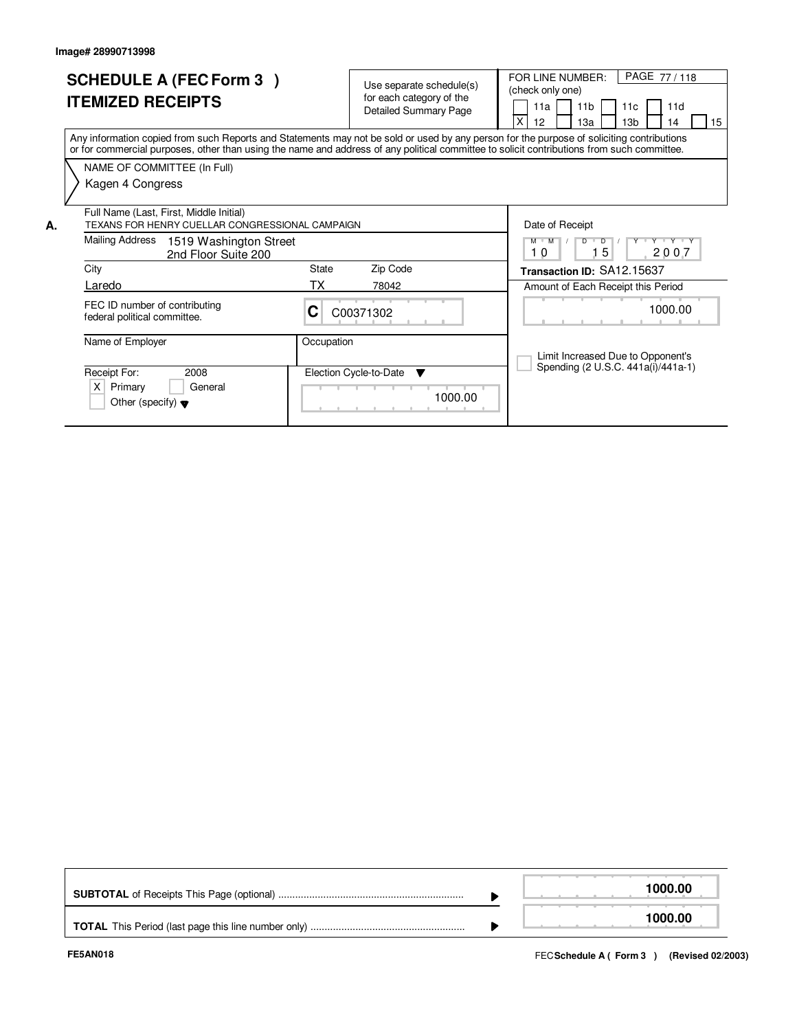Image# 28990713998

# SCHEDULE A (FEC Form 3 )
## ITEMIZED RECEIPTS

Use separate schedule(s) for each category of the Detailed Summary Page

FOR LINE NUMBER: (check only one)

- [ ] 11a
- [ ] 11b
- [ ] 11c
- [ ] 11d
- [X] 12
- [ ] 13a
- [ ] 13b
- [ ] 14
- [ ] 15

PAGE 77 / 118

Any information copied from such Reports and Statements may not be sold or used by any person for the purpose of soliciting contributions or for commercial purposes, other than using the name and address of any political committee to solicit contributions from such committee.

**NAME OF COMMITTEE (In Full)**
Kagen 4 Congress

**A.** Full Name (Last, First, Middle Initial)
TEXANS FOR HENRY CUELLAR CONGRESSIONAL CAMPAIGN

Mailing Address: 1519 Washington Street, 2nd Floor Suite 200

| City | State | Zip Code |
|---|---|---|
| Laredo | TX | 78042 |

FEC ID number of contributing federal political committee: C C00371302

Name of Employer:

Occupation:

Receipt For: 2008
- [X] Primary
- [ ] General
- [ ] Other (specify)

Election Cycle-to-Date: 1000.00

Date of Receipt: 10 / 15 / 2007

Transaction ID: SA12.15637

Amount of Each Receipt this Period: 1000.00

- [ ] Limit Increased Due to Opponent's Spending (2 U.S.C. 441a(i)/441a-1)

| | |
|---|---|
| **SUBTOTAL** of Receipts This Page (optional) | **1000.00** |
| **TOTAL** This Period (last page this line number only) | **1000.00** |

FE5AN018

FEC **Schedule A ( Form 3 )** (Revised 02/2003)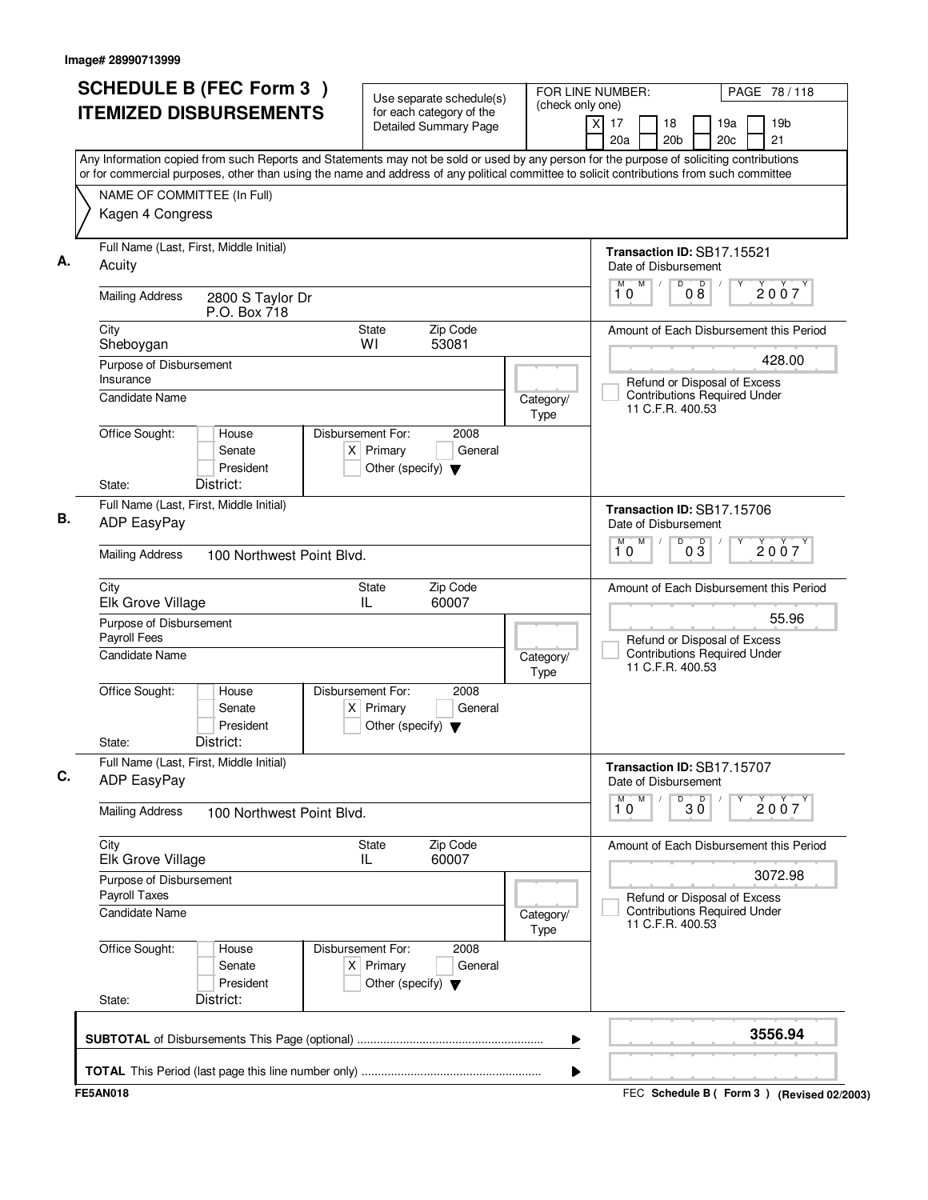Image# 28990713999

# SCHEDULE B (FEC Form 3) ITEMIZED DISBURSEMENTS

Use separate schedule(s) for each category of the Detailed Summary Page

FOR LINE NUMBER: (check only one)

[X] 17 [ ] 18 [ ] 19a [ ] 19b [ ] 20a [ ] 20b [ ] 20c [ ] 21

PAGE 78 / 118

Any Information copied from such Reports and Statements may not be sold or used by any person for the purpose of soliciting contributions or for commercial purposes, other than using the name and address of any political committee to solicit contributions from such committee

NAME OF COMMITTEE (In Full)
Kagen 4 Congress

## A.

**Full Name (Last, First, Middle Initial):** Acuity

**Mailing Address:** 2800 S Taylor Dr, P.O. Box 718

**City:** Sheboygan | **State:** WI | **Zip Code:** 53081

**Purpose of Disbursement:** Insurance

**Candidate Name:**

**Category/Type:**

**Office Sought:** [ ] House [ ] Senate [ ] President

**State:** | **District:**

**Disbursement For:** 2008 [X] Primary [ ] General [ ] Other (specify)

**Transaction ID:** SB17.15521

**Date of Disbursement:** 10/08/2007

**Amount of Each Disbursement this Period:** 428.00

[ ] Refund or Disposal of Excess Contributions Required Under 11 C.F.R. 400.53

## B.

**Full Name (Last, First, Middle Initial):** ADP EasyPay

**Mailing Address:** 100 Northwest Point Blvd.

**City:** Elk Grove Village | **State:** IL | **Zip Code:** 60007

**Purpose of Disbursement:** Payroll Fees

**Candidate Name:**

**Category/Type:**

**Office Sought:** [ ] House [ ] Senate [ ] President

**State:** | **District:**

**Disbursement For:** 2008 [X] Primary [ ] General [ ] Other (specify)

**Transaction ID:** SB17.15706

**Date of Disbursement:** 10/03/2007

**Amount of Each Disbursement this Period:** 55.96

[ ] Refund or Disposal of Excess Contributions Required Under 11 C.F.R. 400.53

## C.

**Full Name (Last, First, Middle Initial):** ADP EasyPay

**Mailing Address:** 100 Northwest Point Blvd.

**City:** Elk Grove Village | **State:** IL | **Zip Code:** 60007

**Purpose of Disbursement:** Payroll Taxes

**Candidate Name:**

**Category/Type:**

**Office Sought:** [ ] House [ ] Senate [ ] President

**State:** | **District:**

**Disbursement For:** 2008 [X] Primary [ ] General [ ] Other (specify)

**Transaction ID:** SB17.15707

**Date of Disbursement:** 10/30/2007

**Amount of Each Disbursement this Period:** 3072.98

[ ] Refund or Disposal of Excess Contributions Required Under 11 C.F.R. 400.53

---

**SUBTOTAL** of Disbursements This Page (optional): **3556.94**

**TOTAL** This Period (last page this line number only):

FE5AN018

FEC Schedule B ( Form 3 ) (Revised 02/2003)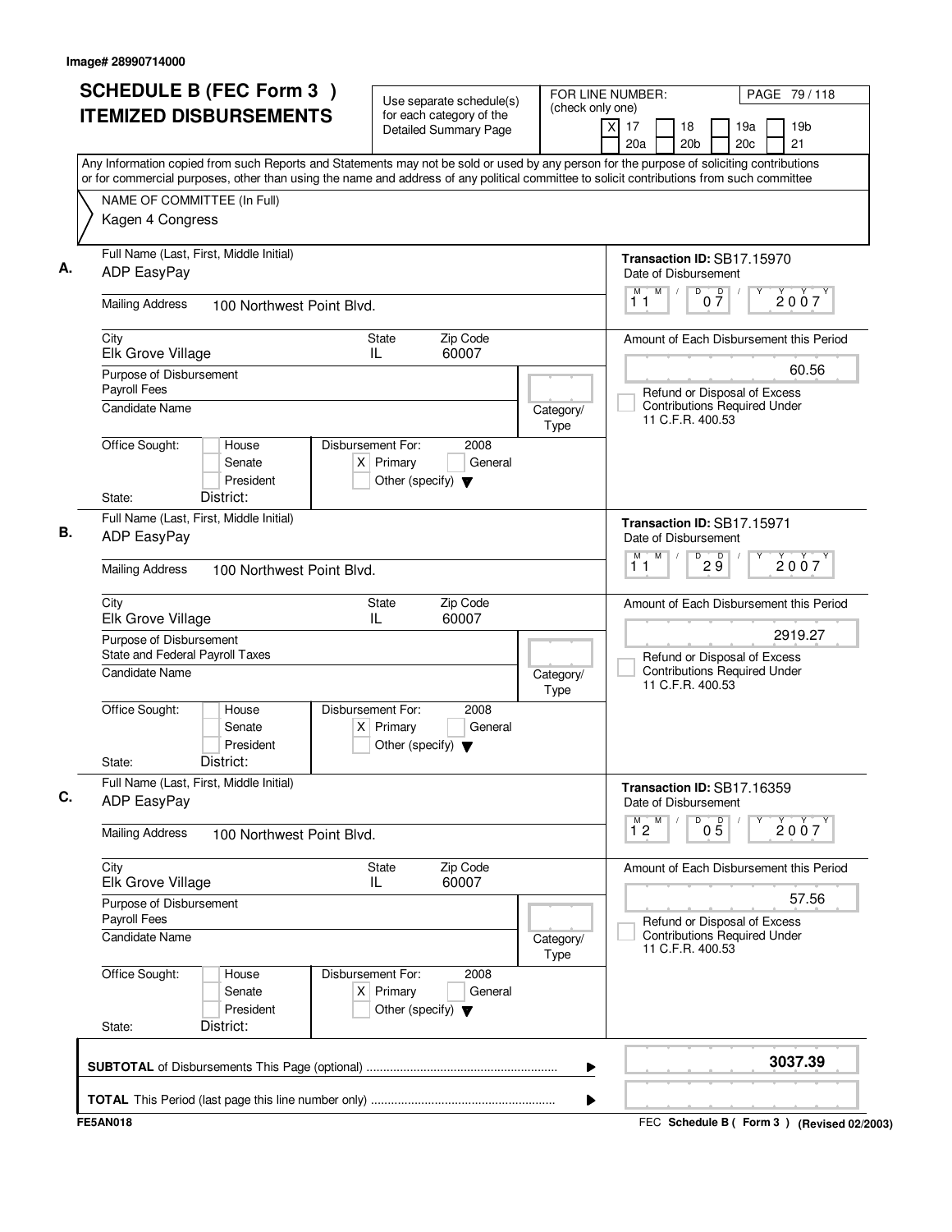Image# 28990714000

# SCHEDULE B (FEC Form 3) ITEMIZED DISBURSEMENTS

Use separate schedule(s) for each category of the Detailed Summary Page

FOR LINE NUMBER: (check only one)

[X] 17 [ ] 18 [ ] 19a [ ] 19b [ ] 20a [ ] 20b [ ] 20c [ ] 21

Any Information copied from such Reports and Statements may not be sold or used by any person for the purpose of soliciting contributions or for commercial purposes, other than using the name and address of any political committee to solicit contributions from such committee

NAME OF COMMITTEE (In Full)
Kagen 4 Congress

**A.** Full Name (Last, First, Middle Initial): ADP EasyPay
Mailing Address: 100 Northwest Point Blvd.
City: Elk Grove Village  State: IL  Zip Code: 60007
Purpose of Disbursement: Payroll Fees
Candidate Name:
Category/Type:
Office Sought: [ ] House [ ] Senate [ ] President
State: District:
Disbursement For: 2008 [X] Primary [ ] General [ ] Other (specify)
Transaction ID: SB17.15970
Date of Disbursement: 11/07/2007
Amount of Each Disbursement this Period: 60.56
[ ] Refund or Disposal of Excess Contributions Required Under 11 C.F.R. 400.53

**B.** Full Name (Last, First, Middle Initial): ADP EasyPay
Mailing Address: 100 Northwest Point Blvd.
City: Elk Grove Village  State: IL  Zip Code: 60007
Purpose of Disbursement: State and Federal Payroll Taxes
Candidate Name:
Category/Type:
Office Sought: [ ] House [ ] Senate [ ] President
State: District:
Disbursement For: 2008 [X] Primary [ ] General [ ] Other (specify)
Transaction ID: SB17.15971
Date of Disbursement: 11/29/2007
Amount of Each Disbursement this Period: 2919.27
[ ] Refund or Disposal of Excess Contributions Required Under 11 C.F.R. 400.53

**C.** Full Name (Last, First, Middle Initial): ADP EasyPay
Mailing Address: 100 Northwest Point Blvd.
City: Elk Grove Village  State: IL  Zip Code: 60007
Purpose of Disbursement: Payroll Fees
Candidate Name:
Category/Type:
Office Sought: [ ] House [ ] Senate [ ] President
State: District:
Disbursement For: 2008 [X] Primary [ ] General [ ] Other (specify)
Transaction ID: SB17.16359
Date of Disbursement: 12/05/2007
Amount of Each Disbursement this Period: 57.56
[ ] Refund or Disposal of Excess Contributions Required Under 11 C.F.R. 400.53

**SUBTOTAL** of Disbursements This Page (optional): **3037.39**

**TOTAL** This Period (last page this line number only):

FE5AN018 — FEC Schedule B ( Form 3 ) (Revised 02/2003)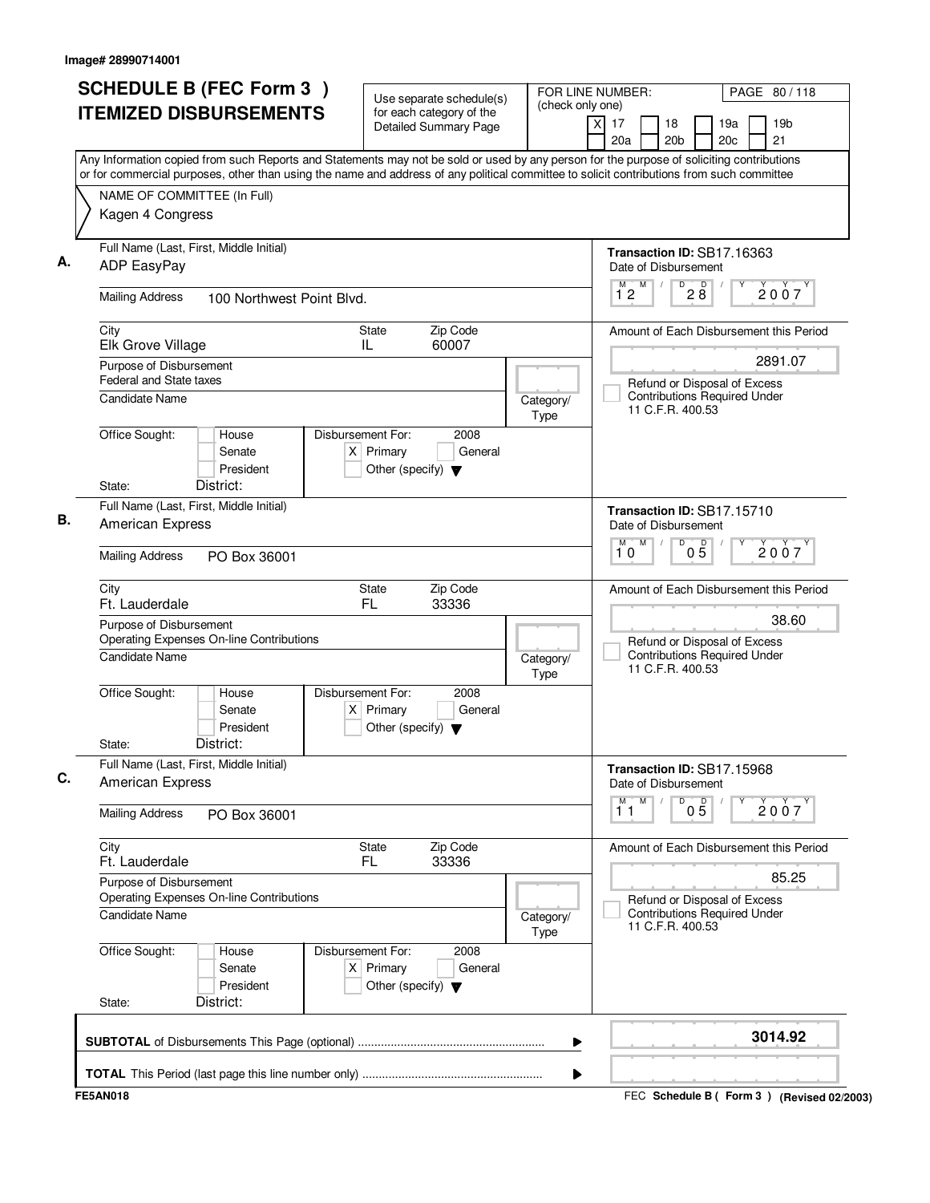Image# 28990714001

# SCHEDULE B (FEC Form 3 ) ITEMIZED DISBURSEMENTS

Use separate schedule(s) for each category of the Detailed Summary Page

FOR LINE NUMBER: (check only one)
[X] 17 [ ] 18 [ ] 19a [ ] 19b [ ] 20a [ ] 20b [ ] 20c [ ] 21

PAGE 80 / 118

Any Information copied from such Reports and Statements may not be sold or used by any person for the purpose of soliciting contributions or for commercial purposes, other than using the name and address of any political committee to solicit contributions from such committee

NAME OF COMMITTEE (In Full)
Kagen 4 Congress

---

**A.** Full Name (Last, First, Middle Initial): ADP EasyPay

Transaction ID: SB17.16363

Date of Disbursement: 12 / 28 / 2007

Mailing Address: 100 Northwest Point Blvd.

City: Elk Grove Village | State: IL | Zip Code: 60007

Amount of Each Disbursement this Period: 2891.07

Purpose of Disbursement: Federal and State taxes

[ ] Refund or Disposal of Excess Contributions Required Under 11 C.F.R. 400.53

Candidate Name:

Category/Type:

Office Sought: [ ] House [ ] Senate [ ] President

Disbursement For: 2008 [X] Primary [ ] General [ ] Other (specify)

State: District:

---

**B.** Full Name (Last, First, Middle Initial): American Express

Transaction ID: SB17.15710

Date of Disbursement: 10 / 05 / 2007

Mailing Address: PO Box 36001

City: Ft. Lauderdale | State: FL | Zip Code: 33336

Amount of Each Disbursement this Period: 38.60

Purpose of Disbursement: Operating Expenses On-line Contributions

[ ] Refund or Disposal of Excess Contributions Required Under 11 C.F.R. 400.53

Candidate Name:

Category/Type:

Office Sought: [ ] House [ ] Senate [ ] President

Disbursement For: 2008 [X] Primary [ ] General [ ] Other (specify)

State: District:

---

**C.** Full Name (Last, First, Middle Initial): American Express

Transaction ID: SB17.15968

Date of Disbursement: 11 / 05 / 2007

Mailing Address: PO Box 36001

City: Ft. Lauderdale | State: FL | Zip Code: 33336

Amount of Each Disbursement this Period: 85.25

Purpose of Disbursement: Operating Expenses On-line Contributions

[ ] Refund or Disposal of Excess Contributions Required Under 11 C.F.R. 400.53

Candidate Name:

Category/Type:

Office Sought: [ ] House [ ] Senate [ ] President

Disbursement For: 2008 [X] Primary [ ] General [ ] Other (specify)

State: District:

---

**SUBTOTAL** of Disbursements This Page (optional): 3014.92

**TOTAL** This Period (last page this line number only):

FE5AN018 FEC Schedule B ( Form 3 ) (Revised 02/2003)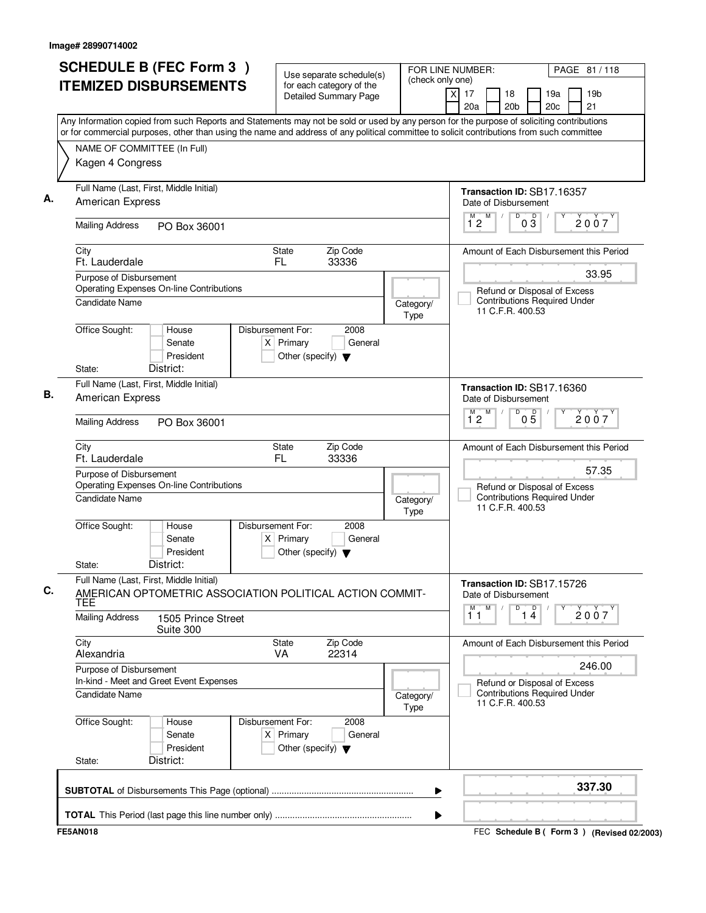Image# 28990714002

# SCHEDULE B (FEC Form 3 ) ITEMIZED DISBURSEMENTS

Use separate schedule(s) for each category of the Detailed Summary Page

FOR LINE NUMBER: (check only one)

[X] 17 [ ] 18 [ ] 19a [ ] 19b [ ] 20a [ ] 20b [ ] 20c [ ] 21

PAGE 81 / 118

Any Information copied from such Reports and Statements may not be sold or used by any person for the purpose of soliciting contributions or for commercial purposes, other than using the name and address of any political committee to solicit contributions from such committee

NAME OF COMMITTEE (In Full)
Kagen 4 Congress

---

**A.** Full Name (Last, First, Middle Initial): American Express

Mailing Address: PO Box 36001

City: Ft. Lauderdale | State: FL | Zip Code: 33336

Purpose of Disbursement: Operating Expenses On-line Contributions

Candidate Name:

Category/Type:

Office Sought: [ ] House [ ] Senate [ ] President

State: District:

Disbursement For: 2008 [X] Primary [ ] General [ ] Other (specify)

Transaction ID: SB17.16357

Date of Disbursement: 12/03/2007

Amount of Each Disbursement this Period: 33.95

[ ] Refund or Disposal of Excess Contributions Required Under 11 C.F.R. 400.53

---

**B.** Full Name (Last, First, Middle Initial): American Express

Mailing Address: PO Box 36001

City: Ft. Lauderdale | State: FL | Zip Code: 33336

Purpose of Disbursement: Operating Expenses On-line Contributions

Candidate Name:

Category/Type:

Office Sought: [ ] House [ ] Senate [ ] President

State: District:

Disbursement For: 2008 [X] Primary [ ] General [ ] Other (specify)

Transaction ID: SB17.16360

Date of Disbursement: 12/05/2007

Amount of Each Disbursement this Period: 57.35

[ ] Refund or Disposal of Excess Contributions Required Under 11 C.F.R. 400.53

---

**C.** Full Name (Last, First, Middle Initial): AMERICAN OPTOMETRIC ASSOCIATION POLITICAL ACTION COMMITTEE

Mailing Address: 1505 Prince Street Suite 300

City: Alexandria | State: VA | Zip Code: 22314

Purpose of Disbursement: In-kind - Meet and Greet Event Expenses

Candidate Name:

Category/Type:

Office Sought: [ ] House [ ] Senate [ ] President

State: District:

Disbursement For: 2008 [X] Primary [ ] General [ ] Other (specify)

Transaction ID: SB17.15726

Date of Disbursement: 11/14/2007

Amount of Each Disbursement this Period: 246.00

[ ] Refund or Disposal of Excess Contributions Required Under 11 C.F.R. 400.53

---

**SUBTOTAL** of Disbursements This Page (optional): **337.30**

**TOTAL** This Period (last page this line number only):

FE5AN018 — FEC Schedule B ( Form 3 ) (Revised 02/2003)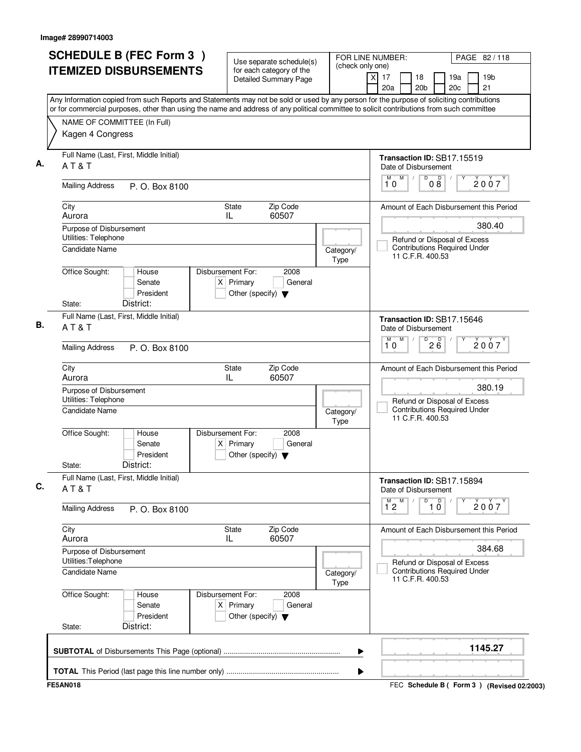Image# 28990714003

# SCHEDULE B (FEC Form 3 ) ITEMIZED DISBURSEMENTS

Use separate schedule(s) for each category of the Detailed Summary Page

FOR LINE NUMBER: (check only one)

[X] 17 [ ] 18 [ ] 19a [ ] 19b [ ] 20a [ ] 20b [ ] 20c [ ] 21

PAGE 82 / 118

Any Information copied from such Reports and Statements may not be sold or used by any person for the purpose of soliciting contributions or for commercial purposes, other than using the name and address of any political committee to solicit contributions from such committee

NAME OF COMMITTEE (In Full)
Kagen 4 Congress

**A.**

Full Name (Last, First, Middle Initial): A T & T
Mailing Address: P. O. Box 8100
City: Aurora State: IL Zip Code: 60507
Purpose of Disbursement: Utilities: Telephone
Candidate Name:
Category/Type:
Office Sought: [ ] House [ ] Senate [ ] President
State: District:
Disbursement For: 2008 [X] Primary [ ] General [ ] Other (specify)

Transaction ID: SB17.15519
Date of Disbursement: 10 / 08 / 2007
Amount of Each Disbursement this Period: 380.40
[ ] Refund or Disposal of Excess Contributions Required Under 11 C.F.R. 400.53

**B.**

Full Name (Last, First, Middle Initial): A T & T
Mailing Address: P. O. Box 8100
City: Aurora State: IL Zip Code: 60507
Purpose of Disbursement: Utilities: Telephone
Candidate Name:
Category/Type:
Office Sought: [ ] House [ ] Senate [ ] President
State: District:
Disbursement For: 2008 [X] Primary [ ] General [ ] Other (specify)

Transaction ID: SB17.15646
Date of Disbursement: 10 / 26 / 2007
Amount of Each Disbursement this Period: 380.19
[ ] Refund or Disposal of Excess Contributions Required Under 11 C.F.R. 400.53

**C.**

Full Name (Last, First, Middle Initial): A T & T
Mailing Address: P. O. Box 8100
City: Aurora State: IL Zip Code: 60507
Purpose of Disbursement: Utilities:Telephone
Candidate Name:
Category/Type:
Office Sought: [ ] House [ ] Senate [ ] President
State: District:
Disbursement For: 2008 [X] Primary [ ] General [ ] Other (specify)

Transaction ID: SB17.15894
Date of Disbursement: 12 / 10 / 2007
Amount of Each Disbursement this Period: 384.68
[ ] Refund or Disposal of Excess Contributions Required Under 11 C.F.R. 400.53

**SUBTOTAL** of Disbursements This Page (optional) ........ 1145.27

**TOTAL** This Period (last page this line number only) ........

FE5AN018 FEC Schedule B ( Form 3 ) (Revised 02/2003)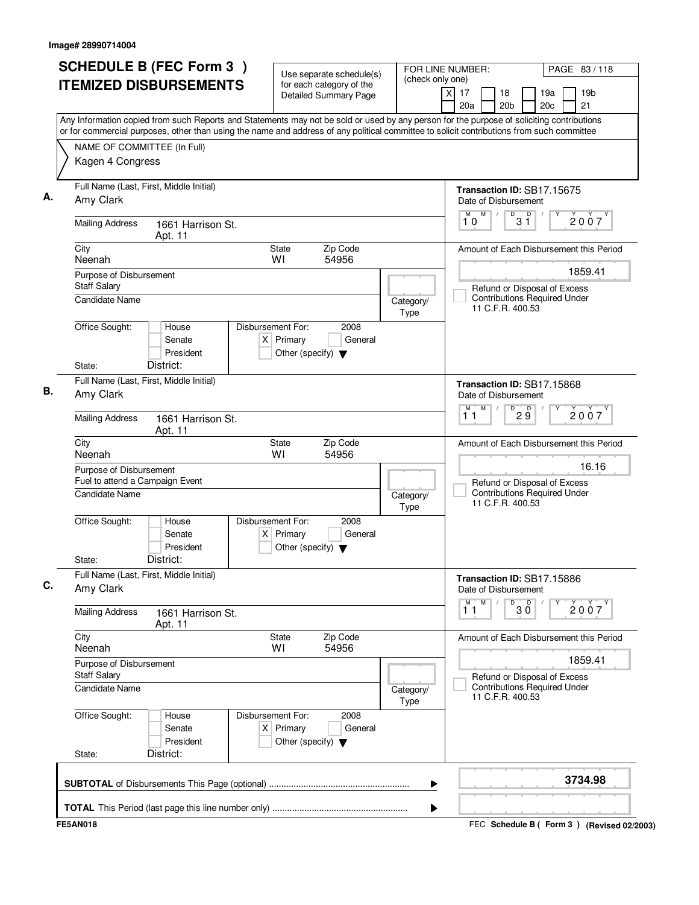Image# 28990714004

# SCHEDULE B (FEC Form 3) ITEMIZED DISBURSEMENTS

Use separate schedule(s) for each category of the Detailed Summary Page

FOR LINE NUMBER: (check only one)
[X] 17 [ ] 18 [ ] 19a [ ] 19b [ ] 20a [ ] 20b [ ] 20c [ ] 21

PAGE 83 / 118

Any Information copied from such Reports and Statements may not be sold or used by any person for the purpose of soliciting contributions or for commercial purposes, other than using the name and address of any political committee to solicit contributions from such committee

NAME OF COMMITTEE (In Full)
Kagen 4 Congress

## A.

Full Name (Last, First, Middle Initial): Amy Clark

Mailing Address: 1661 Harrison St. Apt. 11

City: Neenah | State: WI | Zip Code: 54956

Purpose of Disbursement: Staff Salary

Candidate Name:

Category/Type:

Office Sought: [ ] House [ ] Senate [ ] President

State: District:

Disbursement For: 2008 [X] Primary [ ] General [ ] Other (specify)

Transaction ID: SB17.15675

Date of Disbursement: 10/31/2007

Amount of Each Disbursement this Period: 1859.41

[ ] Refund or Disposal of Excess Contributions Required Under 11 C.F.R. 400.53

## B.

Full Name (Last, First, Middle Initial): Amy Clark

Mailing Address: 1661 Harrison St. Apt. 11

City: Neenah | State: WI | Zip Code: 54956

Purpose of Disbursement: Fuel to attend a Campaign Event

Candidate Name:

Category/Type:

Office Sought: [ ] House [ ] Senate [ ] President

State: District:

Disbursement For: 2008 [X] Primary [ ] General [ ] Other (specify)

Transaction ID: SB17.15868

Date of Disbursement: 11/29/2007

Amount of Each Disbursement this Period: 16.16

[ ] Refund or Disposal of Excess Contributions Required Under 11 C.F.R. 400.53

## C.

Full Name (Last, First, Middle Initial): Amy Clark

Mailing Address: 1661 Harrison St. Apt. 11

City: Neenah | State: WI | Zip Code: 54956

Purpose of Disbursement: Staff Salary

Candidate Name:

Category/Type:

Office Sought: [ ] House [ ] Senate [ ] President

State: District:

Disbursement For: 2008 [X] Primary [ ] General [ ] Other (specify)

Transaction ID: SB17.15886

Date of Disbursement: 11/30/2007

Amount of Each Disbursement this Period: 1859.41

[ ] Refund or Disposal of Excess Contributions Required Under 11 C.F.R. 400.53

**SUBTOTAL** of Disbursements This Page (optional): **3734.98**

**TOTAL** This Period (last page this line number only):

FE5AN018

FEC **Schedule B ( Form 3 )** (Revised 02/2003)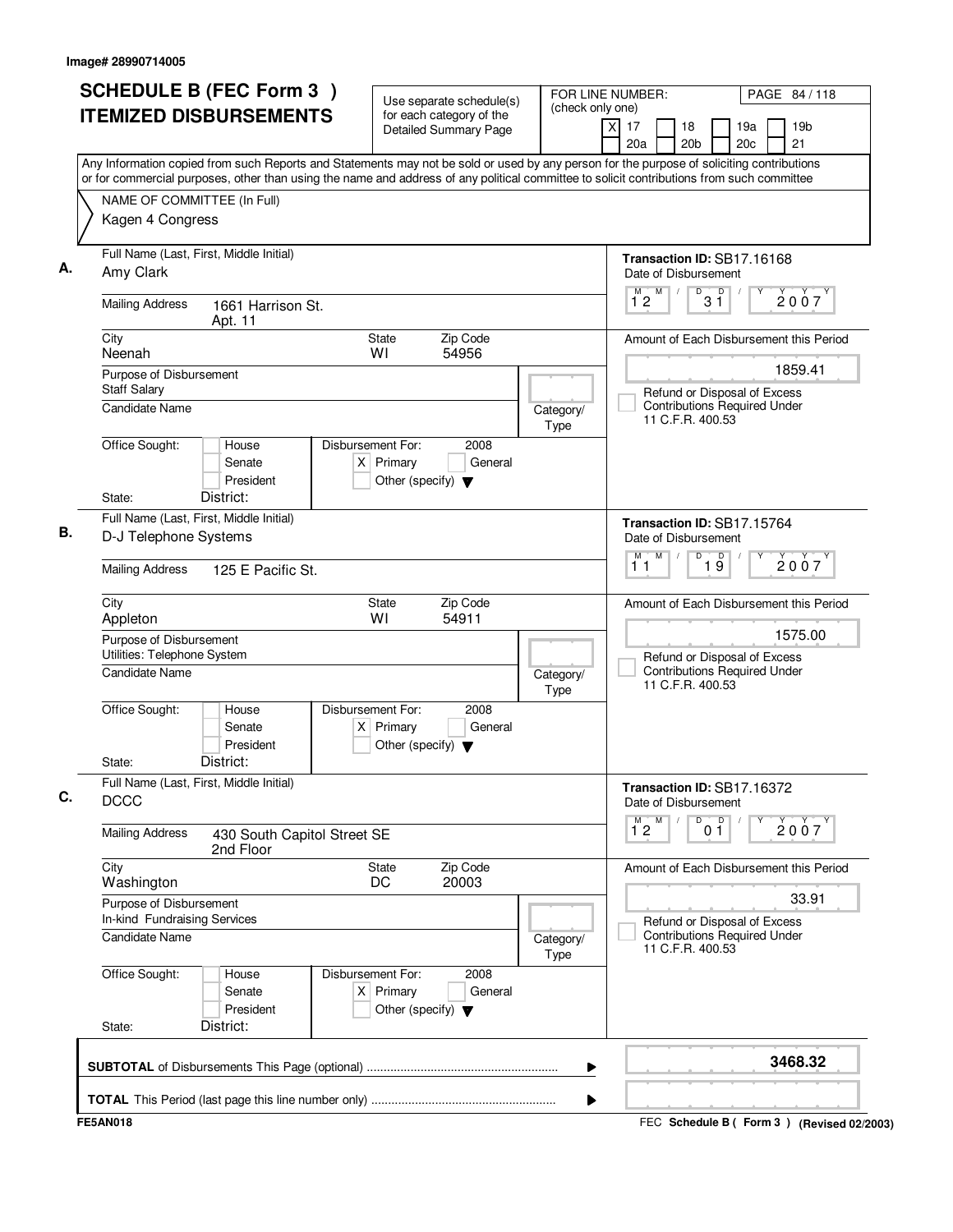Image# 28990714005

# SCHEDULE B (FEC Form 3) ITEMIZED DISBURSEMENTS

Use separate schedule(s) for each category of the Detailed Summary Page

FOR LINE NUMBER: (check only one)
[X] 17 [ ] 18 [ ] 19a [ ] 19b [ ] 20a [ ] 20b [ ] 20c [ ] 21

PAGE 84 / 118

Any Information copied from such Reports and Statements may not be sold or used by any person for the purpose of soliciting contributions or for commercial purposes, other than using the name and address of any political committee to solicit contributions from such committee

NAME OF COMMITTEE (In Full)
Kagen 4 Congress

---

**A.**

Full Name (Last, First, Middle Initial): Amy Clark

Mailing Address: 1661 Harrison St. Apt. 11

City: Neenah | State: WI | Zip Code: 54956

Purpose of Disbursement: Staff Salary

Candidate Name:

Category/Type:

Office Sought: [ ] House [ ] Senate [ ] President

State: District:

Disbursement For: 2008 [X] Primary [ ] General [ ] Other (specify)

Transaction ID: SB17.16168

Date of Disbursement: 12 / 31 / 2007

Amount of Each Disbursement this Period: 1859.41

[ ] Refund or Disposal of Excess Contributions Required Under 11 C.F.R. 400.53

---

**B.**

Full Name (Last, First, Middle Initial): D-J Telephone Systems

Mailing Address: 125 E Pacific St.

City: Appleton | State: WI | Zip Code: 54911

Purpose of Disbursement: Utilities: Telephone System

Candidate Name:

Category/Type:

Office Sought: [ ] House [ ] Senate [ ] President

State: District:

Disbursement For: 2008 [X] Primary [ ] General [ ] Other (specify)

Transaction ID: SB17.15764

Date of Disbursement: 11 / 19 / 2007

Amount of Each Disbursement this Period: 1575.00

[ ] Refund or Disposal of Excess Contributions Required Under 11 C.F.R. 400.53

---

**C.**

Full Name (Last, First, Middle Initial): DCCC

Mailing Address: 430 South Capitol Street SE 2nd Floor

City: Washington | State: DC | Zip Code: 20003

Purpose of Disbursement: In-kind Fundraising Services

Candidate Name:

Category/Type:

Office Sought: [ ] House [ ] Senate [ ] President

State: District:

Disbursement For: 2008 [X] Primary [ ] General [ ] Other (specify)

Transaction ID: SB17.16372

Date of Disbursement: 12 / 01 / 2007

Amount of Each Disbursement this Period: 33.91

[ ] Refund or Disposal of Excess Contributions Required Under 11 C.F.R. 400.53

---

**SUBTOTAL** of Disbursements This Page (optional): **3468.32**

**TOTAL** This Period (last page this line number only):

FE5AN018

FEC **Schedule B ( Form 3 )** (Revised 02/2003)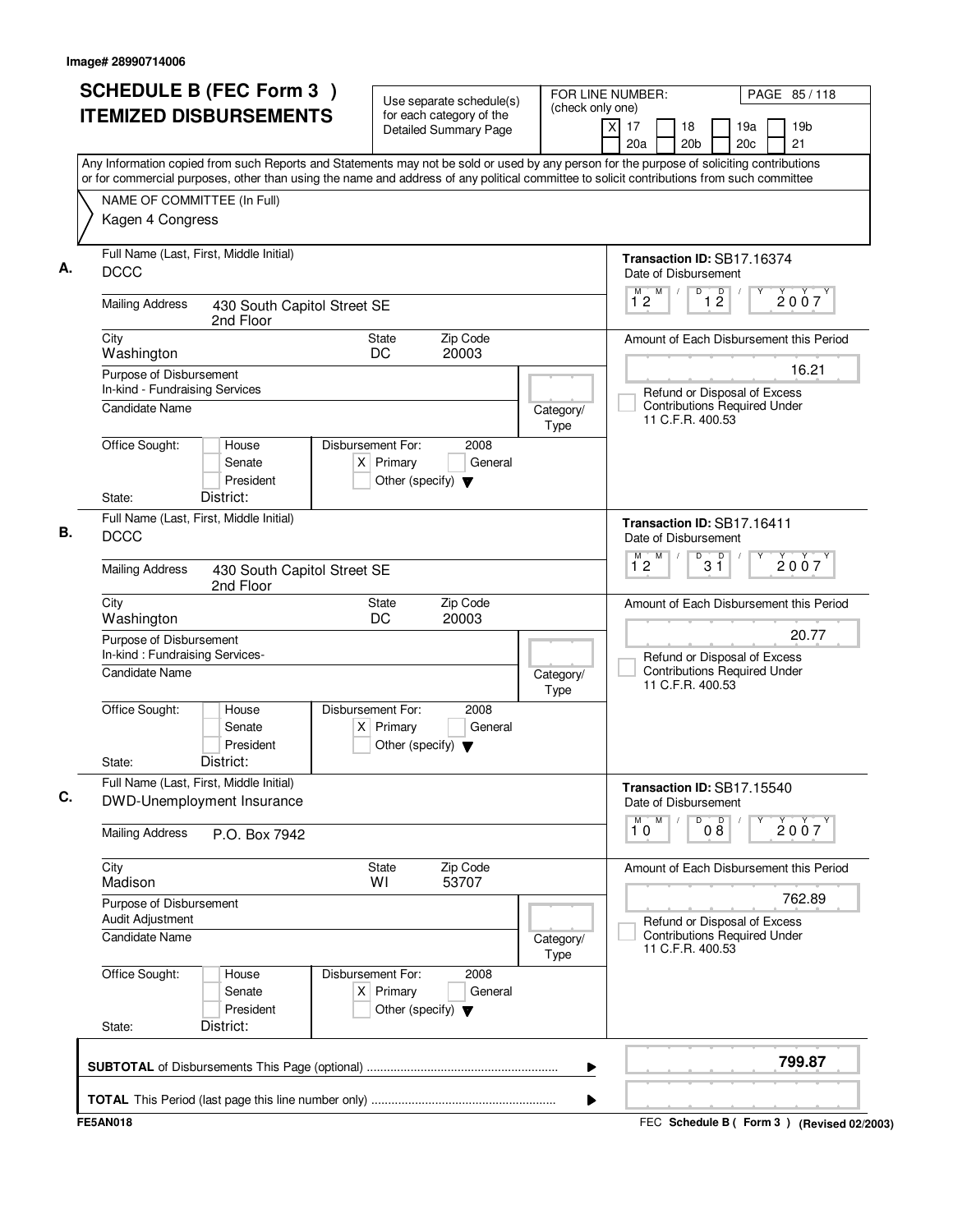Image# 28990714006

# SCHEDULE B (FEC Form 3 ) ITEMIZED DISBURSEMENTS

Use separate schedule(s) for each category of the Detailed Summary Page

FOR LINE NUMBER: (check only one)

[X] 17 [ ] 18 [ ] 19a [ ] 19b [ ] 20a [ ] 20b [ ] 20c [ ] 21

Any Information copied from such Reports and Statements may not be sold or used by any person for the purpose of soliciting contributions or for commercial purposes, other than using the name and address of any political committee to solicit contributions from such committee

NAME OF COMMITTEE (In Full)
Kagen 4 Congress

---

**A.** Full Name (Last, First, Middle Initial): DCCC

Mailing Address: 430 South Capitol Street SE, 2nd Floor

City: Washington | State: DC | Zip Code: 20003

Purpose of Disbursement: In-kind - Fundraising Services

Candidate Name:

Category/Type:

Office Sought: [ ] House [ ] Senate [ ] President

State: District:

Disbursement For: 2008 [X] Primary [ ] General [ ] Other (specify)

Transaction ID: SB17.16374

Date of Disbursement: 12/12/2007

Amount of Each Disbursement this Period: 16.21

[ ] Refund or Disposal of Excess Contributions Required Under 11 C.F.R. 400.53

---

**B.** Full Name (Last, First, Middle Initial): DCCC

Mailing Address: 430 South Capitol Street SE, 2nd Floor

City: Washington | State: DC | Zip Code: 20003

Purpose of Disbursement: In-kind : Fundraising Services-

Candidate Name:

Category/Type:

Office Sought: [ ] House [ ] Senate [ ] President

State: District:

Disbursement For: 2008 [X] Primary [ ] General [ ] Other (specify)

Transaction ID: SB17.16411

Date of Disbursement: 12/31/2007

Amount of Each Disbursement this Period: 20.77

[ ] Refund or Disposal of Excess Contributions Required Under 11 C.F.R. 400.53

---

**C.** Full Name (Last, First, Middle Initial): DWD-Unemployment Insurance

Mailing Address: P.O. Box 7942

City: Madison | State: WI | Zip Code: 53707

Purpose of Disbursement: Audit Adjustment

Candidate Name:

Category/Type:

Office Sought: [ ] House [ ] Senate [ ] President

State: District:

Disbursement For: 2008 [X] Primary [ ] General [ ] Other (specify)

Transaction ID: SB17.15540

Date of Disbursement: 10/08/2007

Amount of Each Disbursement this Period: 762.89

[ ] Refund or Disposal of Excess Contributions Required Under 11 C.F.R. 400.53

---

**SUBTOTAL** of Disbursements This Page (optional): **799.87**

**TOTAL** This Period (last page this line number only):

FE5AN018

FEC **Schedule B ( Form 3 )** (Revised 02/2003)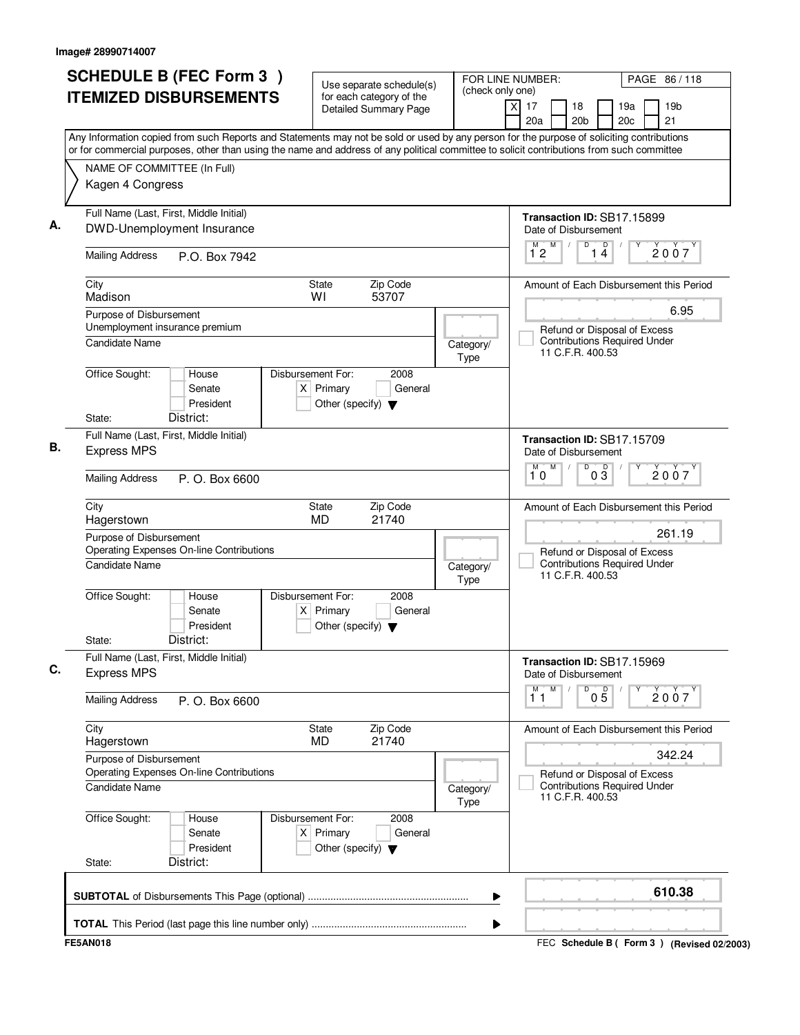Image# 28990714007

# SCHEDULE B (FEC Form 3 ) ITEMIZED DISBURSEMENTS

Use separate schedule(s) for each category of the Detailed Summary Page

FOR LINE NUMBER: (check only one)

[X] 17 [ ] 18 [ ] 19a [ ] 19b [ ] 20a [ ] 20b [ ] 20c [ ] 21

PAGE 86 / 118

Any Information copied from such Reports and Statements may not be sold or used by any person for the purpose of soliciting contributions or for commercial purposes, other than using the name and address of any political committee to solicit contributions from such committee

NAME OF COMMITTEE (In Full)
Kagen 4 Congress

---

**A.**

Full Name (Last, First, Middle Initial): DWD-Unemployment Insurance

Mailing Address: P.O. Box 7942

City: Madison | State: WI | Zip Code: 53707

Purpose of Disbursement: Unemployment insurance premium

Candidate Name:

Category/Type:

Office Sought: [ ] House [ ] Senate [ ] President

State: District:

Disbursement For: 2008 [X] Primary [ ] General [ ] Other (specify)

Transaction ID: SB17.15899

Date of Disbursement: 12/14/2007

Amount of Each Disbursement this Period: 6.95

[ ] Refund or Disposal of Excess Contributions Required Under 11 C.F.R. 400.53

---

**B.**

Full Name (Last, First, Middle Initial): Express MPS

Mailing Address: P. O. Box 6600

City: Hagerstown | State: MD | Zip Code: 21740

Purpose of Disbursement: Operating Expenses On-line Contributions

Candidate Name:

Category/Type:

Office Sought: [ ] House [ ] Senate [ ] President

State: District:

Disbursement For: 2008 [X] Primary [ ] General [ ] Other (specify)

Transaction ID: SB17.15709

Date of Disbursement: 10/03/2007

Amount of Each Disbursement this Period: 261.19

[ ] Refund or Disposal of Excess Contributions Required Under 11 C.F.R. 400.53

---

**C.**

Full Name (Last, First, Middle Initial): Express MPS

Mailing Address: P. O. Box 6600

City: Hagerstown | State: MD | Zip Code: 21740

Purpose of Disbursement: Operating Expenses On-line Contributions

Candidate Name:

Category/Type:

Office Sought: [ ] House [ ] Senate [ ] President

State: District:

Disbursement For: 2008 [X] Primary [ ] General [ ] Other (specify)

Transaction ID: SB17.15969

Date of Disbursement: 11/05/2007

Amount of Each Disbursement this Period: 342.24

[ ] Refund or Disposal of Excess Contributions Required Under 11 C.F.R. 400.53

---

**SUBTOTAL** of Disbursements This Page (optional): 610.38

**TOTAL** This Period (last page this line number only):

FE5AN018

FEC Schedule B ( Form 3 ) (Revised 02/2003)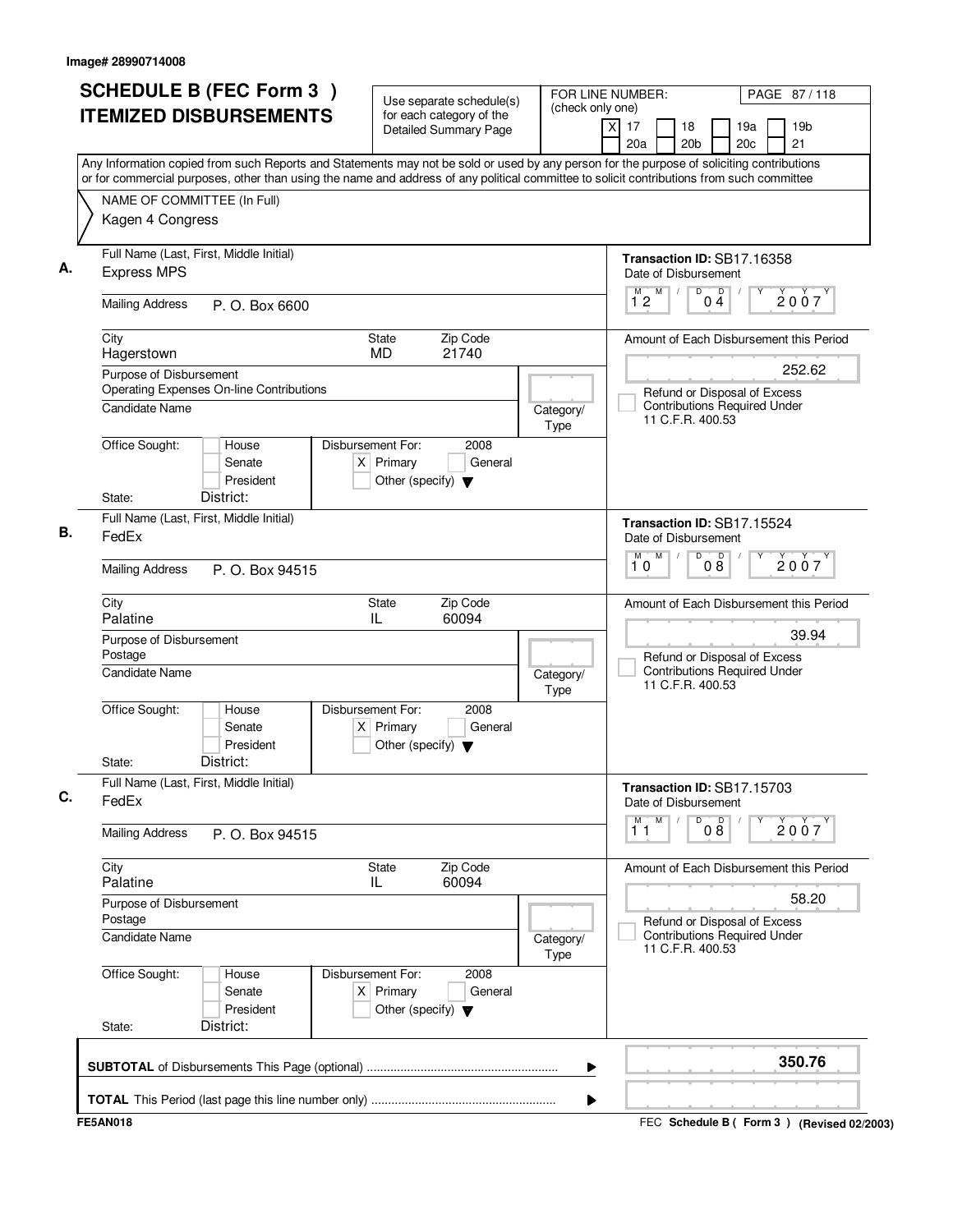Image# 28990714008

# SCHEDULE B (FEC Form 3) ITEMIZED DISBURSEMENTS

Use separate schedule(s) for each category of the Detailed Summary Page

FOR LINE NUMBER: (check only one)
[X] 17 [ ] 18 [ ] 19a [ ] 19b [ ] 20a [ ] 20b [ ] 20c [ ] 21

PAGE 87 / 118

Any Information copied from such Reports and Statements may not be sold or used by any person for the purpose of soliciting contributions or for commercial purposes, other than using the name and address of any political committee to solicit contributions from such committee

NAME OF COMMITTEE (In Full)
Kagen 4 Congress

---

**A.** Full Name (Last, First, Middle Initial): Express MPS

Mailing Address: P. O. Box 6600

City: Hagerstown | State: MD | Zip Code: 21740

Purpose of Disbursement: Operating Expenses On-line Contributions

Candidate Name:

Category/Type:

Office Sought: [ ] House [ ] Senate [ ] President
State: District:

Disbursement For: 2008 [X] Primary [ ] General [ ] Other (specify)

Transaction ID: SB17.16358
Date of Disbursement: 12/04/2007

Amount of Each Disbursement this Period: 252.62

[ ] Refund or Disposal of Excess Contributions Required Under 11 C.F.R. 400.53

---

**B.** Full Name (Last, First, Middle Initial): FedEx

Mailing Address: P. O. Box 94515

City: Palatine | State: IL | Zip Code: 60094

Purpose of Disbursement: Postage

Candidate Name:

Category/Type:

Office Sought: [ ] House [ ] Senate [ ] President
State: District:

Disbursement For: 2008 [X] Primary [ ] General [ ] Other (specify)

Transaction ID: SB17.15524
Date of Disbursement: 10/08/2007

Amount of Each Disbursement this Period: 39.94

[ ] Refund or Disposal of Excess Contributions Required Under 11 C.F.R. 400.53

---

**C.** Full Name (Last, First, Middle Initial): FedEx

Mailing Address: P. O. Box 94515

City: Palatine | State: IL | Zip Code: 60094

Purpose of Disbursement: Postage

Candidate Name:

Category/Type:

Office Sought: [ ] House [ ] Senate [ ] President
State: District:

Disbursement For: 2008 [X] Primary [ ] General [ ] Other (specify)

Transaction ID: SB17.15703
Date of Disbursement: 11/08/2007

Amount of Each Disbursement this Period: 58.20

[ ] Refund or Disposal of Excess Contributions Required Under 11 C.F.R. 400.53

---

**SUBTOTAL** of Disbursements This Page (optional) ........ 350.76

**TOTAL** This Period (last page this line number only) ........

FE5AN018 — FEC Schedule B ( Form 3 ) (Revised 02/2003)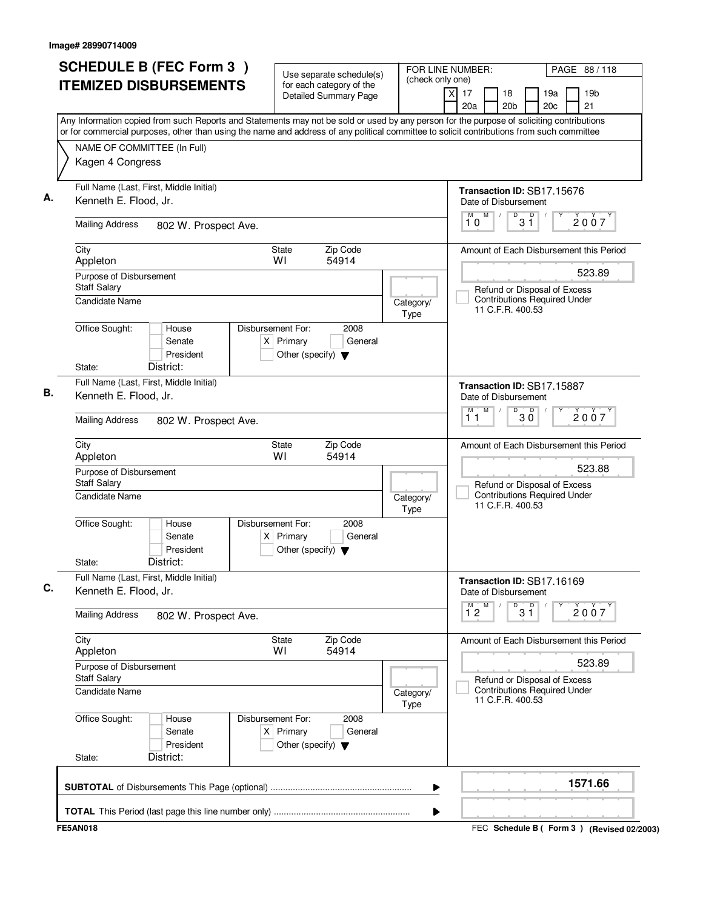Image# 28990714009

# SCHEDULE B (FEC Form 3) ITEMIZED DISBURSEMENTS

Use separate schedule(s) for each category of the Detailed Summary Page

FOR LINE NUMBER: (check only one)
[X] 17 [ ] 18 [ ] 19a [ ] 19b [ ] 20a [ ] 20b [ ] 20c [ ] 21

PAGE 88 / 118

Any Information copied from such Reports and Statements may not be sold or used by any person for the purpose of soliciting contributions or for commercial purposes, other than using the name and address of any political committee to solicit contributions from such committee

NAME OF COMMITTEE (In Full)
Kagen 4 Congress

---

**A.**

Full Name (Last, First, Middle Initial): Kenneth E. Flood, Jr.

Mailing Address: 802 W. Prospect Ave.

City: Appleton | State: WI | Zip Code: 54914

Purpose of Disbursement: Staff Salary

Candidate Name:

Category/Type:

Office Sought: [ ] House [ ] Senate [ ] President

State: District:

Disbursement For: 2008 [X] Primary [ ] General [ ] Other (specify)

Transaction ID: SB17.15676

Date of Disbursement: 10 / 31 / 2007

Amount of Each Disbursement this Period: 523.89

[ ] Refund or Disposal of Excess Contributions Required Under 11 C.F.R. 400.53

---

**B.**

Full Name (Last, First, Middle Initial): Kenneth E. Flood, Jr.

Mailing Address: 802 W. Prospect Ave.

City: Appleton | State: WI | Zip Code: 54914

Purpose of Disbursement: Staff Salary

Candidate Name:

Category/Type:

Office Sought: [ ] House [ ] Senate [ ] President

State: District:

Disbursement For: 2008 [X] Primary [ ] General [ ] Other (specify)

Transaction ID: SB17.15887

Date of Disbursement: 11 / 30 / 2007

Amount of Each Disbursement this Period: 523.88

[ ] Refund or Disposal of Excess Contributions Required Under 11 C.F.R. 400.53

---

**C.**

Full Name (Last, First, Middle Initial): Kenneth E. Flood, Jr.

Mailing Address: 802 W. Prospect Ave.

City: Appleton | State: WI | Zip Code: 54914

Purpose of Disbursement: Staff Salary

Candidate Name:

Category/Type:

Office Sought: [ ] House [ ] Senate [ ] President

State: District:

Disbursement For: 2008 [X] Primary [ ] General [ ] Other (specify)

Transaction ID: SB17.16169

Date of Disbursement: 12 / 31 / 2007

Amount of Each Disbursement this Period: 523.89

[ ] Refund or Disposal of Excess Contributions Required Under 11 C.F.R. 400.53

---

**SUBTOTAL** of Disbursements This Page (optional): 1571.66

**TOTAL** This Period (last page this line number only):

FE5AN018

FEC Schedule B ( Form 3 ) (Revised 02/2003)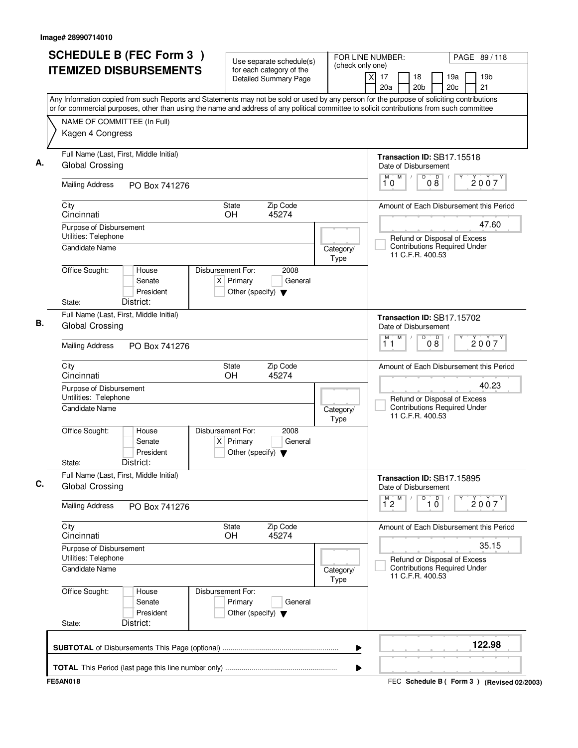Image# 28990714010

# SCHEDULE B (FEC Form 3 ) ITEMIZED DISBURSEMENTS

Use separate schedule(s) for each category of the Detailed Summary Page

FOR LINE NUMBER: (check only one)
[X] 17 [ ] 18 [ ] 19a [ ] 19b [ ] 20a [ ] 20b [ ] 20c [ ] 21

Any Information copied from such Reports and Statements may not be sold or used by any person for the purpose of soliciting contributions or for commercial purposes, other than using the name and address of any political committee to solicit contributions from such committee

NAME OF COMMITTEE (In Full)
Kagen 4 Congress

---

**A.**

Full Name (Last, First, Middle Initial): Global Crossing

Mailing Address: PO Box 741276

City: Cincinnati | State: OH | Zip Code: 45274

Purpose of Disbursement: Utilities: Telephone

Candidate Name:

Category/Type:

Office Sought: [ ] House [ ] Senate [ ] President

State: District:

Disbursement For: 2008 [X] Primary [ ] General [ ] Other (specify)

Transaction ID: SB17.15518

Date of Disbursement: 10/08/2007

Amount of Each Disbursement this Period: 47.60

[ ] Refund or Disposal of Excess Contributions Required Under 11 C.F.R. 400.53

---

**B.**

Full Name (Last, First, Middle Initial): Global Crossing

Mailing Address: PO Box 741276

City: Cincinnati | State: OH | Zip Code: 45274

Purpose of Disbursement: Untilities: Telephone

Candidate Name:

Category/Type:

Office Sought: [ ] House [ ] Senate [ ] President

State: District:

Disbursement For: 2008 [X] Primary [ ] General [ ] Other (specify)

Transaction ID: SB17.15702

Date of Disbursement: 11/08/2007

Amount of Each Disbursement this Period: 40.23

[ ] Refund or Disposal of Excess Contributions Required Under 11 C.F.R. 400.53

---

**C.**

Full Name (Last, First, Middle Initial): Global Crossing

Mailing Address: PO Box 741276

City: Cincinnati | State: OH | Zip Code: 45274

Purpose of Disbursement: Utilities: Telephone

Candidate Name:

Category/Type:

Office Sought: [ ] House [ ] Senate [ ] President

State: District:

Disbursement For: [ ] Primary [ ] General [ ] Other (specify)

Transaction ID: SB17.15895

Date of Disbursement: 12/10/2007

Amount of Each Disbursement this Period: 35.15

[ ] Refund or Disposal of Excess Contributions Required Under 11 C.F.R. 400.53

---

**SUBTOTAL** of Disbursements This Page (optional): **122.98**

**TOTAL** This Period (last page this line number only):

FE5AN018

FEC **Schedule B ( Form 3 )** (Revised 02/2003)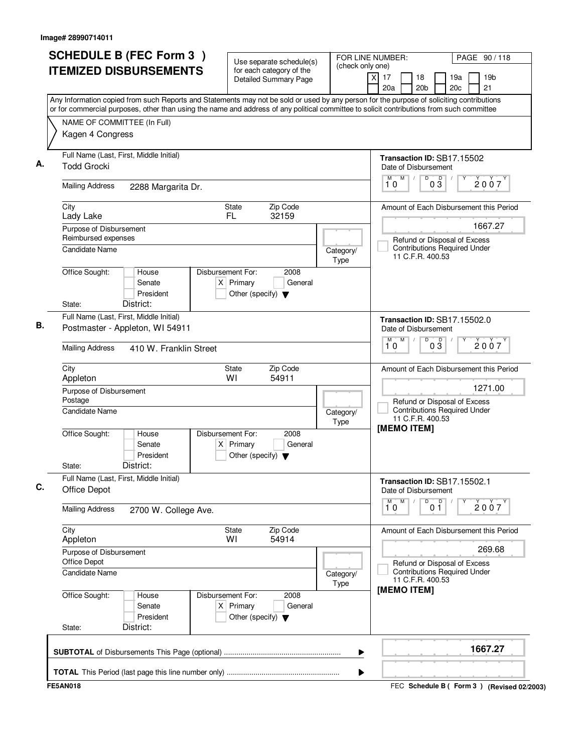Image# 28990714011

# SCHEDULE B (FEC Form 3) ITEMIZED DISBURSEMENTS

Use separate schedule(s) for each category of the Detailed Summary Page

FOR LINE NUMBER: (check only one)
[X] 17 [ ] 18 [ ] 19a [ ] 19b [ ] 20a [ ] 20b [ ] 20c [ ] 21

PAGE 90 / 118

Any Information copied from such Reports and Statements may not be sold or used by any person for the purpose of soliciting contributions or for commercial purposes, other than using the name and address of any political committee to solicit contributions from such committee

NAME OF COMMITTEE (In Full)
Kagen 4 Congress

## A.

Full Name (Last, First, Middle Initial): Todd Grocki

Mailing Address: 2288 Margarita Dr.

City: Lady Lake | State: FL | Zip Code: 32159

Purpose of Disbursement: Reimbursed expenses

Candidate Name:

Category/Type:

Office Sought: [ ] House [ ] Senate [ ] President

State: District:

Disbursement For: 2008 [X] Primary [ ] General [ ] Other (specify)

Transaction ID: SB17.15502

Date of Disbursement: 10 / 03 / 2007

Amount of Each Disbursement this Period: 1667.27

[ ] Refund or Disposal of Excess Contributions Required Under 11 C.F.R. 400.53

## B.

Full Name (Last, First, Middle Initial): Postmaster - Appleton, WI 54911

Mailing Address: 410 W. Franklin Street

City: Appleton | State: WI | Zip Code: 54911

Purpose of Disbursement: Postage

Candidate Name:

Category/Type:

Office Sought: [ ] House [ ] Senate [ ] President

State: District:

Disbursement For: 2008 [X] Primary [ ] General [ ] Other (specify)

Transaction ID: SB17.15502.0

Date of Disbursement: 10 / 03 / 2007

Amount of Each Disbursement this Period: 1271.00

[ ] Refund or Disposal of Excess Contributions Required Under 11 C.F.R. 400.53

[MEMO ITEM]

## C.

Full Name (Last, First, Middle Initial): Office Depot

Mailing Address: 2700 W. College Ave.

City: Appleton | State: WI | Zip Code: 54914

Purpose of Disbursement: Office Depot

Candidate Name:

Category/Type:

Office Sought: [ ] House [ ] Senate [ ] President

State: District:

Disbursement For: 2008 [X] Primary [ ] General [ ] Other (specify)

Transaction ID: SB17.15502.1

Date of Disbursement: 10 / 01 / 2007

Amount of Each Disbursement this Period: 269.68

[ ] Refund or Disposal of Excess Contributions Required Under 11 C.F.R. 400.53

[MEMO ITEM]

**SUBTOTAL** of Disbursements This Page (optional) ........ **1667.27**

**TOTAL** This Period (last page this line number only) ........

FE5AN018 | FEC **Schedule B ( Form 3 )** (Revised 02/2003)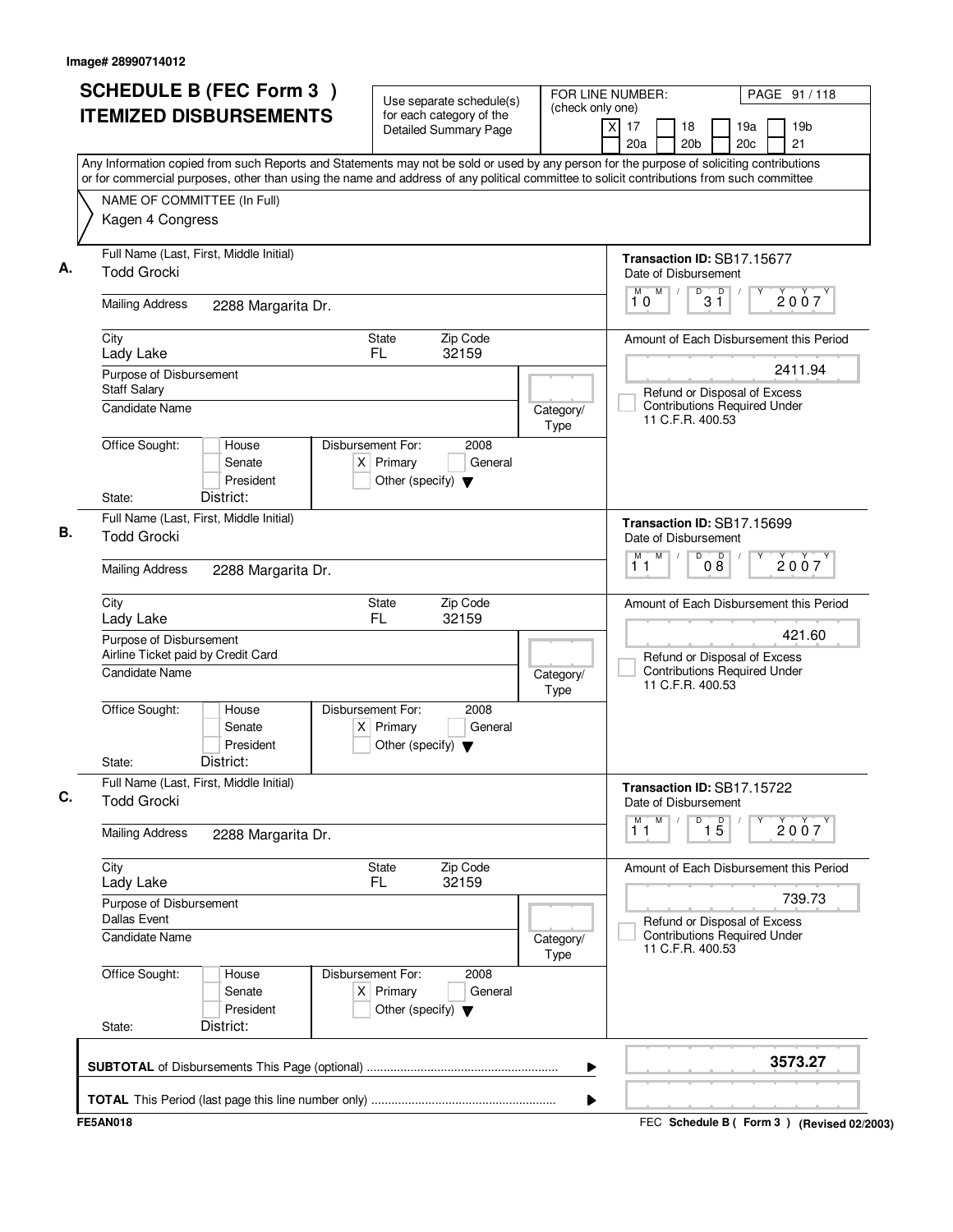Image# 28990714012

# SCHEDULE B (FEC Form 3 ) ITEMIZED DISBURSEMENTS

Use separate schedule(s) for each category of the Detailed Summary Page

FOR LINE NUMBER: (check only one)

[X] 17 [ ] 18 [ ] 19a [ ] 19b [ ] 20a [ ] 20b [ ] 20c [ ] 21

PAGE 91 / 118

Any Information copied from such Reports and Statements may not be sold or used by any person for the purpose of soliciting contributions or for commercial purposes, other than using the name and address of any political committee to solicit contributions from such committee

NAME OF COMMITTEE (In Full)
Kagen 4 Congress

## A.

Full Name (Last, First, Middle Initial): Todd Grocki

Mailing Address: 2288 Margarita Dr.

City: Lady Lake | State: FL | Zip Code: 32159

Purpose of Disbursement: Staff Salary

Candidate Name:

Category/Type:

Office Sought: [ ] House [ ] Senate [ ] President

State: District:

Disbursement For: 2008 [X] Primary [ ] General [ ] Other (specify)

Transaction ID: SB17.15677

Date of Disbursement: 10/31/2007

Amount of Each Disbursement this Period: 2411.94

[ ] Refund or Disposal of Excess Contributions Required Under 11 C.F.R. 400.53

## B.

Full Name (Last, First, Middle Initial): Todd Grocki

Mailing Address: 2288 Margarita Dr.

City: Lady Lake | State: FL | Zip Code: 32159

Purpose of Disbursement: Airline Ticket paid by Credit Card

Candidate Name:

Category/Type:

Office Sought: [ ] House [ ] Senate [ ] President

State: District:

Disbursement For: 2008 [X] Primary [ ] General [ ] Other (specify)

Transaction ID: SB17.15699

Date of Disbursement: 11/08/2007

Amount of Each Disbursement this Period: 421.60

[ ] Refund or Disposal of Excess Contributions Required Under 11 C.F.R. 400.53

## C.

Full Name (Last, First, Middle Initial): Todd Grocki

Mailing Address: 2288 Margarita Dr.

City: Lady Lake | State: FL | Zip Code: 32159

Purpose of Disbursement: Dallas Event

Candidate Name:

Category/Type:

Office Sought: [ ] House [ ] Senate [ ] President

State: District:

Disbursement For: 2008 [X] Primary [ ] General [ ] Other (specify)

Transaction ID: SB17.15722

Date of Disbursement: 11/15/2007

Amount of Each Disbursement this Period: 739.73

[ ] Refund or Disposal of Excess Contributions Required Under 11 C.F.R. 400.53

**SUBTOTAL** of Disbursements This Page (optional) ........ **3573.27**

**TOTAL** This Period (last page this line number only) ........

FE5AN018

FEC **Schedule B ( Form 3 )** (Revised 02/2003)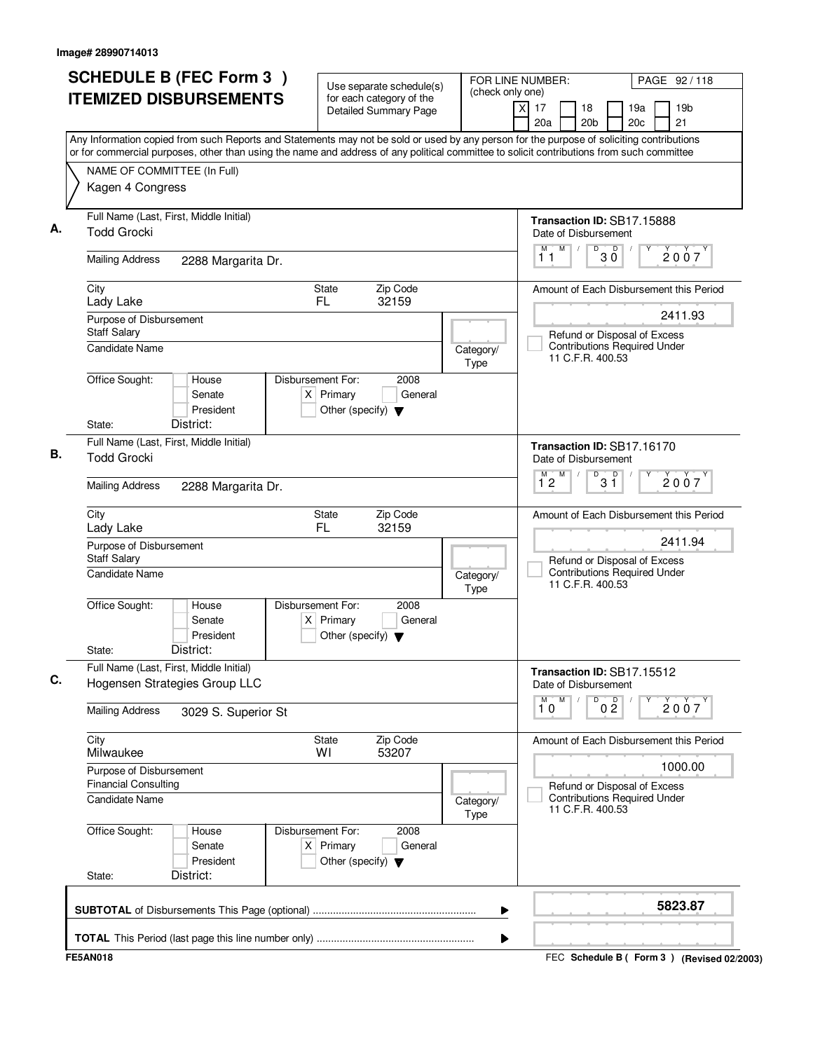Image# 28990714013

# SCHEDULE B (FEC Form 3 ) ITEMIZED DISBURSEMENTS

Use separate schedule(s) for each category of the Detailed Summary Page

FOR LINE NUMBER: (check only one)
[X] 17 [ ] 18 [ ] 19a [ ] 19b [ ] 20a [ ] 20b [ ] 20c [ ] 21

PAGE 92 / 118

Any Information copied from such Reports and Statements may not be sold or used by any person for the purpose of soliciting contributions or for commercial purposes, other than using the name and address of any political committee to solicit contributions from such committee

NAME OF COMMITTEE (In Full)
Kagen 4 Congress

---

**A.** Full Name (Last, First, Middle Initial): Todd Grocki

Mailing Address: 2288 Margarita Dr.

City: Lady Lake | State: FL | Zip Code: 32159

Purpose of Disbursement: Staff Salary

Candidate Name:

Category/Type:

Office Sought: [ ] House [ ] Senate [ ] President

State: District:

Disbursement For: 2008 [X] Primary [ ] General [ ] Other (specify)

Transaction ID: SB17.15888

Date of Disbursement: 11/30/2007

Amount of Each Disbursement this Period: 2411.93

[ ] Refund or Disposal of Excess Contributions Required Under 11 C.F.R. 400.53

---

**B.** Full Name (Last, First, Middle Initial): Todd Grocki

Mailing Address: 2288 Margarita Dr.

City: Lady Lake | State: FL | Zip Code: 32159

Purpose of Disbursement: Staff Salary

Candidate Name:

Category/Type:

Office Sought: [ ] House [ ] Senate [ ] President

State: District:

Disbursement For: 2008 [X] Primary [ ] General [ ] Other (specify)

Transaction ID: SB17.16170

Date of Disbursement: 12/31/2007

Amount of Each Disbursement this Period: 2411.94

[ ] Refund or Disposal of Excess Contributions Required Under 11 C.F.R. 400.53

---

**C.** Full Name (Last, First, Middle Initial): Hogensen Strategies Group LLC

Mailing Address: 3029 S. Superior St

City: Milwaukee | State: WI | Zip Code: 53207

Purpose of Disbursement: Financial Consulting

Candidate Name:

Category/Type:

Office Sought: [ ] House [ ] Senate [ ] President

State: District:

Disbursement For: 2008 [X] Primary [ ] General [ ] Other (specify)

Transaction ID: SB17.15512

Date of Disbursement: 10/02/2007

Amount of Each Disbursement this Period: 1000.00

[ ] Refund or Disposal of Excess Contributions Required Under 11 C.F.R. 400.53

---

**SUBTOTAL** of Disbursements This Page (optional): 5823.87

**TOTAL** This Period (last page this line number only):

FE5AN018 FEC **Schedule B ( Form 3 )** (Revised 02/2003)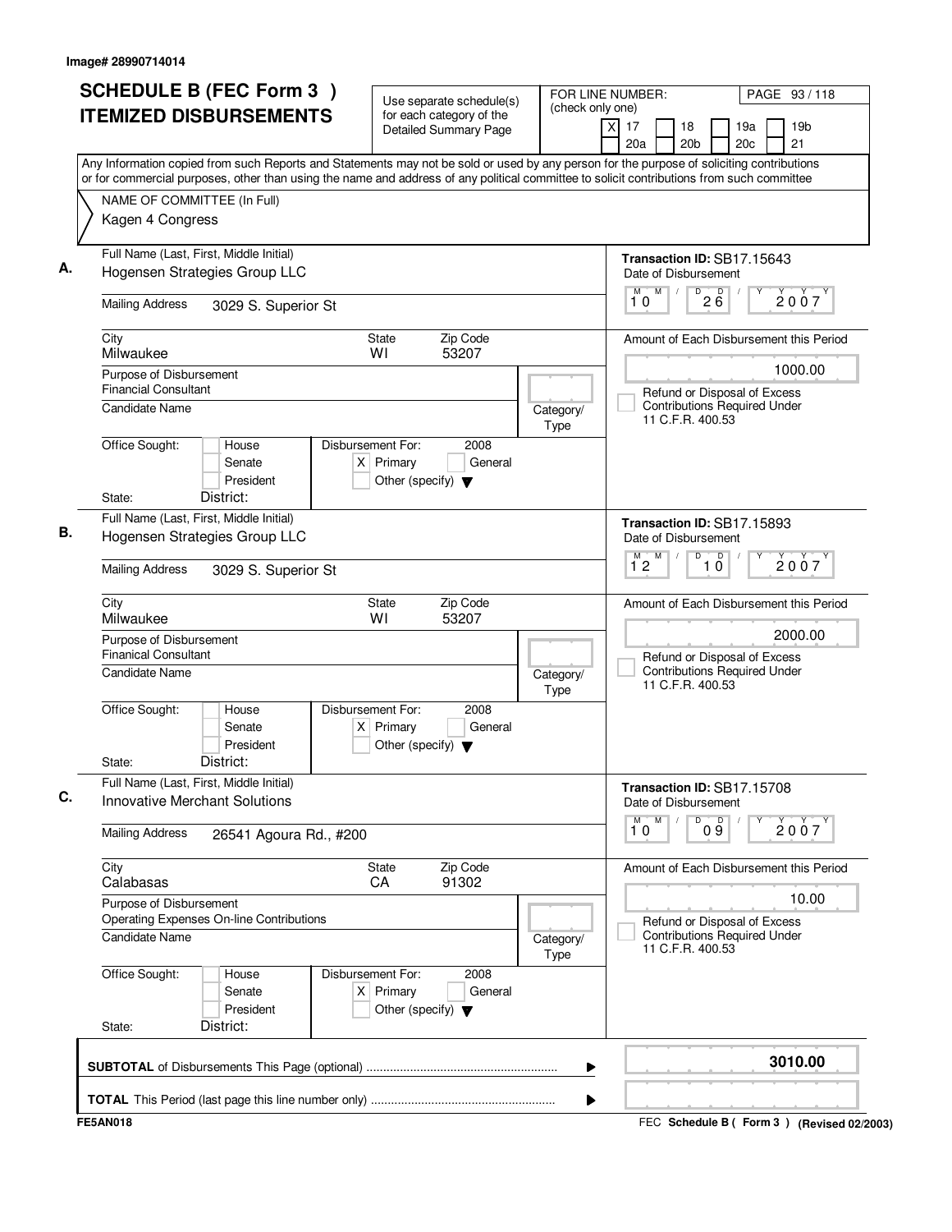Image# 28990714014

# SCHEDULE B (FEC Form 3) ITEMIZED DISBURSEMENTS

Use separate schedule(s) for each category of the Detailed Summary Page

FOR LINE NUMBER: (check only one)

[X] 17 [ ] 18 [ ] 19a [ ] 19b [ ] 20a [ ] 20b [ ] 20c [ ] 21

PAGE 93 / 118

Any Information copied from such Reports and Statements may not be sold or used by any person for the purpose of soliciting contributions or for commercial purposes, other than using the name and address of any political committee to solicit contributions from such committee

NAME OF COMMITTEE (In Full)
Kagen 4 Congress

---

**A.**

Full Name (Last, First, Middle Initial): Hogensen Strategies Group LLC

Mailing Address: 3029 S. Superior St

City: Milwaukee | State: WI | Zip Code: 53207

Purpose of Disbursement: Financial Consultant

Candidate Name:

Category/Type:

Office Sought: [ ] House [ ] Senate [ ] President

State: District:

Disbursement For: 2008 [X] Primary [ ] General [ ] Other (specify)

Transaction ID: SB17.15643

Date of Disbursement: 10 / 26 / 2007

Amount of Each Disbursement this Period: 1000.00

[ ] Refund or Disposal of Excess Contributions Required Under 11 C.F.R. 400.53

---

**B.**

Full Name (Last, First, Middle Initial): Hogensen Strategies Group LLC

Mailing Address: 3029 S. Superior St

City: Milwaukee | State: WI | Zip Code: 53207

Purpose of Disbursement: Finanical Consultant

Candidate Name:

Category/Type:

Office Sought: [ ] House [ ] Senate [ ] President

State: District:

Disbursement For: 2008 [X] Primary [ ] General [ ] Other (specify)

Transaction ID: SB17.15893

Date of Disbursement: 12 / 10 / 2007

Amount of Each Disbursement this Period: 2000.00

[ ] Refund or Disposal of Excess Contributions Required Under 11 C.F.R. 400.53

---

**C.**

Full Name (Last, First, Middle Initial): Innovative Merchant Solutions

Mailing Address: 26541 Agoura Rd., #200

City: Calabasas | State: CA | Zip Code: 91302

Purpose of Disbursement: Operating Expenses On-line Contributions

Candidate Name:

Category/Type:

Office Sought: [ ] House [ ] Senate [ ] President

State: District:

Disbursement For: 2008 [X] Primary [ ] General [ ] Other (specify)

Transaction ID: SB17.15708

Date of Disbursement: 10 / 09 / 2007

Amount of Each Disbursement this Period: 10.00

[ ] Refund or Disposal of Excess Contributions Required Under 11 C.F.R. 400.53

---

**SUBTOTAL** of Disbursements This Page (optional): **3010.00**

**TOTAL** This Period (last page this line number only):

FE5AN018 — FEC Schedule B ( Form 3 ) (Revised 02/2003)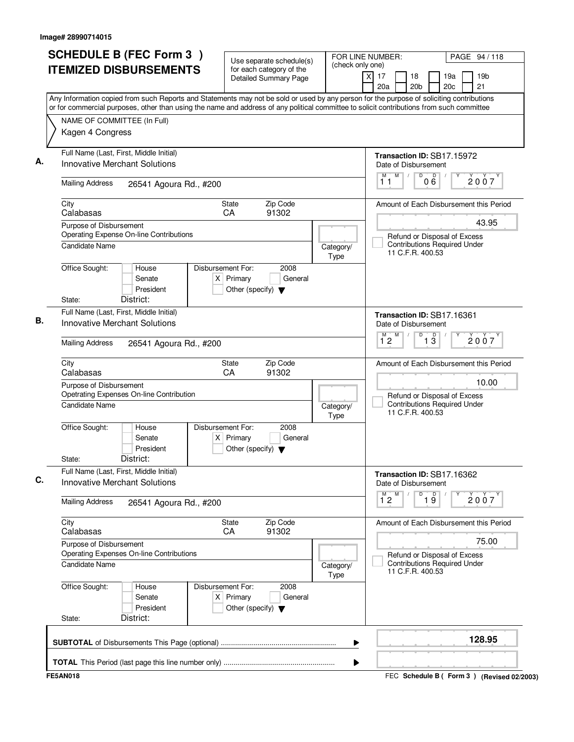Image# 28990714015

# SCHEDULE B (FEC Form 3) ITEMIZED DISBURSEMENTS

Use separate schedule(s) for each category of the Detailed Summary Page

FOR LINE NUMBER: (check only one)
[X] 17 [ ] 18 [ ] 19a [ ] 19b [ ] 20a [ ] 20b [ ] 20c [ ] 21

PAGE 94 / 118

Any Information copied from such Reports and Statements may not be sold or used by any person for the purpose of soliciting contributions or for commercial purposes, other than using the name and address of any political committee to solicit contributions from such committee

NAME OF COMMITTEE (In Full)
Kagen 4 Congress

---

**A.** Full Name (Last, First, Middle Initial): Innovative Merchant Solutions

Mailing Address: 26541 Agoura Rd., #200

City: Calabasas | State: CA | Zip Code: 91302

Purpose of Disbursement: Operating Expense On-line Contributions

Candidate Name:

Category/Type:

Office Sought: [ ] House [ ] Senate [ ] President
State: District:

Disbursement For: 2008 [X] Primary [ ] General [ ] Other (specify)

Transaction ID: SB17.15972
Date of Disbursement: 11/06/2007

Amount of Each Disbursement this Period: 43.95

[ ] Refund or Disposal of Excess Contributions Required Under 11 C.F.R. 400.53

---

**B.** Full Name (Last, First, Middle Initial): Innovative Merchant Solutions

Mailing Address: 26541 Agoura Rd., #200

City: Calabasas | State: CA | Zip Code: 91302

Purpose of Disbursement: Opetrating Expenses On-line Contribution

Candidate Name:

Category/Type:

Office Sought: [ ] House [ ] Senate [ ] President
State: District:

Disbursement For: 2008 [X] Primary [ ] General [ ] Other (specify)

Transaction ID: SB17.16361
Date of Disbursement: 12/13/2007

Amount of Each Disbursement this Period: 10.00

[ ] Refund or Disposal of Excess Contributions Required Under 11 C.F.R. 400.53

---

**C.** Full Name (Last, First, Middle Initial): Innovative Merchant Solutions

Mailing Address: 26541 Agoura Rd., #200

City: Calabasas | State: CA | Zip Code: 91302

Purpose of Disbursement: Operating Expenses On-line Contributions

Candidate Name:

Category/Type:

Office Sought: [ ] House [ ] Senate [ ] President
State: District:

Disbursement For: 2008 [X] Primary [ ] General [ ] Other (specify)

Transaction ID: SB17.16362
Date of Disbursement: 12/19/2007

Amount of Each Disbursement this Period: 75.00

[ ] Refund or Disposal of Excess Contributions Required Under 11 C.F.R. 400.53

---

**SUBTOTAL** of Disbursements This Page (optional): **128.95**

**TOTAL** This Period (last page this line number only):

FE5AN018

FEC Schedule B ( Form 3 ) (Revised 02/2003)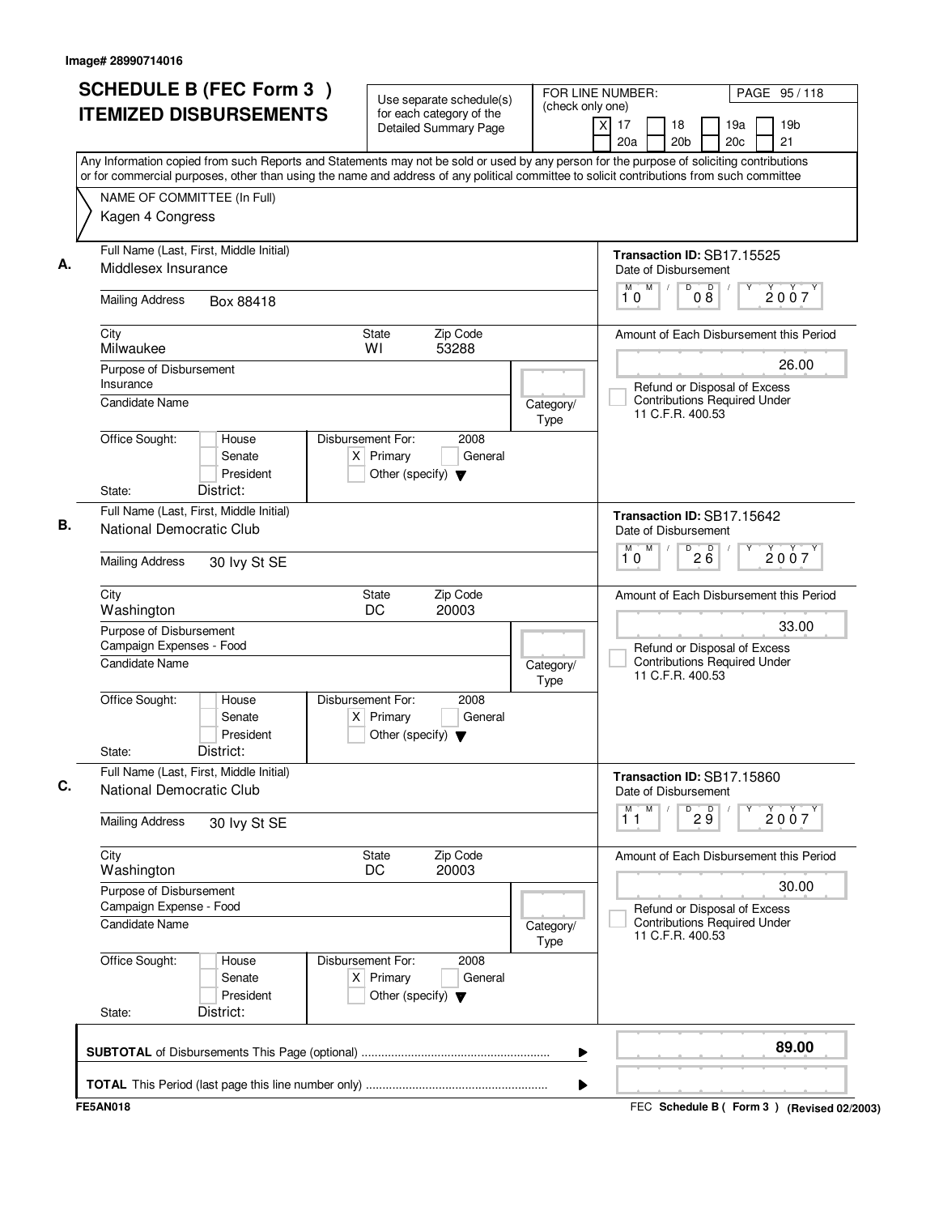Image# 28990714016

# SCHEDULE B (FEC Form 3) ITEMIZED DISBURSEMENTS

Use separate schedule(s) for each category of the Detailed Summary Page

FOR LINE NUMBER: (check only one)

[X] 17 [ ] 18 [ ] 19a [ ] 19b [ ] 20a [ ] 20b [ ] 20c [ ] 21

PAGE 95 / 118

Any Information copied from such Reports and Statements may not be sold or used by any person for the purpose of soliciting contributions or for commercial purposes, other than using the name and address of any political committee to solicit contributions from such committee

NAME OF COMMITTEE (In Full)
Kagen 4 Congress

---

**A.**

Full Name (Last, First, Middle Initial): Middlesex Insurance

Mailing Address: Box 88418

City: Milwaukee | State: WI | Zip Code: 53288

Purpose of Disbursement: Insurance

Candidate Name:

Category/Type:

Office Sought: [ ] House [ ] Senate [ ] President

State: District:

Disbursement For: 2008 [X] Primary [ ] General [ ] Other (specify)

Transaction ID: SB17.15525

Date of Disbursement: 10/08/2007

Amount of Each Disbursement this Period: 26.00

[ ] Refund or Disposal of Excess Contributions Required Under 11 C.F.R. 400.53

---

**B.**

Full Name (Last, First, Middle Initial): National Democratic Club

Mailing Address: 30 Ivy St SE

City: Washington | State: DC | Zip Code: 20003

Purpose of Disbursement: Campaign Expenses - Food

Candidate Name:

Category/Type:

Office Sought: [ ] House [ ] Senate [ ] President

State: District:

Disbursement For: 2008 [X] Primary [ ] General [ ] Other (specify)

Transaction ID: SB17.15642

Date of Disbursement: 10/26/2007

Amount of Each Disbursement this Period: 33.00

[ ] Refund or Disposal of Excess Contributions Required Under 11 C.F.R. 400.53

---

**C.**

Full Name (Last, First, Middle Initial): National Democratic Club

Mailing Address: 30 Ivy St SE

City: Washington | State: DC | Zip Code: 20003

Purpose of Disbursement: Campaign Expense - Food

Candidate Name:

Category/Type:

Office Sought: [ ] House [ ] Senate [ ] President

State: District:

Disbursement For: 2008 [X] Primary [ ] General [ ] Other (specify)

Transaction ID: SB17.15860

Date of Disbursement: 11/29/2007

Amount of Each Disbursement this Period: 30.00

[ ] Refund or Disposal of Excess Contributions Required Under 11 C.F.R. 400.53

---

**SUBTOTAL** of Disbursements This Page (optional): **89.00**

**TOTAL** This Period (last page this line number only):

FE5AN018

FEC **Schedule B ( Form 3 )** (Revised 02/2003)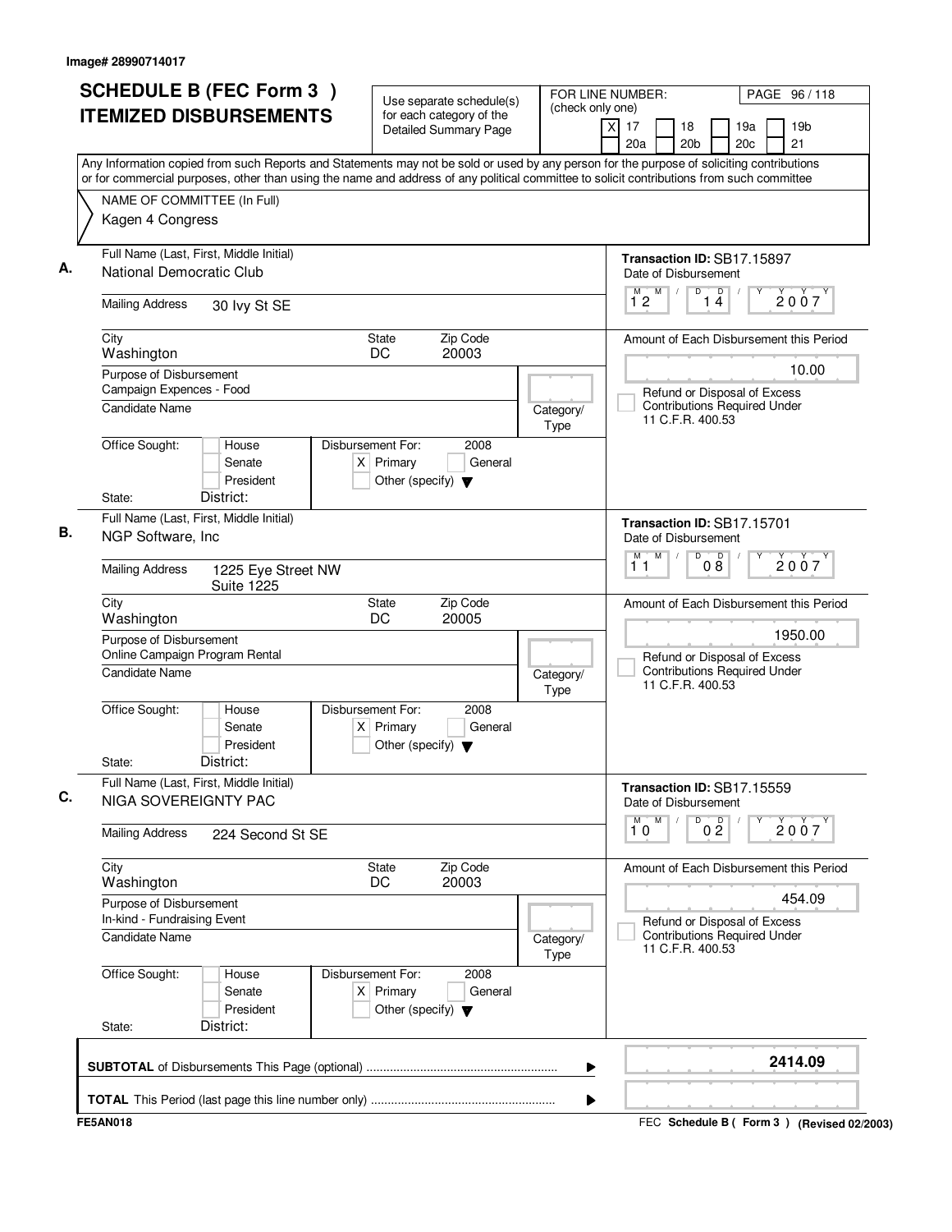Image# 28990714017

# SCHEDULE B (FEC Form 3) ITEMIZED DISBURSEMENTS

Use separate schedule(s) for each category of the Detailed Summary Page

FOR LINE NUMBER: (check only one)
[X] 17 [ ] 18 [ ] 19a [ ] 19b [ ] 20a [ ] 20b [ ] 20c [ ] 21

Any Information copied from such Reports and Statements may not be sold or used by any person for the purpose of soliciting contributions or for commercial purposes, other than using the name and address of any political committee to solicit contributions from such committee

NAME OF COMMITTEE (In Full)
Kagen 4 Congress

---

**A.**

Full Name (Last, First, Middle Initial): National Democratic Club

Mailing Address: 30 Ivy St SE

City: Washington | State: DC | Zip Code: 20003

Purpose of Disbursement: Campaign Expences - Food

Candidate Name:

Category/Type:

Office Sought: [ ] House [ ] Senate [ ] President
State: District:

Disbursement For: 2008 [X] Primary [ ] General [ ] Other (specify)

Transaction ID: SB17.15897

Date of Disbursement: 12/14/2007

Amount of Each Disbursement this Period: 10.00

[ ] Refund or Disposal of Excess Contributions Required Under 11 C.F.R. 400.53

---

**B.**

Full Name (Last, First, Middle Initial): NGP Software, Inc

Mailing Address: 1225 Eye Street NW, Suite 1225

City: Washington | State: DC | Zip Code: 20005

Purpose of Disbursement: Online Campaign Program Rental

Candidate Name:

Category/Type:

Office Sought: [ ] House [ ] Senate [ ] President
State: District:

Disbursement For: 2008 [X] Primary [ ] General [ ] Other (specify)

Transaction ID: SB17.15701

Date of Disbursement: 11/08/2007

Amount of Each Disbursement this Period: 1950.00

[ ] Refund or Disposal of Excess Contributions Required Under 11 C.F.R. 400.53

---

**C.**

Full Name (Last, First, Middle Initial): NIGA SOVEREIGNTY PAC

Mailing Address: 224 Second St SE

City: Washington | State: DC | Zip Code: 20003

Purpose of Disbursement: In-kind - Fundraising Event

Candidate Name:

Category/Type:

Office Sought: [ ] House [ ] Senate [ ] President
State: District:

Disbursement For: 2008 [X] Primary [ ] General [ ] Other (specify)

Transaction ID: SB17.15559

Date of Disbursement: 10/02/2007

Amount of Each Disbursement this Period: 454.09

[ ] Refund or Disposal of Excess Contributions Required Under 11 C.F.R. 400.53

---

**SUBTOTAL** of Disbursements This Page (optional): **2414.09**

**TOTAL** This Period (last page this line number only):

FE5AN018

FEC **Schedule B ( Form 3 )** (Revised 02/2003)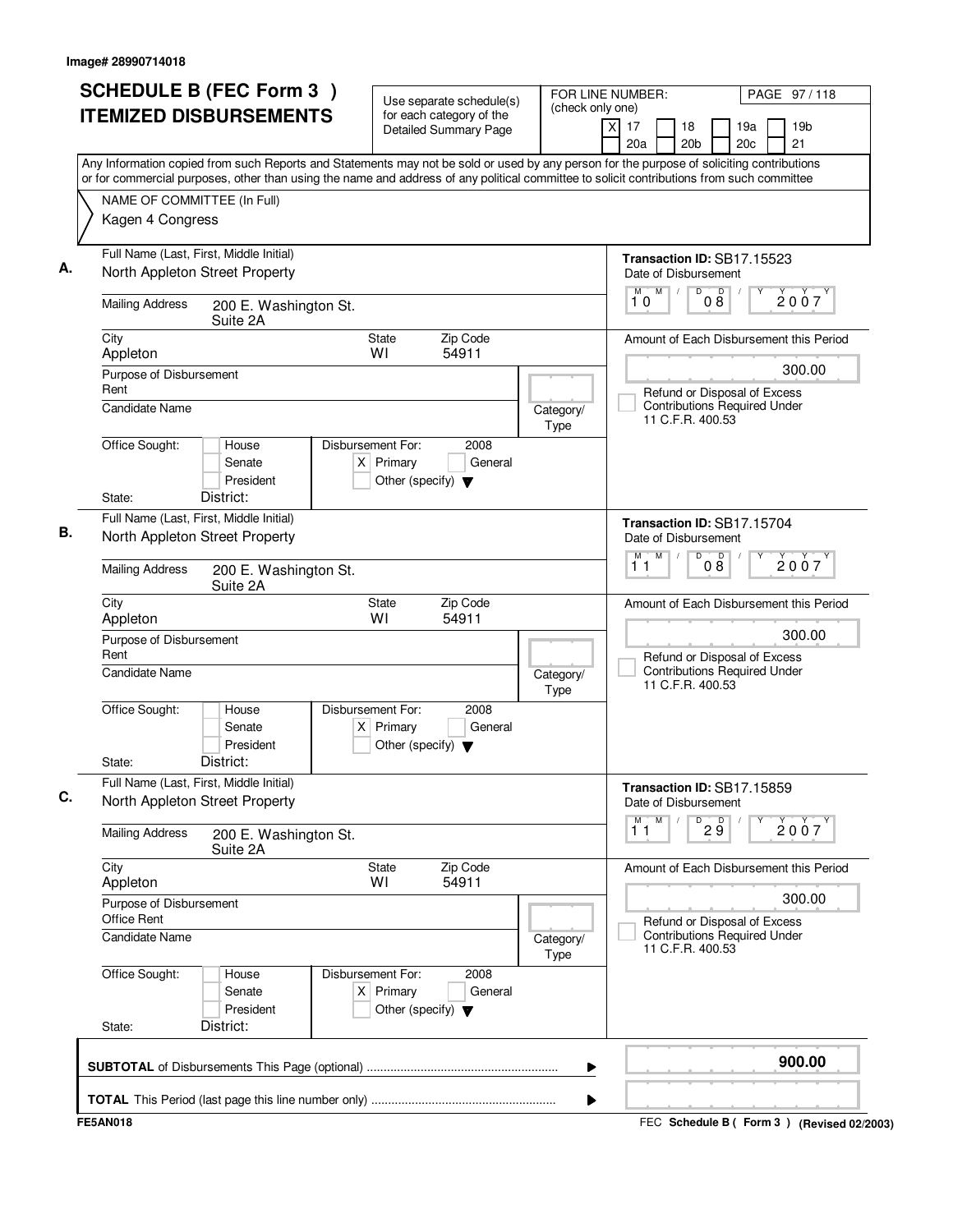Image# 28990714018

# SCHEDULE B (FEC Form 3 ) ITEMIZED DISBURSEMENTS

Use separate schedule(s) for each category of the Detailed Summary Page

FOR LINE NUMBER: (check only one)
[X] 17 [ ] 18 [ ] 19a [ ] 19b [ ] 20a [ ] 20b [ ] 20c [ ] 21

PAGE 97 / 118

Any Information copied from such Reports and Statements may not be sold or used by any person for the purpose of soliciting contributions or for commercial purposes, other than using the name and address of any political committee to solicit contributions from such committee

NAME OF COMMITTEE (In Full)
Kagen 4 Congress

---

**A.** Full Name (Last, First, Middle Initial): North Appleton Street Property

Mailing Address: 200 E. Washington St. Suite 2A

City: Appleton | State: WI | Zip Code: 54911

Purpose of Disbursement: Rent

Candidate Name:

Category/Type:

Office Sought: [ ] House [ ] Senate [ ] President

State: District:

Disbursement For: 2008 [X] Primary [ ] General [ ] Other (specify)

Transaction ID: SB17.15523

Date of Disbursement: 10 / 08 / 2007

Amount of Each Disbursement this Period: 300.00

[ ] Refund or Disposal of Excess Contributions Required Under 11 C.F.R. 400.53

---

**B.** Full Name (Last, First, Middle Initial): North Appleton Street Property

Mailing Address: 200 E. Washington St. Suite 2A

City: Appleton | State: WI | Zip Code: 54911

Purpose of Disbursement: Rent

Candidate Name:

Category/Type:

Office Sought: [ ] House [ ] Senate [ ] President

State: District:

Disbursement For: 2008 [X] Primary [ ] General [ ] Other (specify)

Transaction ID: SB17.15704

Date of Disbursement: 11 / 08 / 2007

Amount of Each Disbursement this Period: 300.00

[ ] Refund or Disposal of Excess Contributions Required Under 11 C.F.R. 400.53

---

**C.** Full Name (Last, First, Middle Initial): North Appleton Street Property

Mailing Address: 200 E. Washington St. Suite 2A

City: Appleton | State: WI | Zip Code: 54911

Purpose of Disbursement: Office Rent

Candidate Name:

Category/Type:

Office Sought: [ ] House [ ] Senate [ ] President

State: District:

Disbursement For: 2008 [X] Primary [ ] General [ ] Other (specify)

Transaction ID: SB17.15859

Date of Disbursement: 11 / 29 / 2007

Amount of Each Disbursement this Period: 300.00

[ ] Refund or Disposal of Excess Contributions Required Under 11 C.F.R. 400.53

---

**SUBTOTAL** of Disbursements This Page (optional) ........ **900.00**

**TOTAL** This Period (last page this line number only) ........

FE5AN018 | FEC Schedule B ( Form 3 ) (Revised 02/2003)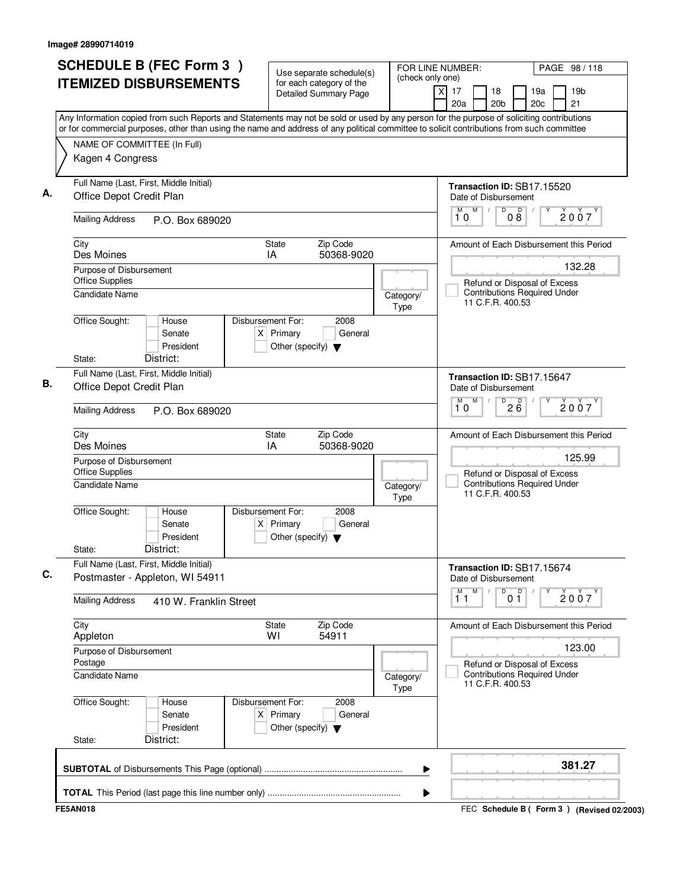Image# 28990714019

# SCHEDULE B (FEC Form 3) ITEMIZED DISBURSEMENTS

Use separate schedule(s) for each category of the Detailed Summary Page

FOR LINE NUMBER: (check only one)
[X] 17 [ ] 18 [ ] 19a [ ] 19b [ ] 20a [ ] 20b [ ] 20c [ ] 21

PAGE 98 / 118

Any Information copied from such Reports and Statements may not be sold or used by any person for the purpose of soliciting contributions or for commercial purposes, other than using the name and address of any political committee to solicit contributions from such committee

NAME OF COMMITTEE (In Full)
Kagen 4 Congress

---

**A.**

Full Name (Last, First, Middle Initial): Office Depot Credit Plan

Mailing Address: P.O. Box 689020

City: Des Moines | State: IA | Zip Code: 50368-9020

Purpose of Disbursement: Office Supplies

Candidate Name:

Category/Type:

Office Sought: [ ] House [ ] Senate [ ] President

State: District:

Disbursement For: 2008 [X] Primary [ ] General [ ] Other (specify)

Transaction ID: SB17.15520

Date of Disbursement: 10/08/2007

Amount of Each Disbursement this Period: 132.28

[ ] Refund or Disposal of Excess Contributions Required Under 11 C.F.R. 400.53

---

**B.**

Full Name (Last, First, Middle Initial): Office Depot Credit Plan

Mailing Address: P.O. Box 689020

City: Des Moines | State: IA | Zip Code: 50368-9020

Purpose of Disbursement: Office Supplies

Candidate Name:

Category/Type:

Office Sought: [ ] House [ ] Senate [ ] President

State: District:

Disbursement For: 2008 [X] Primary [ ] General [ ] Other (specify)

Transaction ID: SB17.15647

Date of Disbursement: 10/26/2007

Amount of Each Disbursement this Period: 125.99

[ ] Refund or Disposal of Excess Contributions Required Under 11 C.F.R. 400.53

---

**C.**

Full Name (Last, First, Middle Initial): Postmaster - Appleton, WI 54911

Mailing Address: 410 W. Franklin Street

City: Appleton | State: WI | Zip Code: 54911

Purpose of Disbursement: Postage

Candidate Name:

Category/Type:

Office Sought: [ ] House [ ] Senate [ ] President

State: District:

Disbursement For: 2008 [X] Primary [ ] General [ ] Other (specify)

Transaction ID: SB17.15674

Date of Disbursement: 11/01/2007

Amount of Each Disbursement this Period: 123.00

[ ] Refund or Disposal of Excess Contributions Required Under 11 C.F.R. 400.53

---

**SUBTOTAL** of Disbursements This Page (optional): **381.27**

**TOTAL** This Period (last page this line number only):

FE5AN018 — FEC Schedule B ( Form 3 ) (Revised 02/2003)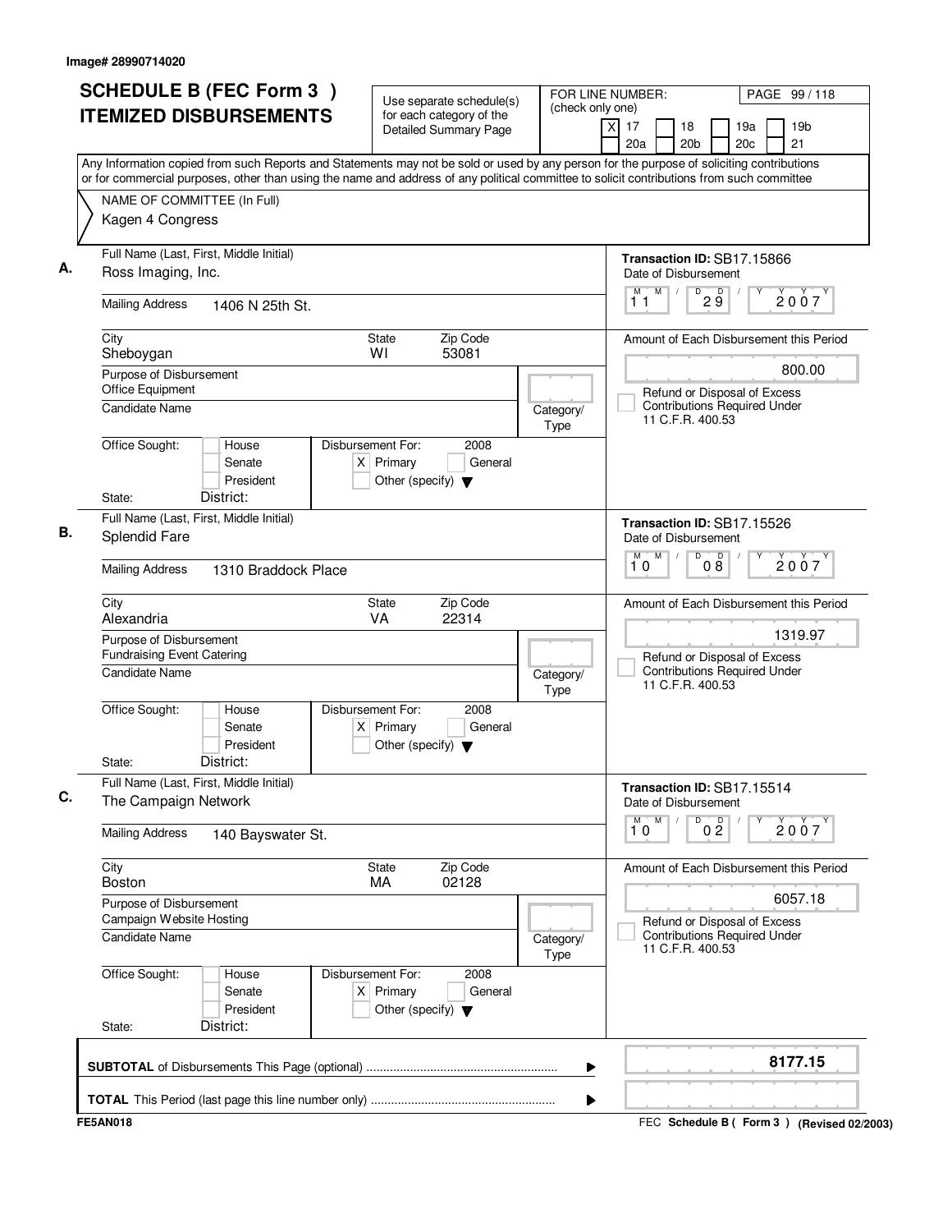Image# 28990714020

# SCHEDULE B (FEC Form 3) ITEMIZED DISBURSEMENTS

Use separate schedule(s) for each category of the Detailed Summary Page

FOR LINE NUMBER: (check only one)

- [X] 17
- [ ] 18
- [ ] 19a
- [ ] 19b
- [ ] 20a
- [ ] 20b
- [ ] 20c
- [ ] 21

Any Information copied from such Reports and Statements may not be sold or used by any person for the purpose of soliciting contributions or for commercial purposes, other than using the name and address of any political committee to solicit contributions from such committee

NAME OF COMMITTEE (In Full)
Kagen 4 Congress

---

**A.**

Full Name (Last, First, Middle Initial): Ross Imaging, Inc.

Mailing Address: 1406 N 25th St.

City: Sheboygan | State: WI | Zip Code: 53081

Purpose of Disbursement: Office Equipment

Candidate Name:

Category/Type:

Office Sought: [ ] House [ ] Senate [ ] President

State: District:

Disbursement For: 2008 [X] Primary [ ] General [ ] Other (specify)

Transaction ID: SB17.15866

Date of Disbursement: 11/29/2007

Amount of Each Disbursement this Period: 800.00

[ ] Refund or Disposal of Excess Contributions Required Under 11 C.F.R. 400.53

---

**B.**

Full Name (Last, First, Middle Initial): Splendid Fare

Mailing Address: 1310 Braddock Place

City: Alexandria | State: VA | Zip Code: 22314

Purpose of Disbursement: Fundraising Event Catering

Candidate Name:

Category/Type:

Office Sought: [ ] House [ ] Senate [ ] President

State: District:

Disbursement For: 2008 [X] Primary [ ] General [ ] Other (specify)

Transaction ID: SB17.15526

Date of Disbursement: 10/08/2007

Amount of Each Disbursement this Period: 1319.97

[ ] Refund or Disposal of Excess Contributions Required Under 11 C.F.R. 400.53

---

**C.**

Full Name (Last, First, Middle Initial): The Campaign Network

Mailing Address: 140 Bayswater St.

City: Boston | State: MA | Zip Code: 02128

Purpose of Disbursement: Campaign Website Hosting

Candidate Name:

Category/Type:

Office Sought: [ ] House [ ] Senate [ ] President

State: District:

Disbursement For: 2008 [X] Primary [ ] General [ ] Other (specify)

Transaction ID: SB17.15514

Date of Disbursement: 10/02/2007

Amount of Each Disbursement this Period: 6057.18

[ ] Refund or Disposal of Excess Contributions Required Under 11 C.F.R. 400.53

---

**SUBTOTAL** of Disbursements This Page (optional): **8177.15**

**TOTAL** This Period (last page this line number only):

FE5AN018 — FEC Schedule B ( Form 3 ) (Revised 02/2003)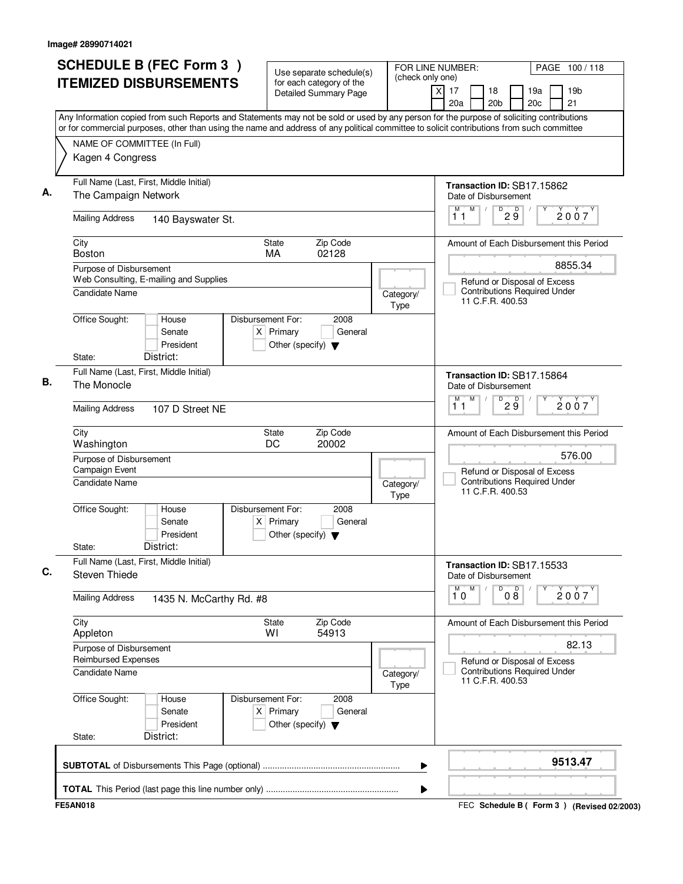Image# 28990714021

# SCHEDULE B (FEC Form 3 ) ITEMIZED DISBURSEMENTS

Use separate schedule(s) for each category of the Detailed Summary Page

FOR LINE NUMBER: (check only one)

- [X] 17
- [ ] 18
- [ ] 19a
- [ ] 19b
- [ ] 20a
- [ ] 20b
- [ ] 20c
- [ ] 21

PAGE 100 / 118

Any Information copied from such Reports and Statements may not be sold or used by any person for the purpose of soliciting contributions or for commercial purposes, other than using the name and address of any political committee to solicit contributions from such committee

NAME OF COMMITTEE (In Full)
Kagen 4 Congress

---

**A.** Full Name (Last, First, Middle Initial): The Campaign Network

Mailing Address: 140 Bayswater St.

City: Boston | State: MA | Zip Code: 02128

Purpose of Disbursement: Web Consulting, E-mailing and Supplies

Candidate Name:

Category/Type:

Office Sought: House / Senate / President

State: District:

Disbursement For: 2008 [X] Primary [ ] General [ ] Other (specify)

Transaction ID: SB17.15862

Date of Disbursement: 11 / 29 / 2007

Amount of Each Disbursement this Period: 8855.34

[ ] Refund or Disposal of Excess Contributions Required Under 11 C.F.R. 400.53

---

**B.** Full Name (Last, First, Middle Initial): The Monocle

Mailing Address: 107 D Street NE

City: Washington | State: DC | Zip Code: 20002

Purpose of Disbursement: Campaign Event

Candidate Name:

Category/Type:

Office Sought: House / Senate / President

State: District:

Disbursement For: 2008 [X] Primary [ ] General [ ] Other (specify)

Transaction ID: SB17.15864

Date of Disbursement: 11 / 29 / 2007

Amount of Each Disbursement this Period: 576.00

[ ] Refund or Disposal of Excess Contributions Required Under 11 C.F.R. 400.53

---

**C.** Full Name (Last, First, Middle Initial): Steven Thiede

Mailing Address: 1435 N. McCarthy Rd. #8

City: Appleton | State: WI | Zip Code: 54913

Purpose of Disbursement: Reimbursed Expenses

Candidate Name:

Category/Type:

Office Sought: House / Senate / President

State: District:

Disbursement For: 2008 [X] Primary [ ] General [ ] Other (specify)

Transaction ID: SB17.15533

Date of Disbursement: 10 / 08 / 2007

Amount of Each Disbursement this Period: 82.13

[ ] Refund or Disposal of Excess Contributions Required Under 11 C.F.R. 400.53

---

**SUBTOTAL** of Disbursements This Page (optional): **9513.47**

**TOTAL** This Period (last page this line number only):

FE5AN018

FEC **Schedule B ( Form 3 )** (Revised 02/2003)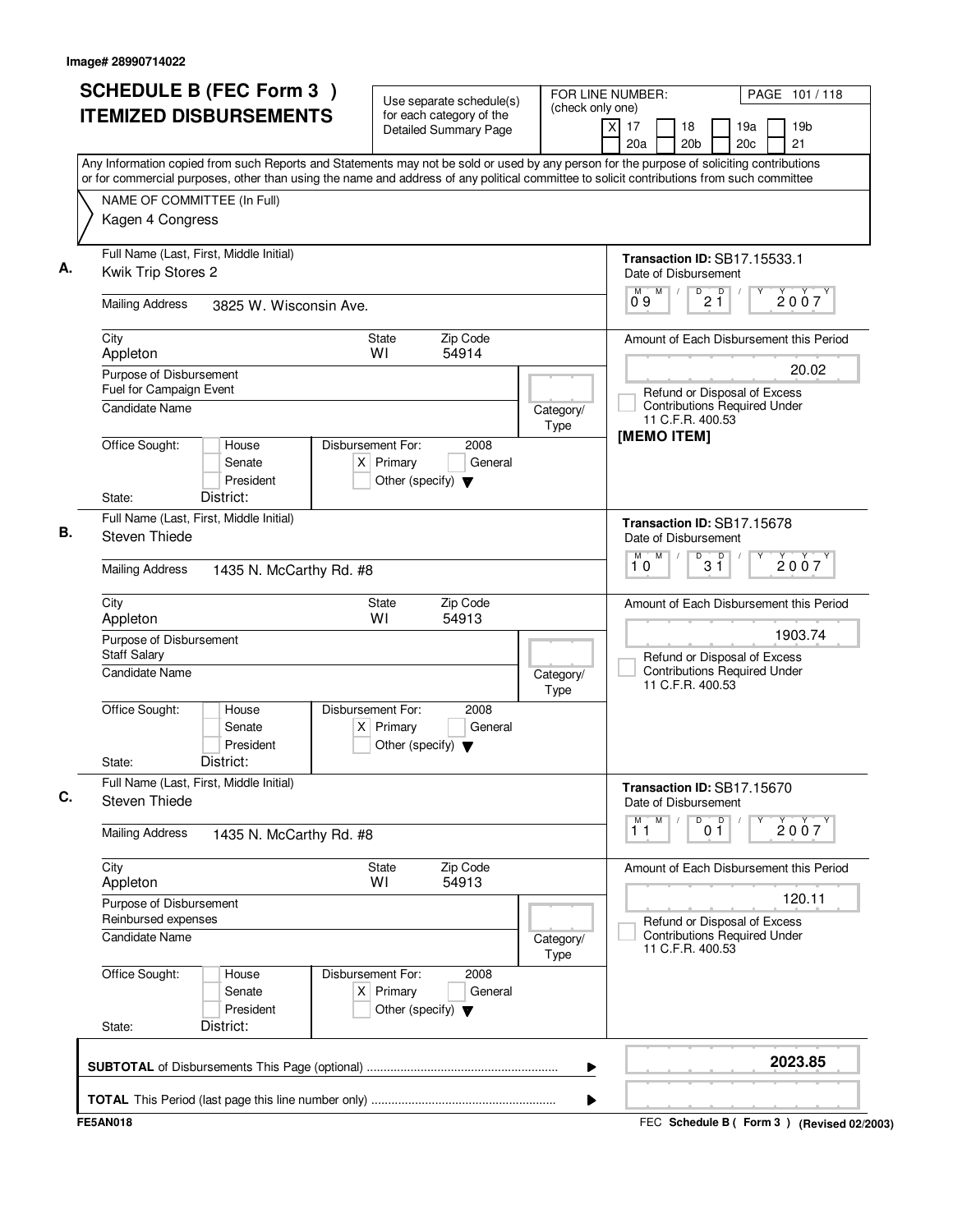Image# 28990714022

# SCHEDULE B (FEC Form 3) ITEMIZED DISBURSEMENTS

Use separate schedule(s) for each category of the Detailed Summary Page

FOR LINE NUMBER: (check only one)
[X] 17 [ ] 18 [ ] 19a [ ] 19b
[ ] 20a [ ] 20b [ ] 20c [ ] 21

PAGE 101 / 118

Any Information copied from such Reports and Statements may not be sold or used by any person for the purpose of soliciting contributions or for commercial purposes, other than using the name and address of any political committee to solicit contributions from such committee

NAME OF COMMITTEE (In Full)
Kagen 4 Congress

**A.**
Full Name (Last, First, Middle Initial): Kwik Trip Stores 2
Mailing Address: 3825 W. Wisconsin Ave.
City: Appleton State: WI Zip Code: 54914
Purpose of Disbursement: Fuel for Campaign Event
Candidate Name:
Category/Type:
Office Sought: [ ] House [ ] Senate [ ] President
State: District:
Disbursement For: 2008 [X] Primary [ ] General [ ] Other (specify)

Transaction ID: SB17.15533.1
Date of Disbursement: 09 / 21 / 2007
Amount of Each Disbursement this Period: 20.02
[ ] Refund or Disposal of Excess Contributions Required Under 11 C.F.R. 400.53
[MEMO ITEM]

**B.**
Full Name (Last, First, Middle Initial): Steven Thiede
Mailing Address: 1435 N. McCarthy Rd. #8
City: Appleton State: WI Zip Code: 54913
Purpose of Disbursement: Staff Salary
Candidate Name:
Category/Type:
Office Sought: [ ] House [ ] Senate [ ] President
State: District:
Disbursement For: 2008 [X] Primary [ ] General [ ] Other (specify)

Transaction ID: SB17.15678
Date of Disbursement: 10 / 31 / 2007
Amount of Each Disbursement this Period: 1903.74
[ ] Refund or Disposal of Excess Contributions Required Under 11 C.F.R. 400.53

**C.**
Full Name (Last, First, Middle Initial): Steven Thiede
Mailing Address: 1435 N. McCarthy Rd. #8
City: Appleton State: WI Zip Code: 54913
Purpose of Disbursement: Reinbursed expenses
Candidate Name:
Category/Type:
Office Sought: [ ] House [ ] Senate [ ] President
State: District:
Disbursement For: 2008 [X] Primary [ ] General [ ] Other (specify)

Transaction ID: SB17.15670
Date of Disbursement: 11 / 01 / 2007
Amount of Each Disbursement this Period: 120.11
[ ] Refund or Disposal of Excess Contributions Required Under 11 C.F.R. 400.53

**SUBTOTAL** of Disbursements This Page (optional): **2023.85**

**TOTAL** This Period (last page this line number only):

FE5AN018

FEC **Schedule B ( Form 3 )** **(Revised 02/2003)**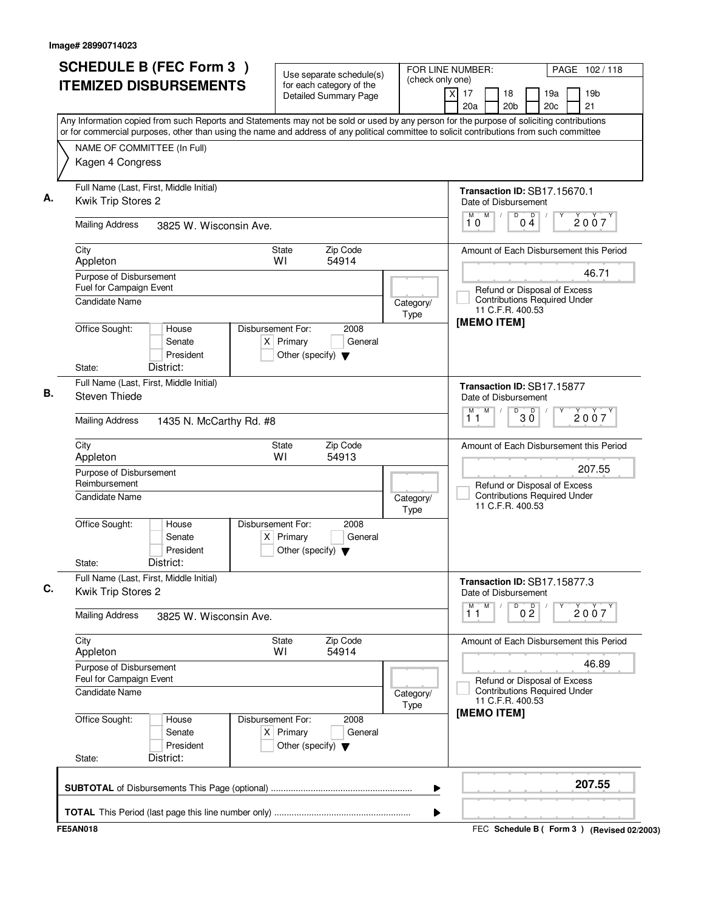Image# 28990714023

# SCHEDULE B (FEC Form 3) ITEMIZED DISBURSEMENTS

Use separate schedule(s) for each category of the Detailed Summary Page

FOR LINE NUMBER: (check only one)
[X] 17 [ ] 18 [ ] 19a [ ] 19b [ ] 20a [ ] 20b [ ] 20c [ ] 21

Any Information copied from such Reports and Statements may not be sold or used by any person for the purpose of soliciting contributions or for commercial purposes, other than using the name and address of any political committee to solicit contributions from such committee

NAME OF COMMITTEE (In Full)
Kagen 4 Congress

---

**A.**
Full Name (Last, First, Middle Initial): Kwik Trip Stores 2
Mailing Address: 3825 W. Wisconsin Ave.
City: Appleton  State: WI  Zip Code: 54914
Purpose of Disbursement: Fuel for Campaign Event
Candidate Name:
Category/Type:
Office Sought: [ ] House [ ] Senate [ ] President
State:  District:
Disbursement For: 2008 [X] Primary [ ] General [ ] Other (specify)

Transaction ID: SB17.15670.1
Date of Disbursement: 10/04/2007
Amount of Each Disbursement this Period: 46.71
[ ] Refund or Disposal of Excess Contributions Required Under 11 C.F.R. 400.53
[MEMO ITEM]

---

**B.**
Full Name (Last, First, Middle Initial): Steven Thiede
Mailing Address: 1435 N. McCarthy Rd. #8
City: Appleton  State: WI  Zip Code: 54913
Purpose of Disbursement: Reimbursement
Candidate Name:
Category/Type:
Office Sought: [ ] House [ ] Senate [ ] President
State:  District:
Disbursement For: 2008 [X] Primary [ ] General [ ] Other (specify)

Transaction ID: SB17.15877
Date of Disbursement: 11/30/2007
Amount of Each Disbursement this Period: 207.55
[ ] Refund or Disposal of Excess Contributions Required Under 11 C.F.R. 400.53

---

**C.**
Full Name (Last, First, Middle Initial): Kwik Trip Stores 2
Mailing Address: 3825 W. Wisconsin Ave.
City: Appleton  State: WI  Zip Code: 54914
Purpose of Disbursement: Feul for Campaign Event
Candidate Name:
Category/Type:
Office Sought: [ ] House [ ] Senate [ ] President
State:  District:
Disbursement For: 2008 [X] Primary [ ] General [ ] Other (specify)

Transaction ID: SB17.15877.3
Date of Disbursement: 11/02/2007
Amount of Each Disbursement this Period: 46.89
[ ] Refund or Disposal of Excess Contributions Required Under 11 C.F.R. 400.53
[MEMO ITEM]

---

**SUBTOTAL** of Disbursements This Page (optional): **207.55**

**TOTAL** This Period (last page this line number only):

FE5AN018

FEC Schedule B ( Form 3 ) (Revised 02/2003)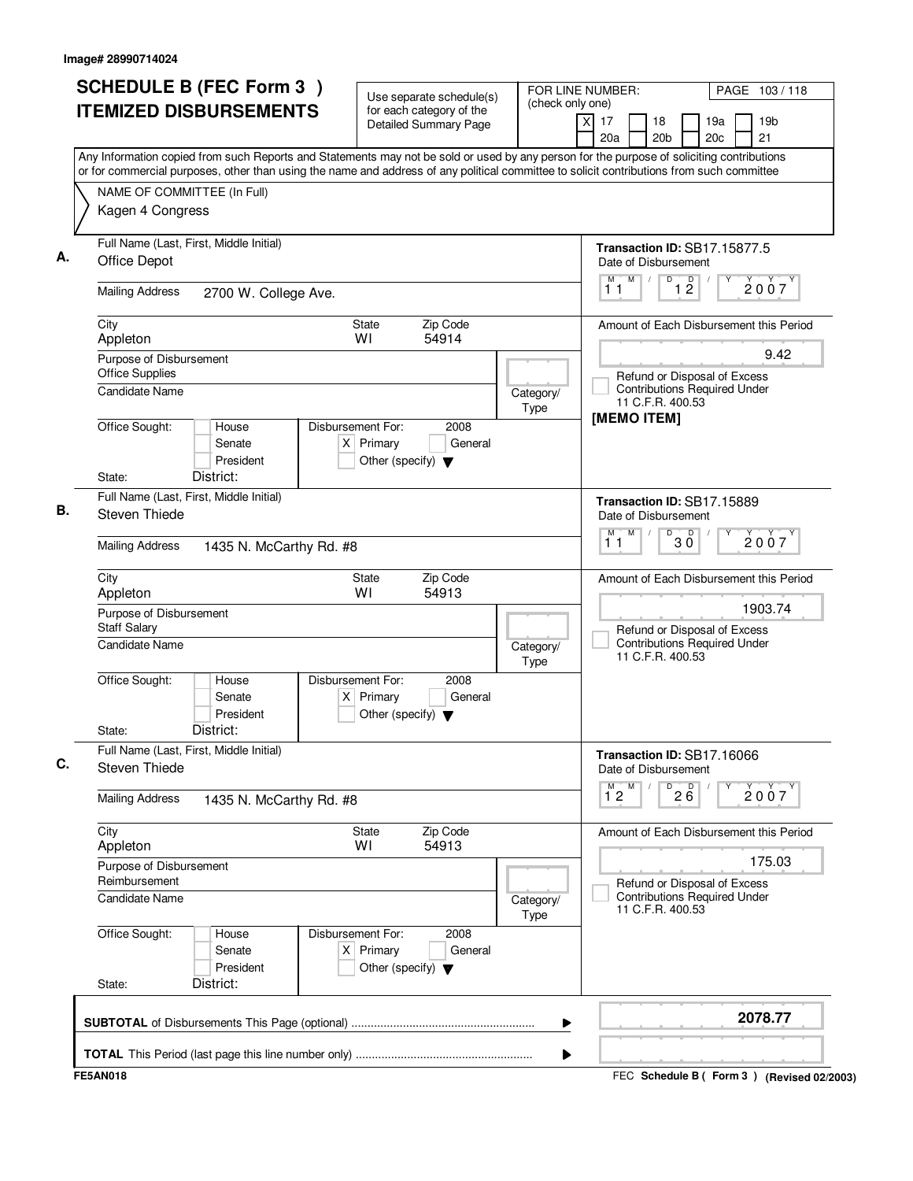Image# 28990714024

# SCHEDULE B (FEC Form 3) ITEMIZED DISBURSEMENTS

Use separate schedule(s) for each category of the Detailed Summary Page

FOR LINE NUMBER: (check only one)
[X] 17 [ ] 18 [ ] 19a [ ] 19b [ ] 20a [ ] 20b [ ] 20c [ ] 21

Any Information copied from such Reports and Statements may not be sold or used by any person for the purpose of soliciting contributions or for commercial purposes, other than using the name and address of any political committee to solicit contributions from such committee

NAME OF COMMITTEE (In Full)
Kagen 4 Congress

---

**A.** Full Name (Last, First, Middle Initial): Office Depot
Mailing Address: 2700 W. College Ave.
City: Appleton State: WI Zip Code: 54914
Purpose of Disbursement: Office Supplies
Candidate Name:
Category/Type:
Office Sought: [ ] House [ ] Senate [ ] President
State: District:
Disbursement For: 2008 [X] Primary [ ] General [ ] Other (specify)

Transaction ID: SB17.15877.5
Date of Disbursement: 11/12/2007
Amount of Each Disbursement this Period: 9.42
[ ] Refund or Disposal of Excess Contributions Required Under 11 C.F.R. 400.53
[MEMO ITEM]

---

**B.** Full Name (Last, First, Middle Initial): Steven Thiede
Mailing Address: 1435 N. McCarthy Rd. #8
City: Appleton State: WI Zip Code: 54913
Purpose of Disbursement: Staff Salary
Candidate Name:
Category/Type:
Office Sought: [ ] House [ ] Senate [ ] President
State: District:
Disbursement For: 2008 [X] Primary [ ] General [ ] Other (specify)

Transaction ID: SB17.15889
Date of Disbursement: 11/30/2007
Amount of Each Disbursement this Period: 1903.74
[ ] Refund or Disposal of Excess Contributions Required Under 11 C.F.R. 400.53

---

**C.** Full Name (Last, First, Middle Initial): Steven Thiede
Mailing Address: 1435 N. McCarthy Rd. #8
City: Appleton State: WI Zip Code: 54913
Purpose of Disbursement: Reimbursement
Candidate Name:
Category/Type:
Office Sought: [ ] House [ ] Senate [ ] President
State: District:
Disbursement For: 2008 [X] Primary [ ] General [ ] Other (specify)

Transaction ID: SB17.16066
Date of Disbursement: 12/26/2007
Amount of Each Disbursement this Period: 175.03
[ ] Refund or Disposal of Excess Contributions Required Under 11 C.F.R. 400.53

---

**SUBTOTAL** of Disbursements This Page (optional): **2078.77**

**TOTAL** This Period (last page this line number only):

FE5AN018 FEC Schedule B ( Form 3 ) (Revised 02/2003)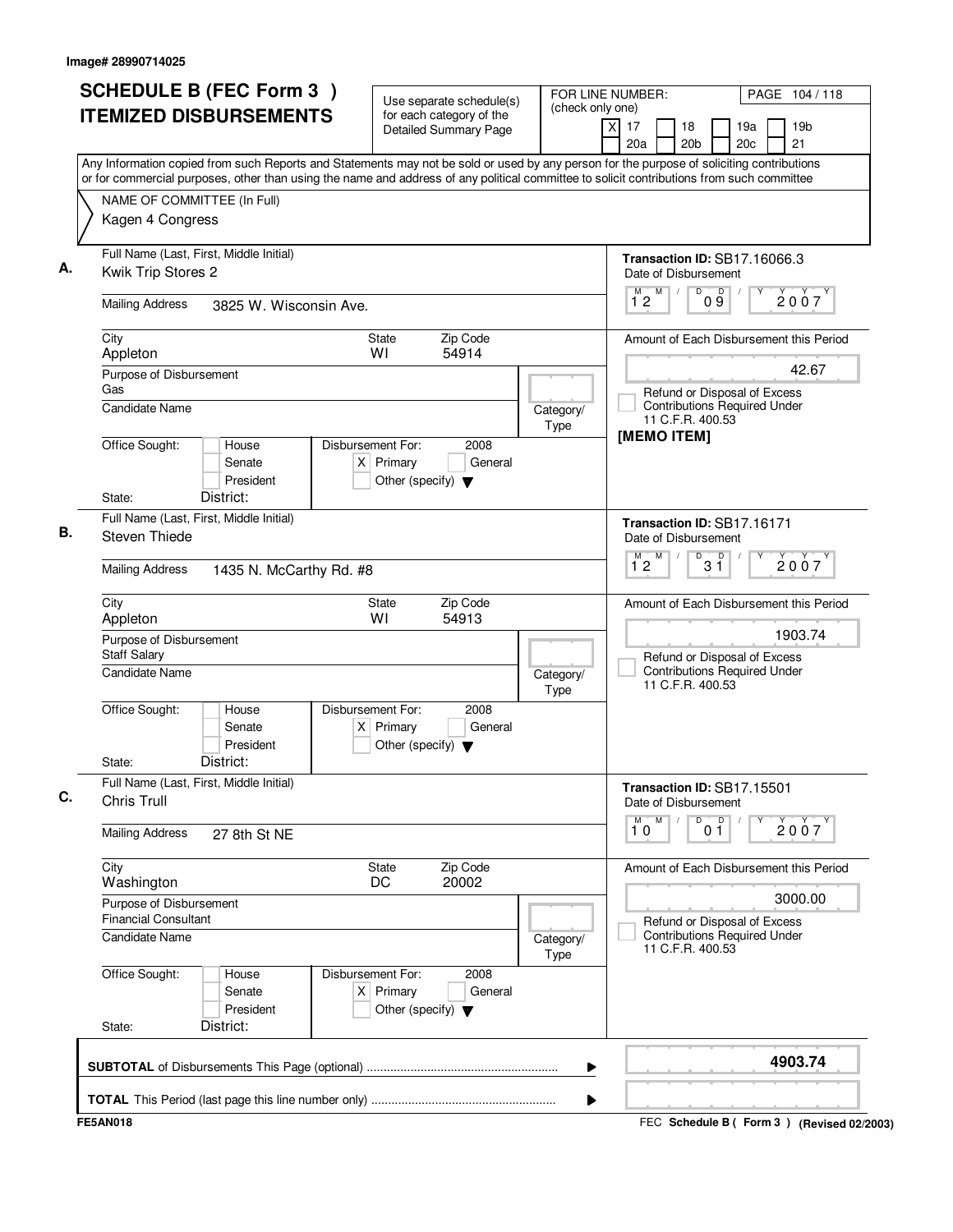Image# 28990714025

# SCHEDULE B (FEC Form 3) ITEMIZED DISBURSEMENTS

Use separate schedule(s) for each category of the Detailed Summary Page

FOR LINE NUMBER: (check only one)

- [X] 17
- [ ] 18
- [ ] 19a
- [ ] 19b
- [ ] 20a
- [ ] 20b
- [ ] 20c
- [ ] 21

PAGE 104 / 118

Any Information copied from such Reports and Statements may not be sold or used by any person for the purpose of soliciting contributions or for commercial purposes, other than using the name and address of any political committee to solicit contributions from such committee

NAME OF COMMITTEE (In Full)
Kagen 4 Congress

---

**A.**

Full Name (Last, First, Middle Initial): Kwik Trip Stores 2

Mailing Address: 3825 W. Wisconsin Ave.

City: Appleton | State: WI | Zip Code: 54914

Purpose of Disbursement: Gas

Candidate Name:

Category/Type:

Office Sought: [ ] House [ ] Senate [ ] President

State: District:

Disbursement For: 2008 [X] Primary [ ] General [ ] Other (specify)

Transaction ID: SB17.16066.3

Date of Disbursement: 12/09/2007

Amount of Each Disbursement this Period: 42.67

[ ] Refund or Disposal of Excess Contributions Required Under 11 C.F.R. 400.53

**[MEMO ITEM]**

---

**B.**

Full Name (Last, First, Middle Initial): Steven Thiede

Mailing Address: 1435 N. McCarthy Rd. #8

City: Appleton | State: WI | Zip Code: 54913

Purpose of Disbursement: Staff Salary

Candidate Name:

Category/Type:

Office Sought: [ ] House [ ] Senate [ ] President

State: District:

Disbursement For: 2008 [X] Primary [ ] General [ ] Other (specify)

Transaction ID: SB17.16171

Date of Disbursement: 12/31/2007

Amount of Each Disbursement this Period: 1903.74

[ ] Refund or Disposal of Excess Contributions Required Under 11 C.F.R. 400.53

---

**C.**

Full Name (Last, First, Middle Initial): Chris Trull

Mailing Address: 27 8th St NE

City: Washington | State: DC | Zip Code: 20002

Purpose of Disbursement: Financial Consultant

Candidate Name:

Category/Type:

Office Sought: [ ] House [ ] Senate [ ] President

State: District:

Disbursement For: 2008 [X] Primary [ ] General [ ] Other (specify)

Transaction ID: SB17.15501

Date of Disbursement: 10/01/2007

Amount of Each Disbursement this Period: 3000.00

[ ] Refund or Disposal of Excess Contributions Required Under 11 C.F.R. 400.53

---

**SUBTOTAL** of Disbursements This Page (optional) ........ **4903.74**

**TOTAL** This Period (last page this line number only) ........

FE5AN018

FEC **Schedule B ( Form 3 )** (Revised 02/2003)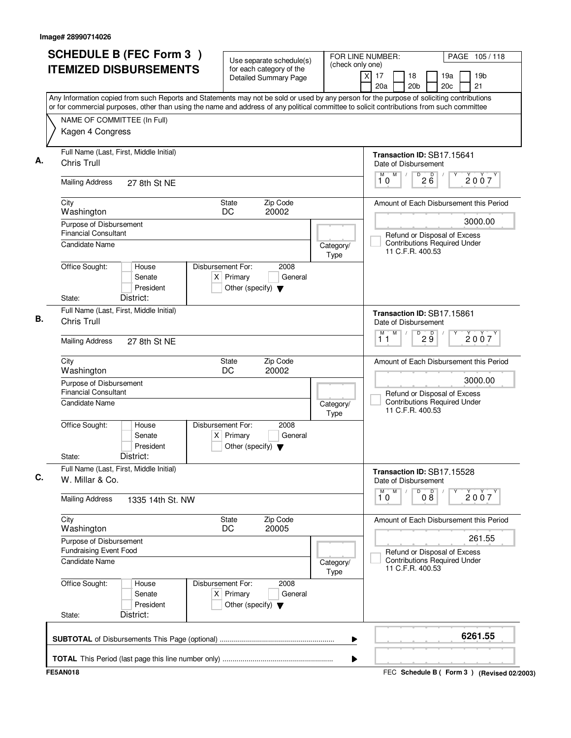Image# 28990714026

# SCHEDULE B (FEC Form 3 ) ITEMIZED DISBURSEMENTS

Use separate schedule(s) for each category of the Detailed Summary Page

FOR LINE NUMBER: (check only one)
[X] 17 [ ] 18 [ ] 19a [ ] 19b [ ] 20a [ ] 20b [ ] 20c [ ] 21

Any Information copied from such Reports and Statements may not be sold or used by any person for the purpose of soliciting contributions or for commercial purposes, other than using the name and address of any political committee to solicit contributions from such committee

NAME OF COMMITTEE (In Full)
Kagen 4 Congress

---

**A.** Full Name (Last, First, Middle Initial): Chris Trull

Mailing Address: 27 8th St NE

City: Washington | State: DC | Zip Code: 20002

Purpose of Disbursement: Financial Consultant

Candidate Name:

Category/Type:

Office Sought: [ ] House [ ] Senate [ ] President
State: District:

Disbursement For: 2008 [X] Primary [ ] General [ ] Other (specify)

Transaction ID: SB17.15641
Date of Disbursement: 10/26/2007

Amount of Each Disbursement this Period: 3000.00

[ ] Refund or Disposal of Excess Contributions Required Under 11 C.F.R. 400.53

---

**B.** Full Name (Last, First, Middle Initial): Chris Trull

Mailing Address: 27 8th St NE

City: Washington | State: DC | Zip Code: 20002

Purpose of Disbursement: Financial Consultant

Candidate Name:

Category/Type:

Office Sought: [ ] House [ ] Senate [ ] President
State: District:

Disbursement For: 2008 [X] Primary [ ] General [ ] Other (specify)

Transaction ID: SB17.15861
Date of Disbursement: 11/29/2007

Amount of Each Disbursement this Period: 3000.00

[ ] Refund or Disposal of Excess Contributions Required Under 11 C.F.R. 400.53

---

**C.** Full Name (Last, First, Middle Initial): W. Millar & Co.

Mailing Address: 1335 14th St. NW

City: Washington | State: DC | Zip Code: 20005

Purpose of Disbursement: Fundraising Event Food

Candidate Name:

Category/Type:

Office Sought: [ ] House [ ] Senate [ ] President
State: District:

Disbursement For: 2008 [X] Primary [ ] General [ ] Other (specify)

Transaction ID: SB17.15528
Date of Disbursement: 10/08/2007

Amount of Each Disbursement this Period: 261.55

[ ] Refund or Disposal of Excess Contributions Required Under 11 C.F.R. 400.53

---

**SUBTOTAL** of Disbursements This Page (optional): 6261.55

**TOTAL** This Period (last page this line number only):

FE5AN018 — FEC Schedule B ( Form 3 ) (Revised 02/2003)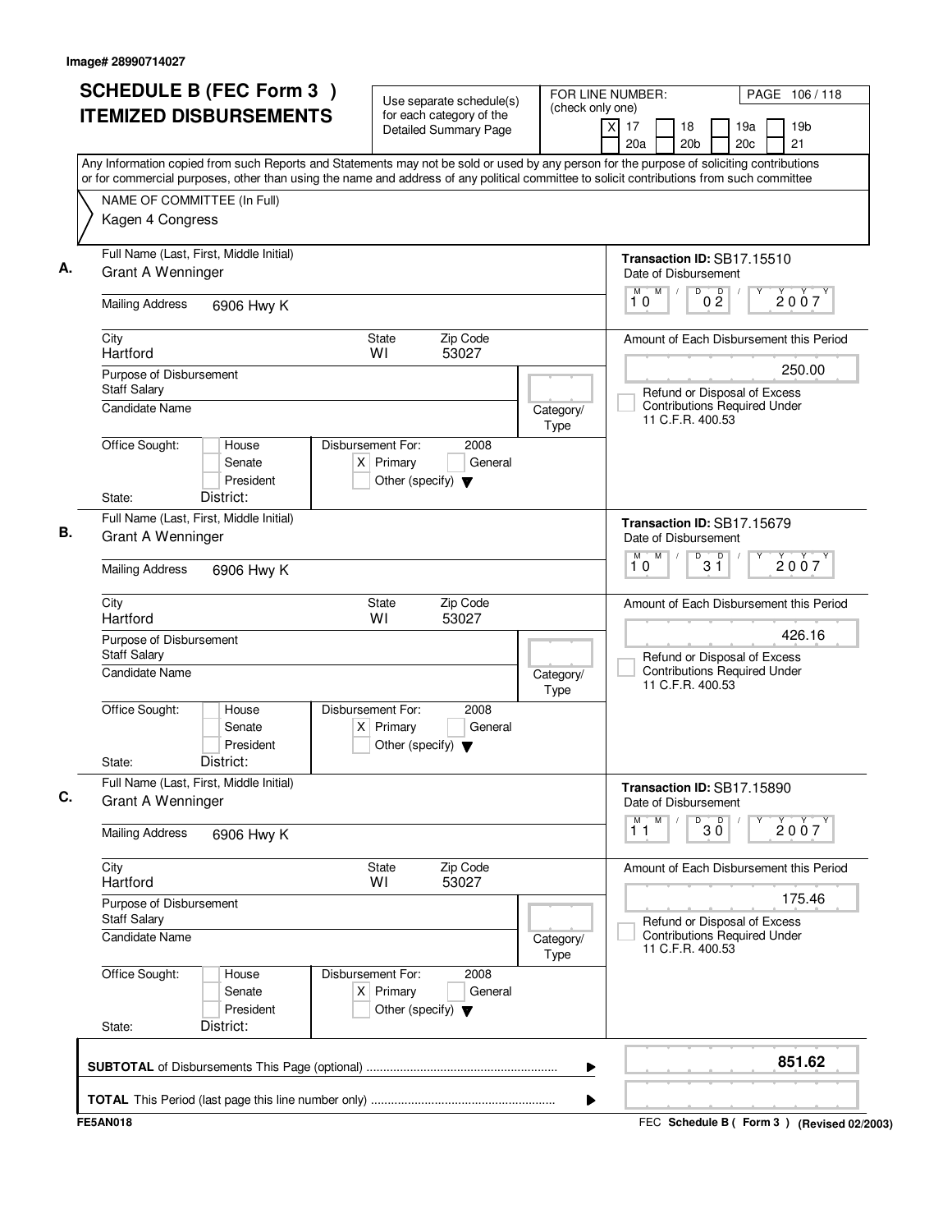Image# 28990714027

# SCHEDULE B (FEC Form 3) ITEMIZED DISBURSEMENTS

Use separate schedule(s) for each category of the Detailed Summary Page

FOR LINE NUMBER: (check only one)
[X] 17 [ ] 18 [ ] 19a [ ] 19b [ ] 20a [ ] 20b [ ] 20c [ ] 21

PAGE 106 / 118

Any Information copied from such Reports and Statements may not be sold or used by any person for the purpose of soliciting contributions or for commercial purposes, other than using the name and address of any political committee to solicit contributions from such committee

NAME OF COMMITTEE (In Full)
Kagen 4 Congress

---

**A.** Full Name (Last, First, Middle Initial): Grant A Wenninger

Mailing Address: 6906 Hwy K

City: Hartford | State: WI | Zip Code: 53027

Purpose of Disbursement: Staff Salary

Candidate Name:

Category/Type:

Office Sought: [ ] House [ ] Senate [ ] President

State: District:

Disbursement For: 2008 [X] Primary [ ] General [ ] Other (specify)

Transaction ID: SB17.15510

Date of Disbursement: 10/02/2007

Amount of Each Disbursement this Period: 250.00

[ ] Refund or Disposal of Excess Contributions Required Under 11 C.F.R. 400.53

---

**B.** Full Name (Last, First, Middle Initial): Grant A Wenninger

Mailing Address: 6906 Hwy K

City: Hartford | State: WI | Zip Code: 53027

Purpose of Disbursement: Staff Salary

Candidate Name:

Category/Type:

Office Sought: [ ] House [ ] Senate [ ] President

State: District:

Disbursement For: 2008 [X] Primary [ ] General [ ] Other (specify)

Transaction ID: SB17.15679

Date of Disbursement: 10/31/2007

Amount of Each Disbursement this Period: 426.16

[ ] Refund or Disposal of Excess Contributions Required Under 11 C.F.R. 400.53

---

**C.** Full Name (Last, First, Middle Initial): Grant A Wenninger

Mailing Address: 6906 Hwy K

City: Hartford | State: WI | Zip Code: 53027

Purpose of Disbursement: Staff Salary

Candidate Name:

Category/Type:

Office Sought: [ ] House [ ] Senate [ ] President

State: District:

Disbursement For: 2008 [X] Primary [ ] General [ ] Other (specify)

Transaction ID: SB17.15890

Date of Disbursement: 11/30/2007

Amount of Each Disbursement this Period: 175.46

[ ] Refund or Disposal of Excess Contributions Required Under 11 C.F.R. 400.53

---

**SUBTOTAL** of Disbursements This Page (optional) ........ 851.62

**TOTAL** This Period (last page this line number only) ........

FE5AN018

FEC **Schedule B ( Form 3 )** (Revised 02/2003)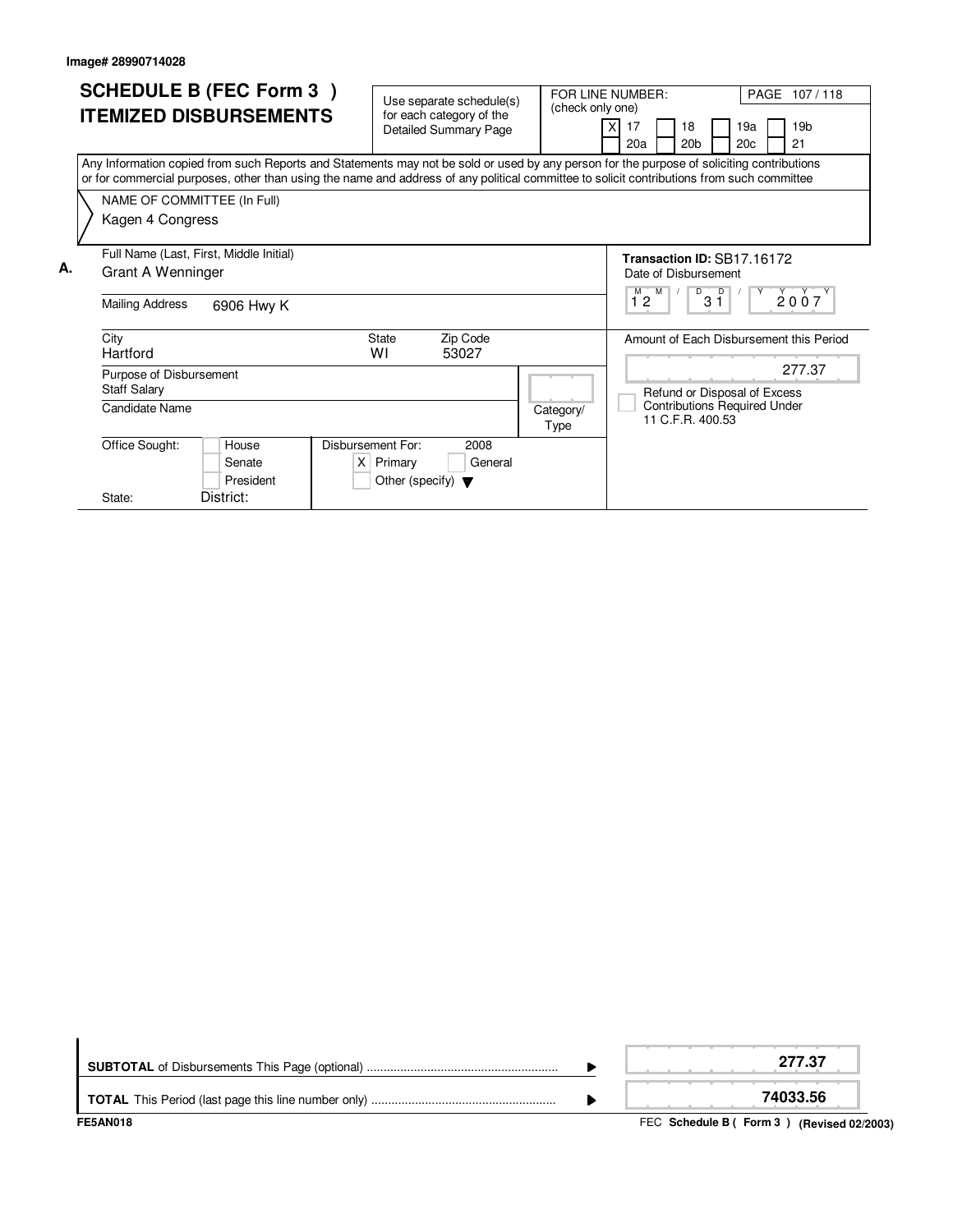Image# 28990714028

# SCHEDULE B (FEC Form 3 )
# ITEMIZED DISBURSEMENTS

Use separate schedule(s) for each category of the Detailed Summary Page

FOR LINE NUMBER: (check only one)

- [X] 17
- [ ] 18
- [ ] 19a
- [ ] 19b
- [ ] 20a
- [ ] 20b
- [ ] 20c
- [ ] 21

Any Information copied from such Reports and Statements may not be sold or used by any person for the purpose of soliciting contributions or for commercial purposes, other than using the name and address of any political committee to solicit contributions from such committee

NAME OF COMMITTEE (In Full)
Kagen 4 Congress

**A.**

Full Name (Last, First, Middle Initial): Grant A Wenninger

Mailing Address: 6906 Hwy K

City: Hartford | State: WI | Zip Code: 53027

Purpose of Disbursement: Staff Salary

Candidate Name:

Category/Type:

Office Sought: [ ] House [ ] Senate [ ] President

State: District:

Disbursement For: 2008 [X] Primary [ ] General [ ] Other (specify)

**Transaction ID:** SB17.16172

Date of Disbursement: 12 / 31 / 2007

Amount of Each Disbursement this Period: 277.37

[ ] Refund or Disposal of Excess Contributions Required Under 11 C.F.R. 400.53

| | |
|---|---|
| **SUBTOTAL** of Disbursements This Page (optional) | **277.37** |
| **TOTAL** This Period (last page this line number only) | **74033.56** |

FE5AN018

FEC **Schedule B ( Form 3 ) (Revised 02/2003)**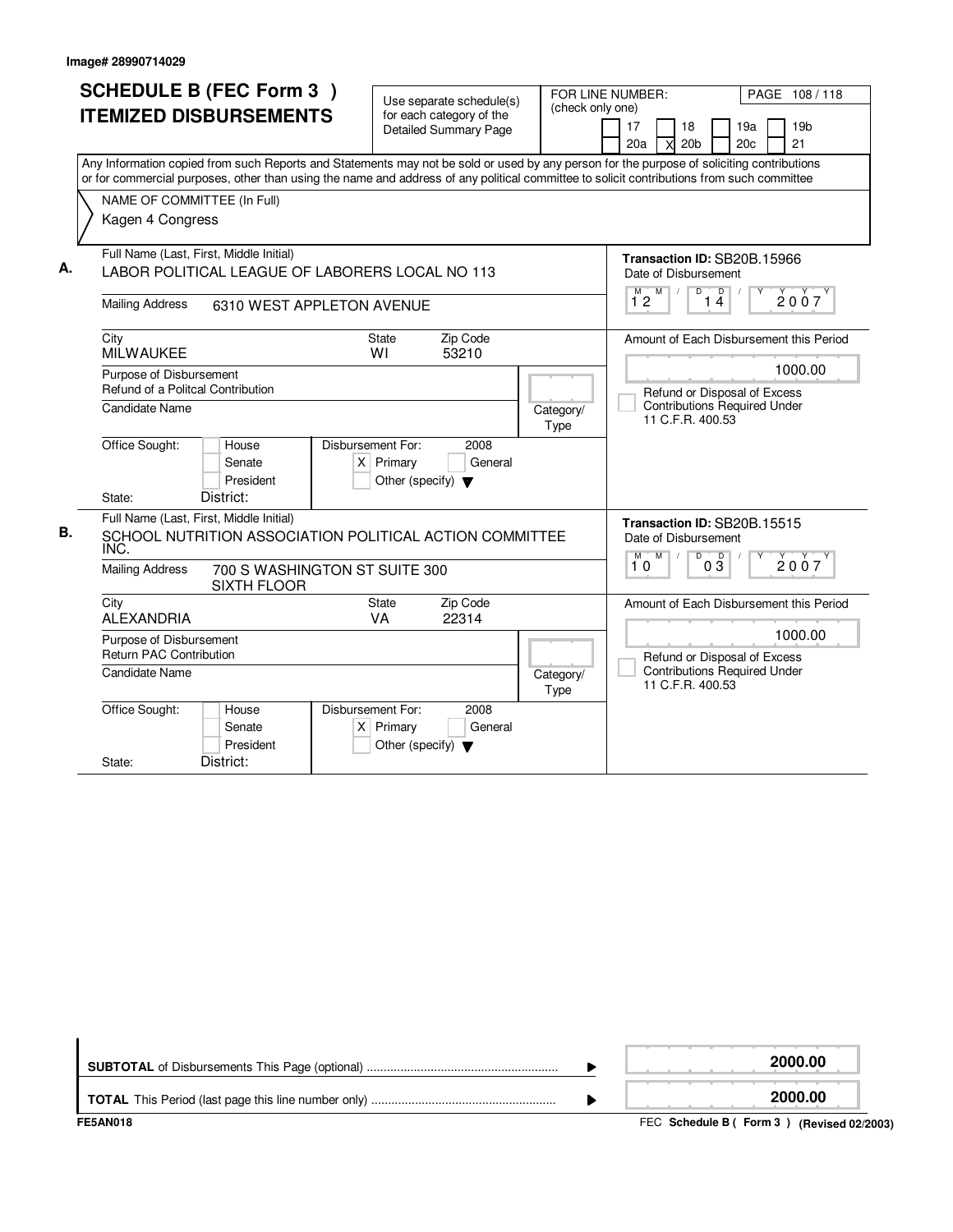Image# 28990714029

# SCHEDULE B (FEC Form 3 ) ITEMIZED DISBURSEMENTS

Use separate schedule(s) for each category of the Detailed Summary Page

FOR LINE NUMBER: (check only one)

17 | 18 | 19a | 19b | 20a | X 20b | 20c | 21

Any Information copied from such Reports and Statements may not be sold or used by any person for the purpose of soliciting contributions or for commercial purposes, other than using the name and address of any political committee to solicit contributions from such committee

NAME OF COMMITTEE (In Full)
Kagen 4 Congress

**A.**

Full Name (Last, First, Middle Initial): LABOR POLITICAL LEAGUE OF LABORERS LOCAL NO 113

Mailing Address: 6310 WEST APPLETON AVENUE

City: MILWAUKEE | State: WI | Zip Code: 53210

Purpose of Disbursement: Refund of a Politcal Contribution

Candidate Name:

Category/Type:

Office Sought: House / Senate / President

State: | District:

Disbursement For: 2008 — [X] Primary [ ] General [ ] Other (specify)

Transaction ID: SB20B.15966

Date of Disbursement: 12 / 14 / 2007

Amount of Each Disbursement this Period: 1000.00

[ ] Refund or Disposal of Excess Contributions Required Under 11 C.F.R. 400.53

**B.**

Full Name (Last, First, Middle Initial): SCHOOL NUTRITION ASSOCIATION POLITICAL ACTION COMMITTEE INC.

Mailing Address: 700 S WASHINGTON ST SUITE 300 SIXTH FLOOR

City: ALEXANDRIA | State: VA | Zip Code: 22314

Purpose of Disbursement: Return PAC Contribution

Candidate Name:

Category/Type:

Office Sought: House / Senate / President

State: | District:

Disbursement For: 2008 — [X] Primary [ ] General [ ] Other (specify)

Transaction ID: SB20B.15515

Date of Disbursement: 10 / 03 / 2007

Amount of Each Disbursement this Period: 1000.00

[ ] Refund or Disposal of Excess Contributions Required Under 11 C.F.R. 400.53

**SUBTOTAL** of Disbursements This Page (optional) ........ 2000.00

**TOTAL** This Period (last page this line number only) ........ 2000.00

FE5AN018

FEC **Schedule B ( Form 3 )** **(Revised 02/2003)**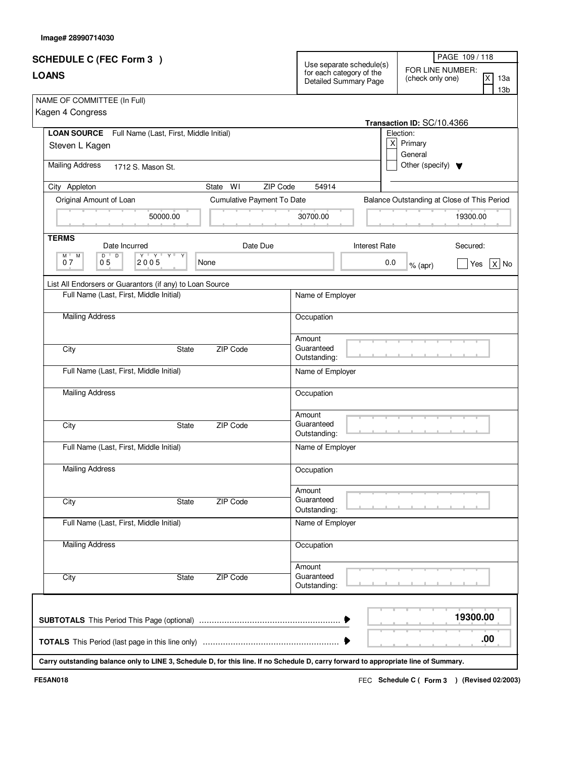Image# 28990714030

# SCHEDULE C (FEC Form 3 )
## LOANS

Use separate schedule(s) for each category of the Detailed Summary Page

FOR LINE NUMBER: (check only one)
- [X] 13a
- [ ] 13b

NAME OF COMMITTEE (In Full)
Kagen 4 Congress

Transaction ID: SC/10.4366

**LOAN SOURCE** Full Name (Last, First, Middle Initial)
Steven L Kagen

Election:
- [X] Primary
- [ ] General
- [ ] Other (specify)

Mailing Address 1712 S. Mason St.

City Appleton State WI ZIP Code 54914

| Original Amount of Loan | Cumulative Payment To Date | Balance Outstanding at Close of This Period |
|---|---|---|
| 50000.00 | 30700.00 | 19300.00 |

**TERMS**

| Date Incurred | Date Due | Interest Rate | Secured: |
|---|---|---|---|
| 07 05 2005 | None | 0.0 % (apr) | [ ] Yes [X] No |

List All Endorsers or Guarantors (if any) to Loan Source

| Full Name (Last, First, Middle Initial) | Name of Employer |
|---|---|
| Mailing Address | Occupation |
| City State ZIP Code | Amount Guaranteed Outstanding: |
| Full Name (Last, First, Middle Initial) | Name of Employer |
| Mailing Address | Occupation |
| City State ZIP Code | Amount Guaranteed Outstanding: |
| Full Name (Last, First, Middle Initial) | Name of Employer |
| Mailing Address | Occupation |
| City State ZIP Code | Amount Guaranteed Outstanding: |
| Full Name (Last, First, Middle Initial) | Name of Employer |
| Mailing Address | Occupation |
| City State ZIP Code | Amount Guaranteed Outstanding: |

**SUBTOTALS** This Period This Page (optional) ........ **19300.00**

**TOTALS** This Period (last page in this line only) ........ **.00**

**Carry outstanding balance only to LINE 3, Schedule D, for this line. If no Schedule D, carry forward to appropriate line of Summary.**

FE5AN018

FEC **Schedule C ( Form 3 ) (Revised 02/2003)**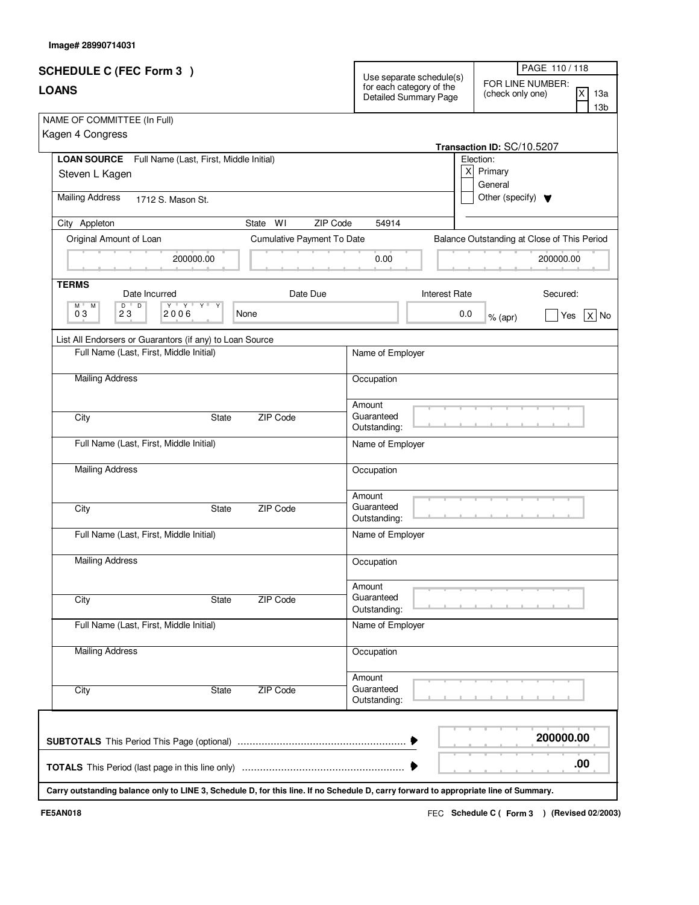Image# 28990714031

# SCHEDULE C (FEC Form 3 )
## LOANS

Use separate schedule(s) for each category of the Detailed Summary Page

FOR LINE NUMBER: (check only one)
[X] 13a
[ ] 13b

NAME OF COMMITTEE (In Full)
Kagen 4 Congress

Transaction ID: SC/10.5207

**LOAN SOURCE** Full Name (Last, First, Middle Initial)
Steven L Kagen

Election:
[X] Primary
[ ] General
[ ] Other (specify)

Mailing Address 1712 S. Mason St.

City Appleton | State WI | ZIP Code 54914

| Original Amount of Loan | Cumulative Payment To Date | Balance Outstanding at Close of This Period |
|---|---|---|
| 200000.00 | 0.00 | 200000.00 |

**TERMS**

| Date Incurred | Date Due | Interest Rate | Secured: |
|---|---|---|---|
| 03 23 2006 | None | 0.0 % (apr) | [ ] Yes [X] No |

List All Endorsers or Guarantors (if any) to Loan Source

| Full Name (Last, First, Middle Initial) | Name of Employer |
|---|---|
| Mailing Address | Occupation |
| City / State / ZIP Code | Amount Guaranteed Outstanding: |
| Full Name (Last, First, Middle Initial) | Name of Employer |
| Mailing Address | Occupation |
| City / State / ZIP Code | Amount Guaranteed Outstanding: |
| Full Name (Last, First, Middle Initial) | Name of Employer |
| Mailing Address | Occupation |
| City / State / ZIP Code | Amount Guaranteed Outstanding: |
| Full Name (Last, First, Middle Initial) | Name of Employer |
| Mailing Address | Occupation |
| City / State / ZIP Code | Amount Guaranteed Outstanding: |

**SUBTOTALS** This Period This Page (optional) ........................................................ **200000.00**

**TOTALS** This Period (last page in this line only) ........................................................ **.00**

**Carry outstanding balance only to LINE 3, Schedule D, for this line. If no Schedule D, carry forward to appropriate line of Summary.**

FE5AN018 | FEC **Schedule C ( Form 3 ) (Revised 02/2003)**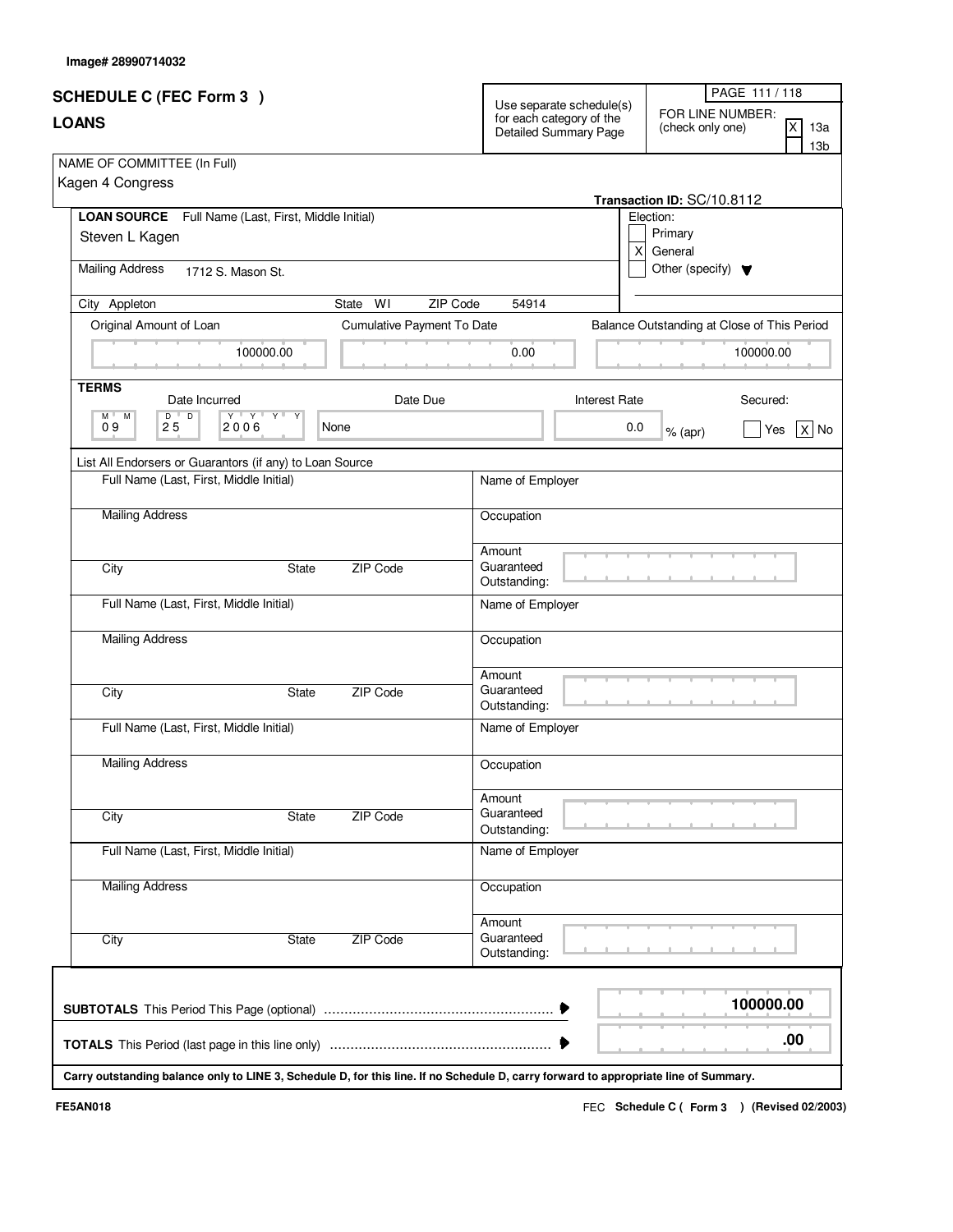Image# 28990714032

# SCHEDULE C (FEC Form 3 )

## LOANS

Use separate schedule(s) for each category of the Detailed Summary Page

FOR LINE NUMBER: (check only one)

- [X] 13a
- [ ] 13b

NAME OF COMMITTEE (In Full)
Kagen 4 Congress

Transaction ID: SC/10.8112

**LOAN SOURCE** Full Name (Last, First, Middle Initial)
Steven L Kagen

Mailing Address 1712 S. Mason St.

City Appleton State WI ZIP Code 54914

Election:
- [ ] Primary
- [X] General
- [ ] Other (specify)

| Original Amount of Loan | Cumulative Payment To Date | Balance Outstanding at Close of This Period |
|---|---|---|
| 100000.00 | 0.00 | 100000.00 |

**TERMS**

| Date Incurred | Date Due | Interest Rate | Secured: |
|---|---|---|---|
| 09 25 2006 | None | 0.0 % (apr) | [ ] Yes [X] No |

List All Endorsers or Guarantors (if any) to Loan Source

| Full Name (Last, First, Middle Initial) | Name of Employer |
|---|---|
| Mailing Address | Occupation |
| City State ZIP Code | Amount Guaranteed Outstanding: |
| Full Name (Last, First, Middle Initial) | Name of Employer |
| Mailing Address | Occupation |
| City State ZIP Code | Amount Guaranteed Outstanding: |
| Full Name (Last, First, Middle Initial) | Name of Employer |
| Mailing Address | Occupation |
| City State ZIP Code | Amount Guaranteed Outstanding: |
| Full Name (Last, First, Middle Initial) | Name of Employer |
| Mailing Address | Occupation |
| City State ZIP Code | Amount Guaranteed Outstanding: |

**SUBTOTALS** This Period This Page (optional) .......... **100000.00**

**TOTALS** This Period (last page in this line only) .......... **.00**

**Carry outstanding balance only to LINE 3, Schedule D, for this line. If no Schedule D, carry forward to appropriate line of Summary.**

FE5AN018

FEC **Schedule C ( Form 3 ) (Revised 02/2003)**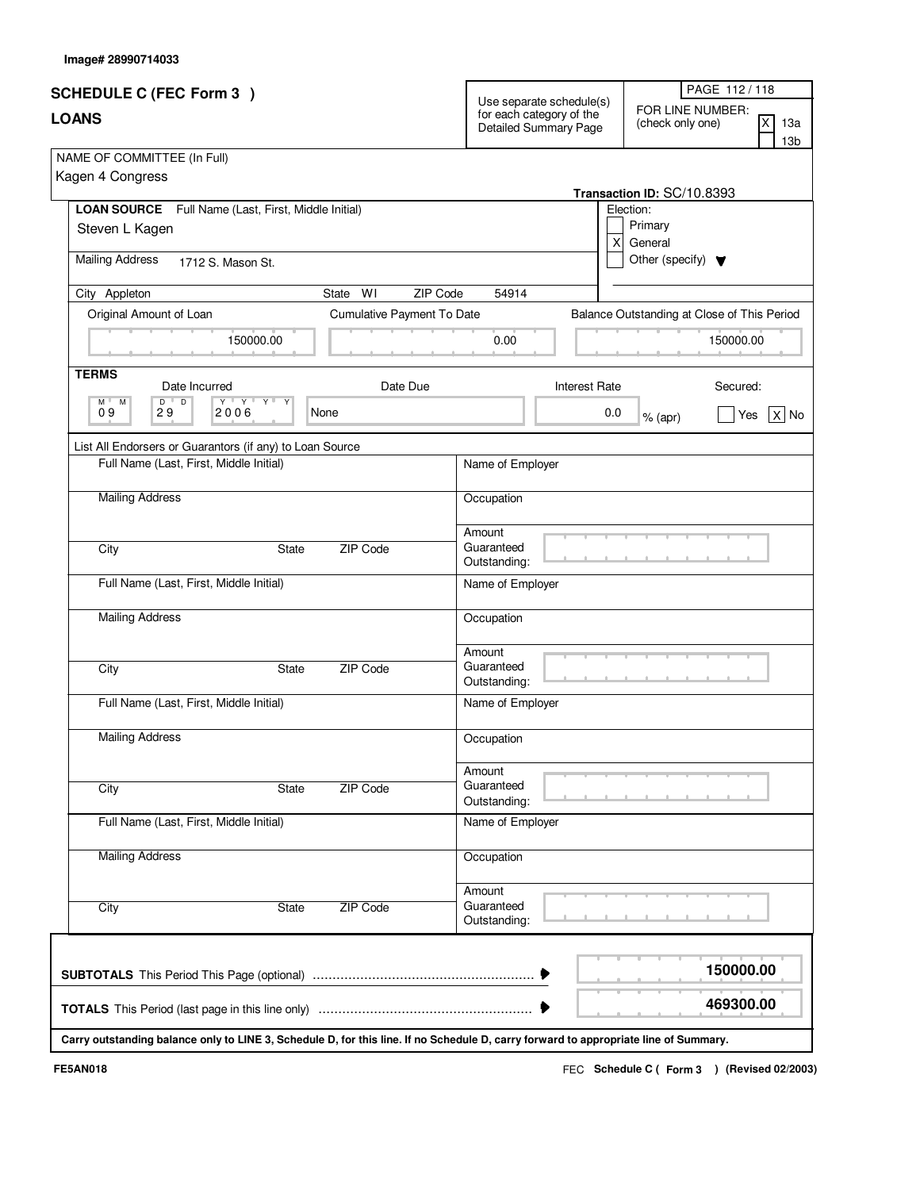Image# 28990714033

# SCHEDULE C (FEC Form 3 )
## LOANS

Use separate schedule(s) for each category of the Detailed Summary Page

FOR LINE NUMBER: (check only one)
- [X] 13a
- [ ] 13b

NAME OF COMMITTEE (In Full)
Kagen 4 Congress

**Transaction ID:** SC/10.8393

**LOAN SOURCE** Full Name (Last, First, Middle Initial)
Steven L Kagen

Mailing Address: 1712 S. Mason St.

City: Appleton | State: WI | ZIP Code: 54914

Election:
- [ ] Primary
- [X] General
- [ ] Other (specify)

| Original Amount of Loan | Cumulative Payment To Date | Balance Outstanding at Close of This Period |
|---|---|---|
| 150000.00 | 0.00 | 150000.00 |

**TERMS**

| Date Incurred | Date Due | Interest Rate | Secured |
|---|---|---|---|
| 09 29 2006 | None | 0.0 % (apr) | [ ] Yes [X] No |

List All Endorsers or Guarantors (if any) to Loan Source

| Full Name (Last, First, Middle Initial) | Name of Employer |
|---|---|
| Mailing Address | Occupation |
| City / State / ZIP Code | Amount Guaranteed Outstanding: |
| Full Name (Last, First, Middle Initial) | Name of Employer |
| Mailing Address | Occupation |
| City / State / ZIP Code | Amount Guaranteed Outstanding: |
| Full Name (Last, First, Middle Initial) | Name of Employer |
| Mailing Address | Occupation |
| City / State / ZIP Code | Amount Guaranteed Outstanding: |
| Full Name (Last, First, Middle Initial) | Name of Employer |
| Mailing Address | Occupation |
| City / State / ZIP Code | Amount Guaranteed Outstanding: |

**SUBTOTALS** This Period This Page (optional) ........ **150000.00**

**TOTALS** This Period (last page in this line only) ........ **469300.00**

**Carry outstanding balance only to LINE 3, Schedule D, for this line. If no Schedule D, carry forward to appropriate line of Summary.**

FE5AN018 FEC **Schedule C ( Form 3 ) (Revised 02/2003)**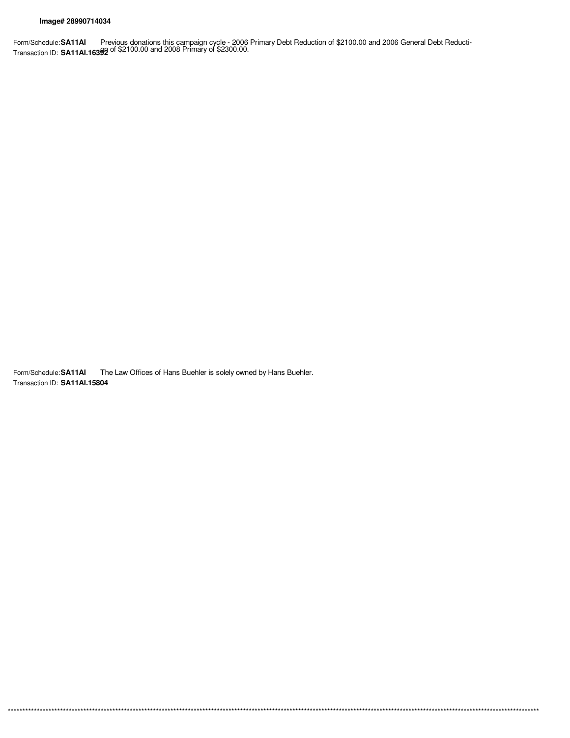**Image# 28990714034**

Form/Schedule: **SA11AI**
Transaction ID: **SA11AI.16392**

Previous donations this campaign cycle - 2006 Primary Debt Reduction of $2100.00 and 2006 General Debt Reduction of $2100.00 and 2008 Primary of $2300.00.

Form/Schedule: **SA11AI**
Transaction ID: **SA11AI.15804**

The Law Offices of Hans Buehler is solely owned by Hans Buehler.

*************************************************************************************************************************************************************************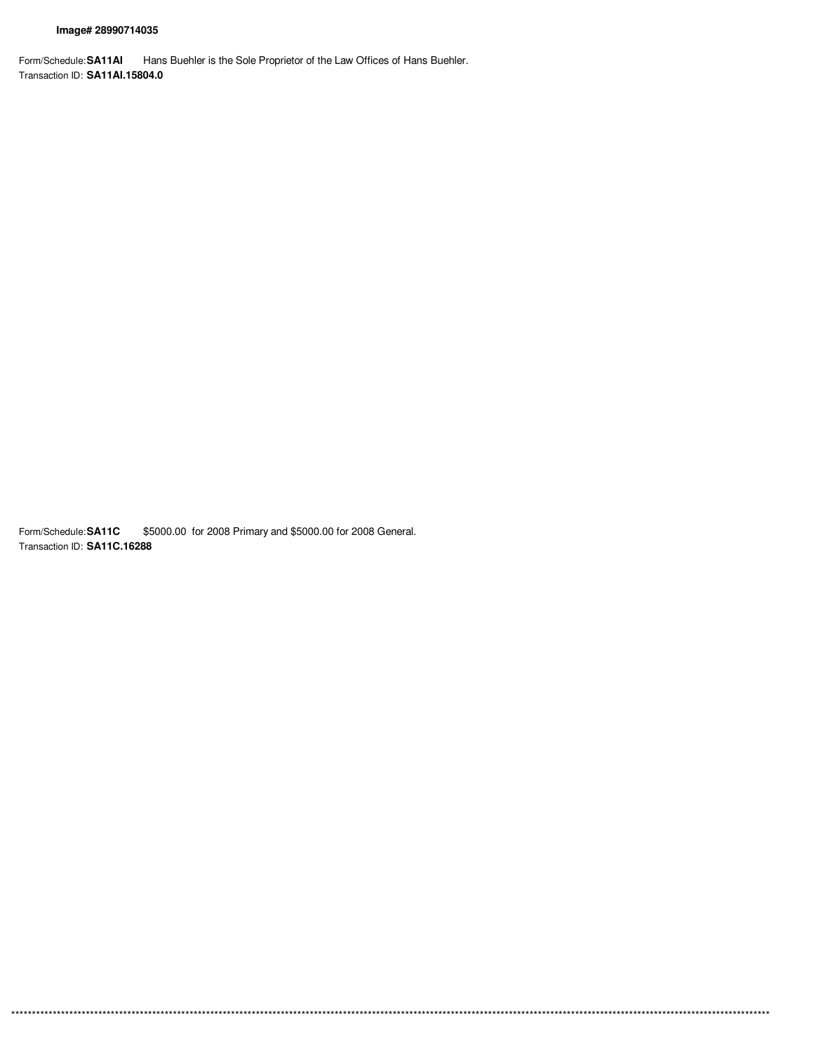**Image# 28990714035**

Form/Schedule: **SA11AI** Hans Buehler is the Sole Proprietor of the Law Offices of Hans Buehler.
Transaction ID: **SA11AI.15804.0**

Form/Schedule: **SA11C** $5000.00 for 2008 Primary and $5000.00 for 2008 General.
Transaction ID: **SA11C.16288**

**************************************************************************************************************************************************************************************************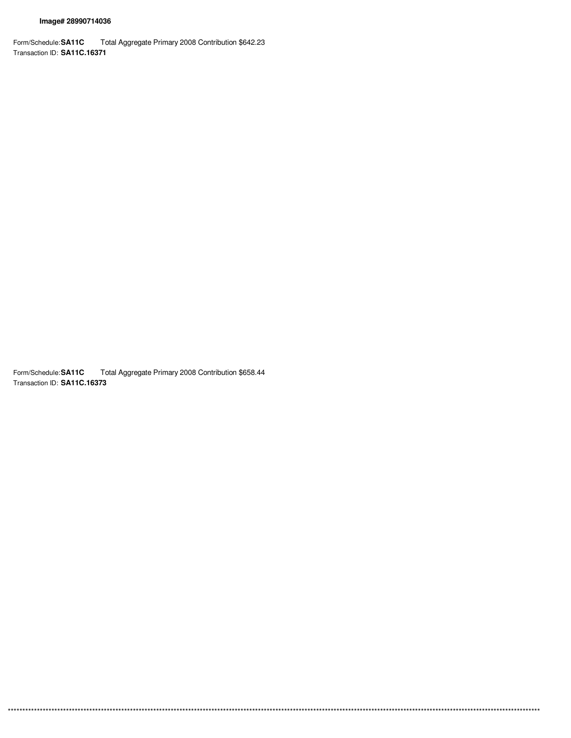**Image# 28990714036**

Form/Schedule: **SA11C** Total Aggregate Primary 2008 Contribution $642.23
Transaction ID: **SA11C.16371**

Form/Schedule: **SA11C** Total Aggregate Primary 2008 Contribution $658.44
Transaction ID: **SA11C.16373**

****************************************************************************************************************************************************************************************************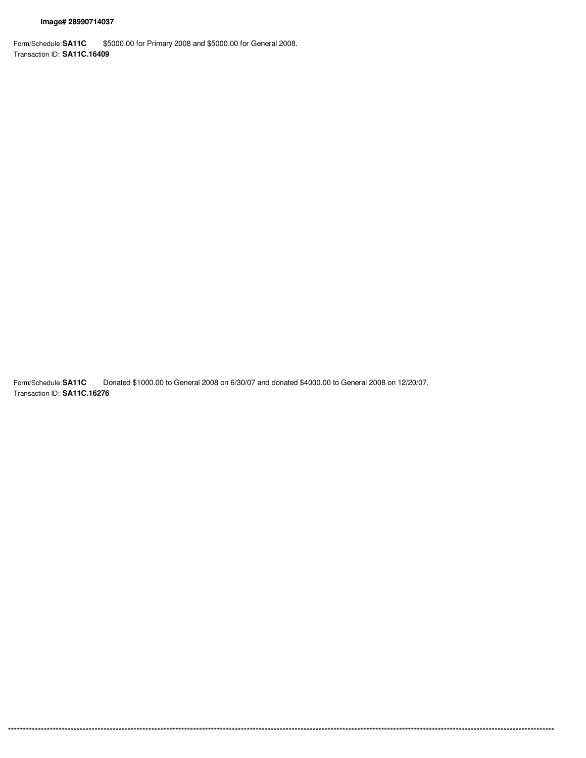**Image# 28990714037**

Form/Schedule: **SA11C** $5000.00 for Primary 2008 and $5000.00 for General 2008.
Transaction ID: **SA11C.16409**

Form/Schedule: **SA11C** Donated $1000.00 to General 2008 on 6/30/07 and donated $4000.00 to General 2008 on 12/20/07.
Transaction ID: **SA11C.16276**

****************************************************************************************************************************************************************************************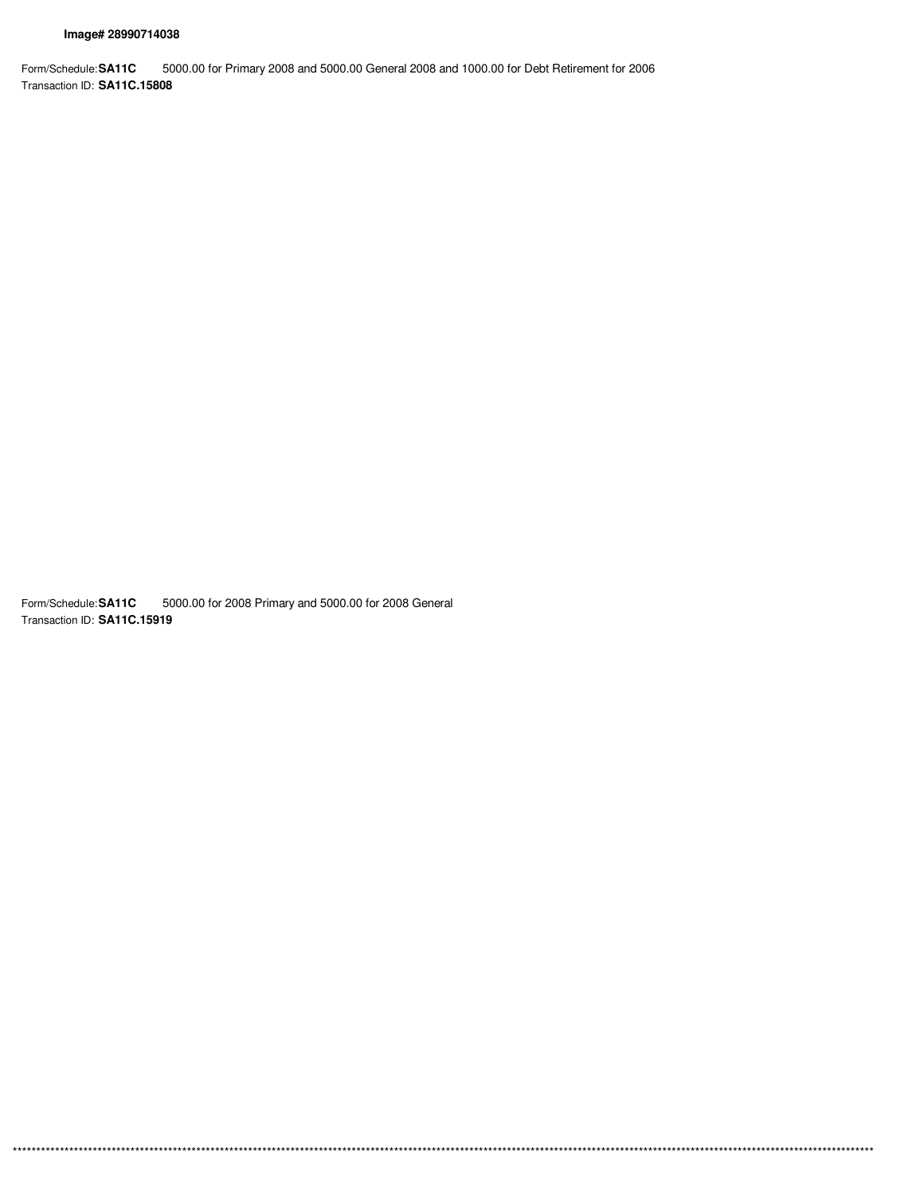**Image# 28990714038**

Form/Schedule: **SA11C** 5000.00 for Primary 2008 and 5000.00 General 2008 and 1000.00 for Debt Retirement for 2006
Transaction ID: **SA11C.15808**

Form/Schedule: **SA11C** 5000.00 for 2008 Primary and 5000.00 for 2008 General
Transaction ID: **SA11C.15919**

******************************************************************************************************************************************************************************************************************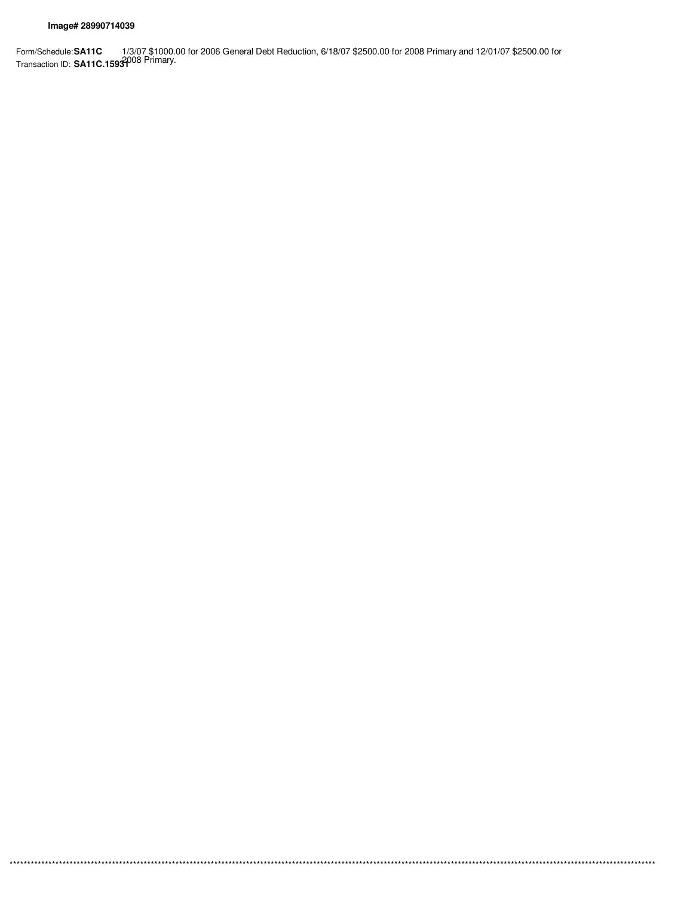**Image# 28990714039**

Form/Schedule: **SA11C**
Transaction ID: **SA11C.15931**

1/3/07 $1000.00 for 2006 General Debt Reduction, 6/18/07 $2500.00 for 2008 Primary and 12/01/07 $2500.00 for 2008 Primary.

******************************************************************************************************************************************************************************